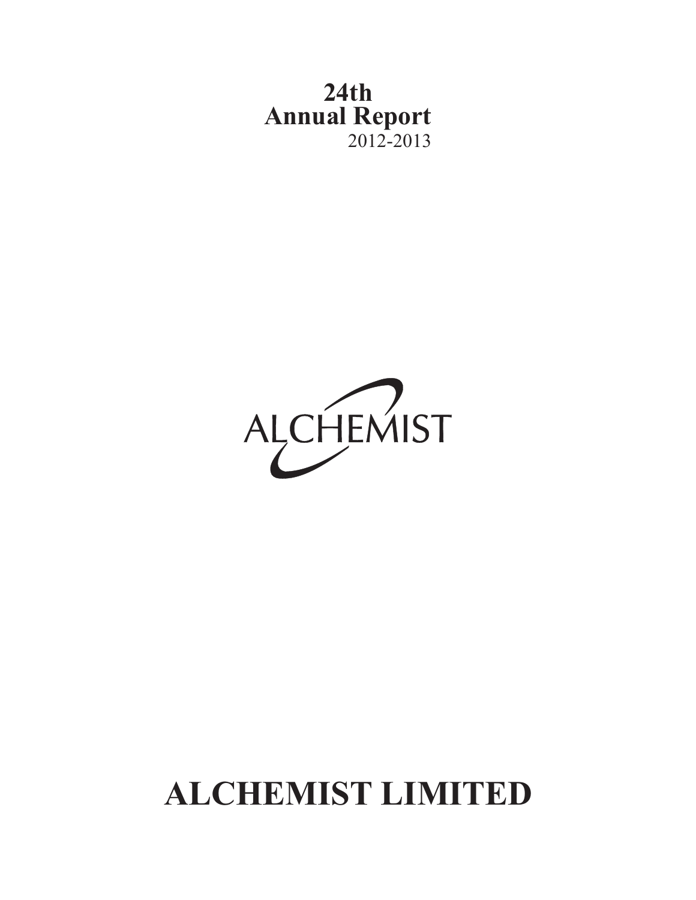# 24th
# Annual Report
2012-2013

ALCHEMIST

# ALCHEMIST LIMITED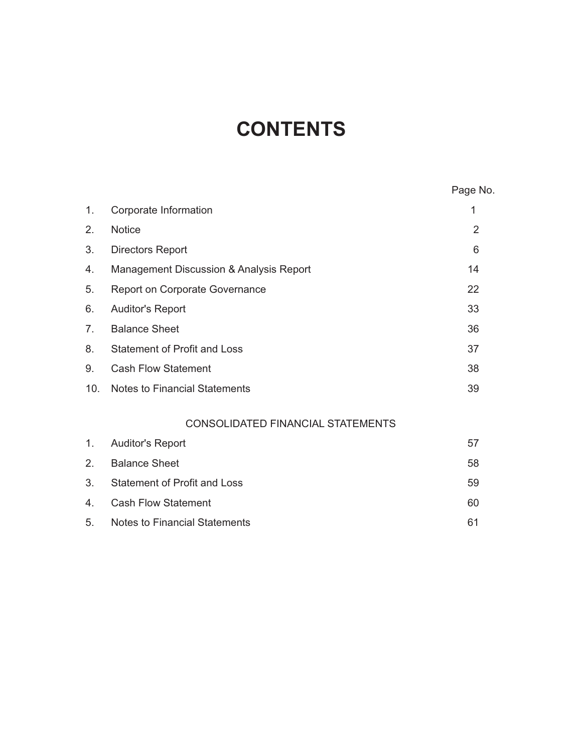# CONTENTS

| | | Page No. |
|---|---|---|
| 1. | Corporate Information | 1 |
| 2. | Notice | 2 |
| 3. | Directors Report | 6 |
| 4. | Management Discussion & Analysis Report | 14 |
| 5. | Report on Corporate Governance | 22 |
| 6. | Auditor's Report | 33 |
| 7. | Balance Sheet | 36 |
| 8. | Statement of Profit and Loss | 37 |
| 9. | Cash Flow Statement | 38 |
| 10. | Notes to Financial Statements | 39 |

CONSOLIDATED FINANCIAL STATEMENTS

| | | |
|---|---|---|
| 1. | Auditor's Report | 57 |
| 2. | Balance Sheet | 58 |
| 3. | Statement of Profit and Loss | 59 |
| 4. | Cash Flow Statement | 60 |
| 5. | Notes to Financial Statements | 61 |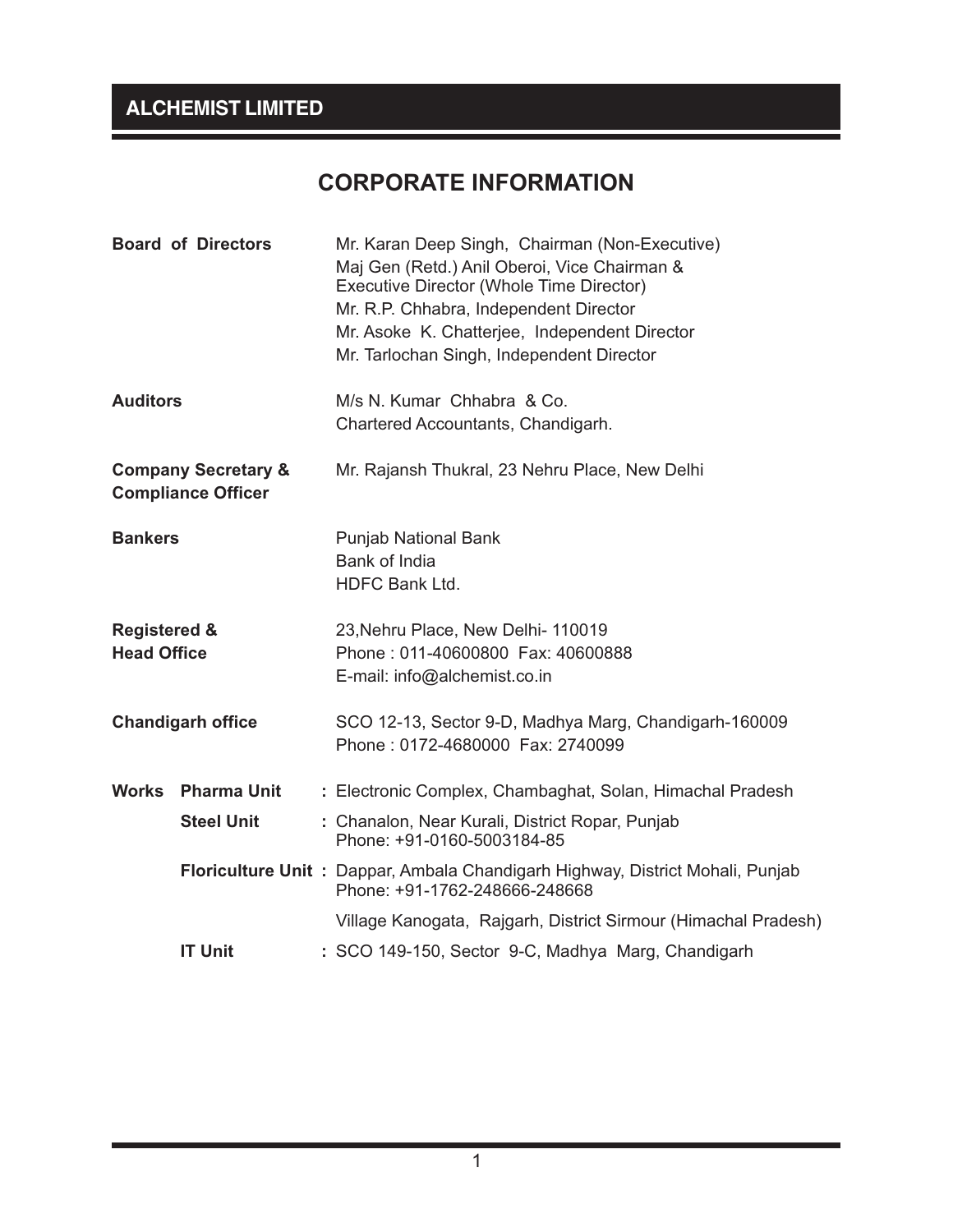# CORPORATE INFORMATION

**Board of Directors**

Mr. Karan Deep Singh, Chairman (Non-Executive)
Maj Gen (Retd.) Anil Oberoi, Vice Chairman & Executive Director (Whole Time Director)
Mr. R.P. Chhabra, Independent Director
Mr. Asoke K. Chatterjee, Independent Director
Mr. Tarlochan Singh, Independent Director

**Auditors**

M/s N. Kumar Chhabra & Co.
Chartered Accountants, Chandigarh.

**Company Secretary & Compliance Officer**

Mr. Rajansh Thukral, 23 Nehru Place, New Delhi

**Bankers**

Punjab National Bank
Bank of India
HDFC Bank Ltd.

**Registered & Head Office**

23,Nehru Place, New Delhi- 110019
Phone : 011-40600800 Fax: 40600888
E-mail: info@alchemist.co.in

**Chandigarh office**

SCO 12-13, Sector 9-D, Madhya Marg, Chandigarh-160009
Phone : 0172-4680000 Fax: 2740099

**Works**

**Pharma Unit** : Electronic Complex, Chambaghat, Solan, Himachal Pradesh

**Steel Unit** : Chanalon, Near Kurali, District Ropar, Punjab
Phone: +91-0160-5003184-85

**Floriculture Unit** : Dappar, Ambala Chandigarh Highway, District Mohali, Punjab
Phone: +91-1762-248666-248668

Village Kanogata, Rajgarh, District Sirmour (Himachal Pradesh)

**IT Unit** : SCO 149-150, Sector 9-C, Madhya Marg, Chandigarh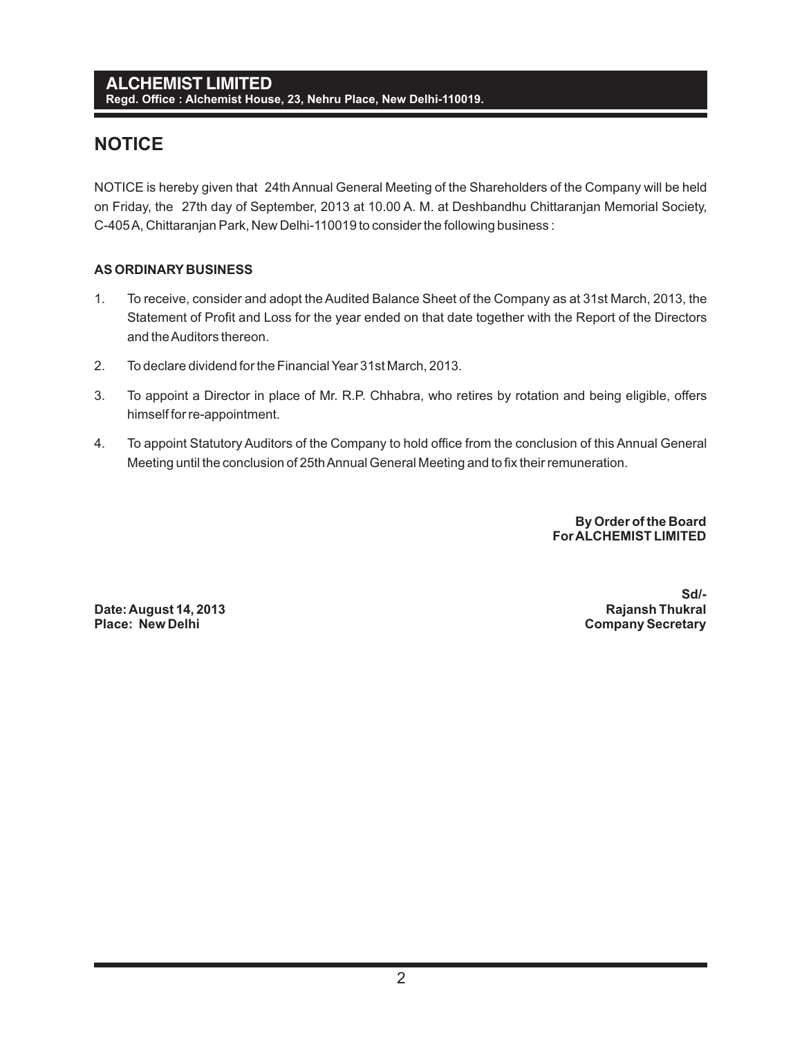**ALCHEMIST LIMITED**
**Regd. Office : Alchemist House, 23, Nehru Place, New Delhi-110019.**

# NOTICE

NOTICE is hereby given that 24th Annual General Meeting of the Shareholders of the Company will be held on Friday, the 27th day of September, 2013 at 10.00 A. M. at Deshbandhu Chittaranjan Memorial Society, C-405A, Chittaranjan Park, New Delhi-110019 to consider the following business :

**AS ORDINARY BUSINESS**

1. To receive, consider and adopt the Audited Balance Sheet of the Company as at 31st March, 2013, the Statement of Profit and Loss for the year ended on that date together with the Report of the Directors and the Auditors thereon.
2. To declare dividend for the Financial Year 31st March, 2013.
3. To appoint a Director in place of Mr. R.P. Chhabra, who retires by rotation and being eligible, offers himself for re-appointment.
4. To appoint Statutory Auditors of the Company to hold office from the conclusion of this Annual General Meeting until the conclusion of 25th Annual General Meeting and to fix their remuneration.

**By Order of the Board**
**For ALCHEMIST LIMITED**

**Sd/-**
**Rajansh Thukral**
**Company Secretary**

**Date: August 14, 2013**
**Place: New Delhi**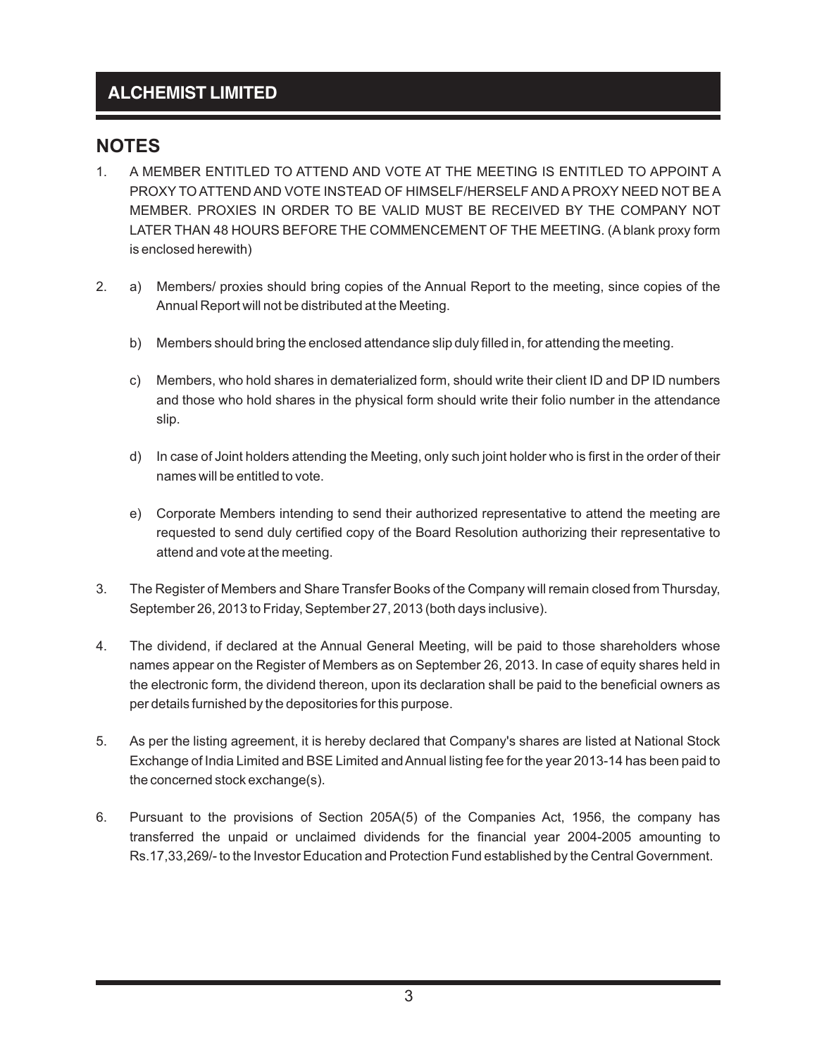## NOTES

1. A MEMBER ENTITLED TO ATTEND AND VOTE AT THE MEETING IS ENTITLED TO APPOINT A PROXY TO ATTEND AND VOTE INSTEAD OF HIMSELF/HERSELF AND A PROXY NEED NOT BE A MEMBER. PROXIES IN ORDER TO BE VALID MUST BE RECEIVED BY THE COMPANY NOT LATER THAN 48 HOURS BEFORE THE COMMENCEMENT OF THE MEETING. (A blank proxy form is enclosed herewith)

2. a) Members/ proxies should bring copies of the Annual Report to the meeting, since copies of the Annual Report will not be distributed at the Meeting.

   b) Members should bring the enclosed attendance slip duly filled in, for attending the meeting.

   c) Members, who hold shares in dematerialized form, should write their client ID and DP ID numbers and those who hold shares in the physical form should write their folio number in the attendance slip.

   d) In case of Joint holders attending the Meeting, only such joint holder who is first in the order of their names will be entitled to vote.

   e) Corporate Members intending to send their authorized representative to attend the meeting are requested to send duly certified copy of the Board Resolution authorizing their representative to attend and vote at the meeting.

3. The Register of Members and Share Transfer Books of the Company will remain closed from Thursday, September 26, 2013 to Friday, September 27, 2013 (both days inclusive).

4. The dividend, if declared at the Annual General Meeting, will be paid to those shareholders whose names appear on the Register of Members as on September 26, 2013. In case of equity shares held in the electronic form, the dividend thereon, upon its declaration shall be paid to the beneficial owners as per details furnished by the depositories for this purpose.

5. As per the listing agreement, it is hereby declared that Company's shares are listed at National Stock Exchange of India Limited and BSE Limited and Annual listing fee for the year 2013-14 has been paid to the concerned stock exchange(s).

6. Pursuant to the provisions of Section 205A(5) of the Companies Act, 1956, the company has transferred the unpaid or unclaimed dividends for the financial year 2004-2005 amounting to Rs.17,33,269/- to the Investor Education and Protection Fund established by the Central Government.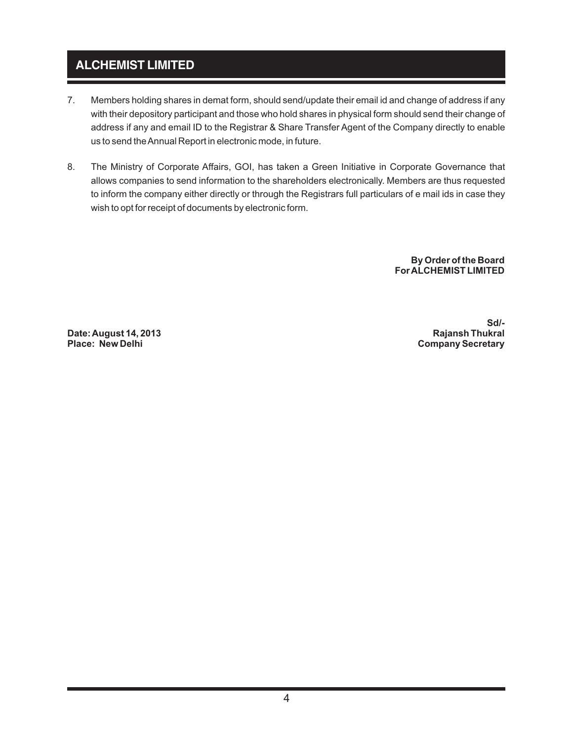7. Members holding shares in demat form, should send/update their email id and change of address if any with their depository participant and those who hold shares in physical form should send their change of address if any and email ID to the Registrar & Share Transfer Agent of the Company directly to enable us to send the Annual Report in electronic mode, in future.

8. The Ministry of Corporate Affairs, GOI, has taken a Green Initiative in Corporate Governance that allows companies to send information to the shareholders electronically. Members are thus requested to inform the company either directly or through the Registrars full particulars of e mail ids in case they wish to opt for receipt of documents by electronic form.

**By Order of the Board**
**For ALCHEMIST LIMITED**

**Sd/-**
**Rajansh Thukral**
**Company Secretary**

**Date: August 14, 2013**
**Place: New Delhi**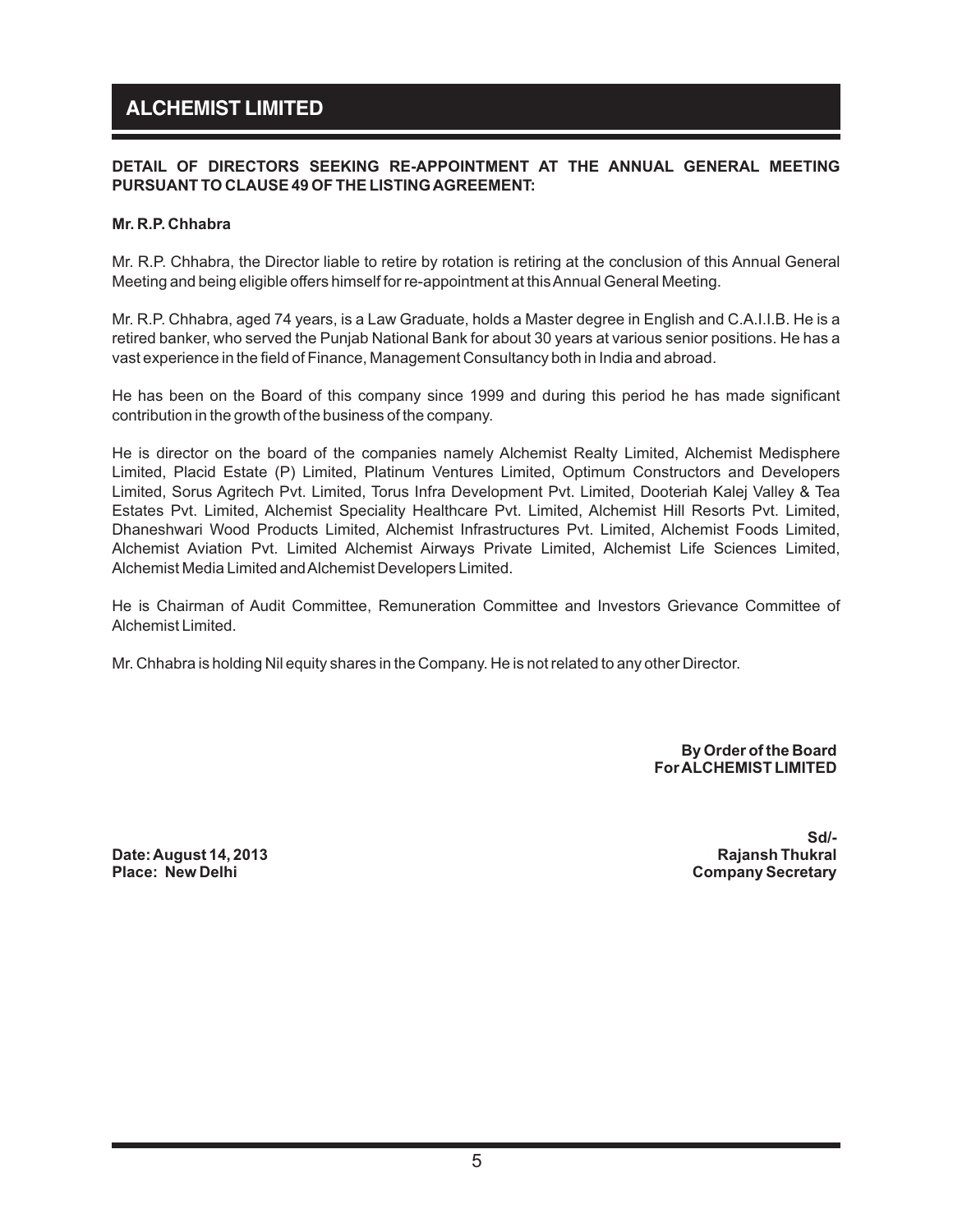**DETAIL OF DIRECTORS SEEKING RE-APPOINTMENT AT THE ANNUAL GENERAL MEETING PURSUANT TO CLAUSE 49 OF THE LISTING AGREEMENT:**

**Mr. R.P. Chhabra**

Mr. R.P. Chhabra, the Director liable to retire by rotation is retiring at the conclusion of this Annual General Meeting and being eligible offers himself for re-appointment at this Annual General Meeting.

Mr. R.P. Chhabra, aged 74 years, is a Law Graduate, holds a Master degree in English and C.A.I.I.B. He is a retired banker, who served the Punjab National Bank for about 30 years at various senior positions. He has a vast experience in the field of Finance, Management Consultancy both in India and abroad.

He has been on the Board of this company since 1999 and during this period he has made significant contribution in the growth of the business of the company.

He is director on the board of the companies namely Alchemist Realty Limited, Alchemist Medisphere Limited, Placid Estate (P) Limited, Platinum Ventures Limited, Optimum Constructors and Developers Limited, Sorus Agritech Pvt. Limited, Torus Infra Development Pvt. Limited, Dooteriah Kalej Valley & Tea Estates Pvt. Limited, Alchemist Speciality Healthcare Pvt. Limited, Alchemist Hill Resorts Pvt. Limited, Dhaneshwari Wood Products Limited, Alchemist Infrastructures Pvt. Limited, Alchemist Foods Limited, Alchemist Aviation Pvt. Limited Alchemist Airways Private Limited, Alchemist Life Sciences Limited, Alchemist Media Limited and Alchemist Developers Limited.

He is Chairman of Audit Committee, Remuneration Committee and Investors Grievance Committee of Alchemist Limited.

Mr. Chhabra is holding Nil equity shares in the Company. He is not related to any other Director.

**By Order of the Board**
**For ALCHEMIST LIMITED**

**Sd/-**
**Rajansh Thukral**
**Company Secretary**

**Date: August 14, 2013**
**Place: New Delhi**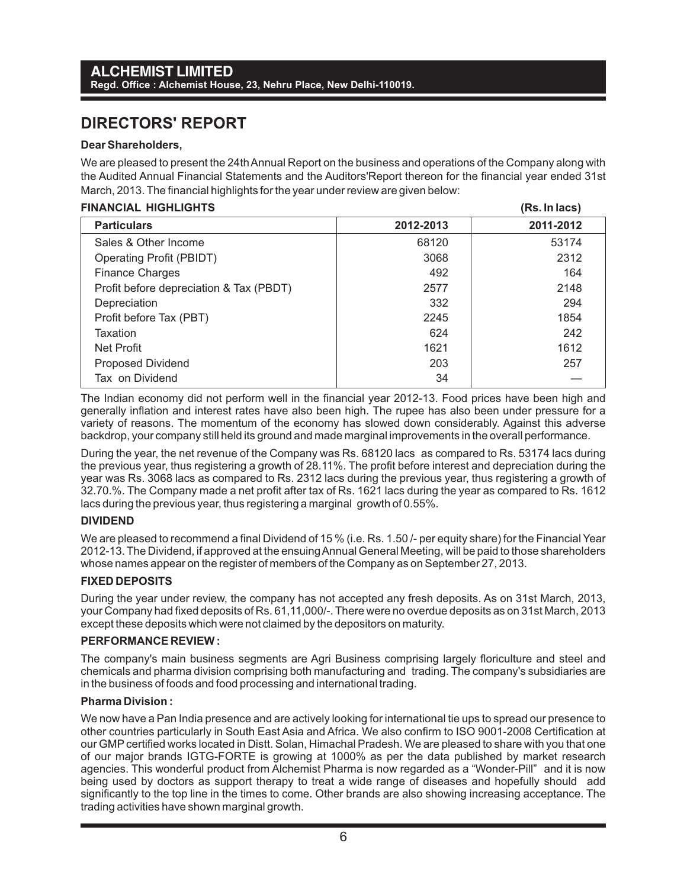**ALCHEMIST LIMITED**
**Regd. Office : Alchemist House, 23, Nehru Place, New Delhi-110019.**

# DIRECTORS' REPORT

**Dear Shareholders,**

We are pleased to present the 24th Annual Report on the business and operations of the Company along with the Audited Annual Financial Statements and the Auditors'Report thereon for the financial year ended 31st March, 2013. The financial highlights for the year under review are given below:

**FINANCIAL HIGHLIGHTS** **(Rs. In lacs)**

| Particulars | 2012-2013 | 2011-2012 |
|---|---|---|
| Sales & Other Income | 68120 | 53174 |
| Operating Profit (PBIDT) | 3068 | 2312 |
| Finance Charges | 492 | 164 |
| Profit before depreciation & Tax (PBDT) | 2577 | 2148 |
| Depreciation | 332 | 294 |
| Profit before Tax (PBT) | 2245 | 1854 |
| Taxation | 624 | 242 |
| Net Profit | 1621 | 1612 |
| Proposed Dividend | 203 | 257 |
| Tax on Dividend | 34 | — |

The Indian economy did not perform well in the financial year 2012-13. Food prices have been high and generally inflation and interest rates have also been high. The rupee has also been under pressure for a variety of reasons. The momentum of the economy has slowed down considerably. Against this adverse backdrop, your company still held its ground and made marginal improvements in the overall performance.

During the year, the net revenue of the Company was Rs. 68120 lacs as compared to Rs. 53174 lacs during the previous year, thus registering a growth of 28.11%. The profit before interest and depreciation during the year was Rs. 3068 lacs as compared to Rs. 2312 lacs during the previous year, thus registering a growth of 32.70.%. The Company made a net profit after tax of Rs. 1621 lacs during the year as compared to Rs. 1612 lacs during the previous year, thus registering a marginal growth of 0.55%.

### DIVIDEND

We are pleased to recommend a final Dividend of 15 % (i.e. Rs. 1.50 /- per equity share) for the Financial Year 2012-13. The Dividend, if approved at the ensuing Annual General Meeting, will be paid to those shareholders whose names appear on the register of members of the Company as on September 27, 2013.

### FIXED DEPOSITS

During the year under review, the company has not accepted any fresh deposits. As on 31st March, 2013, your Company had fixed deposits of Rs. 61,11,000/-. There were no overdue deposits as on 31st March, 2013 except these deposits which were not claimed by the depositors on maturity.

### PERFORMANCE REVIEW :

The company's main business segments are Agri Business comprising largely floriculture and steel and chemicals and pharma division comprising both manufacturing and trading. The company's subsidiaries are in the business of foods and food processing and international trading.

**Pharma Division :**

We now have a Pan India presence and are actively looking for international tie ups to spread our presence to other countries particularly in South East Asia and Africa. We also confirm to ISO 9001-2008 Certification at our GMP certified works located in Distt. Solan, Himachal Pradesh. We are pleased to share with you that one of our major brands IGTG-FORTE is growing at 1000% as per the data published by market research agencies. This wonderful product from Alchemist Pharma is now regarded as a "Wonder-Pill" and it is now being used by doctors as support therapy to treat a wide range of diseases and hopefully should add significantly to the top line in the times to come. Other brands are also showing increasing acceptance. The trading activities have shown marginal growth.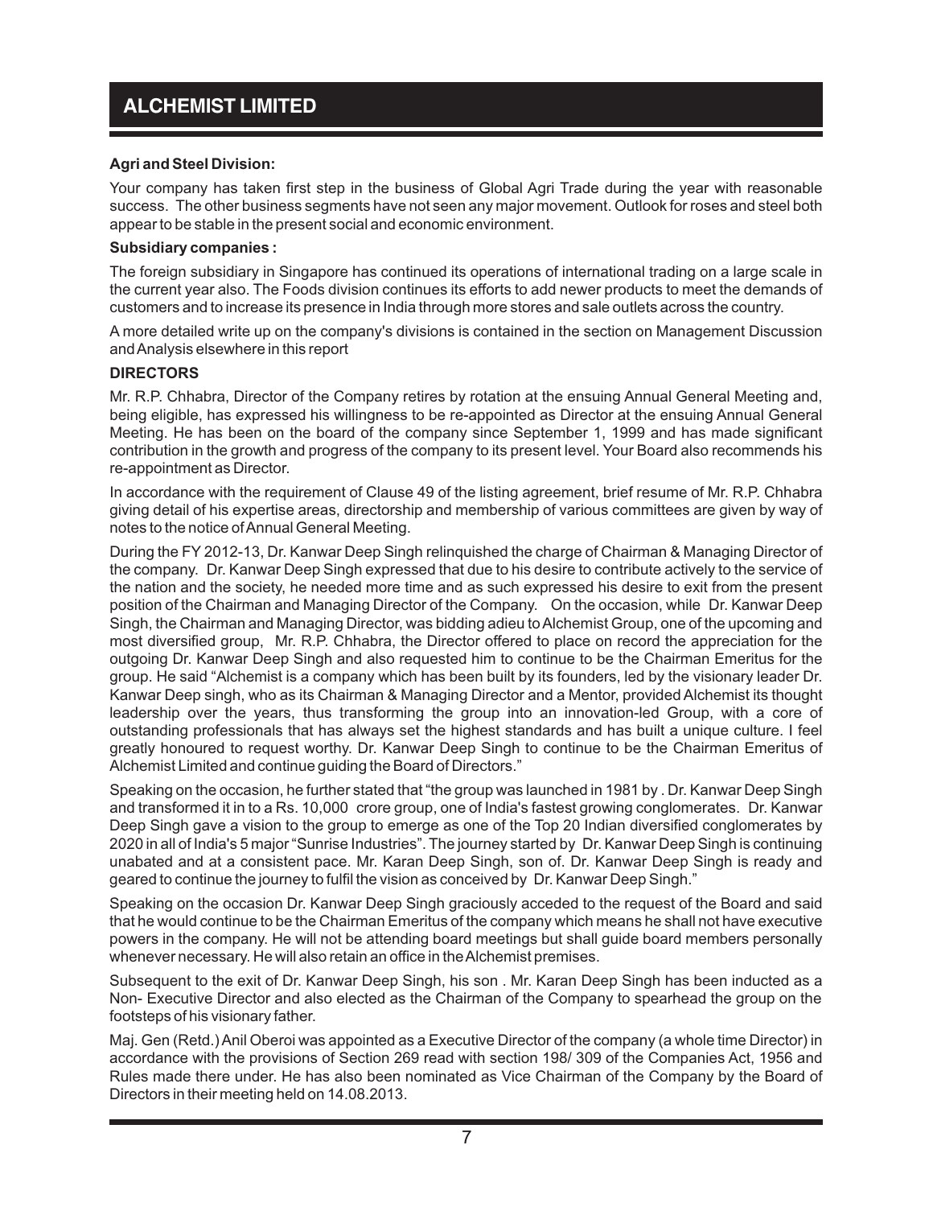**Agri and Steel Division:**

Your company has taken first step in the business of Global Agri Trade during the year with reasonable success. The other business segments have not seen any major movement. Outlook for roses and steel both appear to be stable in the present social and economic environment.

**Subsidiary companies :**

The foreign subsidiary in Singapore has continued its operations of international trading on a large scale in the current year also. The Foods division continues its efforts to add newer products to meet the demands of customers and to increase its presence in India through more stores and sale outlets across the country.

A more detailed write up on the company's divisions is contained in the section on Management Discussion and Analysis elsewhere in this report

**DIRECTORS**

Mr. R.P. Chhabra, Director of the Company retires by rotation at the ensuing Annual General Meeting and, being eligible, has expressed his willingness to be re-appointed as Director at the ensuing Annual General Meeting. He has been on the board of the company since September 1, 1999 and has made significant contribution in the growth and progress of the company to its present level. Your Board also recommends his re-appointment as Director.

In accordance with the requirement of Clause 49 of the listing agreement, brief resume of Mr. R.P. Chhabra giving detail of his expertise areas, directorship and membership of various committees are given by way of notes to the notice of Annual General Meeting.

During the FY 2012-13, Dr. Kanwar Deep Singh relinquished the charge of Chairman & Managing Director of the company. Dr. Kanwar Deep Singh expressed that due to his desire to contribute actively to the service of the nation and the society, he needed more time and as such expressed his desire to exit from the present position of the Chairman and Managing Director of the Company. On the occasion, while Dr. Kanwar Deep Singh, the Chairman and Managing Director, was bidding adieu to Alchemist Group, one of the upcoming and most diversified group, Mr. R.P. Chhabra, the Director offered to place on record the appreciation for the outgoing Dr. Kanwar Deep Singh and also requested him to continue to be the Chairman Emeritus for the group. He said "Alchemist is a company which has been built by its founders, led by the visionary leader Dr. Kanwar Deep singh, who as its Chairman & Managing Director and a Mentor, provided Alchemist its thought leadership over the years, thus transforming the group into an innovation-led Group, with a core of outstanding professionals that has always set the highest standards and has built a unique culture. I feel greatly honoured to request worthy. Dr. Kanwar Deep Singh to continue to be the Chairman Emeritus of Alchemist Limited and continue guiding the Board of Directors."

Speaking on the occasion, he further stated that "the group was launched in 1981 by . Dr. Kanwar Deep Singh and transformed it in to a Rs. 10,000 crore group, one of India's fastest growing conglomerates. Dr. Kanwar Deep Singh gave a vision to the group to emerge as one of the Top 20 Indian diversified conglomerates by 2020 in all of India's 5 major "Sunrise Industries". The journey started by Dr. Kanwar Deep Singh is continuing unabated and at a consistent pace. Mr. Karan Deep Singh, son of. Dr. Kanwar Deep Singh is ready and geared to continue the journey to fulfil the vision as conceived by Dr. Kanwar Deep Singh."

Speaking on the occasion Dr. Kanwar Deep Singh graciously acceded to the request of the Board and said that he would continue to be the Chairman Emeritus of the company which means he shall not have executive powers in the company. He will not be attending board meetings but shall guide board members personally whenever necessary. He will also retain an office in the Alchemist premises.

Subsequent to the exit of Dr. Kanwar Deep Singh, his son . Mr. Karan Deep Singh has been inducted as a Non- Executive Director and also elected as the Chairman of the Company to spearhead the group on the footsteps of his visionary father.

Maj. Gen (Retd.) Anil Oberoi was appointed as a Executive Director of the company (a whole time Director) in accordance with the provisions of Section 269 read with section 198/ 309 of the Companies Act, 1956 and Rules made there under. He has also been nominated as Vice Chairman of the Company by the Board of Directors in their meeting held on 14.08.2013.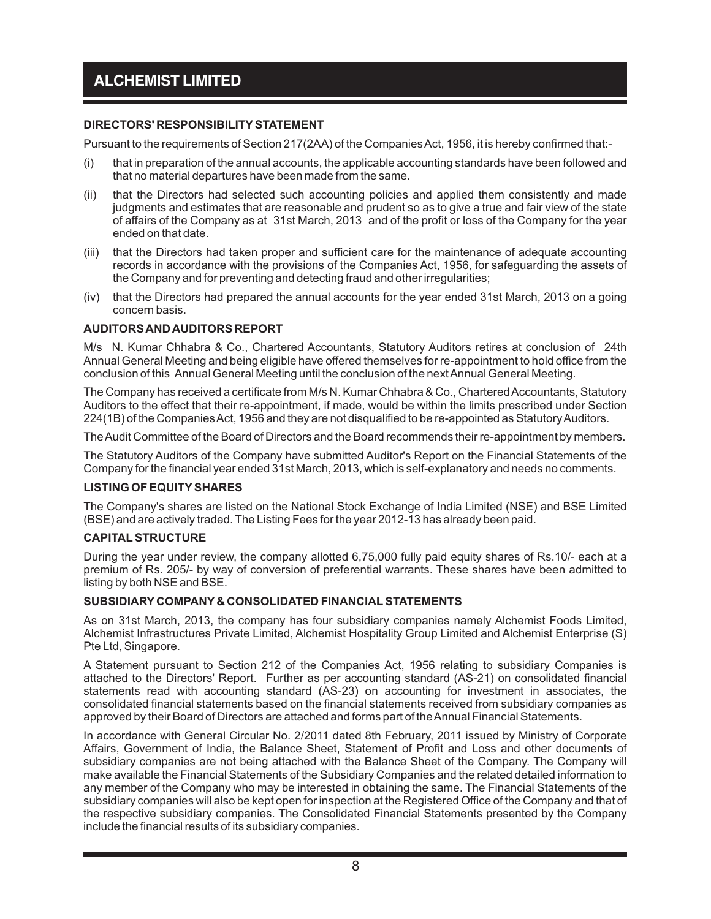**DIRECTORS' RESPONSIBILITY STATEMENT**

Pursuant to the requirements of Section 217(2AA) of the Companies Act, 1956, it is hereby confirmed that:-

(i) that in preparation of the annual accounts, the applicable accounting standards have been followed and that no material departures have been made from the same.

(ii) that the Directors had selected such accounting policies and applied them consistently and made judgments and estimates that are reasonable and prudent so as to give a true and fair view of the state of affairs of the Company as at 31st March, 2013 and of the profit or loss of the Company for the year ended on that date.

(iii) that the Directors had taken proper and sufficient care for the maintenance of adequate accounting records in accordance with the provisions of the Companies Act, 1956, for safeguarding the assets of the Company and for preventing and detecting fraud and other irregularities;

(iv) that the Directors had prepared the annual accounts for the year ended 31st March, 2013 on a going concern basis.

**AUDITORS AND AUDITORS REPORT**

M/s N. Kumar Chhabra & Co., Chartered Accountants, Statutory Auditors retires at conclusion of 24th Annual General Meeting and being eligible have offered themselves for re-appointment to hold office from the conclusion of this Annual General Meeting until the conclusion of the next Annual General Meeting.

The Company has received a certificate from M/s N. Kumar Chhabra & Co., Chartered Accountants, Statutory Auditors to the effect that their re-appointment, if made, would be within the limits prescribed under Section 224(1B) of the Companies Act, 1956 and they are not disqualified to be re-appointed as Statutory Auditors.

The Audit Committee of the Board of Directors and the Board recommends their re-appointment by members.

The Statutory Auditors of the Company have submitted Auditor's Report on the Financial Statements of the Company for the financial year ended 31st March, 2013, which is self-explanatory and needs no comments.

**LISTING OF EQUITY SHARES**

The Company's shares are listed on the National Stock Exchange of India Limited (NSE) and BSE Limited (BSE) and are actively traded. The Listing Fees for the year 2012-13 has already been paid.

**CAPITAL STRUCTURE**

During the year under review, the company allotted 6,75,000 fully paid equity shares of Rs.10/- each at a premium of Rs. 205/- by way of conversion of preferential warrants. These shares have been admitted to listing by both NSE and BSE.

**SUBSIDIARY COMPANY & CONSOLIDATED FINANCIAL STATEMENTS**

As on 31st March, 2013, the company has four subsidiary companies namely Alchemist Foods Limited, Alchemist Infrastructures Private Limited, Alchemist Hospitality Group Limited and Alchemist Enterprise (S) Pte Ltd, Singapore.

A Statement pursuant to Section 212 of the Companies Act, 1956 relating to subsidiary Companies is attached to the Directors' Report. Further as per accounting standard (AS-21) on consolidated financial statements read with accounting standard (AS-23) on accounting for investment in associates, the consolidated financial statements based on the financial statements received from subsidiary companies as approved by their Board of Directors are attached and forms part of the Annual Financial Statements.

In accordance with General Circular No. 2/2011 dated 8th February, 2011 issued by Ministry of Corporate Affairs, Government of India, the Balance Sheet, Statement of Profit and Loss and other documents of subsidiary companies are not being attached with the Balance Sheet of the Company. The Company will make available the Financial Statements of the Subsidiary Companies and the related detailed information to any member of the Company who may be interested in obtaining the same. The Financial Statements of the subsidiary companies will also be kept open for inspection at the Registered Office of the Company and that of the respective subsidiary companies. The Consolidated Financial Statements presented by the Company include the financial results of its subsidiary companies.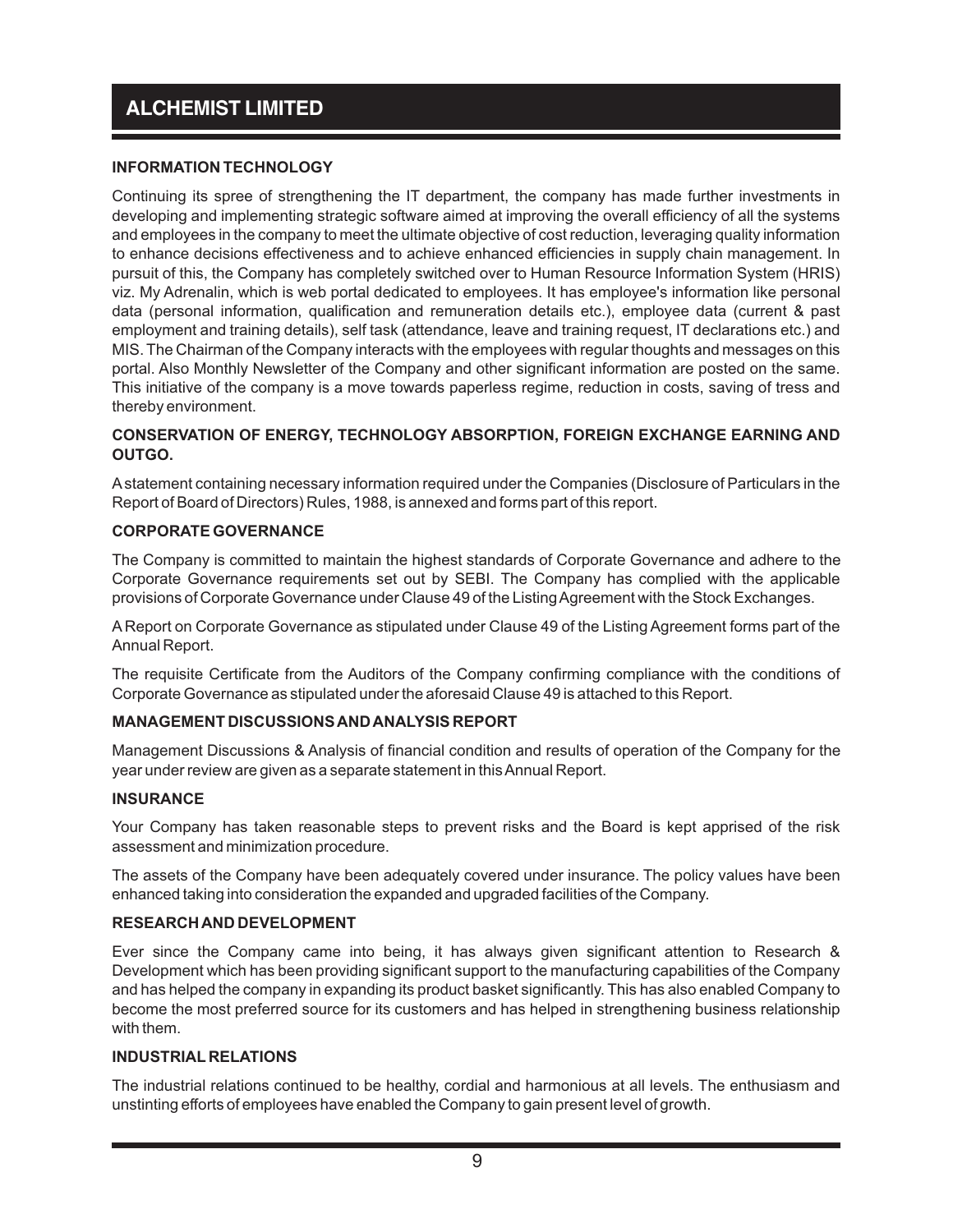## INFORMATION TECHNOLOGY

Continuing its spree of strengthening the IT department, the company has made further investments in developing and implementing strategic software aimed at improving the overall efficiency of all the systems and employees in the company to meet the ultimate objective of cost reduction, leveraging quality information to enhance decisions effectiveness and to achieve enhanced efficiencies in supply chain management. In pursuit of this, the Company has completely switched over to Human Resource Information System (HRIS) viz. My Adrenalin, which is web portal dedicated to employees. It has employee's information like personal data (personal information, qualification and remuneration details etc.), employee data (current & past employment and training details), self task (attendance, leave and training request, IT declarations etc.) and MIS. The Chairman of the Company interacts with the employees with regular thoughts and messages on this portal. Also Monthly Newsletter of the Company and other significant information are posted on the same. This initiative of the company is a move towards paperless regime, reduction in costs, saving of tress and thereby environment.

## CONSERVATION OF ENERGY, TECHNOLOGY ABSORPTION, FOREIGN EXCHANGE EARNING AND OUTGO.

A statement containing necessary information required under the Companies (Disclosure of Particulars in the Report of Board of Directors) Rules, 1988, is annexed and forms part of this report.

## CORPORATE GOVERNANCE

The Company is committed to maintain the highest standards of Corporate Governance and adhere to the Corporate Governance requirements set out by SEBI. The Company has complied with the applicable provisions of Corporate Governance under Clause 49 of the Listing Agreement with the Stock Exchanges.

A Report on Corporate Governance as stipulated under Clause 49 of the Listing Agreement forms part of the Annual Report.

The requisite Certificate from the Auditors of the Company confirming compliance with the conditions of Corporate Governance as stipulated under the aforesaid Clause 49 is attached to this Report.

## MANAGEMENT DISCUSSIONS AND ANALYSIS REPORT

Management Discussions & Analysis of financial condition and results of operation of the Company for the year under review are given as a separate statement in this Annual Report.

## INSURANCE

Your Company has taken reasonable steps to prevent risks and the Board is kept apprised of the risk assessment and minimization procedure.

The assets of the Company have been adequately covered under insurance. The policy values have been enhanced taking into consideration the expanded and upgraded facilities of the Company.

## RESEARCH AND DEVELOPMENT

Ever since the Company came into being, it has always given significant attention to Research & Development which has been providing significant support to the manufacturing capabilities of the Company and has helped the company in expanding its product basket significantly. This has also enabled Company to become the most preferred source for its customers and has helped in strengthening business relationship with them.

## INDUSTRIAL RELATIONS

The industrial relations continued to be healthy, cordial and harmonious at all levels. The enthusiasm and unstinting efforts of employees have enabled the Company to gain present level of growth.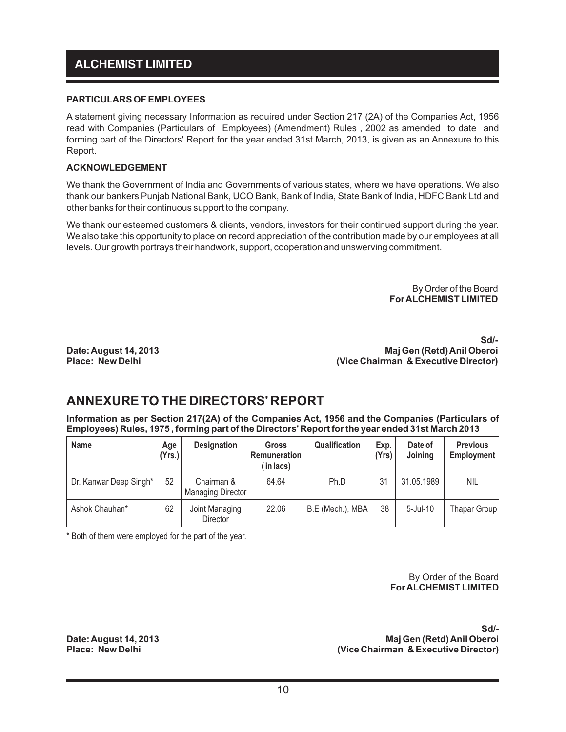### PARTICULARS OF EMPLOYEES

A statement giving necessary Information as required under Section 217 (2A) of the Companies Act, 1956 read with Companies (Particulars of Employees) (Amendment) Rules , 2002 as amended to date and forming part of the Directors' Report for the year ended 31st March, 2013, is given as an Annexure to this Report.

### ACKNOWLEDGEMENT

We thank the Government of India and Governments of various states, where we have operations. We also thank our bankers Punjab National Bank, UCO Bank, Bank of India, State Bank of India, HDFC Bank Ltd and other banks for their continuous support to the company.

We thank our esteemed customers & clients, vendors, investors for their continued support during the year. We also take this opportunity to place on record appreciation of the contribution made by our employees at all levels. Our growth portrays their handwork, support, cooperation and unswerving commitment.

By Order of the Board
**For ALCHEMIST LIMITED**

**Sd/-**
**Maj Gen (Retd) Anil Oberoi**
**(Vice Chairman & Executive Director)**

**Date: August 14, 2013**
**Place: New Delhi**

## ANNEXURE TO THE DIRECTORS' REPORT

**Information as per Section 217(2A) of the Companies Act, 1956 and the Companies (Particulars of Employees) Rules, 1975 , forming part of the Directors' Report for the year ended 31st March 2013**

| Name | Age (Yrs.) | Designation | Gross Remuneration ( in lacs) | Qualification | Exp. (Yrs) | Date of Joining | Previous Employment |
|---|---|---|---|---|---|---|---|
| Dr. Kanwar Deep Singh* | 52 | Chairman & Managing Director | 64.64 | Ph.D | 31 | 31.05.1989 | NIL |
| Ashok Chauhan* | 62 | Joint Managing Director | 22.06 | B.E (Mech.), MBA | 38 | 5-Jul-10 | Thapar Group |

* Both of them were employed for the part of the year.

By Order of the Board
**For ALCHEMIST LIMITED**

**Sd/-**
**Maj Gen (Retd) Anil Oberoi**
**(Vice Chairman & Executive Director)**

**Date: August 14, 2013**
**Place: New Delhi**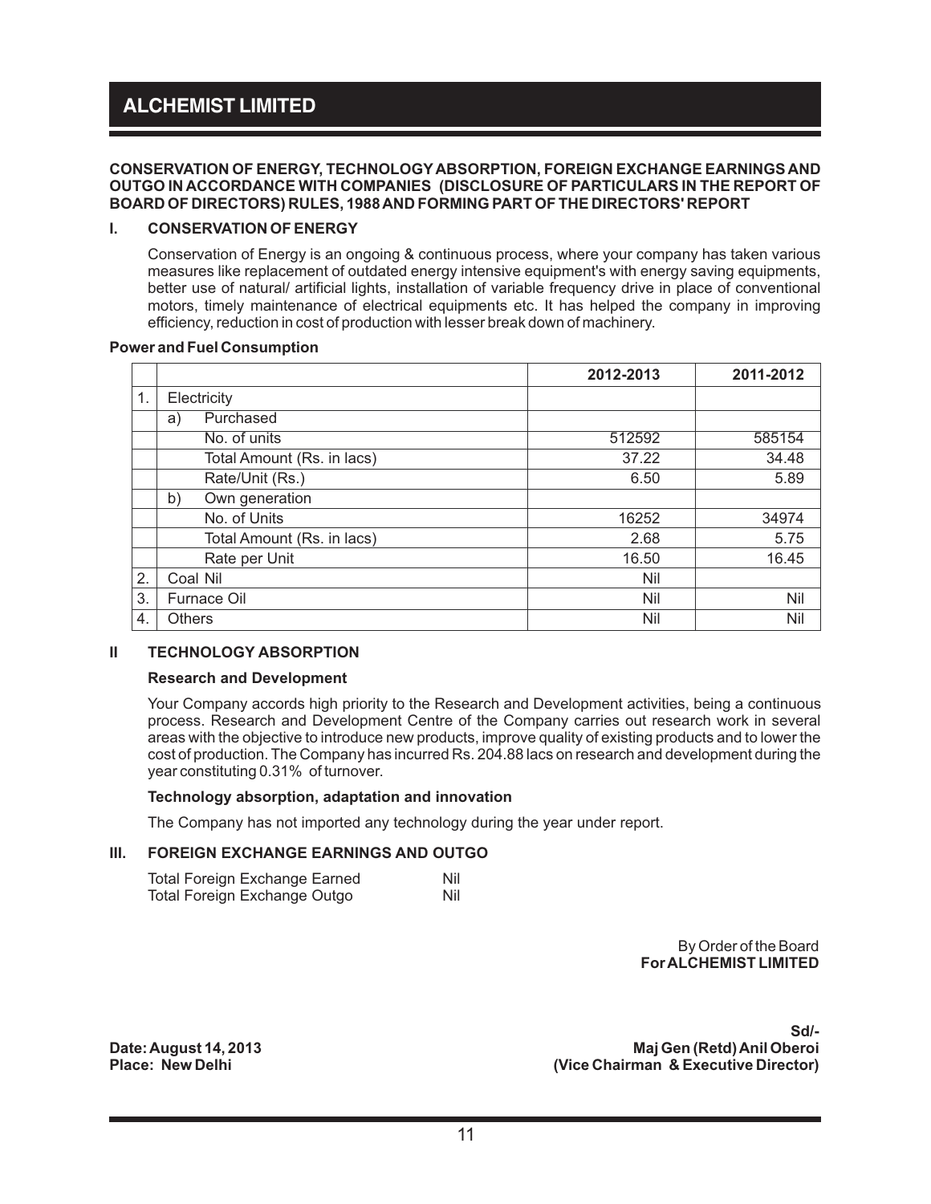# ALCHEMIST LIMITED

**CONSERVATION OF ENERGY, TECHNOLOGY ABSORPTION, FOREIGN EXCHANGE EARNINGS AND OUTGO IN ACCORDANCE WITH COMPANIES (DISCLOSURE OF PARTICULARS IN THE REPORT OF BOARD OF DIRECTORS) RULES, 1988 AND FORMING PART OF THE DIRECTORS' REPORT**

## I. CONSERVATION OF ENERGY

Conservation of Energy is an ongoing & continuous process, where your company has taken various measures like replacement of outdated energy intensive equipment's with energy saving equipments, better use of natural/ artificial lights, installation of variable frequency drive in place of conventional motors, timely maintenance of electrical equipments etc. It has helped the company in improving efficiency, reduction in cost of production with lesser break down of machinery.

**Power and Fuel Consumption**

| | | 2012-2013 | 2011-2012 |
|---|---|---|---|
| 1. | Electricity | | |
| | a) Purchased | | |
| | No. of units | 512592 | 585154 |
| | Total Amount (Rs. in lacs) | 37.22 | 34.48 |
| | Rate/Unit (Rs.) | 6.50 | 5.89 |
| | b) Own generation | | |
| | No. of Units | 16252 | 34974 |
| | Total Amount (Rs. in lacs) | 2.68 | 5.75 |
| | Rate per Unit | 16.50 | 16.45 |
| 2. | Coal Nil | Nil | |
| 3. | Furnace Oil | Nil | Nil |
| 4. | Others | Nil | Nil |

## II TECHNOLOGY ABSORPTION

**Research and Development**

Your Company accords high priority to the Research and Development activities, being a continuous process. Research and Development Centre of the Company carries out research work in several areas with the objective to introduce new products, improve quality of existing products and to lower the cost of production. The Company has incurred Rs. 204.88 lacs on research and development during the year constituting 0.31% of turnover.

**Technology absorption, adaptation and innovation**

The Company has not imported any technology during the year under report.

## III. FOREIGN EXCHANGE EARNINGS AND OUTGO

Total Foreign Exchange Earned Nil
Total Foreign Exchange Outgo Nil

By Order of the Board
**For ALCHEMIST LIMITED**

**Sd/-**
**Maj Gen (Retd) Anil Oberoi**
**(Vice Chairman & Executive Director)**

**Date: August 14, 2013**
**Place: New Delhi**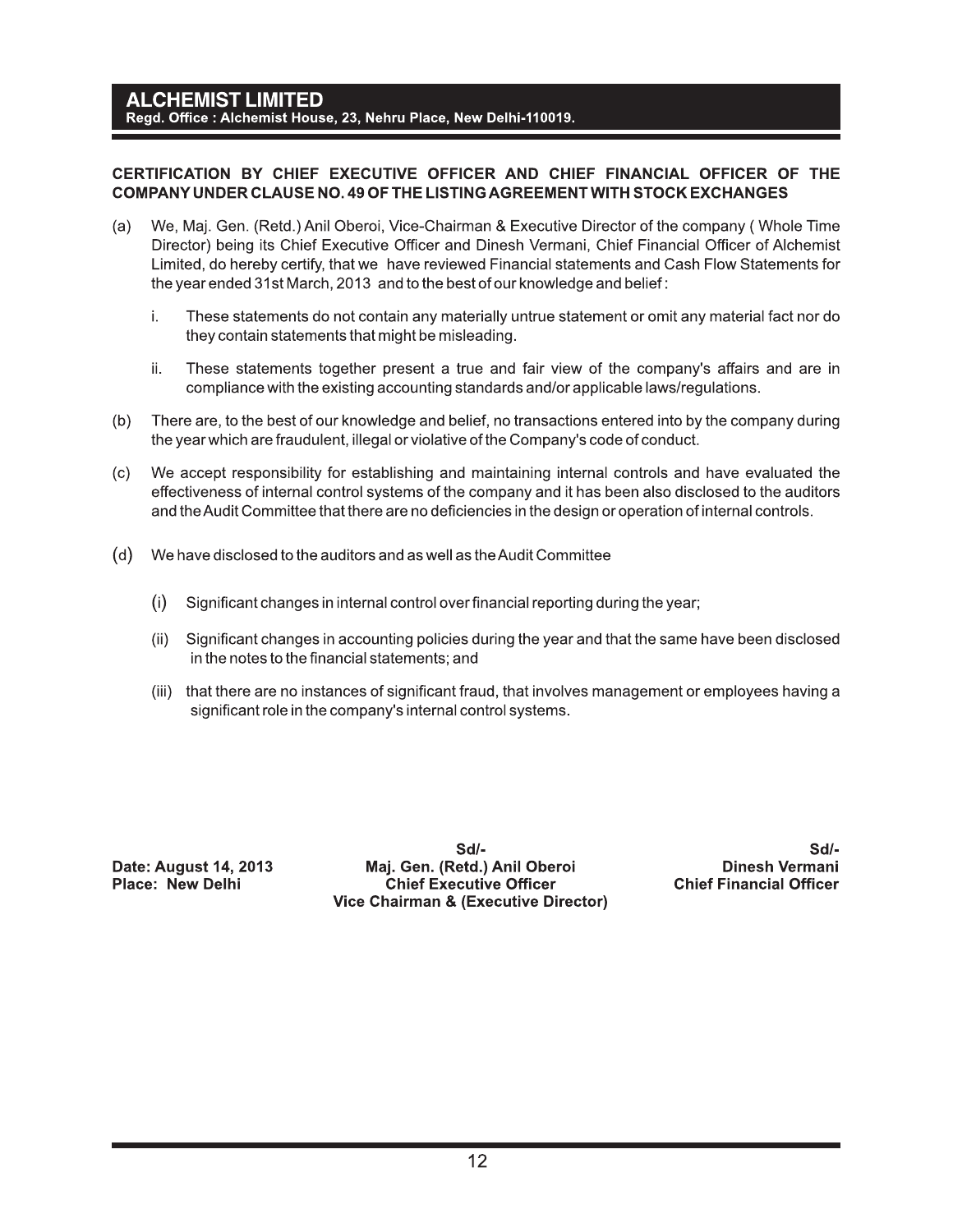## CERTIFICATION BY CHIEF EXECUTIVE OFFICER AND CHIEF FINANCIAL OFFICER OF THE COMPANY UNDER CLAUSE NO. 49 OF THE LISTING AGREEMENT WITH STOCK EXCHANGES

(a) We, Maj. Gen. (Retd.) Anil Oberoi, Vice-Chairman & Executive Director of the company ( Whole Time Director) being its Chief Executive Officer and Dinesh Vermani, Chief Financial Officer of Alchemist Limited, do hereby certify, that we have reviewed Financial statements and Cash Flow Statements for the year ended 31st March, 2013 and to the best of our knowledge and belief :

   i. These statements do not contain any materially untrue statement or omit any material fact nor do they contain statements that might be misleading.

   ii. These statements together present a true and fair view of the company's affairs and are in compliance with the existing accounting standards and/or applicable laws/regulations.

(b) There are, to the best of our knowledge and belief, no transactions entered into by the company during the year which are fraudulent, illegal or violative of the Company's code of conduct.

(c) We accept responsibility for establishing and maintaining internal controls and have evaluated the effectiveness of internal control systems of the company and it has been also disclosed to the auditors and the Audit Committee that there are no deficiencies in the design or operation of internal controls.

(d) We have disclosed to the auditors and as well as the Audit Committee

   (i) Significant changes in internal control over financial reporting during the year;

   (ii) Significant changes in accounting policies during the year and that the same have been disclosed in the notes to the financial statements; and

   (iii) that there are no instances of significant fraud, that involves management or employees having a significant role in the company's internal control systems.

**Date: August 14, 2013**
**Place: New Delhi**

**Sd/-**
**Maj. Gen. (Retd.) Anil Oberoi**
**Chief Executive Officer**
**Vice Chairman & (Executive Director)**

**Sd/-**
**Dinesh Vermani**
**Chief Financial Officer**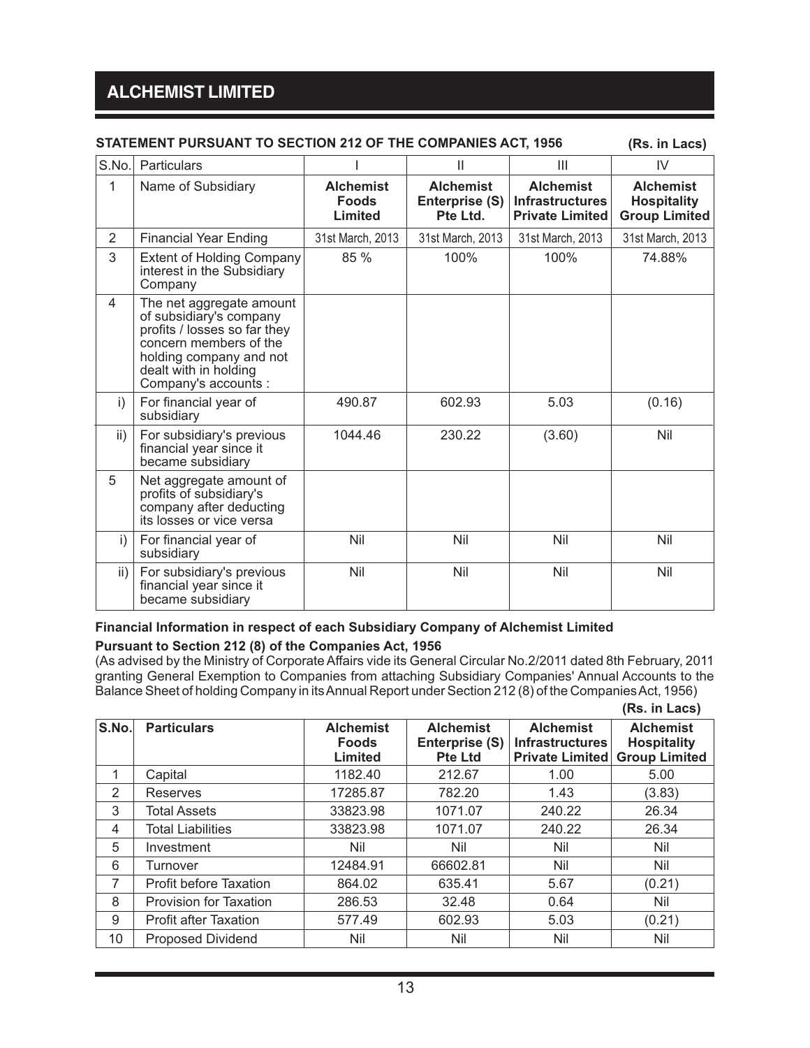## STATEMENT PURSUANT TO SECTION 212 OF THE COMPANIES ACT, 1956

(Rs. in Lacs)

| S.No. | Particulars | I | II | III | IV |
|---|---|---|---|---|---|
| 1 | Name of Subsidiary | **Alchemist Foods Limited** | **Alchemist Enterprise (S) Pte Ltd.** | **Alchemist Infrastructures Private Limited** | **Alchemist Hospitality Group Limited** |
| 2 | Financial Year Ending | 31st March, 2013 | 31st March, 2013 | 31st March, 2013 | 31st March, 2013 |
| 3 | Extent of Holding Company interest in the Subsidiary Company | 85 % | 100% | 100% | 74.88% |
| 4 | The net aggregate amount of subsidiary's company profits / losses so far they concern members of the holding company and not dealt with in holding Company's accounts : | | | | |
| i) | For financial year of subsidiary | 490.87 | 602.93 | 5.03 | (0.16) |
| ii) | For subsidiary's previous financial year since it became subsidiary | 1044.46 | 230.22 | (3.60) | Nil |
| 5 | Net aggregate amount of profits of subsidiary's company after deducting its losses or vice versa | | | | |
| i) | For financial year of subsidiary | Nil | Nil | Nil | Nil |
| ii) | For subsidiary's previous financial year since it became subsidiary | Nil | Nil | Nil | Nil |

**Financial Information in respect of each Subsidiary Company of Alchemist Limited**

**Pursuant to Section 212 (8) of the Companies Act, 1956**

(As advised by the Ministry of Corporate Affairs vide its General Circular No.2/2011 dated 8th February, 2011 granting General Exemption to Companies from attaching Subsidiary Companies' Annual Accounts to the Balance Sheet of holding Company in its Annual Report under Section 212 (8) of the Companies Act, 1956)

(Rs. in Lacs)

| S.No. | Particulars | Alchemist Foods Limited | Alchemist Enterprise (S) Pte Ltd | Alchemist Infrastructures Private Limited | Alchemist Hospitality Group Limited |
|---|---|---|---|---|---|
| 1 | Capital | 1182.40 | 212.67 | 1.00 | 5.00 |
| 2 | Reserves | 17285.87 | 782.20 | 1.43 | (3.83) |
| 3 | Total Assets | 33823.98 | 1071.07 | 240.22 | 26.34 |
| 4 | Total Liabilities | 33823.98 | 1071.07 | 240.22 | 26.34 |
| 5 | Investment | Nil | Nil | Nil | Nil |
| 6 | Turnover | 12484.91 | 66602.81 | Nil | Nil |
| 7 | Profit before Taxation | 864.02 | 635.41 | 5.67 | (0.21) |
| 8 | Provision for Taxation | 286.53 | 32.48 | 0.64 | Nil |
| 9 | Profit after Taxation | 577.49 | 602.93 | 5.03 | (0.21) |
| 10 | Proposed Dividend | Nil | Nil | Nil | Nil |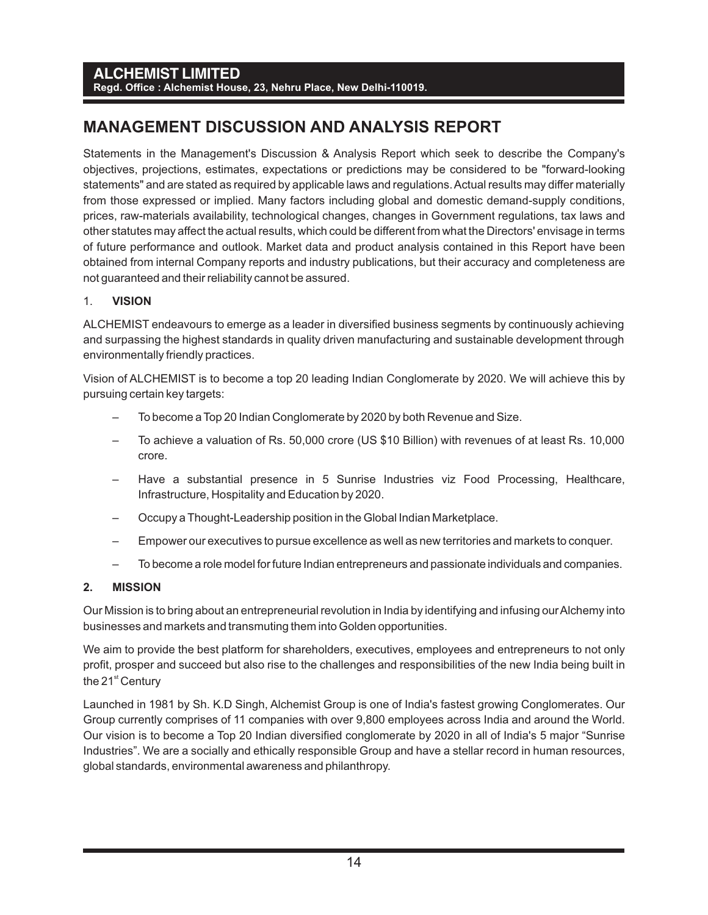# MANAGEMENT DISCUSSION AND ANALYSIS REPORT

Statements in the Management's Discussion & Analysis Report which seek to describe the Company's objectives, projections, estimates, expectations or predictions may be considered to be "forward-looking statements" and are stated as required by applicable laws and regulations. Actual results may differ materially from those expressed or implied. Many factors including global and domestic demand-supply conditions, prices, raw-materials availability, technological changes, changes in Government regulations, tax laws and other statutes may affect the actual results, which could be different from what the Directors' envisage in terms of future performance and outlook. Market data and product analysis contained in this Report have been obtained from internal Company reports and industry publications, but their accuracy and completeness are not guaranteed and their reliability cannot be assured.

## 1. VISION

ALCHEMIST endeavours to emerge as a leader in diversified business segments by continuously achieving and surpassing the highest standards in quality driven manufacturing and sustainable development through environmentally friendly practices.

Vision of ALCHEMIST is to become a top 20 leading Indian Conglomerate by 2020. We will achieve this by pursuing certain key targets:

- To become a Top 20 Indian Conglomerate by 2020 by both Revenue and Size.
- To achieve a valuation of Rs. 50,000 crore (US $10 Billion) with revenues of at least Rs. 10,000 crore.
- Have a substantial presence in 5 Sunrise Industries viz Food Processing, Healthcare, Infrastructure, Hospitality and Education by 2020.
- Occupy a Thought-Leadership position in the Global Indian Marketplace.
- Empower our executives to pursue excellence as well as new territories and markets to conquer.
- To become a role model for future Indian entrepreneurs and passionate individuals and companies.

## 2. MISSION

Our Mission is to bring about an entrepreneurial revolution in India by identifying and infusing our Alchemy into businesses and markets and transmuting them into Golden opportunities.

We aim to provide the best platform for shareholders, executives, employees and entrepreneurs to not only profit, prosper and succeed but also rise to the challenges and responsibilities of the new India being built in the 21st Century

Launched in 1981 by Sh. K.D Singh, Alchemist Group is one of India's fastest growing Conglomerates. Our Group currently comprises of 11 companies with over 9,800 employees across India and around the World. Our vision is to become a Top 20 Indian diversified conglomerate by 2020 in all of India's 5 major "Sunrise Industries". We are a socially and ethically responsible Group and have a stellar record in human resources, global standards, environmental awareness and philanthropy.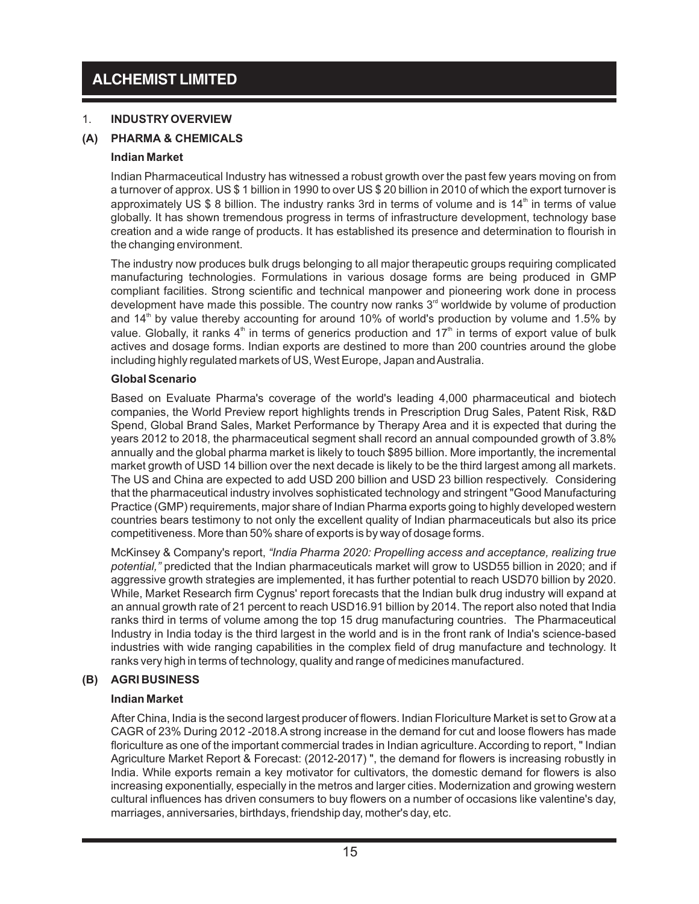## 1. INDUSTRY OVERVIEW

### (A) PHARMA & CHEMICALS

**Indian Market**

Indian Pharmaceutical Industry has witnessed a robust growth over the past few years moving on from a turnover of approx. US $ 1 billion in 1990 to over US $ 20 billion in 2010 of which the export turnover is approximately US $ 8 billion. The industry ranks 3rd in terms of volume and is 14th in terms of value globally. It has shown tremendous progress in terms of infrastructure development, technology base creation and a wide range of products. It has established its presence and determination to flourish in the changing environment.

The industry now produces bulk drugs belonging to all major therapeutic groups requiring complicated manufacturing technologies. Formulations in various dosage forms are being produced in GMP compliant facilities. Strong scientific and technical manpower and pioneering work done in process development have made this possible. The country now ranks 3rd worldwide by volume of production and 14th by value thereby accounting for around 10% of world's production by volume and 1.5% by value. Globally, it ranks 4th in terms of generics production and 17th in terms of export value of bulk actives and dosage forms. Indian exports are destined to more than 200 countries around the globe including highly regulated markets of US, West Europe, Japan and Australia.

**Global Scenario**

Based on Evaluate Pharma's coverage of the world's leading 4,000 pharmaceutical and biotech companies, the World Preview report highlights trends in Prescription Drug Sales, Patent Risk, R&D Spend, Global Brand Sales, Market Performance by Therapy Area and it is expected that during the years 2012 to 2018, the pharmaceutical segment shall record an annual compounded growth of 3.8% annually and the global pharma market is likely to touch $895 billion. More importantly, the incremental market growth of USD 14 billion over the next decade is likely to be the third largest among all markets. The US and China are expected to add USD 200 billion and USD 23 billion respectively. Considering that the pharmaceutical industry involves sophisticated technology and stringent "Good Manufacturing Practice (GMP) requirements, major share of Indian Pharma exports going to highly developed western countries bears testimony to not only the excellent quality of Indian pharmaceuticals but also its price competitiveness. More than 50% share of exports is by way of dosage forms.

McKinsey & Company's report, *"India Pharma 2020: Propelling access and acceptance, realizing true potential,"* predicted that the Indian pharmaceuticals market will grow to USD55 billion in 2020; and if aggressive growth strategies are implemented, it has further potential to reach USD70 billion by 2020. While, Market Research firm Cygnus' report forecasts that the Indian bulk drug industry will expand at an annual growth rate of 21 percent to reach USD16.91 billion by 2014. The report also noted that India ranks third in terms of volume among the top 15 drug manufacturing countries. The Pharmaceutical Industry in India today is the third largest in the world and is in the front rank of India's science-based industries with wide ranging capabilities in the complex field of drug manufacture and technology. It ranks very high in terms of technology, quality and range of medicines manufactured.

### (B) AGRI BUSINESS

**Indian Market**

After China, India is the second largest producer of flowers. Indian Floriculture Market is set to Grow at a CAGR of 23% During 2012 -2018.A strong increase in the demand for cut and loose flowers has made floriculture as one of the important commercial trades in Indian agriculture. According to report, " Indian Agriculture Market Report & Forecast: (2012-2017) ", the demand for flowers is increasing robustly in India. While exports remain a key motivator for cultivators, the domestic demand for flowers is also increasing exponentially, especially in the metros and larger cities. Modernization and growing western cultural influences has driven consumers to buy flowers on a number of occasions like valentine's day, marriages, anniversaries, birthdays, friendship day, mother's day, etc.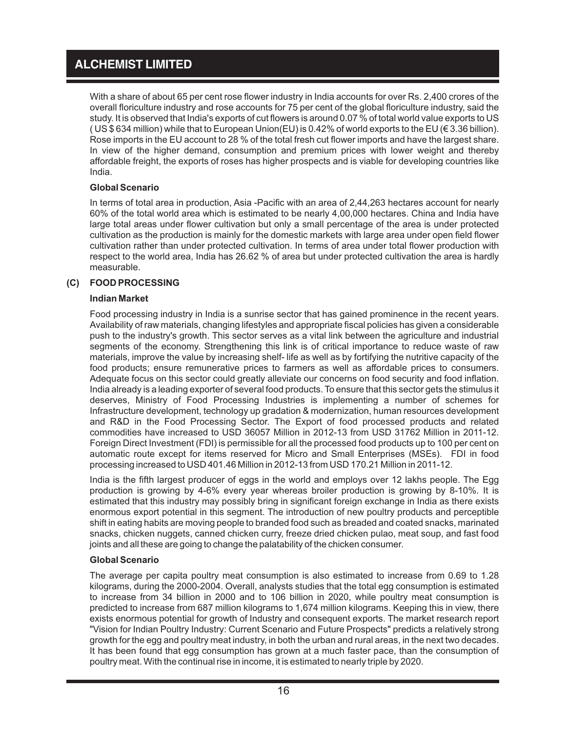With a share of about 65 per cent rose flower industry in India accounts for over Rs. 2,400 crores of the overall floriculture industry and rose accounts for 75 per cent of the global floriculture industry, said the study. It is observed that India's exports of cut flowers is around 0.07 % of total world value exports to US ( US $ 634 million) while that to European Union(EU) is 0.42% of world exports to the EU (€ 3.36 billion). Rose imports in the EU account to 28 % of the total fresh cut flower imports and have the largest share. In view of the higher demand, consumption and premium prices with lower weight and thereby affordable freight, the exports of roses has higher prospects and is viable for developing countries like India.

**Global Scenario**

In terms of total area in production, Asia -Pacific with an area of 2,44,263 hectares account for nearly 60% of the total world area which is estimated to be nearly 4,00,000 hectares. China and India have large total areas under flower cultivation but only a small percentage of the area is under protected cultivation as the production is mainly for the domestic markets with large area under open field flower cultivation rather than under protected cultivation. In terms of area under total flower production with respect to the world area, India has 26.62 % of area but under protected cultivation the area is hardly measurable.

## (C) FOOD PROCESSING

**Indian Market**

Food processing industry in India is a sunrise sector that has gained prominence in the recent years. Availability of raw materials, changing lifestyles and appropriate fiscal policies has given a considerable push to the industry's growth. This sector serves as a vital link between the agriculture and industrial segments of the economy. Strengthening this link is of critical importance to reduce waste of raw materials, improve the value by increasing shelf- life as well as by fortifying the nutritive capacity of the food products; ensure remunerative prices to farmers as well as affordable prices to consumers. Adequate focus on this sector could greatly alleviate our concerns on food security and food inflation. India already is a leading exporter of several food products. To ensure that this sector gets the stimulus it deserves, Ministry of Food Processing Industries is implementing a number of schemes for Infrastructure development, technology up gradation & modernization, human resources development and R&D in the Food Processing Sector. The Export of food processed products and related commodities have increased to USD 36057 Million in 2012-13 from USD 31762 Million in 2011-12. Foreign Direct Investment (FDI) is permissible for all the processed food products up to 100 per cent on automatic route except for items reserved for Micro and Small Enterprises (MSEs). FDI in food processing increased to USD 401.46 Million in 2012-13 from USD 170.21 Million in 2011-12.

India is the fifth largest producer of eggs in the world and employs over 12 lakhs people. The Egg production is growing by 4-6% every year whereas broiler production is growing by 8-10%. It is estimated that this industry may possibly bring in significant foreign exchange in India as there exists enormous export potential in this segment. The introduction of new poultry products and perceptible shift in eating habits are moving people to branded food such as breaded and coated snacks, marinated snacks, chicken nuggets, canned chicken curry, freeze dried chicken pulao, meat soup, and fast food joints and all these are going to change the palatability of the chicken consumer.

**Global Scenario**

The average per capita poultry meat consumption is also estimated to increase from 0.69 to 1.28 kilograms, during the 2000-2004. Overall, analysts studies that the total egg consumption is estimated to increase from 34 billion in 2000 and to 106 billion in 2020, while poultry meat consumption is predicted to increase from 687 million kilograms to 1,674 million kilograms. Keeping this in view, there exists enormous potential for growth of Industry and consequent exports. The market research report "Vision for Indian Poultry Industry: Current Scenario and Future Prospects" predicts a relatively strong growth for the egg and poultry meat industry, in both the urban and rural areas, in the next two decades. It has been found that egg consumption has grown at a much faster pace, than the consumption of poultry meat. With the continual rise in income, it is estimated to nearly triple by 2020.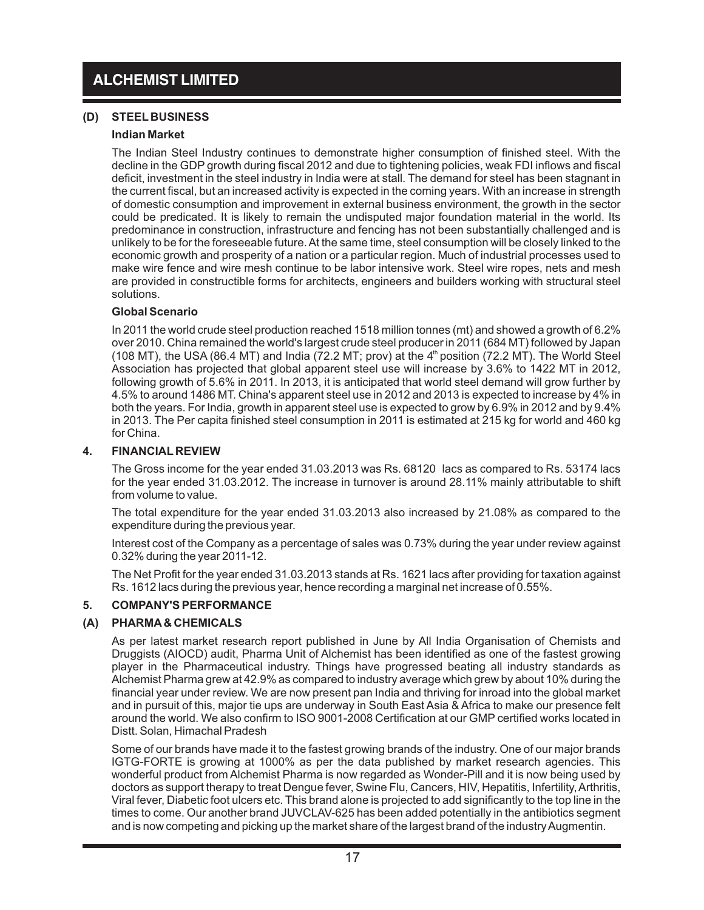## (D) STEEL BUSINESS

### Indian Market

The Indian Steel Industry continues to demonstrate higher consumption of finished steel. With the decline in the GDP growth during fiscal 2012 and due to tightening policies, weak FDI inflows and fiscal deficit, investment in the steel industry in India were at stall. The demand for steel has been stagnant in the current fiscal, but an increased activity is expected in the coming years. With an increase in strength of domestic consumption and improvement in external business environment, the growth in the sector could be predicated. It is likely to remain the undisputed major foundation material in the world. Its predominance in construction, infrastructure and fencing has not been substantially challenged and is unlikely to be for the foreseeable future. At the same time, steel consumption will be closely linked to the economic growth and prosperity of a nation or a particular region. Much of industrial processes used to make wire fence and wire mesh continue to be labor intensive work. Steel wire ropes, nets and mesh are provided in constructible forms for architects, engineers and builders working with structural steel solutions.

### Global Scenario

In 2011 the world crude steel production reached 1518 million tonnes (mt) and showed a growth of 6.2% over 2010. China remained the world's largest crude steel producer in 2011 (684 MT) followed by Japan (108 MT), the USA (86.4 MT) and India (72.2 MT; prov) at the 4th position (72.2 MT). The World Steel Association has projected that global apparent steel use will increase by 3.6% to 1422 MT in 2012, following growth of 5.6% in 2011. In 2013, it is anticipated that world steel demand will grow further by 4.5% to around 1486 MT. China's apparent steel use in 2012 and 2013 is expected to increase by 4% in both the years. For India, growth in apparent steel use is expected to grow by 6.9% in 2012 and by 9.4% in 2013. The Per capita finished steel consumption in 2011 is estimated at 215 kg for world and 460 kg for China.

## 4. FINANCIAL REVIEW

The Gross income for the year ended 31.03.2013 was Rs. 68120 lacs as compared to Rs. 53174 lacs for the year ended 31.03.2012. The increase in turnover is around 28.11% mainly attributable to shift from volume to value.

The total expenditure for the year ended 31.03.2013 also increased by 21.08% as compared to the expenditure during the previous year.

Interest cost of the Company as a percentage of sales was 0.73% during the year under review against 0.32% during the year 2011-12.

The Net Profit for the year ended 31.03.2013 stands at Rs. 1621 lacs after providing for taxation against Rs. 1612 lacs during the previous year, hence recording a marginal net increase of 0.55%.

## 5. COMPANY'S PERFORMANCE

## (A) PHARMA & CHEMICALS

As per latest market research report published in June by All India Organisation of Chemists and Druggists (AIOCD) audit, Pharma Unit of Alchemist has been identified as one of the fastest growing player in the Pharmaceutical industry. Things have progressed beating all industry standards as Alchemist Pharma grew at 42.9% as compared to industry average which grew by about 10% during the financial year under review. We are now present pan India and thriving for inroad into the global market and in pursuit of this, major tie ups are underway in South East Asia & Africa to make our presence felt around the world. We also confirm to ISO 9001-2008 Certification at our GMP certified works located in Distt. Solan, Himachal Pradesh

Some of our brands have made it to the fastest growing brands of the industry. One of our major brands IGTG-FORTE is growing at 1000% as per the data published by market research agencies. This wonderful product from Alchemist Pharma is now regarded as Wonder-Pill and it is now being used by doctors as support therapy to treat Dengue fever, Swine Flu, Cancers, HIV, Hepatitis, Infertility, Arthritis, Viral fever, Diabetic foot ulcers etc. This brand alone is projected to add significantly to the top line in the times to come. Our another brand JUVCLAV-625 has been added potentially in the antibiotics segment and is now competing and picking up the market share of the largest brand of the industry Augmentin.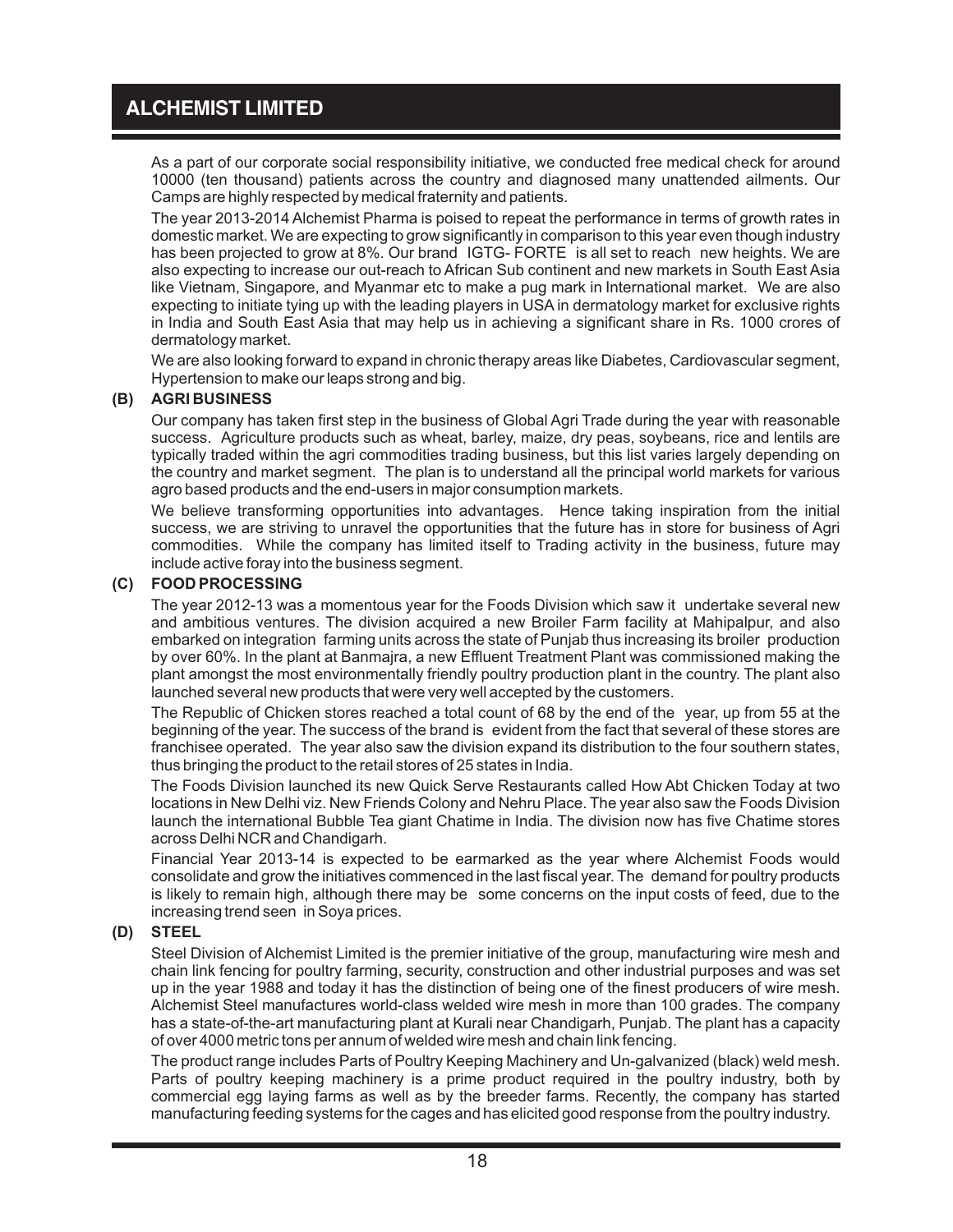As a part of our corporate social responsibility initiative, we conducted free medical check for around 10000 (ten thousand) patients across the country and diagnosed many unattended ailments. Our Camps are highly respected by medical fraternity and patients.

The year 2013-2014 Alchemist Pharma is poised to repeat the performance in terms of growth rates in domestic market. We are expecting to grow significantly in comparison to this year even though industry has been projected to grow at 8%. Our brand IGTG- FORTE is all set to reach new heights. We are also expecting to increase our out-reach to African Sub continent and new markets in South East Asia like Vietnam, Singapore, and Myanmar etc to make a pug mark in International market. We are also expecting to initiate tying up with the leading players in USA in dermatology market for exclusive rights in India and South East Asia that may help us in achieving a significant share in Rs. 1000 crores of dermatology market.

We are also looking forward to expand in chronic therapy areas like Diabetes, Cardiovascular segment, Hypertension to make our leaps strong and big.

**(B) AGRI BUSINESS**

Our company has taken first step in the business of Global Agri Trade during the year with reasonable success. Agriculture products such as wheat, barley, maize, dry peas, soybeans, rice and lentils are typically traded within the agri commodities trading business, but this list varies largely depending on the country and market segment. The plan is to understand all the principal world markets for various agro based products and the end-users in major consumption markets.

We believe transforming opportunities into advantages. Hence taking inspiration from the initial success, we are striving to unravel the opportunities that the future has in store for business of Agri commodities. While the company has limited itself to Trading activity in the business, future may include active foray into the business segment.

**(C) FOOD PROCESSING**

The year 2012-13 was a momentous year for the Foods Division which saw it undertake several new and ambitious ventures. The division acquired a new Broiler Farm facility at Mahipalpur, and also embarked on integration farming units across the state of Punjab thus increasing its broiler production by over 60%. In the plant at Banmajra, a new Effluent Treatment Plant was commissioned making the plant amongst the most environmentally friendly poultry production plant in the country. The plant also launched several new products that were very well accepted by the customers.

The Republic of Chicken stores reached a total count of 68 by the end of the year, up from 55 at the beginning of the year. The success of the brand is evident from the fact that several of these stores are franchisee operated. The year also saw the division expand its distribution to the four southern states, thus bringing the product to the retail stores of 25 states in India.

The Foods Division launched its new Quick Serve Restaurants called How Abt Chicken Today at two locations in New Delhi viz. New Friends Colony and Nehru Place. The year also saw the Foods Division launch the international Bubble Tea giant Chatime in India. The division now has five Chatime stores across Delhi NCR and Chandigarh.

Financial Year 2013-14 is expected to be earmarked as the year where Alchemist Foods would consolidate and grow the initiatives commenced in the last fiscal year. The demand for poultry products is likely to remain high, although there may be some concerns on the input costs of feed, due to the increasing trend seen in Soya prices.

**(D) STEEL**

Steel Division of Alchemist Limited is the premier initiative of the group, manufacturing wire mesh and chain link fencing for poultry farming, security, construction and other industrial purposes and was set up in the year 1988 and today it has the distinction of being one of the finest producers of wire mesh. Alchemist Steel manufactures world-class welded wire mesh in more than 100 grades. The company has a state-of-the-art manufacturing plant at Kurali near Chandigarh, Punjab. The plant has a capacity of over 4000 metric tons per annum of welded wire mesh and chain link fencing.

The product range includes Parts of Poultry Keeping Machinery and Un-galvanized (black) weld mesh. Parts of poultry keeping machinery is a prime product required in the poultry industry, both by commercial egg laying farms as well as by the breeder farms. Recently, the company has started manufacturing feeding systems for the cages and has elicited good response from the poultry industry.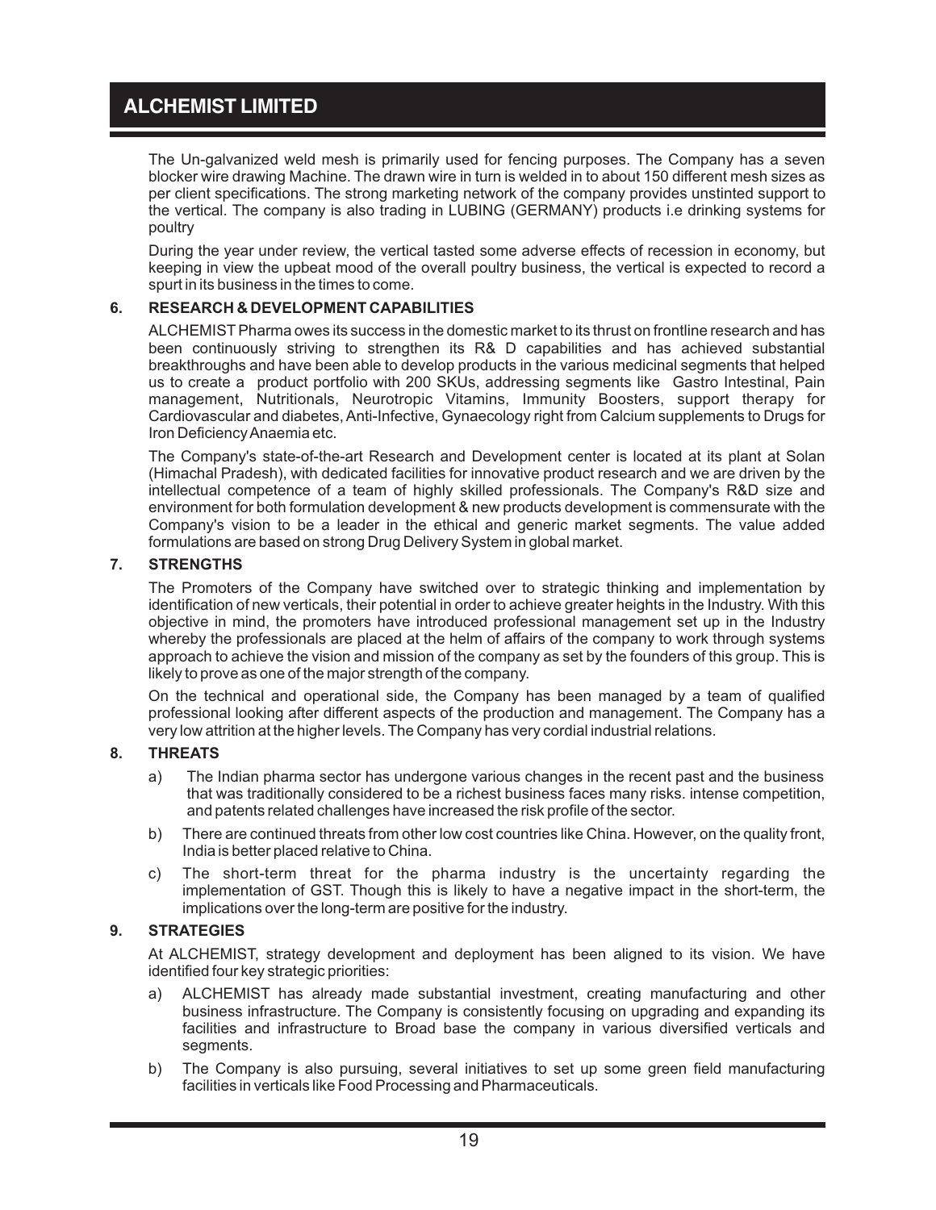The Un-galvanized weld mesh is primarily used for fencing purposes. The Company has a seven blocker wire drawing Machine. The drawn wire in turn is welded in to about 150 different mesh sizes as per client specifications. The strong marketing network of the company provides unstinted support to the vertical. The company is also trading in LUBING (GERMANY) products i.e drinking systems for poultry

During the year under review, the vertical tasted some adverse effects of recession in economy, but keeping in view the upbeat mood of the overall poultry business, the vertical is expected to record a spurt in its business in the times to come.

## 6. RESEARCH & DEVELOPMENT CAPABILITIES

ALCHEMIST Pharma owes its success in the domestic market to its thrust on frontline research and has been continuously striving to strengthen its R& D capabilities and has achieved substantial breakthroughs and have been able to develop products in the various medicinal segments that helped us to create a product portfolio with 200 SKUs, addressing segments like Gastro Intestinal, Pain management, Nutritionals, Neurotropic Vitamins, Immunity Boosters, support therapy for Cardiovascular and diabetes, Anti-Infective, Gynaecology right from Calcium supplements to Drugs for Iron Deficiency Anaemia etc.

The Company's state-of-the-art Research and Development center is located at its plant at Solan (Himachal Pradesh), with dedicated facilities for innovative product research and we are driven by the intellectual competence of a team of highly skilled professionals. The Company's R&D size and environment for both formulation development & new products development is commensurate with the Company's vision to be a leader in the ethical and generic market segments. The value added formulations are based on strong Drug Delivery System in global market.

## 7. STRENGTHS

The Promoters of the Company have switched over to strategic thinking and implementation by identification of new verticals, their potential in order to achieve greater heights in the Industry. With this objective in mind, the promoters have introduced professional management set up in the Industry whereby the professionals are placed at the helm of affairs of the company to work through systems approach to achieve the vision and mission of the company as set by the founders of this group. This is likely to prove as one of the major strength of the company.

On the technical and operational side, the Company has been managed by a team of qualified professional looking after different aspects of the production and management. The Company has a very low attrition at the higher levels. The Company has very cordial industrial relations.

## 8. THREATS

a) The Indian pharma sector has undergone various changes in the recent past and the business that was traditionally considered to be a richest business faces many risks. intense competition, and patents related challenges have increased the risk profile of the sector.

b) There are continued threats from other low cost countries like China. However, on the quality front, India is better placed relative to China.

c) The short-term threat for the pharma industry is the uncertainty regarding the implementation of GST. Though this is likely to have a negative impact in the short-term, the implications over the long-term are positive for the industry.

## 9. STRATEGIES

At ALCHEMIST, strategy development and deployment has been aligned to its vision. We have identified four key strategic priorities:

a) ALCHEMIST has already made substantial investment, creating manufacturing and other business infrastructure. The Company is consistently focusing on upgrading and expanding its facilities and infrastructure to Broad base the company in various diversified verticals and segments.

b) The Company is also pursuing, several initiatives to set up some green field manufacturing facilities in verticals like Food Processing and Pharmaceuticals.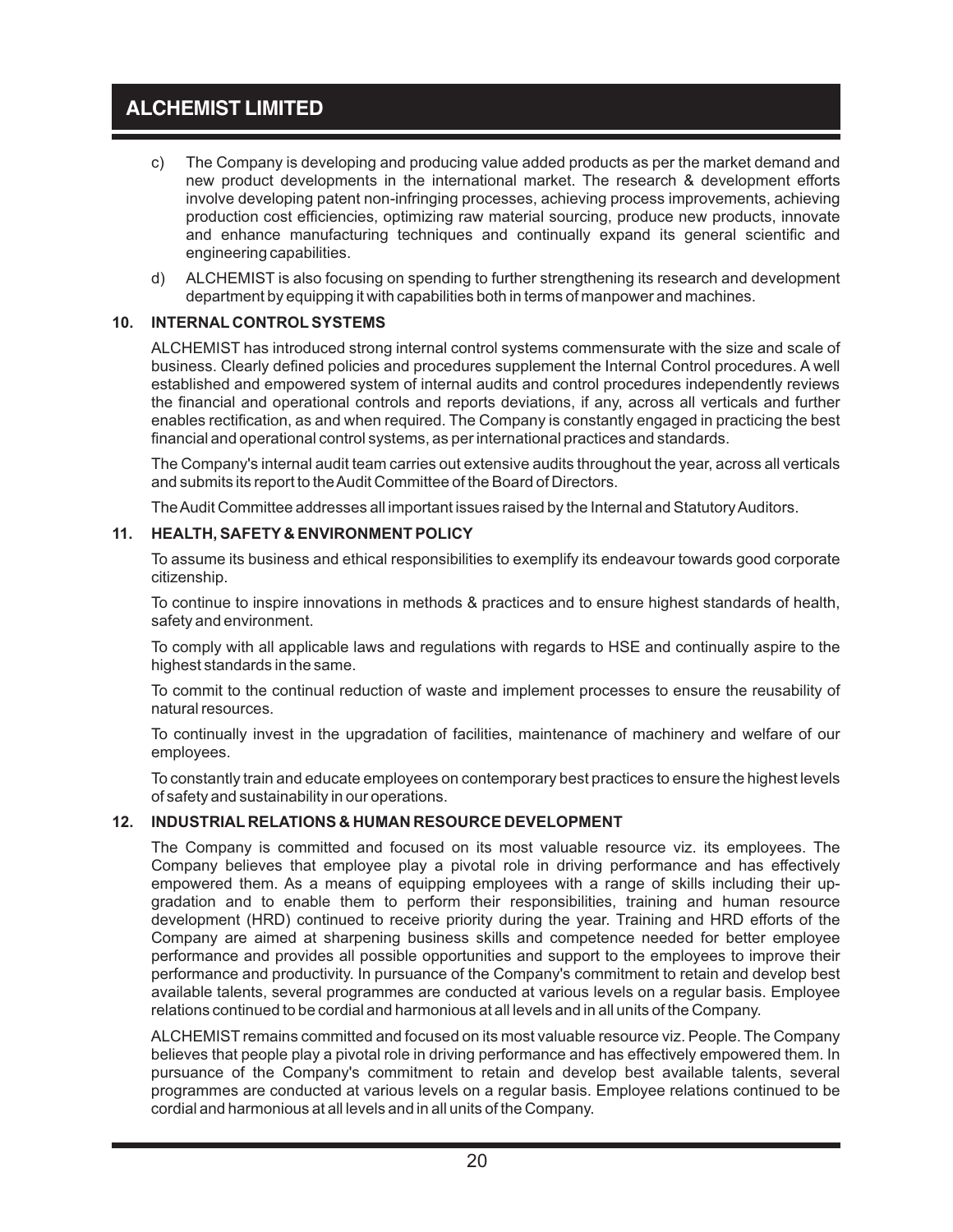c) The Company is developing and producing value added products as per the market demand and new product developments in the international market. The research & development efforts involve developing patent non-infringing processes, achieving process improvements, achieving production cost efficiencies, optimizing raw material sourcing, produce new products, innovate and enhance manufacturing techniques and continually expand its general scientific and engineering capabilities.

d) ALCHEMIST is also focusing on spending to further strengthening its research and development department by equipping it with capabilities both in terms of manpower and machines.

## 10. INTERNAL CONTROL SYSTEMS

ALCHEMIST has introduced strong internal control systems commensurate with the size and scale of business. Clearly defined policies and procedures supplement the Internal Control procedures. A well established and empowered system of internal audits and control procedures independently reviews the financial and operational controls and reports deviations, if any, across all verticals and further enables rectification, as and when required. The Company is constantly engaged in practicing the best financial and operational control systems, as per international practices and standards.

The Company's internal audit team carries out extensive audits throughout the year, across all verticals and submits its report to the Audit Committee of the Board of Directors.

The Audit Committee addresses all important issues raised by the Internal and Statutory Auditors.

## 11. HEALTH, SAFETY & ENVIRONMENT POLICY

To assume its business and ethical responsibilities to exemplify its endeavour towards good corporate citizenship.

To continue to inspire innovations in methods & practices and to ensure highest standards of health, safety and environment.

To comply with all applicable laws and regulations with regards to HSE and continually aspire to the highest standards in the same.

To commit to the continual reduction of waste and implement processes to ensure the reusability of natural resources.

To continually invest in the upgradation of facilities, maintenance of machinery and welfare of our employees.

To constantly train and educate employees on contemporary best practices to ensure the highest levels of safety and sustainability in our operations.

## 12. INDUSTRIAL RELATIONS & HUMAN RESOURCE DEVELOPMENT

The Company is committed and focused on its most valuable resource viz. its employees. The Company believes that employee play a pivotal role in driving performance and has effectively empowered them. As a means of equipping employees with a range of skills including their up-gradation and to enable them to perform their responsibilities, training and human resource development (HRD) continued to receive priority during the year. Training and HRD efforts of the Company are aimed at sharpening business skills and competence needed for better employee performance and provides all possible opportunities and support to the employees to improve their performance and productivity. In pursuance of the Company's commitment to retain and develop best available talents, several programmes are conducted at various levels on a regular basis. Employee relations continued to be cordial and harmonious at all levels and in all units of the Company.

ALCHEMIST remains committed and focused on its most valuable resource viz. People. The Company believes that people play a pivotal role in driving performance and has effectively empowered them. In pursuance of the Company's commitment to retain and develop best available talents, several programmes are conducted at various levels on a regular basis. Employee relations continued to be cordial and harmonious at all levels and in all units of the Company.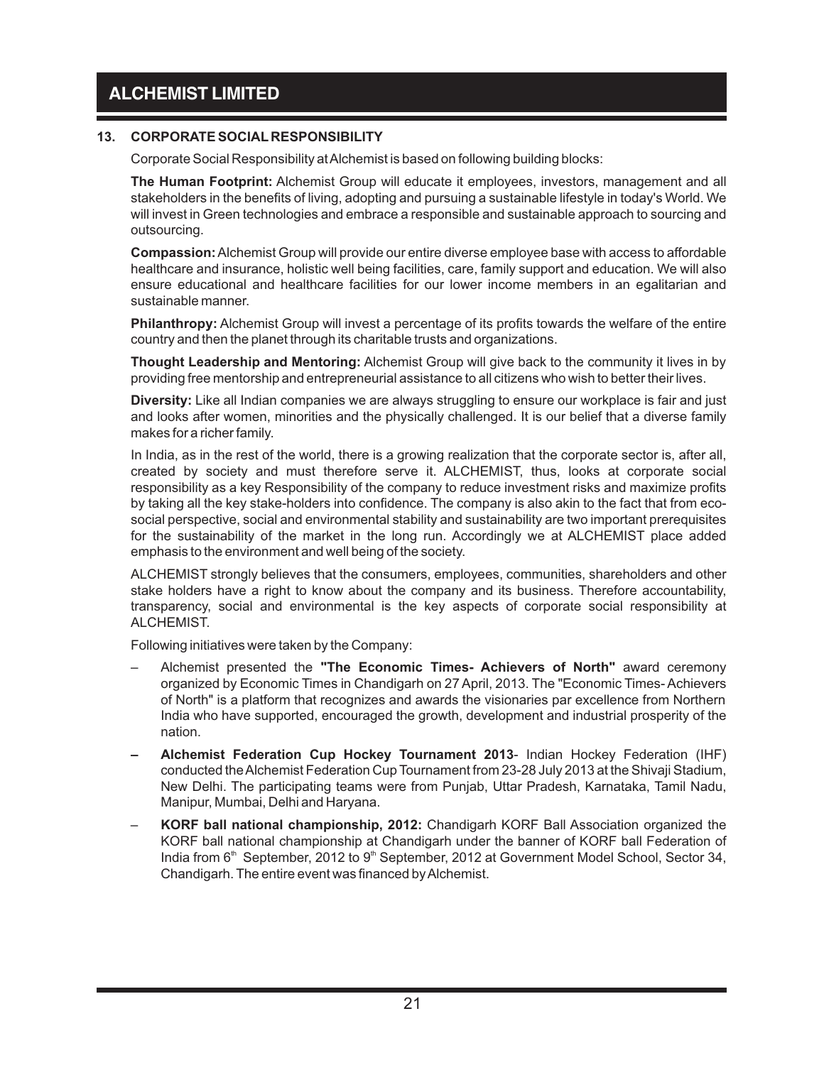## 13. CORPORATE SOCIAL RESPONSIBILITY

Corporate Social Responsibility at Alchemist is based on following building blocks:

**The Human Footprint:** Alchemist Group will educate it employees, investors, management and all stakeholders in the benefits of living, adopting and pursuing a sustainable lifestyle in today's World. We will invest in Green technologies and embrace a responsible and sustainable approach to sourcing and outsourcing.

**Compassion:** Alchemist Group will provide our entire diverse employee base with access to affordable healthcare and insurance, holistic well being facilities, care, family support and education. We will also ensure educational and healthcare facilities for our lower income members in an egalitarian and sustainable manner.

**Philanthropy:** Alchemist Group will invest a percentage of its profits towards the welfare of the entire country and then the planet through its charitable trusts and organizations.

**Thought Leadership and Mentoring:** Alchemist Group will give back to the community it lives in by providing free mentorship and entrepreneurial assistance to all citizens who wish to better their lives.

**Diversity:** Like all Indian companies we are always struggling to ensure our workplace is fair and just and looks after women, minorities and the physically challenged. It is our belief that a diverse family makes for a richer family.

In India, as in the rest of the world, there is a growing realization that the corporate sector is, after all, created by society and must therefore serve it. ALCHEMIST, thus, looks at corporate social responsibility as a key Responsibility of the company to reduce investment risks and maximize profits by taking all the key stake-holders into confidence. The company is also akin to the fact that from eco-social perspective, social and environmental stability and sustainability are two important prerequisites for the sustainability of the market in the long run. Accordingly we at ALCHEMIST place added emphasis to the environment and well being of the society.

ALCHEMIST strongly believes that the consumers, employees, communities, shareholders and other stake holders have a right to know about the company and its business. Therefore accountability, transparency, social and environmental is the key aspects of corporate social responsibility at ALCHEMIST.

Following initiatives were taken by the Company:

- Alchemist presented the **"The Economic Times- Achievers of North"** award ceremony organized by Economic Times in Chandigarh on 27 April, 2013. The "Economic Times- Achievers of North" is a platform that recognizes and awards the visionaries par excellence from Northern India who have supported, encouraged the growth, development and industrial prosperity of the nation.
- **Alchemist Federation Cup Hockey Tournament 2013**- Indian Hockey Federation (IHF) conducted the Alchemist Federation Cup Tournament from 23-28 July 2013 at the Shivaji Stadium, New Delhi. The participating teams were from Punjab, Uttar Pradesh, Karnataka, Tamil Nadu, Manipur, Mumbai, Delhi and Haryana.
- **KORF ball national championship, 2012:** Chandigarh KORF Ball Association organized the KORF ball national championship at Chandigarh under the banner of KORF ball Federation of India from 6th September, 2012 to 9th September, 2012 at Government Model School, Sector 34, Chandigarh. The entire event was financed by Alchemist.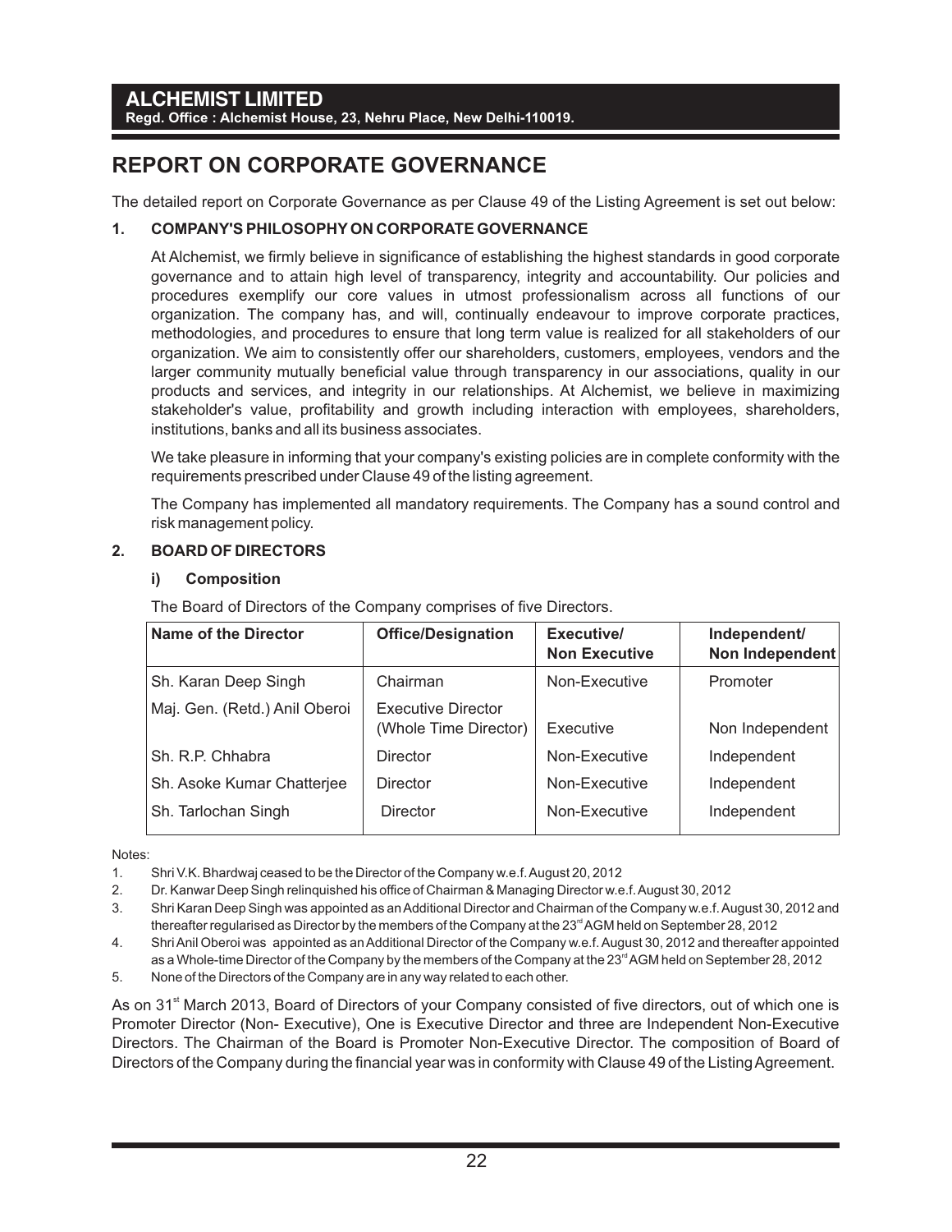**ALCHEMIST LIMITED**
**Regd. Office : Alchemist House, 23, Nehru Place, New Delhi-110019.**

# REPORT ON CORPORATE GOVERNANCE

The detailed report on Corporate Governance as per Clause 49 of the Listing Agreement is set out below:

## 1. COMPANY'S PHILOSOPHY ON CORPORATE GOVERNANCE

At Alchemist, we firmly believe in significance of establishing the highest standards in good corporate governance and to attain high level of transparency, integrity and accountability. Our policies and procedures exemplify our core values in utmost professionalism across all functions of our organization. The company has, and will, continually endeavour to improve corporate practices, methodologies, and procedures to ensure that long term value is realized for all stakeholders of our organization. We aim to consistently offer our shareholders, customers, employees, vendors and the larger community mutually beneficial value through transparency in our associations, quality in our products and services, and integrity in our relationships. At Alchemist, we believe in maximizing stakeholder's value, profitability and growth including interaction with employees, shareholders, institutions, banks and all its business associates.

We take pleasure in informing that your company's existing policies are in complete conformity with the requirements prescribed under Clause 49 of the listing agreement.

The Company has implemented all mandatory requirements. The Company has a sound control and risk management policy.

## 2. BOARD OF DIRECTORS

### i) Composition

The Board of Directors of the Company comprises of five Directors.

| Name of the Director | Office/Designation | Executive/ Non Executive | Independent/ Non Independent |
|---|---|---|---|
| Sh. Karan Deep Singh | Chairman | Non-Executive | Promoter |
| Maj. Gen. (Retd.) Anil Oberoi | Executive Director (Whole Time Director) | Executive | Non Independent |
| Sh. R.P. Chhabra | Director | Non-Executive | Independent |
| Sh. Asoke Kumar Chatterjee | Director | Non-Executive | Independent |
| Sh. Tarlochan Singh | Director | Non-Executive | Independent |

Notes:

1. Shri V.K. Bhardwaj ceased to be the Director of the Company w.e.f. August 20, 2012
2. Dr. Kanwar Deep Singh relinquished his office of Chairman & Managing Director w.e.f. August 30, 2012
3. Shri Karan Deep Singh was appointed as an Additional Director and Chairman of the Company w.e.f. August 30, 2012 and thereafter regularised as Director by the members of the Company at the 23rd AGM held on September 28, 2012
4. Shri Anil Oberoi was appointed as an Additional Director of the Company w.e.f. August 30, 2012 and thereafter appointed as a Whole-time Director of the Company by the members of the Company at the 23rd AGM held on September 28, 2012
5. None of the Directors of the Company are in any way related to each other.

As on 31st March 2013, Board of Directors of your Company consisted of five directors, out of which one is Promoter Director (Non- Executive), One is Executive Director and three are Independent Non-Executive Directors. The Chairman of the Board is Promoter Non-Executive Director. The composition of Board of Directors of the Company during the financial year was in conformity with Clause 49 of the Listing Agreement.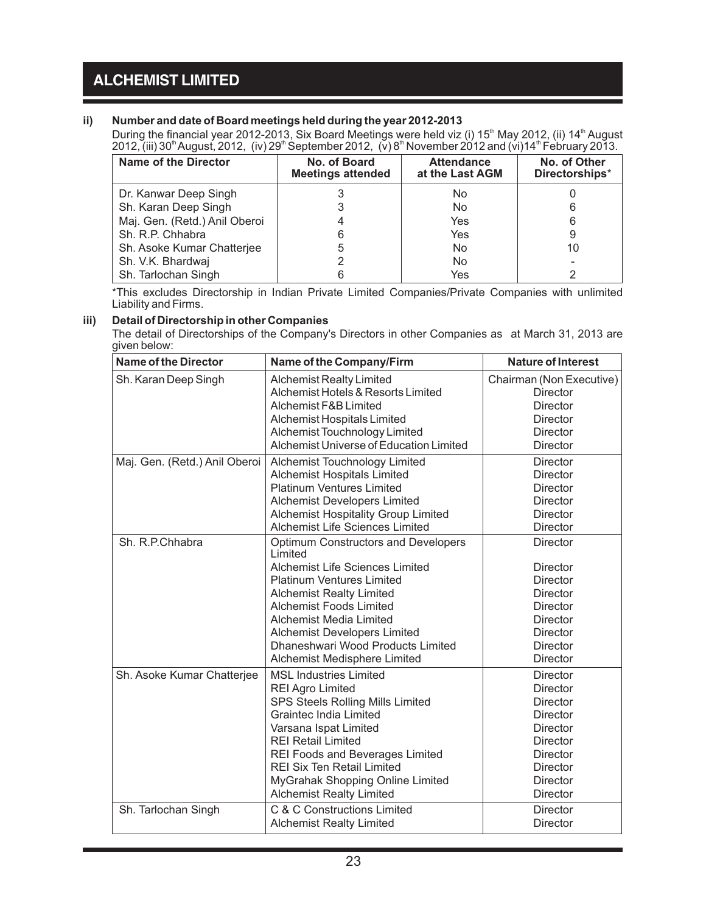### ii) Number and date of Board meetings held during the year 2012-2013

During the financial year 2012-2013, Six Board Meetings were held viz (i) 15th May 2012, (ii) 14th August 2012, (iii) 30th August, 2012, (iv) 29th September 2012, (v) 8th November 2012 and (vi)14th February 2013.

| Name of the Director | No. of Board Meetings attended | Attendance at the Last AGM | No. of Other Directorships* |
|---|---|---|---|
| Dr. Kanwar Deep Singh | 3 | No | 0 |
| Sh. Karan Deep Singh | 3 | No | 6 |
| Maj. Gen. (Retd.) Anil Oberoi | 4 | Yes | 6 |
| Sh. R.P. Chhabra | 6 | Yes | 9 |
| Sh. Asoke Kumar Chatterjee | 5 | No | 10 |
| Sh. V.K. Bhardwaj | 2 | No | - |
| Sh. Tarlochan Singh | 6 | Yes | 2 |

*This excludes Directorship in Indian Private Limited Companies/Private Companies with unlimited Liability and Firms.

### iii) Detail of Directorship in other Companies

The detail of Directorships of the Company's Directors in other Companies as at March 31, 2013 are given below:

| Name of the Director | Name of the Company/Firm | Nature of Interest |
|---|---|---|
| Sh. Karan Deep Singh | Alchemist Realty Limited | Chairman (Non Executive) |
| | Alchemist Hotels & Resorts Limited | Director |
| | Alchemist F&B Limited | Director |
| | Alchemist Hospitals Limited | Director |
| | Alchemist Touchnology Limited | Director |
| | Alchemist Universe of Education Limited | Director |
| Maj. Gen. (Retd.) Anil Oberoi | Alchemist Touchnology Limited | Director |
| | Alchemist Hospitals Limited | Director |
| | Platinum Ventures Limited | Director |
| | Alchemist Developers Limited | Director |
| | Alchemist Hospitality Group Limited | Director |
| | Alchemist Life Sciences Limited | Director |
| Sh. R.P.Chhabra | Optimum Constructors and Developers Limited | Director |
| | Alchemist Life Sciences Limited | Director |
| | Platinum Ventures Limited | Director |
| | Alchemist Realty Limited | Director |
| | Alchemist Foods Limited | Director |
| | Alchemist Media Limited | Director |
| | Alchemist Developers Limited | Director |
| | Dhaneshwari Wood Products Limited | Director |
| | Alchemist Medisphere Limited | Director |
| Sh. Asoke Kumar Chatterjee | MSL Industries Limited | Director |
| | REI Agro Limited | Director |
| | SPS Steels Rolling Mills Limited | Director |
| | Graintec India Limited | Director |
| | Varsana Ispat Limited | Director |
| | REI Retail Limited | Director |
| | REI Foods and Beverages Limited | Director |
| | REI Six Ten Retail Limited | Director |
| | MyGrahak Shopping Online Limited | Director |
| | Alchemist Realty Limited | Director |
| Sh. Tarlochan Singh | C & C Constructions Limited | Director |
| | Alchemist Realty Limited | Director |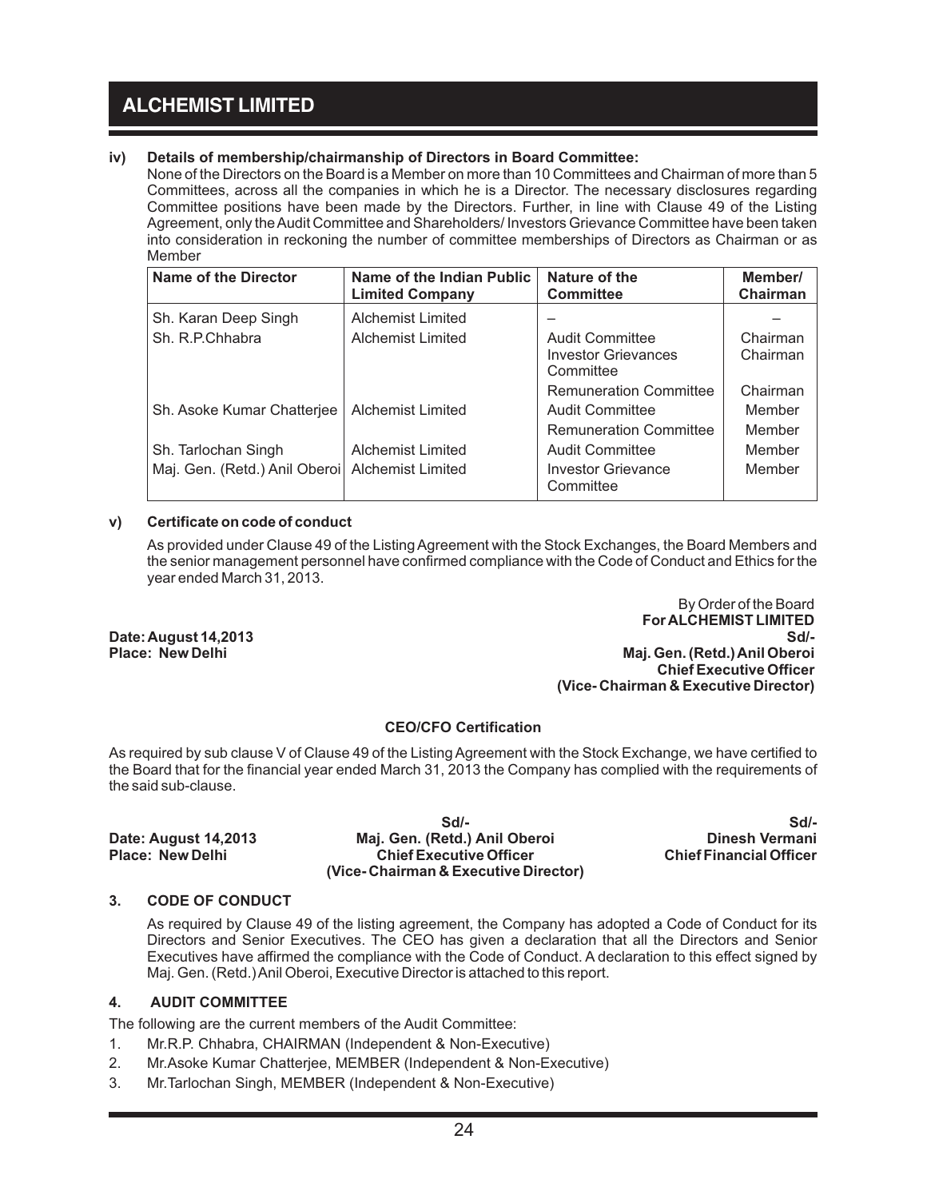**iv) Details of membership/chairmanship of Directors in Board Committee:**

None of the Directors on the Board is a Member on more than 10 Committees and Chairman of more than 5 Committees, across all the companies in which he is a Director. The necessary disclosures regarding Committee positions have been made by the Directors. Further, in line with Clause 49 of the Listing Agreement, only the Audit Committee and Shareholders/ Investors Grievance Committee have been taken into consideration in reckoning the number of committee memberships of Directors as Chairman or as Member

| Name of the Director | Name of the Indian Public Limited Company | Nature of the Committee | Member/ Chairman |
|---|---|---|---|
| Sh. Karan Deep Singh | Alchemist Limited | – | – |
| Sh. R.P.Chhabra | Alchemist Limited | Audit Committee | Chairman |
| | | Investor Grievances Committee | Chairman |
| | | Remuneration Committee | Chairman |
| Sh. Asoke Kumar Chatterjee | Alchemist Limited | Audit Committee | Member |
| | | Remuneration Committee | Member |
| Sh. Tarlochan Singh | Alchemist Limited | Audit Committee | Member |
| Maj. Gen. (Retd.) Anil Oberoi | Alchemist Limited | Investor Grievance Committee | Member |

**v) Certificate on code of conduct**

As provided under Clause 49 of the Listing Agreement with the Stock Exchanges, the Board Members and the senior management personnel have confirmed compliance with the Code of Conduct and Ethics for the year ended March 31, 2013.

By Order of the Board
**For ALCHEMIST LIMITED**
**Sd/-**
**Maj. Gen. (Retd.) Anil Oberoi**
**Chief Executive Officer**
**(Vice- Chairman & Executive Director)**

**Date: August 14,2013**
**Place: New Delhi**

**CEO/CFO Certification**

As required by sub clause V of Clause 49 of the Listing Agreement with the Stock Exchange, we have certified to the Board that for the financial year ended March 31, 2013 the Company has complied with the requirements of the said sub-clause.

**Date: August 14,2013**
**Place: New Delhi**

**Sd/-**
**Maj. Gen. (Retd.) Anil Oberoi**
**Chief Executive Officer**
**(Vice- Chairman & Executive Director)**

**Sd/-**
**Dinesh Vermani**
**Chief Financial Officer**

**3. CODE OF CONDUCT**

As required by Clause 49 of the listing agreement, the Company has adopted a Code of Conduct for its Directors and Senior Executives. The CEO has given a declaration that all the Directors and Senior Executives have affirmed the compliance with the Code of Conduct. A declaration to this effect signed by Maj. Gen. (Retd.) Anil Oberoi, Executive Director is attached to this report.

**4. AUDIT COMMITTEE**

The following are the current members of the Audit Committee:

1. Mr.R.P. Chhabra, CHAIRMAN (Independent & Non-Executive)
2. Mr.Asoke Kumar Chatterjee, MEMBER (Independent & Non-Executive)
3. Mr.Tarlochan Singh, MEMBER (Independent & Non-Executive)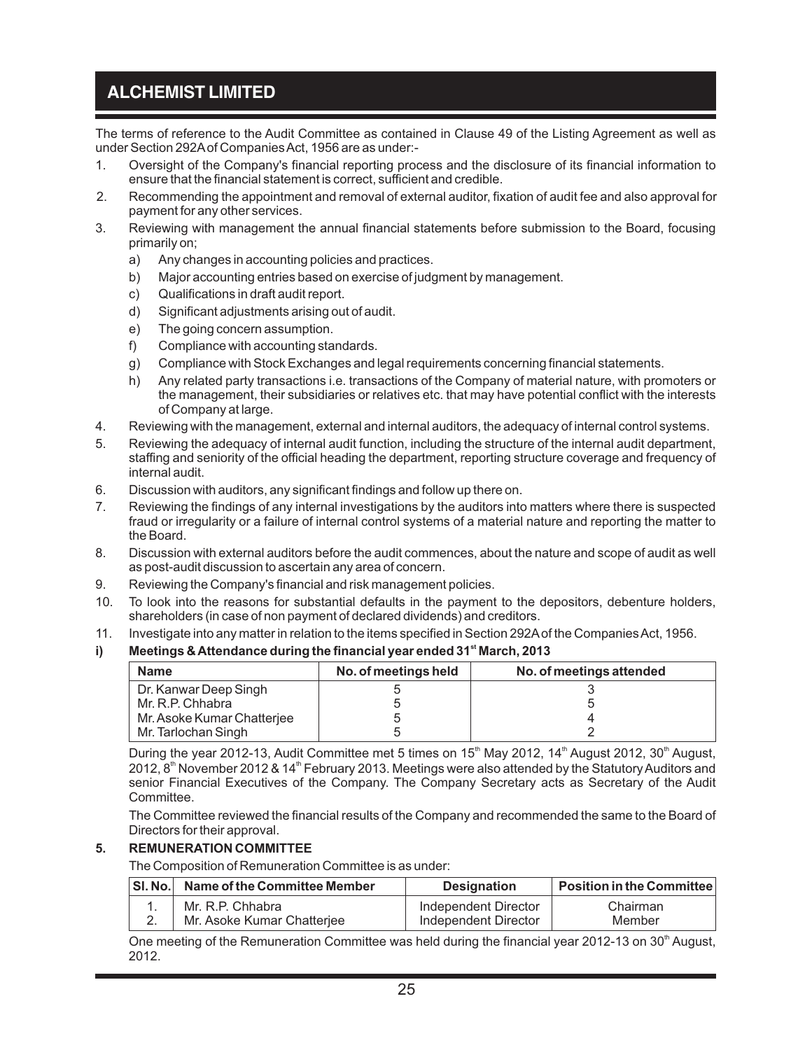The terms of reference to the Audit Committee as contained in Clause 49 of the Listing Agreement as well as under Section 292A of Companies Act, 1956 are as under:-

1. Oversight of the Company's financial reporting process and the disclosure of its financial information to ensure that the financial statement is correct, sufficient and credible.
2. Recommending the appointment and removal of external auditor, fixation of audit fee and also approval for payment for any other services.
3. Reviewing with management the annual financial statements before submission to the Board, focusing primarily on;
    a) Any changes in accounting policies and practices.
    b) Major accounting entries based on exercise of judgment by management.
    c) Qualifications in draft audit report.
    d) Significant adjustments arising out of audit.
    e) The going concern assumption.
    f) Compliance with accounting standards.
    g) Compliance with Stock Exchanges and legal requirements concerning financial statements.
    h) Any related party transactions i.e. transactions of the Company of material nature, with promoters or the management, their subsidiaries or relatives etc. that may have potential conflict with the interests of Company at large.
4. Reviewing with the management, external and internal auditors, the adequacy of internal control systems.
5. Reviewing the adequacy of internal audit function, including the structure of the internal audit department, staffing and seniority of the official heading the department, reporting structure coverage and frequency of internal audit.
6. Discussion with auditors, any significant findings and follow up there on.
7. Reviewing the findings of any internal investigations by the auditors into matters where there is suspected fraud or irregularity or a failure of internal control systems of a material nature and reporting the matter to the Board.
8. Discussion with external auditors before the audit commences, about the nature and scope of audit as well as post-audit discussion to ascertain any area of concern.
9. Reviewing the Company's financial and risk management policies.
10. To look into the reasons for substantial defaults in the payment to the depositors, debenture holders, shareholders (in case of non payment of declared dividends) and creditors.
11. Investigate into any matter in relation to the items specified in Section 292A of the Companies Act, 1956.

**i) Meetings & Attendance during the financial year ended 31st March, 2013**

| Name | No. of meetings held | No. of meetings attended |
|---|---|---|
| Dr. Kanwar Deep Singh | 5 | 3 |
| Mr. R.P. Chhabra | 5 | 5 |
| Mr. Asoke Kumar Chatterjee | 5 | 4 |
| Mr. Tarlochan Singh | 5 | 2 |

During the year 2012-13, Audit Committee met 5 times on 15th May 2012, 14th August 2012, 30th August, 2012, 8th November 2012 & 14th February 2013. Meetings were also attended by the Statutory Auditors and senior Financial Executives of the Company. The Company Secretary acts as Secretary of the Audit Committee.

The Committee reviewed the financial results of the Company and recommended the same to the Board of Directors for their approval.

**5. REMUNERATION COMMITTEE**

The Composition of Remuneration Committee is as under:

| Sl. No. | Name of the Committee Member | Designation | Position in the Committee |
|---|---|---|---|
| 1. | Mr. R.P. Chhabra | Independent Director | Chairman |
| 2. | Mr. Asoke Kumar Chatterjee | Independent Director | Member |

One meeting of the Remuneration Committee was held during the financial year 2012-13 on 30th August, 2012.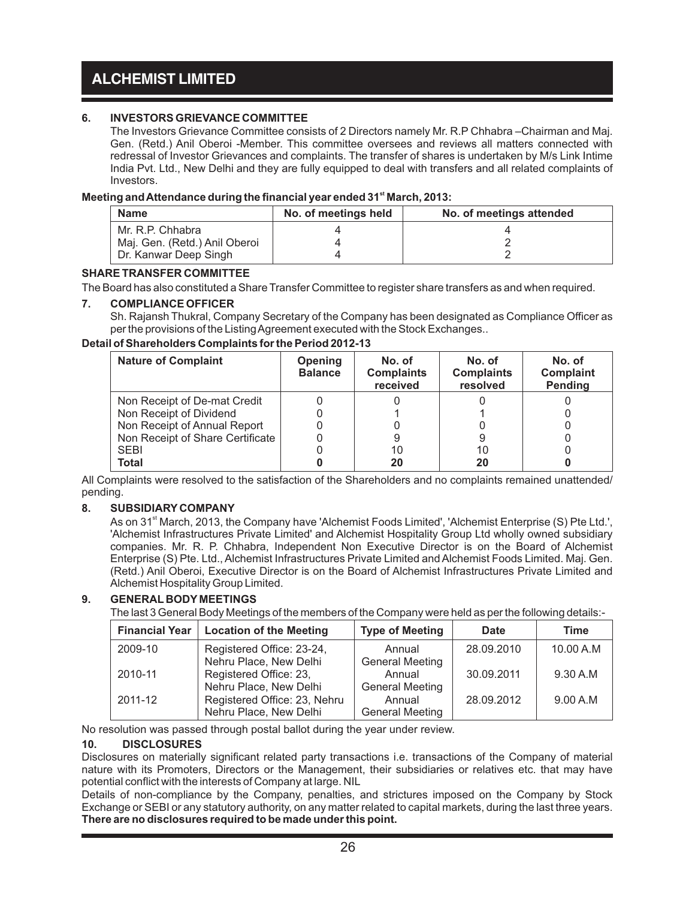## 6. INVESTORS GRIEVANCE COMMITTEE

The Investors Grievance Committee consists of 2 Directors namely Mr. R.P Chhabra –Chairman and Maj. Gen. (Retd.) Anil Oberoi -Member. This committee oversees and reviews all matters connected with redressal of Investor Grievances and complaints. The transfer of shares is undertaken by M/s Link Intime India Pvt. Ltd., New Delhi and they are fully equipped to deal with transfers and all related complaints of Investors.

**Meeting and Attendance during the financial year ended 31st March, 2013:**

| Name | No. of meetings held | No. of meetings attended |
|---|---|---|
| Mr. R.P. Chhabra | 4 | 4 |
| Maj. Gen. (Retd.) Anil Oberoi | 4 | 2 |
| Dr. Kanwar Deep Singh | 4 | 2 |

**SHARE TRANSFER COMMITTEE**

The Board has also constituted a Share Transfer Committee to register share transfers as and when required.

## 7. COMPLIANCE OFFICER

Sh. Rajansh Thukral, Company Secretary of the Company has been designated as Compliance Officer as per the provisions of the Listing Agreement executed with the Stock Exchanges..

**Detail of Shareholders Complaints for the Period 2012-13**

| Nature of Complaint | Opening Balance | No. of Complaints received | No. of Complaints resolved | No. of Complaint Pending |
|---|---|---|---|---|
| Non Receipt of De-mat Credit | 0 | 0 | 0 | 0 |
| Non Receipt of Dividend | 0 | 1 | 1 | 0 |
| Non Receipt of Annual Report | 0 | 0 | 0 | 0 |
| Non Receipt of Share Certificate | 0 | 9 | 9 | 0 |
| SEBI | 0 | 10 | 10 | 0 |
| **Total** | **0** | **20** | **20** | **0** |

All Complaints were resolved to the satisfaction of the Shareholders and no complaints remained unattended/ pending.

## 8. SUBSIDIARY COMPANY

As on 31st March, 2013, the Company have 'Alchemist Foods Limited', 'Alchemist Enterprise (S) Pte Ltd.', 'Alchemist Infrastructures Private Limited' and Alchemist Hospitality Group Ltd wholly owned subsidiary companies. Mr. R. P. Chhabra, Independent Non Executive Director is on the Board of Alchemist Enterprise (S) Pte. Ltd., Alchemist Infrastructures Private Limited and Alchemist Foods Limited. Maj. Gen. (Retd.) Anil Oberoi, Executive Director is on the Board of Alchemist Infrastructures Private Limited and Alchemist Hospitality Group Limited.

## 9. GENERAL BODY MEETINGS

The last 3 General Body Meetings of the members of the Company were held as per the following details:-

| Financial Year | Location of the Meeting | Type of Meeting | Date | Time |
|---|---|---|---|---|
| 2009-10 | Registered Office: 23-24, Nehru Place, New Delhi | Annual General Meeting | 28.09.2010 | 10.00 A.M |
| 2010-11 | Registered Office: 23, Nehru Place, New Delhi | Annual General Meeting | 30.09.2011 | 9.30 A.M |
| 2011-12 | Registered Office: 23, Nehru Place, New Delhi | Annual General Meeting | 28.09.2012 | 9.00 A.M |

No resolution was passed through postal ballot during the year under review.

## 10. DISCLOSURES

Disclosures on materially significant related party transactions i.e. transactions of the Company of material nature with its Promoters, Directors or the Management, their subsidiaries or relatives etc. that may have potential conflict with the interests of Company at large. NIL

Details of non-compliance by the Company, penalties, and strictures imposed on the Company by Stock Exchange or SEBI or any statutory authority, on any matter related to capital markets, during the last three years. **There are no disclosures required to be made under this point.**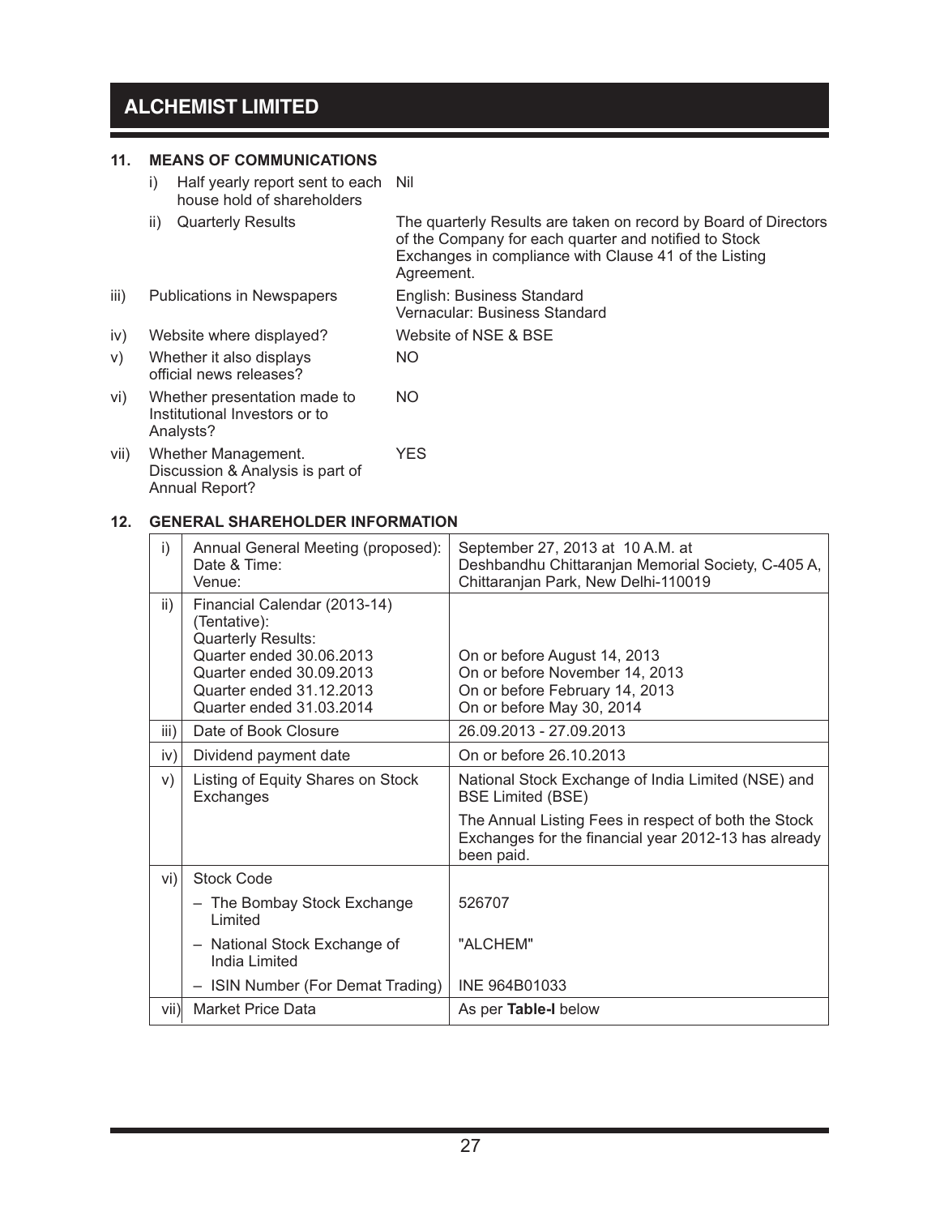## 11. MEANS OF COMMUNICATIONS

| | | |
|---|---|---|
| i) | Half yearly report sent to each house hold of shareholders | Nil |
| ii) | Quarterly Results | The quarterly Results are taken on record by Board of Directors of the Company for each quarter and notified to Stock Exchanges in compliance with Clause 41 of the Listing Agreement. |
| iii) | Publications in Newspapers | English: Business Standard<br>Vernacular: Business Standard |
| iv) | Website where displayed? | Website of NSE & BSE |
| v) | Whether it also displays official news releases? | NO |
| vi) | Whether presentation made to Institutional Investors or to Analysts? | NO |
| vii) | Whether Management. Discussion & Analysis is part of Annual Report? | YES |

## 12. GENERAL SHAREHOLDER INFORMATION

| | | |
|---|---|---|
| i) | Annual General Meeting (proposed):<br>Date & Time:<br>Venue: | September 27, 2013 at 10 A.M. at<br>Deshbandhu Chittaranjan Memorial Society, C-405 A, Chittaranjan Park, New Delhi-110019 |
| ii) | Financial Calendar (2013-14) (Tentative):<br>Quarterly Results:<br>Quarter ended 30.06.2013<br>Quarter ended 30.09.2013<br>Quarter ended 31.12.2013<br>Quarter ended 31.03.2014 | <br><br><br>On or before August 14, 2013<br>On or before November 14, 2013<br>On or before February 14, 2013<br>On or before May 30, 2014 |
| iii) | Date of Book Closure | 26.09.2013 - 27.09.2013 |
| iv) | Dividend payment date | On or before 26.10.2013 |
| v) | Listing of Equity Shares on Stock Exchanges | National Stock Exchange of India Limited (NSE) and BSE Limited (BSE)<br>The Annual Listing Fees in respect of both the Stock Exchanges for the financial year 2012-13 has already been paid. |
| vi) | Stock Code | |
| | – The Bombay Stock Exchange Limited | 526707 |
| | – National Stock Exchange of India Limited | "ALCHEM" |
| | – ISIN Number (For Demat Trading) | INE 964B01033 |
| vii) | Market Price Data | As per **Table-I** below |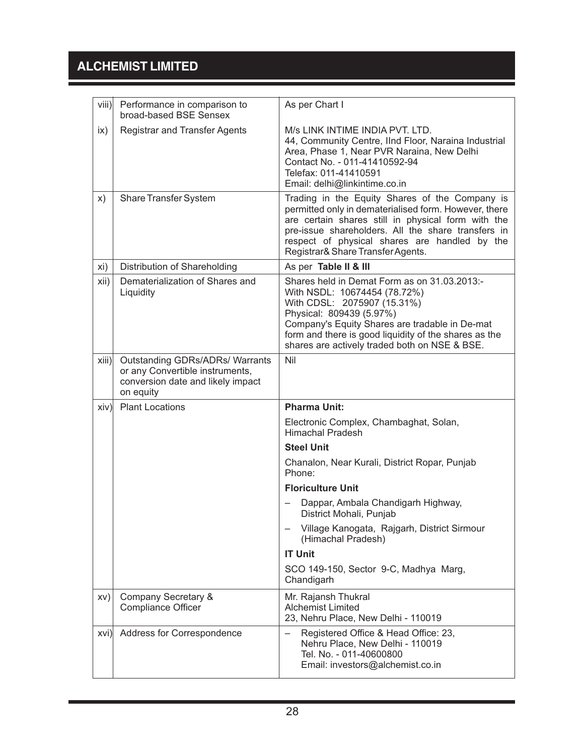| | | |
|---|---|---|
| viii) | Performance in comparison to broad-based BSE Sensex | As per Chart I |
| ix) | Registrar and Transfer Agents | M/s LINK INTIME INDIA PVT. LTD.<br>44, Community Centre, IInd Floor, Naraina Industrial Area, Phase 1, Near PVR Naraina, New Delhi<br>Contact No. - 011-41410592-94<br>Telefax: 011-41410591<br>Email: delhi@linkintime.co.in |
| x) | Share Transfer System | Trading in the Equity Shares of the Company is permitted only in dematerialised form. However, there are certain shares still in physical form with the pre-issue shareholders. All the share transfers in respect of physical shares are handled by the Registrar& Share Transfer Agents. |
| xi) | Distribution of Shareholding | As per **Table II & III** |
| xii) | Dematerialization of Shares and Liquidity | Shares held in Demat Form as on 31.03.2013:-<br>With NSDL: 10674454 (78.72%)<br>With CDSL: 2075907 (15.31%)<br>Physical: 809439 (5.97%)<br>Company's Equity Shares are tradable in De-mat form and there is good liquidity of the shares as the shares are actively traded both on NSE & BSE. |
| xiii) | Outstanding GDRs/ADRs/ Warrants or any Convertible instruments, conversion date and likely impact on equity | Nil |
| xiv) | Plant Locations | **Pharma Unit:**<br>Electronic Complex, Chambaghat, Solan, Himachal Pradesh<br>**Steel Unit**<br>Chanalon, Near Kurali, District Ropar, Punjab<br>Phone:<br>**Floriculture Unit**<br>– Dappar, Ambala Chandigarh Highway, District Mohali, Punjab<br>– Village Kanogata, Rajgarh, District Sirmour (Himachal Pradesh)<br>**IT Unit**<br>SCO 149-150, Sector 9-C, Madhya Marg, Chandigarh |
| xv) | Company Secretary & Compliance Officer | Mr. Rajansh Thukral<br>Alchemist Limited<br>23, Nehru Place, New Delhi - 110019 |
| xvi) | Address for Correspondence | – Registered Office & Head Office: 23, Nehru Place, New Delhi - 110019<br>Tel. No. - 011-40600800<br>Email: investors@alchemist.co.in |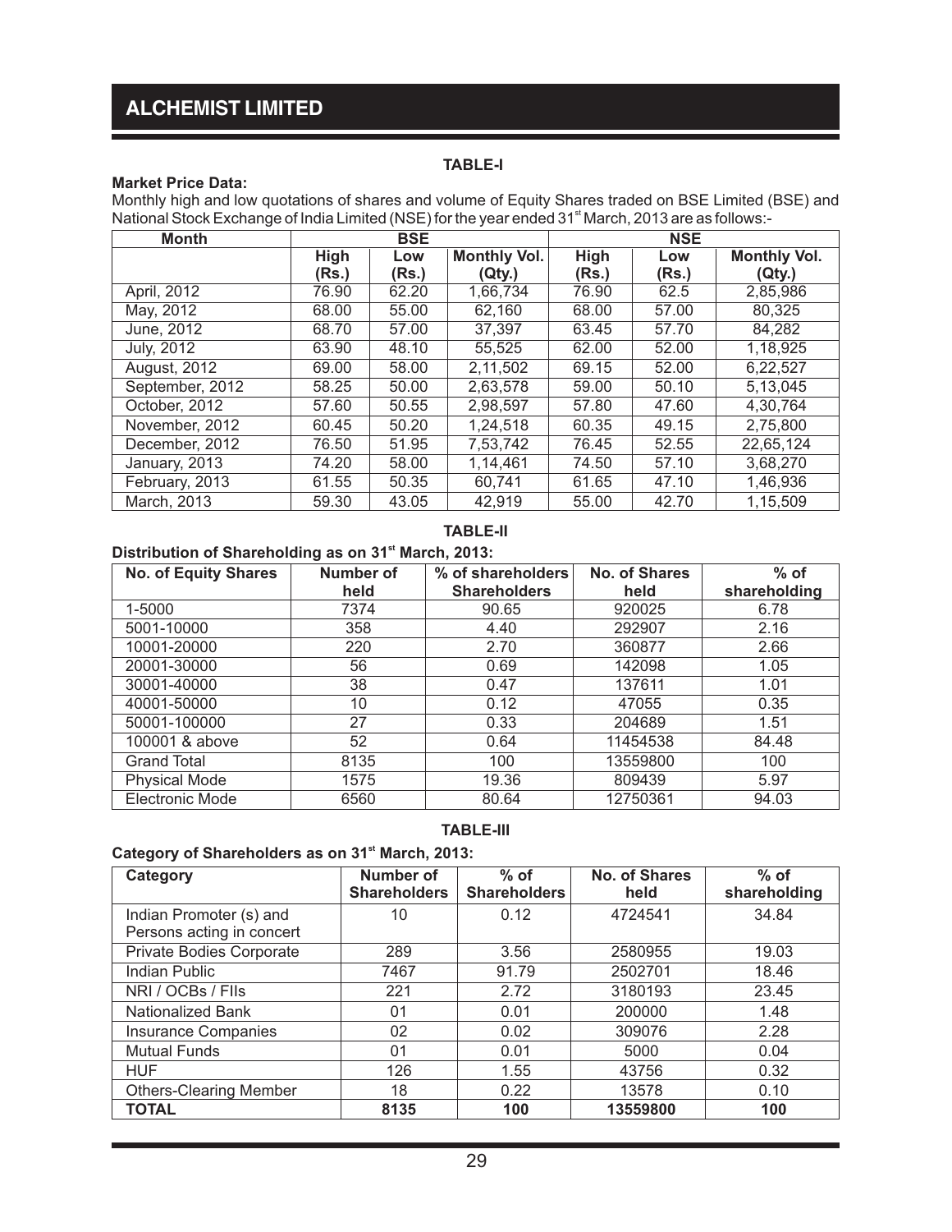### TABLE-I

**Market Price Data:**

Monthly high and low quotations of shares and volume of Equity Shares traded on BSE Limited (BSE) and National Stock Exchange of India Limited (NSE) for the year ended 31st March, 2013 are as follows:-

| Month | BSE | | | NSE | | |
|---|---|---|---|---|---|---|
| | High (Rs.) | Low (Rs.) | Monthly Vol. (Qty.) | High (Rs.) | Low (Rs.) | Monthly Vol. (Qty.) |
| April, 2012 | 76.90 | 62.20 | 1,66,734 | 76.90 | 62.5 | 2,85,986 |
| May, 2012 | 68.00 | 55.00 | 62,160 | 68.00 | 57.00 | 80,325 |
| June, 2012 | 68.70 | 57.00 | 37,397 | 63.45 | 57.70 | 84,282 |
| July, 2012 | 63.90 | 48.10 | 55,525 | 62.00 | 52.00 | 1,18,925 |
| August, 2012 | 69.00 | 58.00 | 2,11,502 | 69.15 | 52.00 | 6,22,527 |
| September, 2012 | 58.25 | 50.00 | 2,63,578 | 59.00 | 50.10 | 5,13,045 |
| October, 2012 | 57.60 | 50.55 | 2,98,597 | 57.80 | 47.60 | 4,30,764 |
| November, 2012 | 60.45 | 50.20 | 1,24,518 | 60.35 | 49.15 | 2,75,800 |
| December, 2012 | 76.50 | 51.95 | 7,53,742 | 76.45 | 52.55 | 22,65,124 |
| January, 2013 | 74.20 | 58.00 | 1,14,461 | 74.50 | 57.10 | 3,68,270 |
| February, 2013 | 61.55 | 50.35 | 60,741 | 61.65 | 47.10 | 1,46,936 |
| March, 2013 | 59.30 | 43.05 | 42,919 | 55.00 | 42.70 | 1,15,509 |

### TABLE-II

**Distribution of Shareholding as on 31st March, 2013:**

| No. of Equity Shares | Number of held | % of shareholders Shareholders | No. of Shares held | % of shareholding |
|---|---|---|---|---|
| 1-5000 | 7374 | 90.65 | 920025 | 6.78 |
| 5001-10000 | 358 | 4.40 | 292907 | 2.16 |
| 10001-20000 | 220 | 2.70 | 360877 | 2.66 |
| 20001-30000 | 56 | 0.69 | 142098 | 1.05 |
| 30001-40000 | 38 | 0.47 | 137611 | 1.01 |
| 40001-50000 | 10 | 0.12 | 47055 | 0.35 |
| 50001-100000 | 27 | 0.33 | 204689 | 1.51 |
| 100001 & above | 52 | 0.64 | 11454538 | 84.48 |
| Grand Total | 8135 | 100 | 13559800 | 100 |
| Physical Mode | 1575 | 19.36 | 809439 | 5.97 |
| Electronic Mode | 6560 | 80.64 | 12750361 | 94.03 |

### TABLE-III

**Category of Shareholders as on 31st March, 2013:**

| Category | Number of Shareholders | % of Shareholders | No. of Shares held | % of shareholding |
|---|---|---|---|---|
| Indian Promoter (s) and Persons acting in concert | 10 | 0.12 | 4724541 | 34.84 |
| Private Bodies Corporate | 289 | 3.56 | 2580955 | 19.03 |
| Indian Public | 7467 | 91.79 | 2502701 | 18.46 |
| NRI / OCBs / FIIs | 221 | 2.72 | 3180193 | 23.45 |
| Nationalized Bank | 01 | 0.01 | 200000 | 1.48 |
| Insurance Companies | 02 | 0.02 | 309076 | 2.28 |
| Mutual Funds | 01 | 0.01 | 5000 | 0.04 |
| HUF | 126 | 1.55 | 43756 | 0.32 |
| Others-Clearing Member | 18 | 0.22 | 13578 | 0.10 |
| **TOTAL** | **8135** | **100** | **13559800** | **100** |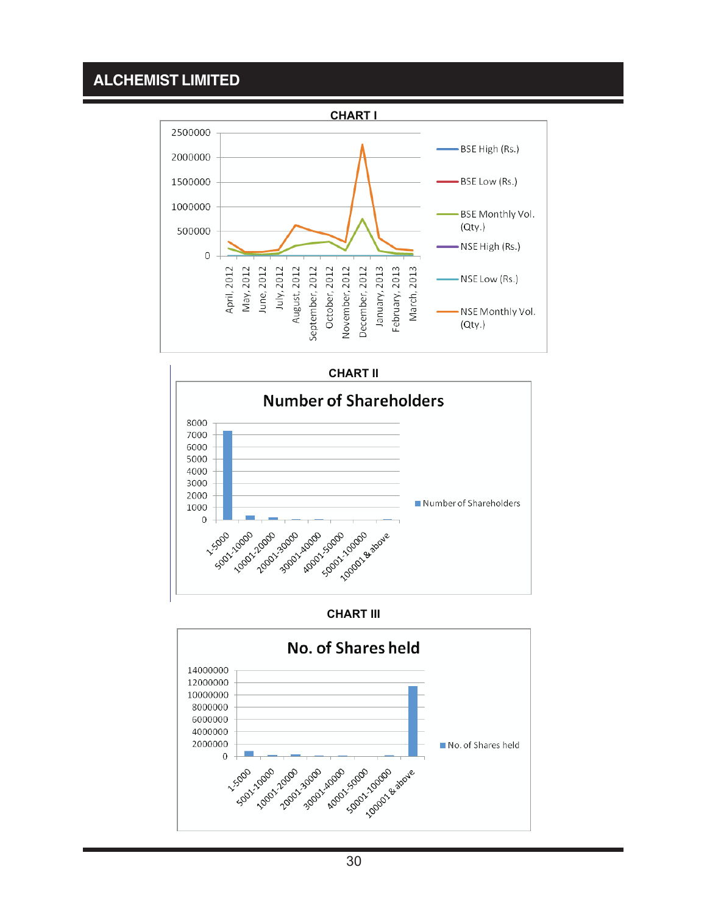**CHART I**

**CHART II**

**CHART III**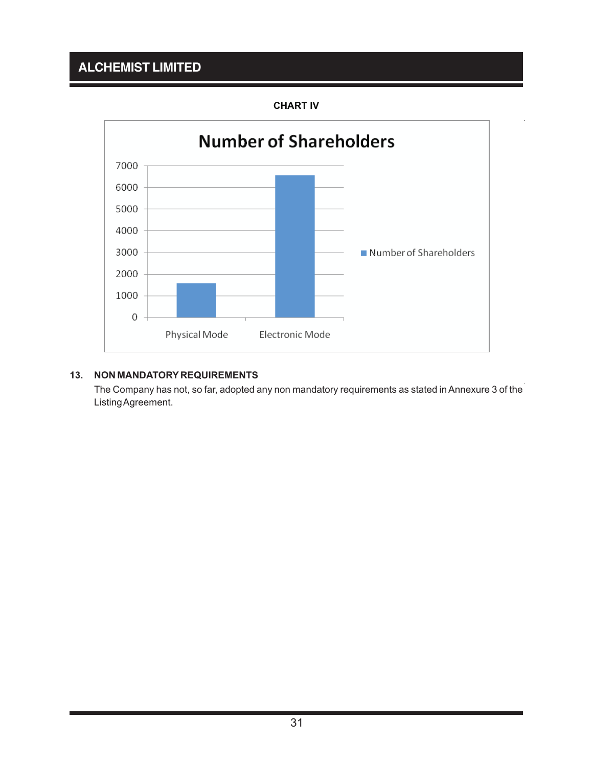**CHART IV**

**Number of Shareholders**

13. **NON MANDATORY REQUIREMENTS**

The Company has not, so far, adopted any non mandatory requirements as stated in Annexure 3 of the Listing Agreement.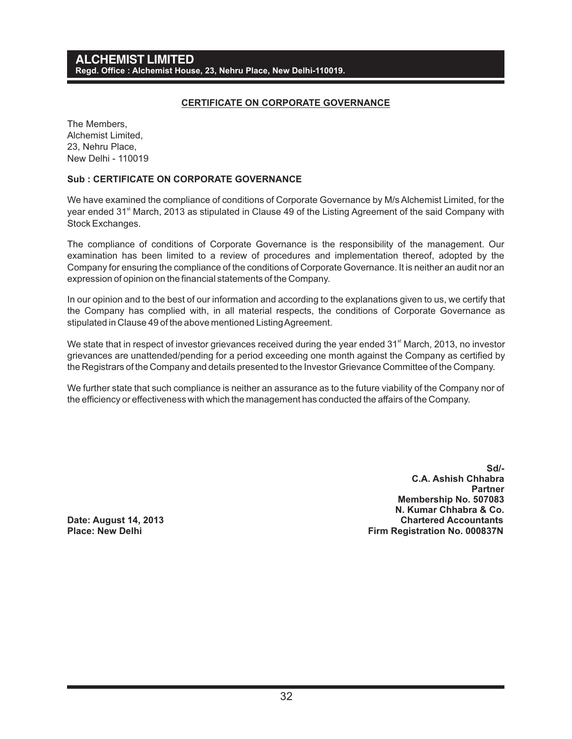**ALCHEMIST LIMITED**
**Regd. Office : Alchemist House, 23, Nehru Place, New Delhi-110019.**

## CERTIFICATE ON CORPORATE GOVERNANCE

The Members,
Alchemist Limited,
23, Nehru Place,
New Delhi - 110019

**Sub : CERTIFICATE ON CORPORATE GOVERNANCE**

We have examined the compliance of conditions of Corporate Governance by M/s Alchemist Limited, for the year ended 31st March, 2013 as stipulated in Clause 49 of the Listing Agreement of the said Company with Stock Exchanges.

The compliance of conditions of Corporate Governance is the responsibility of the management. Our examination has been limited to a review of procedures and implementation thereof, adopted by the Company for ensuring the compliance of the conditions of Corporate Governance. It is neither an audit nor an expression of opinion on the financial statements of the Company.

In our opinion and to the best of our information and according to the explanations given to us, we certify that the Company has complied with, in all material respects, the conditions of Corporate Governance as stipulated in Clause 49 of the above mentioned Listing Agreement.

We state that in respect of investor grievances received during the year ended 31st March, 2013, no investor grievances are unattended/pending for a period exceeding one month against the Company as certified by the Registrars of the Company and details presented to the Investor Grievance Committee of the Company.

We further state that such compliance is neither an assurance as to the future viability of the Company nor of the efficiency or effectiveness with which the management has conducted the affairs of the Company.

**Sd/-**
**C.A. Ashish Chhabra**
**Partner**
**Membership No. 507083**
**N. Kumar Chhabra & Co.**
**Chartered Accountants**
**Firm Registration No. 000837N**

**Date: August 14, 2013**
**Place: New Delhi**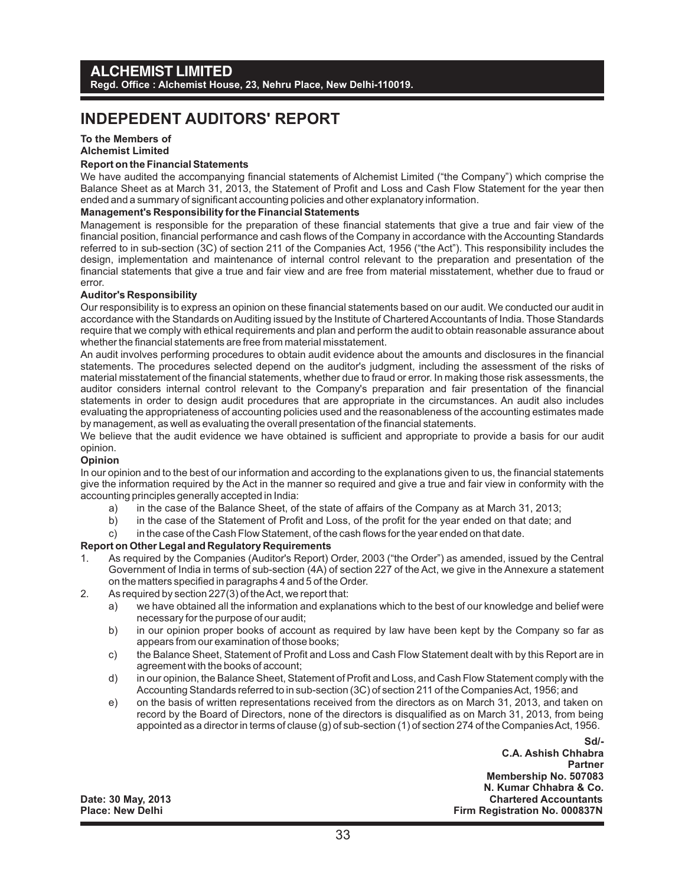**ALCHEMIST LIMITED**
**Regd. Office : Alchemist House, 23, Nehru Place, New Delhi-110019.**

# INDEPEDENT AUDITORS' REPORT

**To the Members of**
**Alchemist Limited**

**Report on the Financial Statements**

We have audited the accompanying financial statements of Alchemist Limited ("the Company") which comprise the Balance Sheet as at March 31, 2013, the Statement of Profit and Loss and Cash Flow Statement for the year then ended and a summary of significant accounting policies and other explanatory information.

**Management's Responsibility for the Financial Statements**

Management is responsible for the preparation of these financial statements that give a true and fair view of the financial position, financial performance and cash flows of the Company in accordance with the Accounting Standards referred to in sub-section (3C) of section 211 of the Companies Act, 1956 ("the Act"). This responsibility includes the design, implementation and maintenance of internal control relevant to the preparation and presentation of the financial statements that give a true and fair view and are free from material misstatement, whether due to fraud or error.

**Auditor's Responsibility**

Our responsibility is to express an opinion on these financial statements based on our audit. We conducted our audit in accordance with the Standards on Auditing issued by the Institute of Chartered Accountants of India. Those Standards require that we comply with ethical requirements and plan and perform the audit to obtain reasonable assurance about whether the financial statements are free from material misstatement.

An audit involves performing procedures to obtain audit evidence about the amounts and disclosures in the financial statements. The procedures selected depend on the auditor's judgment, including the assessment of the risks of material misstatement of the financial statements, whether due to fraud or error. In making those risk assessments, the auditor considers internal control relevant to the Company's preparation and fair presentation of the financial statements in order to design audit procedures that are appropriate in the circumstances. An audit also includes evaluating the appropriateness of accounting policies used and the reasonableness of the accounting estimates made by management, as well as evaluating the overall presentation of the financial statements.

We believe that the audit evidence we have obtained is sufficient and appropriate to provide a basis for our audit opinion.

**Opinion**

In our opinion and to the best of our information and according to the explanations given to us, the financial statements give the information required by the Act in the manner so required and give a true and fair view in conformity with the accounting principles generally accepted in India:

a) in the case of the Balance Sheet, of the state of affairs of the Company as at March 31, 2013;
b) in the case of the Statement of Profit and Loss, of the profit for the year ended on that date; and
c) in the case of the Cash Flow Statement, of the cash flows for the year ended on that date.

**Report on Other Legal and Regulatory Requirements**

1. As required by the Companies (Auditor's Report) Order, 2003 ("the Order") as amended, issued by the Central Government of India in terms of sub-section (4A) of section 227 of the Act, we give in the Annexure a statement on the matters specified in paragraphs 4 and 5 of the Order.
2. As required by section 227(3) of the Act, we report that:
   a) we have obtained all the information and explanations which to the best of our knowledge and belief were necessary for the purpose of our audit;
   b) in our opinion proper books of account as required by law have been kept by the Company so far as appears from our examination of those books;
   c) the Balance Sheet, Statement of Profit and Loss and Cash Flow Statement dealt with by this Report are in agreement with the books of account;
   d) in our opinion, the Balance Sheet, Statement of Profit and Loss, and Cash Flow Statement comply with the Accounting Standards referred to in sub-section (3C) of section 211 of the Companies Act, 1956; and
   e) on the basis of written representations received from the directors as on March 31, 2013, and taken on record by the Board of Directors, none of the directors is disqualified as on March 31, 2013, from being appointed as a director in terms of clause (g) of sub-section (1) of section 274 of the Companies Act, 1956.

**Sd/-**
**C.A. Ashish Chhabra**
**Partner**
**Membership No. 507083**
**N. Kumar Chhabra & Co.**
**Chartered Accountants**
**Firm Registration No. 000837N**

**Date: 30 May, 2013**
**Place: New Delhi**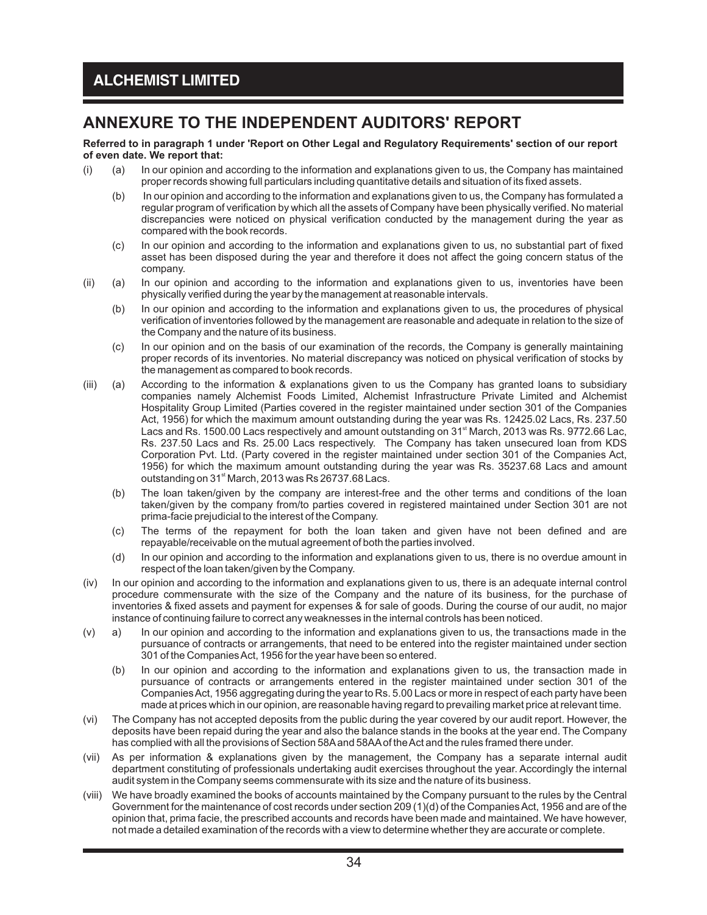## ANNEXURE TO THE INDEPENDENT AUDITORS' REPORT

**Referred to in paragraph 1 under 'Report on Other Legal and Regulatory Requirements' section of our report of even date. We report that:**

(i) (a) In our opinion and according to the information and explanations given to us, the Company has maintained proper records showing full particulars including quantitative details and situation of its fixed assets.

(b) In our opinion and according to the information and explanations given to us, the Company has formulated a regular program of verification by which all the assets of Company have been physically verified. No material discrepancies were noticed on physical verification conducted by the management during the year as compared with the book records.

(c) In our opinion and according to the information and explanations given to us, no substantial part of fixed asset has been disposed during the year and therefore it does not affect the going concern status of the company.

(ii) (a) In our opinion and according to the information and explanations given to us, inventories have been physically verified during the year by the management at reasonable intervals.

(b) In our opinion and according to the information and explanations given to us, the procedures of physical verification of inventories followed by the management are reasonable and adequate in relation to the size of the Company and the nature of its business.

(c) In our opinion and on the basis of our examination of the records, the Company is generally maintaining proper records of its inventories. No material discrepancy was noticed on physical verification of stocks by the management as compared to book records.

(iii) (a) According to the information & explanations given to us the Company has granted loans to subsidiary companies namely Alchemist Foods Limited, Alchemist Infrastructure Private Limited and Alchemist Hospitality Group Limited (Parties covered in the register maintained under section 301 of the Companies Act, 1956) for which the maximum amount outstanding during the year was Rs. 12425.02 Lacs, Rs. 237.50 Lacs and Rs. 1500.00 Lacs respectively and amount outstanding on 31st March, 2013 was Rs. 9772.66 Lac, Rs. 237.50 Lacs and Rs. 25.00 Lacs respectively. The Company has taken unsecured loan from KDS Corporation Pvt. Ltd. (Party covered in the register maintained under section 301 of the Companies Act, 1956) for which the maximum amount outstanding during the year was Rs. 35237.68 Lacs and amount outstanding on 31st March, 2013 was Rs 26737.68 Lacs.

(b) The loan taken/given by the company are interest-free and the other terms and conditions of the loan taken/given by the company from/to parties covered in registered maintained under Section 301 are not prima-facie prejudicial to the interest of the Company.

(c) The terms of the repayment for both the loan taken and given have not been defined and are repayable/receivable on the mutual agreement of both the parties involved.

(d) In our opinion and according to the information and explanations given to us, there is no overdue amount in respect of the loan taken/given by the Company.

(iv) In our opinion and according to the information and explanations given to us, there is an adequate internal control procedure commensurate with the size of the Company and the nature of its business, for the purchase of inventories & fixed assets and payment for expenses & for sale of goods. During the course of our audit, no major instance of continuing failure to correct any weaknesses in the internal controls has been noticed.

(v) a) In our opinion and according to the information and explanations given to us, the transactions made in the pursuance of contracts or arrangements, that need to be entered into the register maintained under section 301 of the Companies Act, 1956 for the year have been so entered.

(b) In our opinion and according to the information and explanations given to us, the transaction made in pursuance of contracts or arrangements entered in the register maintained under section 301 of the Companies Act, 1956 aggregating during the year to Rs. 5.00 Lacs or more in respect of each party have been made at prices which in our opinion, are reasonable having regard to prevailing market price at relevant time.

(vi) The Company has not accepted deposits from the public during the year covered by our audit report. However, the deposits have been repaid during the year and also the balance stands in the books at the year end. The Company has complied with all the provisions of Section 58A and 58AA of the Act and the rules framed there under.

(vii) As per information & explanations given by the management, the Company has a separate internal audit department constituting of professionals undertaking audit exercises throughout the year. Accordingly the internal audit system in the Company seems commensurate with its size and the nature of its business.

(viii) We have broadly examined the books of accounts maintained by the Company pursuant to the rules by the Central Government for the maintenance of cost records under section 209 (1)(d) of the Companies Act, 1956 and are of the opinion that, prima facie, the prescribed accounts and records have been made and maintained. We have however, not made a detailed examination of the records with a view to determine whether they are accurate or complete.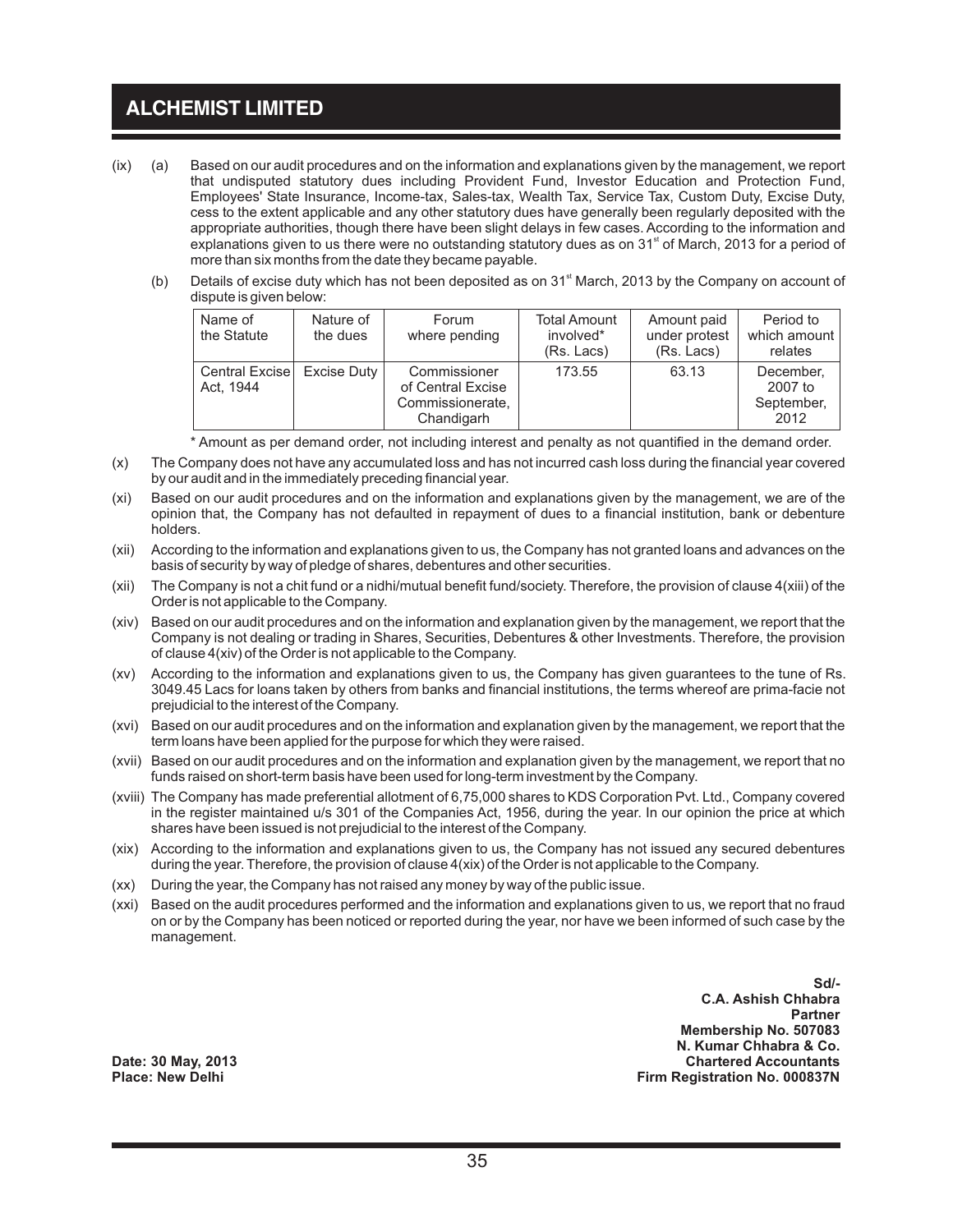(ix) (a) Based on our audit procedures and on the information and explanations given by the management, we report that undisputed statutory dues including Provident Fund, Investor Education and Protection Fund, Employees' State Insurance, Income-tax, Sales-tax, Wealth Tax, Service Tax, Custom Duty, Excise Duty, cess to the extent applicable and any other statutory dues have generally been regularly deposited with the appropriate authorities, though there have been slight delays in few cases. According to the information and explanations given to us there were no outstanding statutory dues as on 31st of March, 2013 for a period of more than six months from the date they became payable.

(b) Details of excise duty which has not been deposited as on 31st March, 2013 by the Company on account of dispute is given below:

| Name of the Statute | Nature of the dues | Forum where pending | Total Amount involved* (Rs. Lacs) | Amount paid under protest (Rs. Lacs) | Period to which amount relates |
|---|---|---|---|---|---|
| Central Excise Act, 1944 | Excise Duty | Commissioner of Central Excise Commissionerate, Chandigarh | 173.55 | 63.13 | December, 2007 to September, 2012 |

\* Amount as per demand order, not including interest and penalty as not quantified in the demand order.

(x) The Company does not have any accumulated loss and has not incurred cash loss during the financial year covered by our audit and in the immediately preceding financial year.

(xi) Based on our audit procedures and on the information and explanations given by the management, we are of the opinion that, the Company has not defaulted in repayment of dues to a financial institution, bank or debenture holders.

(xii) According to the information and explanations given to us, the Company has not granted loans and advances on the basis of security by way of pledge of shares, debentures and other securities.

(xii) The Company is not a chit fund or a nidhi/mutual benefit fund/society. Therefore, the provision of clause 4(xiii) of the Order is not applicable to the Company.

(xiv) Based on our audit procedures and on the information and explanation given by the management, we report that the Company is not dealing or trading in Shares, Securities, Debentures & other Investments. Therefore, the provision of clause 4(xiv) of the Order is not applicable to the Company.

(xv) According to the information and explanations given to us, the Company has given guarantees to the tune of Rs. 3049.45 Lacs for loans taken by others from banks and financial institutions, the terms whereof are prima-facie not prejudicial to the interest of the Company.

(xvi) Based on our audit procedures and on the information and explanation given by the management, we report that the term loans have been applied for the purpose for which they were raised.

(xvii) Based on our audit procedures and on the information and explanation given by the management, we report that no funds raised on short-term basis have been used for long-term investment by the Company.

(xviii) The Company has made preferential allotment of 6,75,000 shares to KDS Corporation Pvt. Ltd., Company covered in the register maintained u/s 301 of the Companies Act, 1956, during the year. In our opinion the price at which shares have been issued is not prejudicial to the interest of the Company.

(xix) According to the information and explanations given to us, the Company has not issued any secured debentures during the year. Therefore, the provision of clause 4(xix) of the Order is not applicable to the Company.

(xx) During the year, the Company has not raised any money by way of the public issue.

(xxi) Based on the audit procedures performed and the information and explanations given to us, we report that no fraud on or by the Company has been noticed or reported during the year, nor have we been informed of such case by the management.

**Sd/-**
**C.A. Ashish Chhabra**
**Partner**
**Membership No. 507083**
**N. Kumar Chhabra & Co.**
**Chartered Accountants**
**Firm Registration No. 000837N**

**Date: 30 May, 2013**
**Place: New Delhi**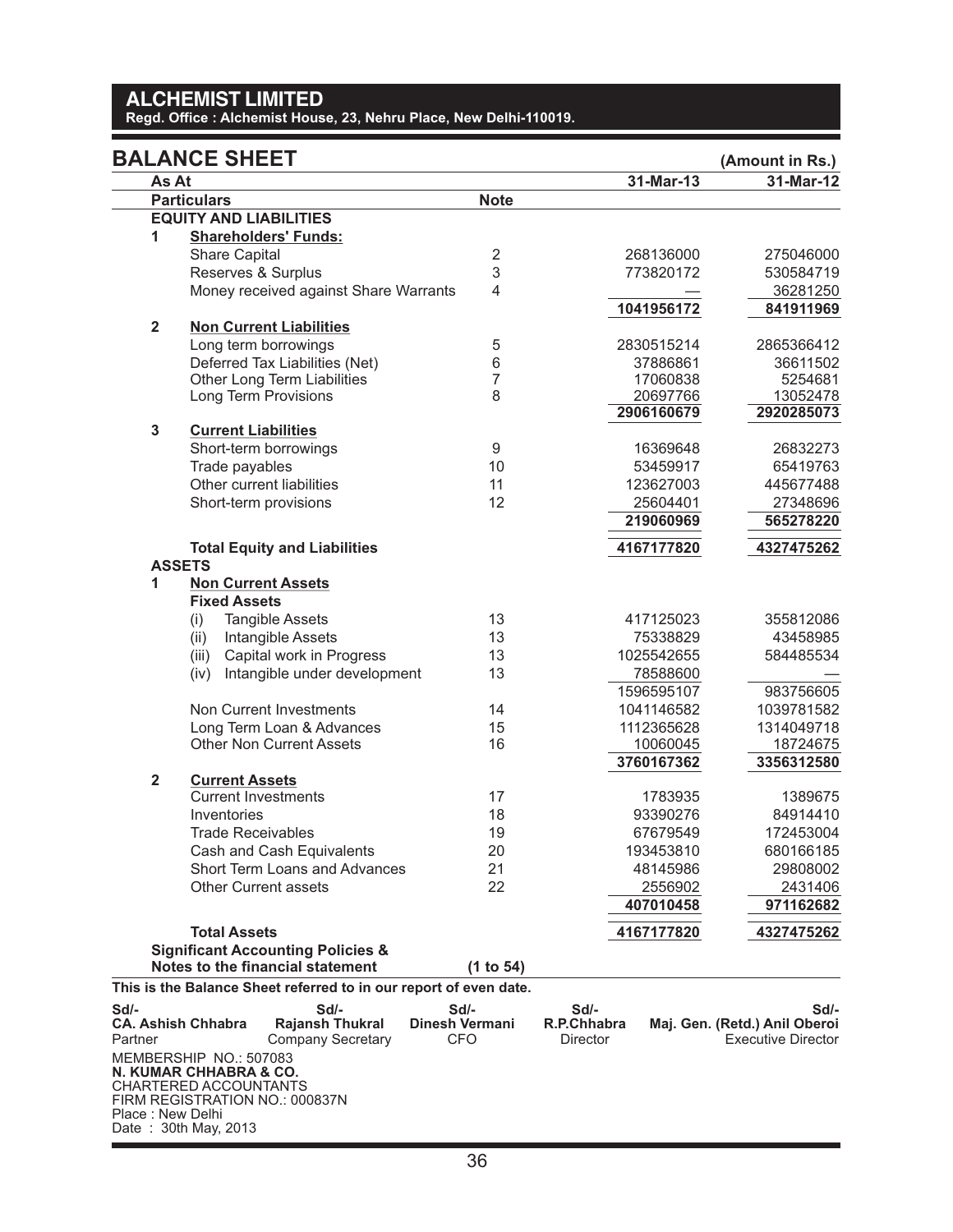# ALCHEMIST LIMITED

**Regd. Office : Alchemist House, 23, Nehru Place, New Delhi-110019.**

## BALANCE SHEET

(Amount in Rs.)

| As At | | Note | 31-Mar-13 | 31-Mar-12 |
|---|---|---|---|---|
| **Particulars** | | | | |
| **EQUITY AND LIABILITIES** | | | | |
| **1** | **Shareholders' Funds:** | | | |
| | Share Capital | 2 | 268136000 | 275046000 |
| | Reserves & Surplus | 3 | 773820172 | 530584719 |
| | Money received against Share Warrants | 4 | — | 36281250 |
| | | | **1041956172** | **841911969** |
| **2** | **Non Current Liabilities** | | | |
| | Long term borrowings | 5 | 2830515214 | 2865366412 |
| | Deferred Tax Liabilities (Net) | 6 | 37886861 | 36611502 |
| | Other Long Term Liabilities | 7 | 17060838 | 5254681 |
| | Long Term Provisions | 8 | 20697766 | 13052478 |
| | | | **2906160679** | **2920285073** |
| **3** | **Current Liabilities** | | | |
| | Short-term borrowings | 9 | 16369648 | 26832273 |
| | Trade payables | 10 | 53459917 | 65419763 |
| | Other current liabilities | 11 | 123627003 | 445677488 |
| | Short-term provisions | 12 | 25604401 | 27348696 |
| | | | **219060969** | **565278220** |
| | **Total Equity and Liabilities** | | **4167177820** | **4327475262** |
| **ASSETS** | | | | |
| **1** | **Non Current Assets** | | | |
| | **Fixed Assets** | | | |
| | (i) Tangible Assets | 13 | 417125023 | 355812086 |
| | (ii) Intangible Assets | 13 | 75338829 | 43458985 |
| | (iii) Capital work in Progress | 13 | 1025542655 | 584485534 |
| | (iv) Intangible under development | 13 | 78588600 | — |
| | | | 1596595107 | 983756605 |
| | Non Current Investments | 14 | 1041146582 | 1039781582 |
| | Long Term Loan & Advances | 15 | 1112365628 | 1314049718 |
| | Other Non Current Assets | 16 | 10060045 | 18724675 |
| | | | **3760167362** | **3356312580** |
| **2** | **Current Assets** | | | |
| | Current Investments | 17 | 1783935 | 1389675 |
| | Inventories | 18 | 93390276 | 84914410 |
| | Trade Receivables | 19 | 67679549 | 172453004 |
| | Cash and Cash Equivalents | 20 | 193453810 | 680166185 |
| | Short Term Loans and Advances | 21 | 48145986 | 29808002 |
| | Other Current assets | 22 | 2556902 | 2431406 |
| | | | **407010458** | **971162682** |
| | **Total Assets** | | **4167177820** | **4327475262** |
| | **Significant Accounting Policies & Notes to the financial statement** | **(1 to 54)** | | |

**This is the Balance Sheet referred to in our report of even date.**

| Sd/- | Sd/- | Sd/- | Sd/- | Sd/- |
|---|---|---|---|---|
| **CA. Ashish Chhabra** | **Rajansh Thukral** | **Dinesh Vermani** | **R.P.Chhabra** | **Maj. Gen. (Retd.) Anil Oberoi** |
| Partner | Company Secretary | CFO | Director | Executive Director |

MEMBERSHIP NO.: 507083
**N. KUMAR CHHABRA & CO.**
CHARTERED ACCOUNTANTS
FIRM REGISTRATION NO.: 000837N
Place : New Delhi
Date : 30th May, 2013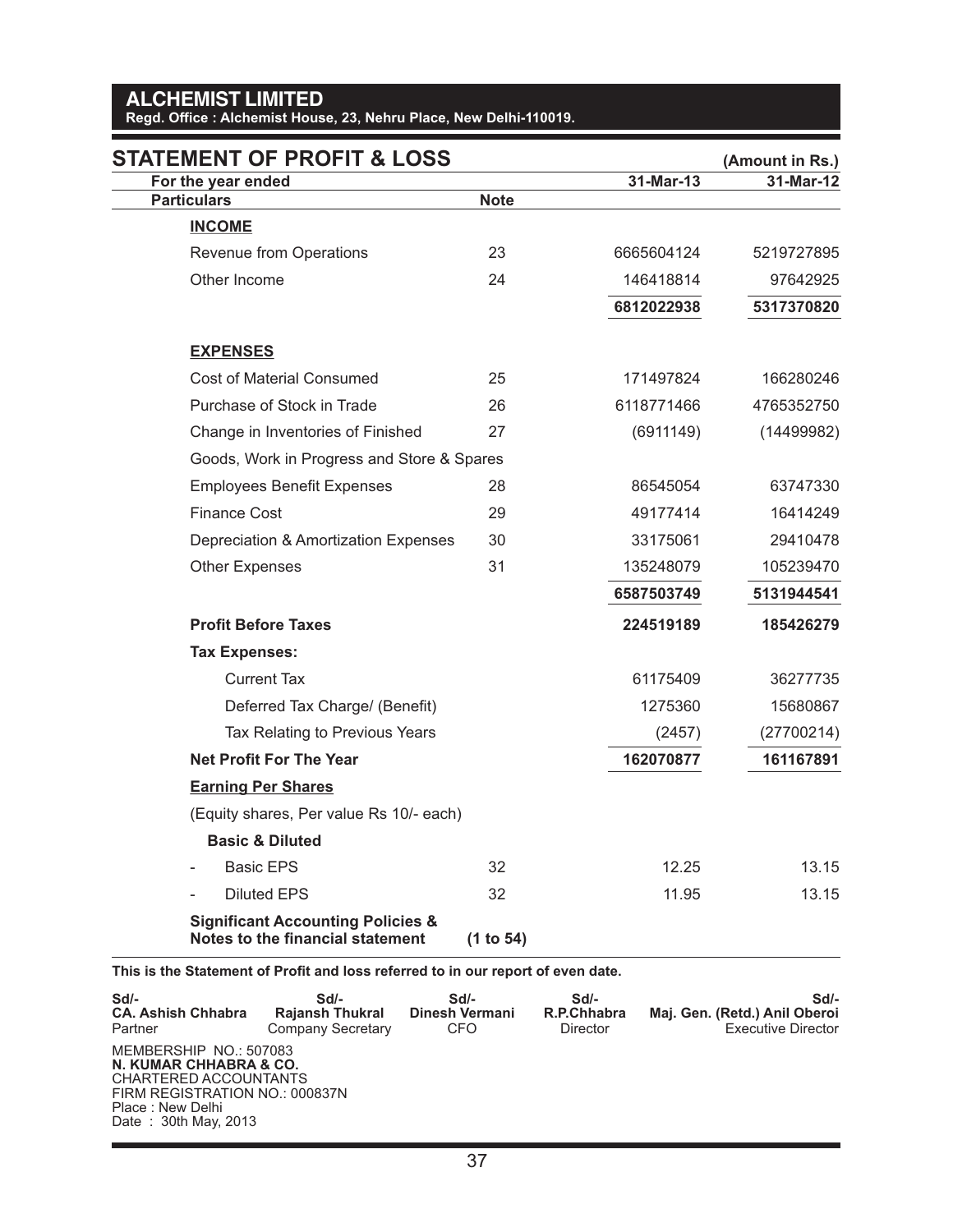# ALCHEMIST LIMITED

**Regd. Office : Alchemist House, 23, Nehru Place, New Delhi-110019.**

## STATEMENT OF PROFIT & LOSS

(Amount in Rs.)

| For the year ended | | 31-Mar-13 | 31-Mar-12 |
|---|---|---|---|
| **Particulars** | **Note** | | |
| **INCOME** | | | |
| Revenue from Operations | 23 | 6665604124 | 5219727895 |
| Other Income | 24 | 146418814 | 97642925 |
| | | **6812022938** | **5317370820** |
| **EXPENSES** | | | |
| Cost of Material Consumed | 25 | 171497824 | 166280246 |
| Purchase of Stock in Trade | 26 | 6118771466 | 4765352750 |
| Change in Inventories of Finished Goods, Work in Progress and Store & Spares | 27 | (6911149) | (14499982) |
| Employees Benefit Expenses | 28 | 86545054 | 63747330 |
| Finance Cost | 29 | 49177414 | 16414249 |
| Depreciation & Amortization Expenses | 30 | 33175061 | 29410478 |
| Other Expenses | 31 | 135248079 | 105239470 |
| | | **6587503749** | **5131944541** |
| **Profit Before Taxes** | | **224519189** | **185426279** |
| **Tax Expenses:** | | | |
| Current Tax | | 61175409 | 36277735 |
| Deferred Tax Charge/ (Benefit) | | 1275360 | 15680867 |
| Tax Relating to Previous Years | | (2457) | (27700214) |
| **Net Profit For The Year** | | **162070877** | **161167891** |
| **Earning Per Shares** | | | |
| (Equity shares, Per value Rs 10/- each) | | | |
| **Basic & Diluted** | | | |
| - Basic EPS | 32 | 12.25 | 13.15 |
| - Diluted EPS | 32 | 11.95 | 13.15 |
| **Significant Accounting Policies & Notes to the financial statement** | **(1 to 54)** | | |

**This is the Statement of Profit and loss referred to in our report of even date.**

| Sd/- | Sd/- | Sd/- | Sd/- | Sd/- |
|---|---|---|---|---|
| **CA. Ashish Chhabra** | **Rajansh Thukral** | **Dinesh Vermani** | **R.P.Chhabra** | **Maj. Gen. (Retd.) Anil Oberoi** |
| Partner | Company Secretary | CFO | Director | Executive Director |

MEMBERSHIP NO.: 507083
**N. KUMAR CHHABRA & CO.**
CHARTERED ACCOUNTANTS
FIRM REGISTRATION NO.: 000837N
Place : New Delhi
Date : 30th May, 2013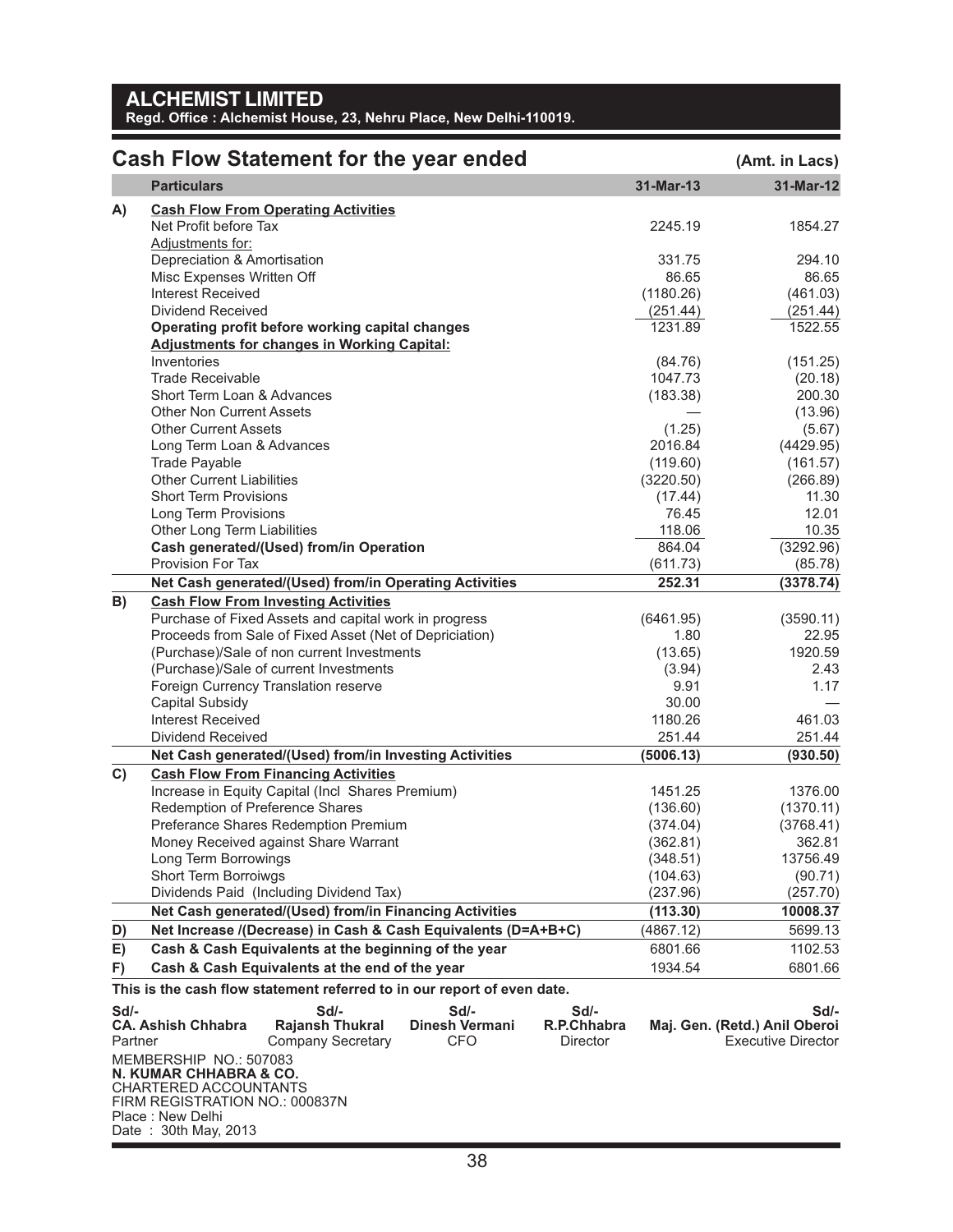# ALCHEMIST LIMITED

**Regd. Office : Alchemist House, 23, Nehru Place, New Delhi-110019.**

## Cash Flow Statement for the year ended

**(Amt. in Lacs)**

| | Particulars | 31-Mar-13 | 31-Mar-12 |
|---|---|---|---|
| **A)** | **Cash Flow From Operating Activities** | | |
| | Net Profit before Tax | 2245.19 | 1854.27 |
| | Adjustments for: | | |
| | Depreciation & Amortisation | 331.75 | 294.10 |
| | Misc Expenses Written Off | 86.65 | 86.65 |
| | Interest Received | (1180.26) | (461.03) |
| | Dividend Received | (251.44) | (251.44) |
| | **Operating profit before working capital changes** | 1231.89 | 1522.55 |
| | **Adjustments for changes in Working Capital:** | | |
| | Inventories | (84.76) | (151.25) |
| | Trade Receivable | 1047.73 | (20.18) |
| | Short Term Loan & Advances | (183.38) | 200.30 |
| | Other Non Current Assets | — | (13.96) |
| | Other Current Assets | (1.25) | (5.67) |
| | Long Term Loan & Advances | 2016.84 | (4429.95) |
| | Trade Payable | (119.60) | (161.57) |
| | Other Current Liabilities | (3220.50) | (266.89) |
| | Short Term Provisions | (17.44) | 11.30 |
| | Long Term Provisions | 76.45 | 12.01 |
| | Other Long Term Liabilities | 118.06 | 10.35 |
| | **Cash generated/(Used) from/in Operation** | 864.04 | (3292.96) |
| | Provision For Tax | (611.73) | (85.78) |
| | **Net Cash generated/(Used) from/in Operating Activities** | **252.31** | **(3378.74)** |
| **B)** | **Cash Flow From Investing Activities** | | |
| | Purchase of Fixed Assets and capital work in progress | (6461.95) | (3590.11) |
| | Proceeds from Sale of Fixed Asset (Net of Depriciation) | 1.80 | 22.95 |
| | (Purchase)/Sale of non current Investments | (13.65) | 1920.59 |
| | (Purchase)/Sale of current Investments | (3.94) | 2.43 |
| | Foreign Currency Translation reserve | 9.91 | 1.17 |
| | Capital Subsidy | 30.00 | — |
| | Interest Received | 1180.26 | 461.03 |
| | Dividend Received | 251.44 | 251.44 |
| | **Net Cash generated/(Used) from/in Investing Activities** | **(5006.13)** | **(930.50)** |
| **C)** | **Cash Flow From Financing Activities** | | |
| | Increase in Equity Capital (Incl Shares Premium) | 1451.25 | 1376.00 |
| | Redemption of Preference Shares | (136.60) | (1370.11) |
| | Preferance Shares Redemption Premium | (374.04) | (3768.41) |
| | Money Received against Share Warrant | (362.81) | 362.81 |
| | Long Term Borrowings | (348.51) | 13756.49 |
| | Short Term Borroiwgs | (104.63) | (90.71) |
| | Dividends Paid (Including Dividend Tax) | (237.96) | (257.70) |
| | **Net Cash generated/(Used) from/in Financing Activities** | **(113.30)** | **10008.37** |
| **D)** | **Net Increase /(Decrease) in Cash & Cash Equivalents (D=A+B+C)** | (4867.12) | 5699.13 |
| **E)** | **Cash & Cash Equivalents at the beginning of the year** | 6801.66 | 1102.53 |
| **F)** | **Cash & Cash Equivalents at the end of the year** | 1934.54 | 6801.66 |

**This is the cash flow statement referred to in our report of even date.**

| Sd/- | Sd/- | Sd/- | Sd/- | Sd/- |
|---|---|---|---|---|
| **CA. Ashish Chhabra** | **Rajansh Thukral** | **Dinesh Vermani** | **R.P.Chhabra** | **Maj. Gen. (Retd.) Anil Oberoi** |
| Partner | Company Secretary | CFO | Director | Executive Director |

MEMBERSHIP NO.: 507083
**N. KUMAR CHHABRA & CO.**
CHARTERED ACCOUNTANTS
FIRM REGISTRATION NO.: 000837N
Place : New Delhi
Date : 30th May, 2013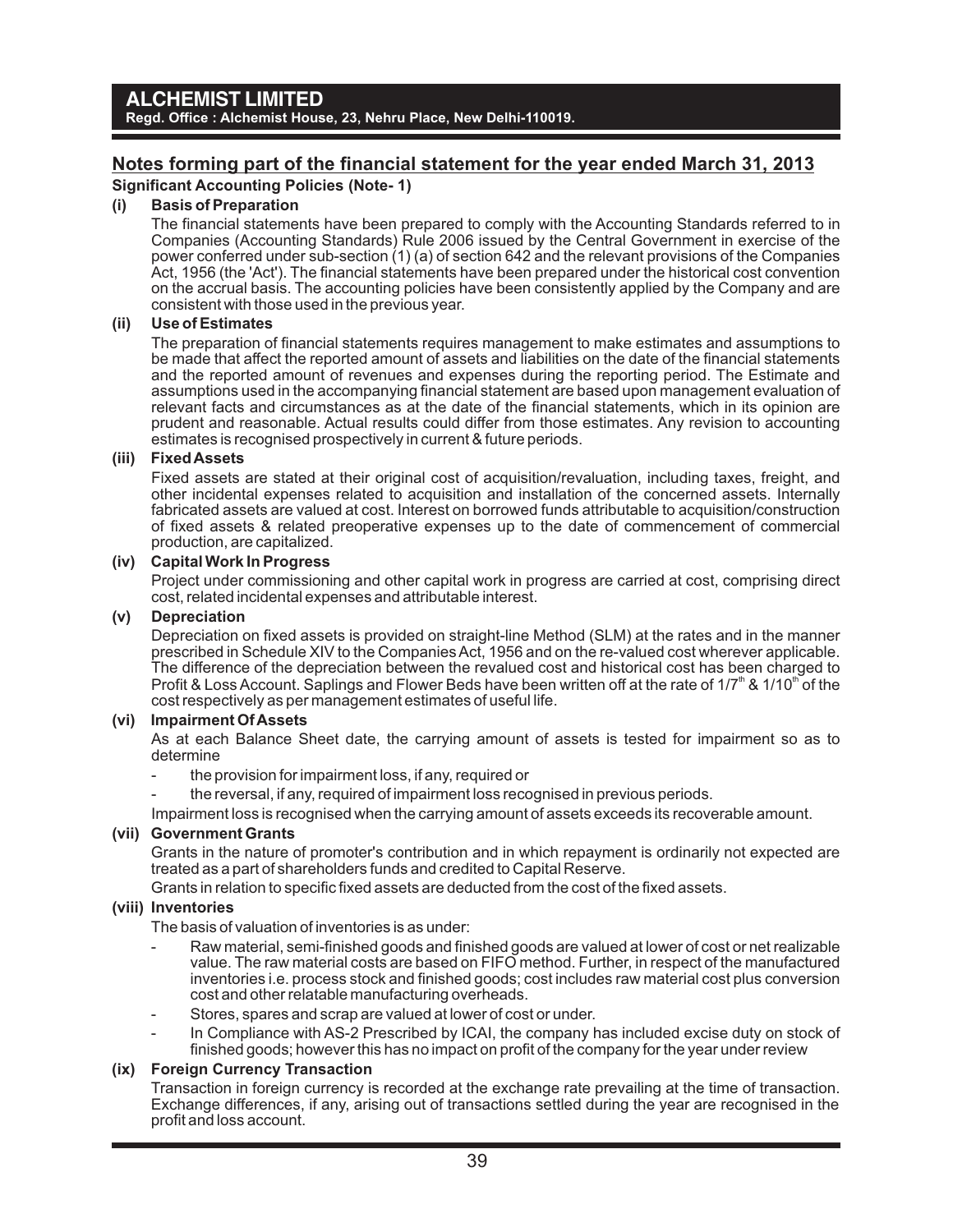# ALCHEMIST LIMITED

**Regd. Office : Alchemist House, 23, Nehru Place, New Delhi-110019.**

## Notes forming part of the financial statement for the year ended March 31, 2013

**Significant Accounting Policies (Note- 1)**

### (i) Basis of Preparation

The financial statements have been prepared to comply with the Accounting Standards referred to in Companies (Accounting Standards) Rule 2006 issued by the Central Government in exercise of the power conferred under sub-section (1) (a) of section 642 and the relevant provisions of the Companies Act, 1956 (the 'Act'). The financial statements have been prepared under the historical cost convention on the accrual basis. The accounting policies have been consistently applied by the Company and are consistent with those used in the previous year.

### (ii) Use of Estimates

The preparation of financial statements requires management to make estimates and assumptions to be made that affect the reported amount of assets and liabilities on the date of the financial statements and the reported amount of revenues and expenses during the reporting period. The Estimate and assumptions used in the accompanying financial statement are based upon management evaluation of relevant facts and circumstances as at the date of the financial statements, which in its opinion are prudent and reasonable. Actual results could differ from those estimates. Any revision to accounting estimates is recognised prospectively in current & future periods.

### (iii) Fixed Assets

Fixed assets are stated at their original cost of acquisition/revaluation, including taxes, freight, and other incidental expenses related to acquisition and installation of the concerned assets. Internally fabricated assets are valued at cost. Interest on borrowed funds attributable to acquisition/construction of fixed assets & related preoperative expenses up to the date of commencement of commercial production, are capitalized.

### (iv) Capital Work In Progress

Project under commissioning and other capital work in progress are carried at cost, comprising direct cost, related incidental expenses and attributable interest.

### (v) Depreciation

Depreciation on fixed assets is provided on straight-line Method (SLM) at the rates and in the manner prescribed in Schedule XIV to the Companies Act, 1956 and on the re-valued cost wherever applicable. The difference of the depreciation between the revalued cost and historical cost has been charged to Profit & Loss Account. Saplings and Flower Beds have been written off at the rate of $1/7^{th}$ & $1/10^{th}$ of the cost respectively as per management estimates of useful life.

### (vi) Impairment Of Assets

As at each Balance Sheet date, the carrying amount of assets is tested for impairment so as to determine

- the provision for impairment loss, if any, required or
- the reversal, if any, required of impairment loss recognised in previous periods.

Impairment loss is recognised when the carrying amount of assets exceeds its recoverable amount.

### (vii) Government Grants

Grants in the nature of promoter's contribution and in which repayment is ordinarily not expected are treated as a part of shareholders funds and credited to Capital Reserve.

Grants in relation to specific fixed assets are deducted from the cost of the fixed assets.

### (viii) Inventories

The basis of valuation of inventories is as under:

- Raw material, semi-finished goods and finished goods are valued at lower of cost or net realizable value. The raw material costs are based on FIFO method. Further, in respect of the manufactured inventories i.e. process stock and finished goods; cost includes raw material cost plus conversion cost and other relatable manufacturing overheads.
- Stores, spares and scrap are valued at lower of cost or under.
- In Compliance with AS-2 Prescribed by ICAI, the company has included excise duty on stock of finished goods; however this has no impact on profit of the company for the year under review

### (ix) Foreign Currency Transaction

Transaction in foreign currency is recorded at the exchange rate prevailing at the time of transaction. Exchange differences, if any, arising out of transactions settled during the year are recognised in the profit and loss account.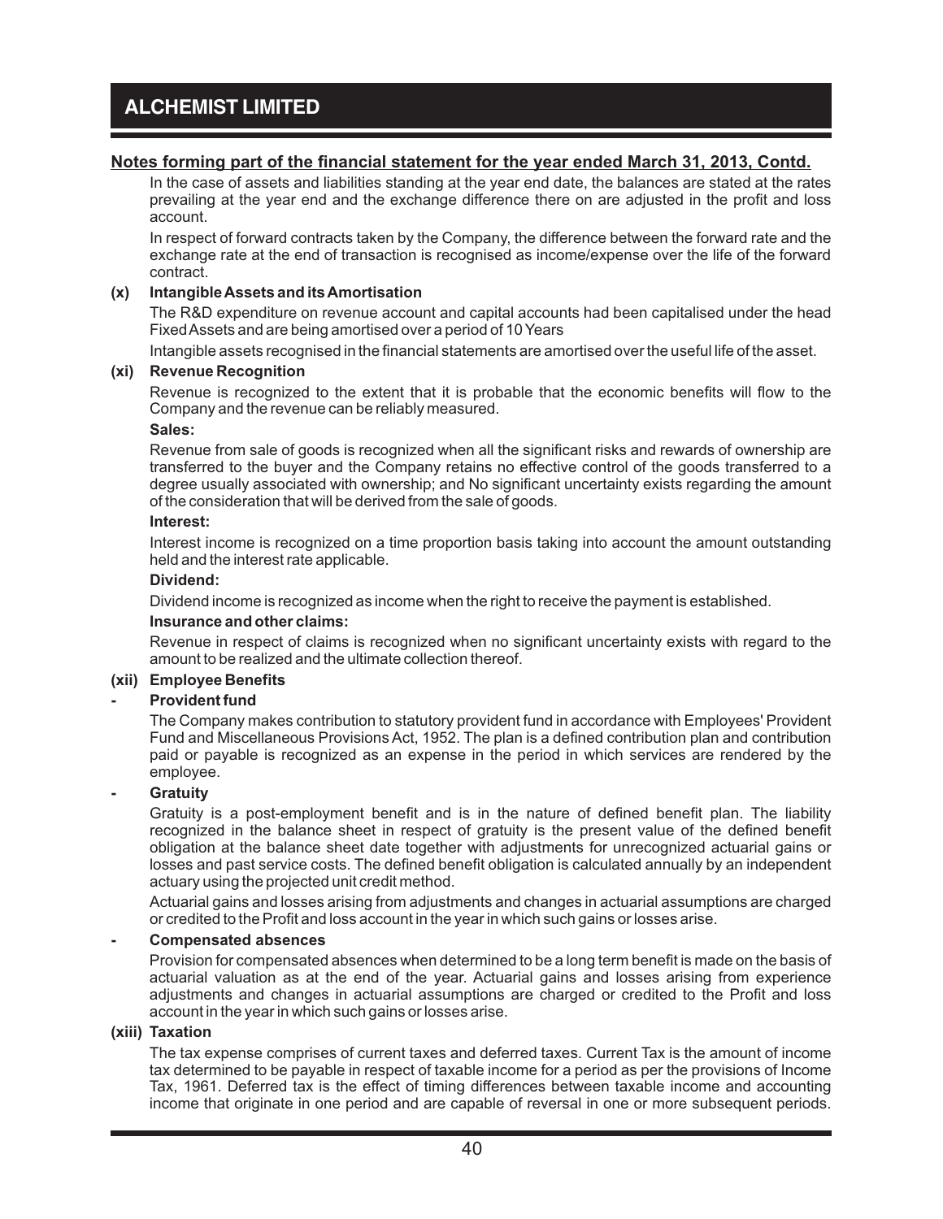## Notes forming part of the financial statement for the year ended March 31, 2013, Contd.

In the case of assets and liabilities standing at the year end date, the balances are stated at the rates prevailing at the year end and the exchange difference there on are adjusted in the profit and loss account.

In respect of forward contracts taken by the Company, the difference between the forward rate and the exchange rate at the end of transaction is recognised as income/expense over the life of the forward contract.

**(x) Intangible Assets and its Amortisation**

The R&D expenditure on revenue account and capital accounts had been capitalised under the head Fixed Assets and are being amortised over a period of 10 Years

Intangible assets recognised in the financial statements are amortised over the useful life of the asset.

**(xi) Revenue Recognition**

Revenue is recognized to the extent that it is probable that the economic benefits will flow to the Company and the revenue can be reliably measured.

**Sales:**

Revenue from sale of goods is recognized when all the significant risks and rewards of ownership are transferred to the buyer and the Company retains no effective control of the goods transferred to a degree usually associated with ownership; and No significant uncertainty exists regarding the amount of the consideration that will be derived from the sale of goods.

**Interest:**

Interest income is recognized on a time proportion basis taking into account the amount outstanding held and the interest rate applicable.

**Dividend:**

Dividend income is recognized as income when the right to receive the payment is established.

**Insurance and other claims:**

Revenue in respect of claims is recognized when no significant uncertainty exists with regard to the amount to be realized and the ultimate collection thereof.

**(xii) Employee Benefits**

**- Provident fund**

The Company makes contribution to statutory provident fund in accordance with Employees' Provident Fund and Miscellaneous Provisions Act, 1952. The plan is a defined contribution plan and contribution paid or payable is recognized as an expense in the period in which services are rendered by the employee.

**- Gratuity**

Gratuity is a post-employment benefit and is in the nature of defined benefit plan. The liability recognized in the balance sheet in respect of gratuity is the present value of the defined benefit obligation at the balance sheet date together with adjustments for unrecognized actuarial gains or losses and past service costs. The defined benefit obligation is calculated annually by an independent actuary using the projected unit credit method.

Actuarial gains and losses arising from adjustments and changes in actuarial assumptions are charged or credited to the Profit and loss account in the year in which such gains or losses arise.

**- Compensated absences**

Provision for compensated absences when determined to be a long term benefit is made on the basis of actuarial valuation as at the end of the year. Actuarial gains and losses arising from experience adjustments and changes in actuarial assumptions are charged or credited to the Profit and loss account in the year in which such gains or losses arise.

**(xiii) Taxation**

The tax expense comprises of current taxes and deferred taxes. Current Tax is the amount of income tax determined to be payable in respect of taxable income for a period as per the provisions of Income Tax, 1961. Deferred tax is the effect of timing differences between taxable income and accounting income that originate in one period and are capable of reversal in one or more subsequent periods.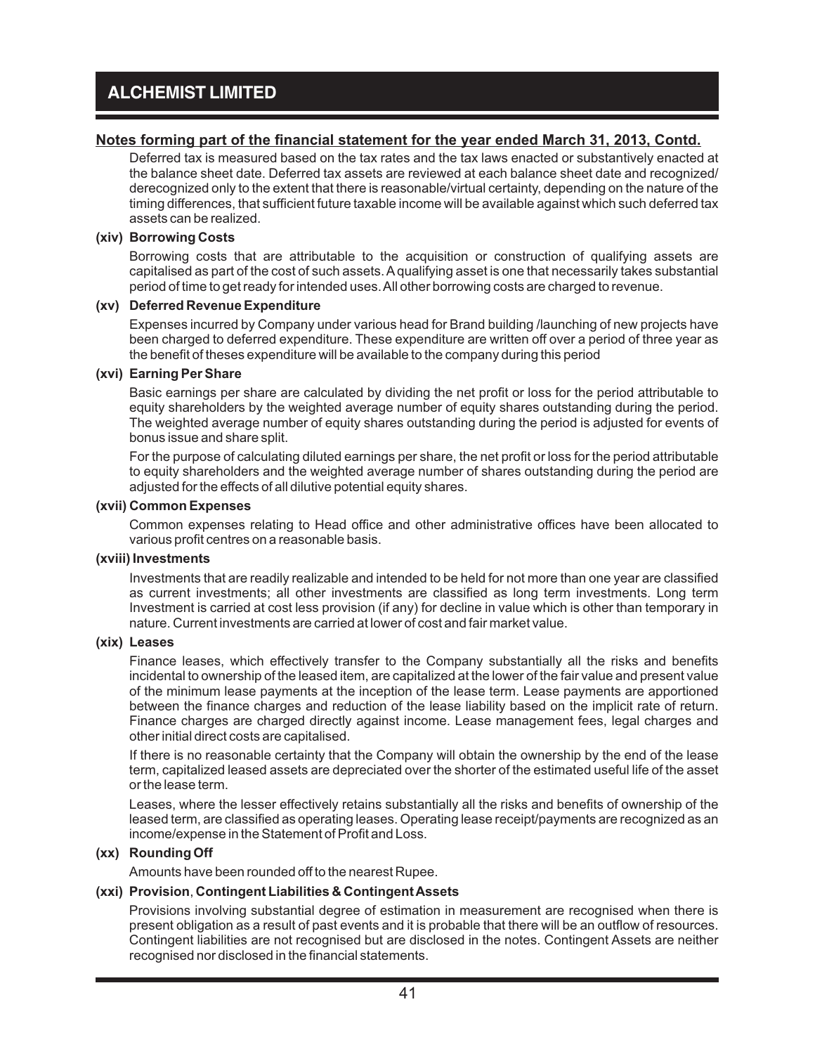## Notes forming part of the financial statement for the year ended March 31, 2013, Contd.

Deferred tax is measured based on the tax rates and the tax laws enacted or substantively enacted at the balance sheet date. Deferred tax assets are reviewed at each balance sheet date and recognized/ derecognized only to the extent that there is reasonable/virtual certainty, depending on the nature of the timing differences, that sufficient future taxable income will be available against which such deferred tax assets can be realized.

**(xiv) Borrowing Costs**

Borrowing costs that are attributable to the acquisition or construction of qualifying assets are capitalised as part of the cost of such assets. A qualifying asset is one that necessarily takes substantial period of time to get ready for intended uses. All other borrowing costs are charged to revenue.

**(xv) Deferred Revenue Expenditure**

Expenses incurred by Company under various head for Brand building /launching of new projects have been charged to deferred expenditure. These expenditure are written off over a period of three year as the benefit of theses expenditure will be available to the company during this period

**(xvi) Earning Per Share**

Basic earnings per share are calculated by dividing the net profit or loss for the period attributable to equity shareholders by the weighted average number of equity shares outstanding during the period. The weighted average number of equity shares outstanding during the period is adjusted for events of bonus issue and share split.

For the purpose of calculating diluted earnings per share, the net profit or loss for the period attributable to equity shareholders and the weighted average number of shares outstanding during the period are adjusted for the effects of all dilutive potential equity shares.

**(xvii) Common Expenses**

Common expenses relating to Head office and other administrative offices have been allocated to various profit centres on a reasonable basis.

**(xviii) Investments**

Investments that are readily realizable and intended to be held for not more than one year are classified as current investments; all other investments are classified as long term investments. Long term Investment is carried at cost less provision (if any) for decline in value which is other than temporary in nature. Current investments are carried at lower of cost and fair market value.

**(xix) Leases**

Finance leases, which effectively transfer to the Company substantially all the risks and benefits incidental to ownership of the leased item, are capitalized at the lower of the fair value and present value of the minimum lease payments at the inception of the lease term. Lease payments are apportioned between the finance charges and reduction of the lease liability based on the implicit rate of return. Finance charges are charged directly against income. Lease management fees, legal charges and other initial direct costs are capitalised.

If there is no reasonable certainty that the Company will obtain the ownership by the end of the lease term, capitalized leased assets are depreciated over the shorter of the estimated useful life of the asset or the lease term.

Leases, where the lesser effectively retains substantially all the risks and benefits of ownership of the leased term, are classified as operating leases. Operating lease receipt/payments are recognized as an income/expense in the Statement of Profit and Loss.

**(xx) Rounding Off**

Amounts have been rounded off to the nearest Rupee.

**(xxi) Provision, Contingent Liabilities & Contingent Assets**

Provisions involving substantial degree of estimation in measurement are recognised when there is present obligation as a result of past events and it is probable that there will be an outflow of resources. Contingent liabilities are not recognised but are disclosed in the notes. Contingent Assets are neither recognised nor disclosed in the financial statements.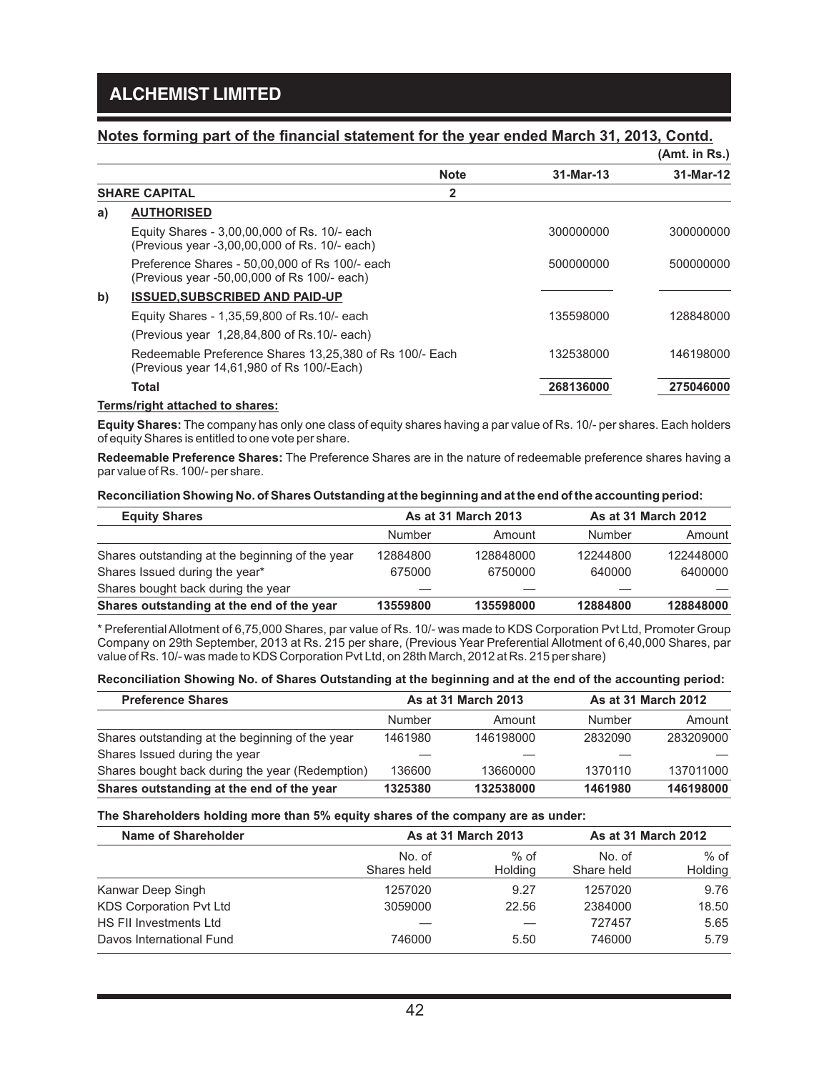## Notes forming part of the financial statement for the year ended March 31, 2013, Contd.

(Amt. in Rs.)

| | | Note | 31-Mar-13 | 31-Mar-12 |
|---|---|---|---|---|
| **SHARE CAPITAL** | | 2 | | |
| a) | **AUTHORISED** | | | |
| | Equity Shares - 3,00,00,000 of Rs. 10/- each (Previous year -3,00,00,000 of Rs. 10/- each) | | 300000000 | 300000000 |
| | Preference Shares - 50,00,000 of Rs 100/- each (Previous year -50,00,000 of Rs 100/- each) | | 500000000 | 500000000 |
| b) | **ISSUED,SUBSCRIBED AND PAID-UP** | | | |
| | Equity Shares - 1,35,59,800 of Rs.10/- each | | 135598000 | 128848000 |
| | (Previous year 1,28,84,800 of Rs.10/- each) | | | |
| | Redeemable Preference Shares 13,25,380 of Rs 100/- Each (Previous year 14,61,980 of Rs 100/-Each) | | 132538000 | 146198000 |
| | **Total** | | **268136000** | **275046000** |

**Terms/right attached to shares:**

**Equity Shares:** The company has only one class of equity shares having a par value of Rs. 10/- per shares. Each holders of equity Shares is entitled to one vote per share.

**Redeemable Preference Shares:** The Preference Shares are in the nature of redeemable preference shares having a par value of Rs. 100/- per share.

**Reconciliation Showing No. of Shares Outstanding at the beginning and at the end of the accounting period:**

| Equity Shares | As at 31 March 2013 | | As at 31 March 2012 | |
|---|---|---|---|---|
| | Number | Amount | Number | Amount |
| Shares outstanding at the beginning of the year | 12884800 | 128848000 | 12244800 | 122448000 |
| Shares Issued during the year* | 675000 | 6750000 | 640000 | 6400000 |
| Shares bought back during the year | — | — | — | — |
| **Shares outstanding at the end of the year** | **13559800** | **135598000** | **12884800** | **128848000** |

\* Preferential Allotment of 6,75,000 Shares, par value of Rs. 10/- was made to KDS Corporation Pvt Ltd, Promoter Group Company on 29th September, 2013 at Rs. 215 per share, (Previous Year Preferential Allotment of 6,40,000 Shares, par value of Rs. 10/- was made to KDS Corporation Pvt Ltd, on 28th March, 2012 at Rs. 215 per share)

**Reconciliation Showing No. of Shares Outstanding at the beginning and at the end of the accounting period:**

| Preference Shares | As at 31 March 2013 | | As at 31 March 2012 | |
|---|---|---|---|---|
| | Number | Amount | Number | Amount |
| Shares outstanding at the beginning of the year | 1461980 | 146198000 | 2832090 | 283209000 |
| Shares Issued during the year | — | — | — | — |
| Shares bought back during the year (Redemption) | 136600 | 13660000 | 1370110 | 137011000 |
| **Shares outstanding at the end of the year** | **1325380** | **132538000** | **1461980** | **146198000** |

**The Shareholders holding more than 5% equity shares of the company are as under:**

| Name of Shareholder | As at 31 March 2013 | | As at 31 March 2012 | |
|---|---|---|---|---|
| | No. of Shares held | % of Holding | No. of Share held | % of Holding |
| Kanwar Deep Singh | 1257020 | 9.27 | 1257020 | 9.76 |
| KDS Corporation Pvt Ltd | 3059000 | 22.56 | 2384000 | 18.50 |
| HS FII Investments Ltd | — | — | 727457 | 5.65 |
| Davos International Fund | 746000 | 5.50 | 746000 | 5.79 |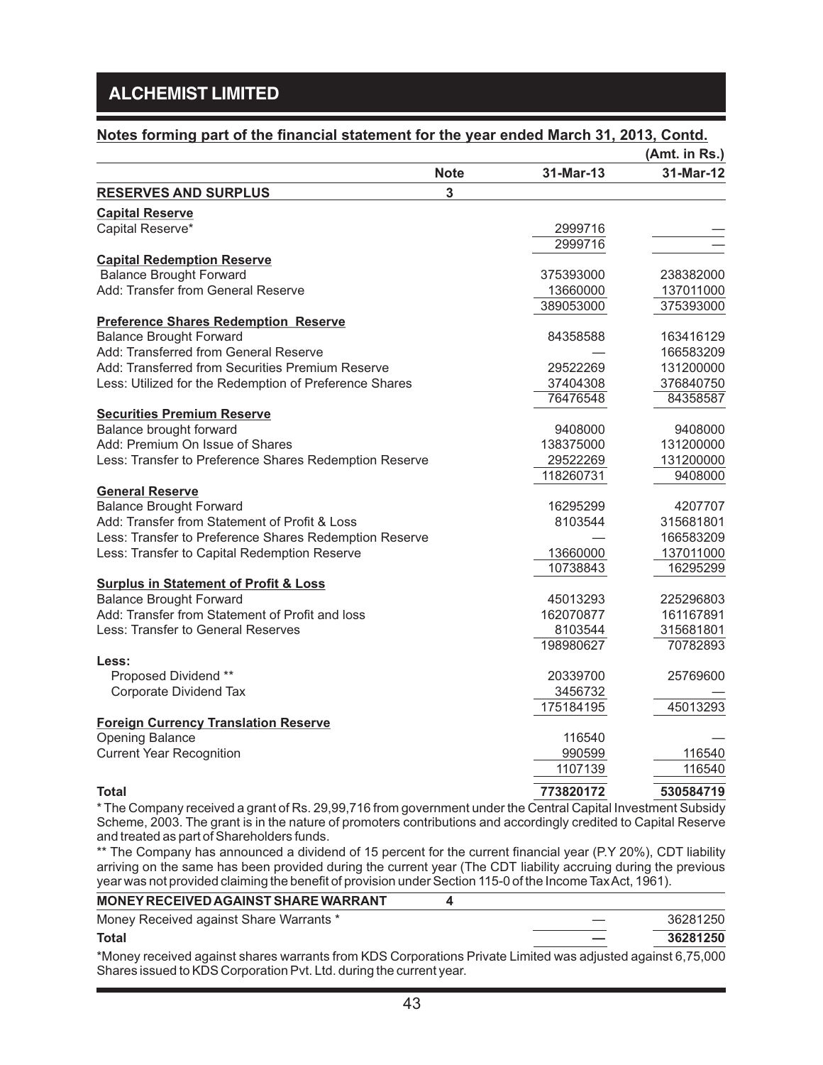## ALCHEMIST LIMITED

**Notes forming part of the financial statement for the year ended March 31, 2013, Contd.**

(Amt. in Rs.)

| | Note | 31-Mar-13 | 31-Mar-12 |
|---|---|---|---|
| **RESERVES AND SURPLUS** | 3 | | |
| **Capital Reserve** | | | |
| Capital Reserve* | | 2999716 | — |
| | | 2999716 | — |
| **Capital Redemption Reserve** | | | |
| Balance Brought Forward | | 375393000 | 238382000 |
| Add: Transfer from General Reserve | | 13660000 | 137011000 |
| | | 389053000 | 375393000 |
| **Preference Shares Redemption Reserve** | | | |
| Balance Brought Forward | | 84358588 | 163416129 |
| Add: Transferred from General Reserve | | — | 166583209 |
| Add: Transferred from Securities Premium Reserve | | 29522269 | 131200000 |
| Less: Utilized for the Redemption of Preference Shares | | 37404308 | 376840750 |
| | | 76476548 | 84358587 |
| **Securities Premium Reserve** | | | |
| Balance brought forward | | 9408000 | 9408000 |
| Add: Premium On Issue of Shares | | 138375000 | 131200000 |
| Less: Transfer to Preference Shares Redemption Reserve | | 29522269 | 131200000 |
| | | 118260731 | 9408000 |
| **General Reserve** | | | |
| Balance Brought Forward | | 16295299 | 4207707 |
| Add: Transfer from Statement of Profit & Loss | | 8103544 | 315681801 |
| Less: Transfer to Preference Shares Redemption Reserve | | — | 166583209 |
| Less: Transfer to Capital Redemption Reserve | | 13660000 | 137011000 |
| | | 10738843 | 16295299 |
| **Surplus in Statement of Profit & Loss** | | | |
| Balance Brought Forward | | 45013293 | 225296803 |
| Add: Transfer from Statement of Profit and loss | | 162070877 | 161167891 |
| Less: Transfer to General Reserves | | 8103544 | 315681801 |
| | | 198980627 | 70782893 |
| **Less:** | | | |
| Proposed Dividend ** | | 20339700 | 25769600 |
| Corporate Dividend Tax | | 3456732 | — |
| | | 175184195 | 45013293 |
| **Foreign Currency Translation Reserve** | | | |
| Opening Balance | | 116540 | — |
| Current Year Recognition | | 990599 | 116540 |
| | | 1107139 | 116540 |
| **Total** | | **773820172** | **530584719** |

* The Company received a grant of Rs. 29,99,716 from government under the Central Capital Investment Subsidy Scheme, 2003. The grant is in the nature of promoters contributions and accordingly credited to Capital Reserve and treated as part of Shareholders funds.

** The Company has announced a dividend of 15 percent for the current financial year (P.Y 20%), CDT liability arriving on the same has been provided during the current year (The CDT liability accruing during the previous year was not provided claiming the benefit of provision under Section 115-0 of the Income Tax Act, 1961).

| | Note | 31-Mar-13 | 31-Mar-12 |
|---|---|---|---|
| **MONEY RECEIVED AGAINST SHARE WARRANT** | 4 | | |
| Money Received against Share Warrants * | | — | 36281250 |
| **Total** | | **—** | **36281250** |

*Money received against shares warrants from KDS Corporations Private Limited was adjusted against 6,75,000 Shares issued to KDS Corporation Pvt. Ltd. during the current year.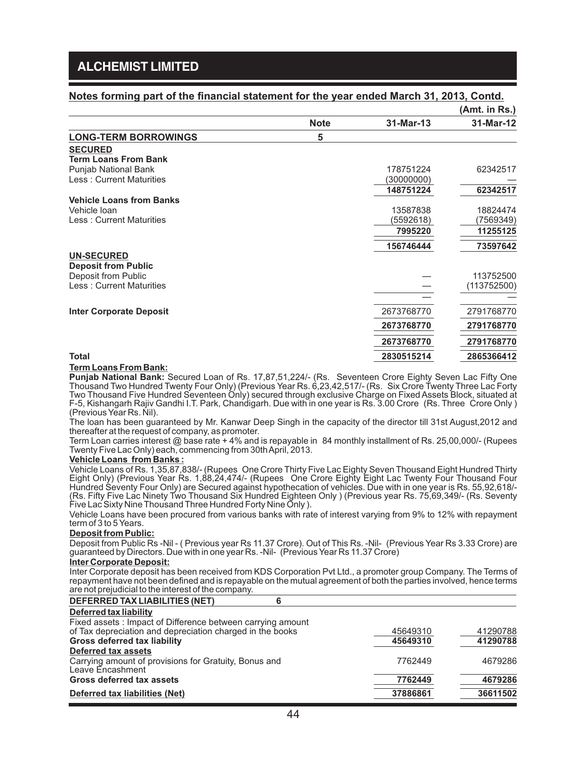## Notes forming part of the financial statement for the year ended March 31, 2013, Contd.

(Amt. in Rs.)

| | Note | 31-Mar-13 | 31-Mar-12 |
|---|---|---|---|
| **LONG-TERM BORROWINGS** | **5** | | |
| **SECURED** | | | |
| **Term Loans From Bank** | | | |
| Punjab National Bank | | 178751224 | 62342517 |
| Less : Current Maturities | | (30000000) | — |
| | | **148751224** | **62342517** |
| **Vehicle Loans from Banks** | | | |
| Vehicle loan | | 13587838 | 18824474 |
| Less : Current Maturities | | (5592618) | (7569349) |
| | | **7995220** | **11255125** |
| | | **156746444** | **73597642** |
| **UN-SECURED** | | | |
| **Deposit from Public** | | | |
| Deposit from Public | | — | 113752500 |
| Less : Current Maturities | | — | (113752500) |
| | | — | — |
| **Inter Corporate Deposit** | | 2673768770 | 2791768770 |
| | | **2673768770** | **2791768770** |
| | | **2673768770** | **2791768770** |
| **Total** | | **2830515214** | **2865366412** |

**Term Loans From Bank:**

**Punjab National Bank:** Secured Loan of Rs. 17,87,51,224/- (Rs. Seventeen Crore Eighty Seven Lac Fifty One Thousand Two Hundred Twenty Four Only) (Previous Year Rs. 6,23,42,517/- (Rs. Six Crore Twenty Three Lac Forty Two Thousand Five Hundred Seventeen Only) secured through exclusive Charge on Fixed Assets Block, situated at F-5, Kishangarh Rajiv Gandhi I.T. Park, Chandigarh. Due with in one year is Rs. 3.00 Crore (Rs. Three Crore Only ) (Previous Year Rs. Nil).

The loan has been guaranteed by Mr. Kanwar Deep Singh in the capacity of the director till 31st August,2012 and thereafter at the request of company, as promoter.

Term Loan carries interest @ base rate + 4% and is repayable in 84 monthly installment of Rs. 25,00,000/- (Rupees Twenty Five Lac Only) each, commencing from 30th April, 2013.

**Vehicle Loans from Banks :**

Vehicle Loans of Rs. 1,35,87,838/- (Rupees One Crore Thirty Five Lac Eighty Seven Thousand Eight Hundred Thirty Eight Only) (Previous Year Rs. 1,88,24,474/- (Rupees One Crore Eighty Eight Lac Twenty Four Thousand Four Hundred Seventy Four Only) are Secured against hypothecation of vehicles. Due with in one year is Rs. 55,92,618/- (Rs. Fifty Five Lac Ninety Two Thousand Six Hundred Eighteen Only ) (Previous year Rs. 75,69,349/- (Rs. Seventy Five Lac Sixty Nine Thousand Three Hundred Forty Nine Only ).

Vehicle Loans have been procured from various banks with rate of interest varying from 9% to 12% with repayment term of 3 to 5 Years.

**Deposit from Public:**

Deposit from Public Rs -Nil - ( Previous year Rs 11.37 Crore). Out of This Rs. -Nil- (Previous Year Rs 3.33 Crore) are guaranteed by Directors. Due with in one year Rs. -Nil- (Previous Year Rs 11.37 Crore)

**Inter Corporate Deposit:**

Inter Corporate deposit has been received from KDS Corporation Pvt Ltd., a promoter group Company. The Terms of repayment have not been defined and is repayable on the mutual agreement of both the parties involved, hence terms are not prejudicial to the interest of the company.

| | Note | 31-Mar-13 | 31-Mar-12 |
|---|---|---|---|
| **DEFERRED TAX LIABILITIES (NET)** | **6** | | |
| **Deferred tax liability** | | | |
| Fixed assets : Impact of Difference between carrying amount of Tax depreciation and depreciation charged in the books | | 45649310 | 41290788 |
| **Gross deferred tax liability** | | **45649310** | **41290788** |
| **Deferred tax assets** | | | |
| Carrying amount of provisions for Gratuity, Bonus and Leave Encashment | | 7762449 | 4679286 |
| **Gross deferred tax assets** | | **7762449** | **4679286** |
| **Deferred tax liabilities (Net)** | | **37886861** | **36611502** |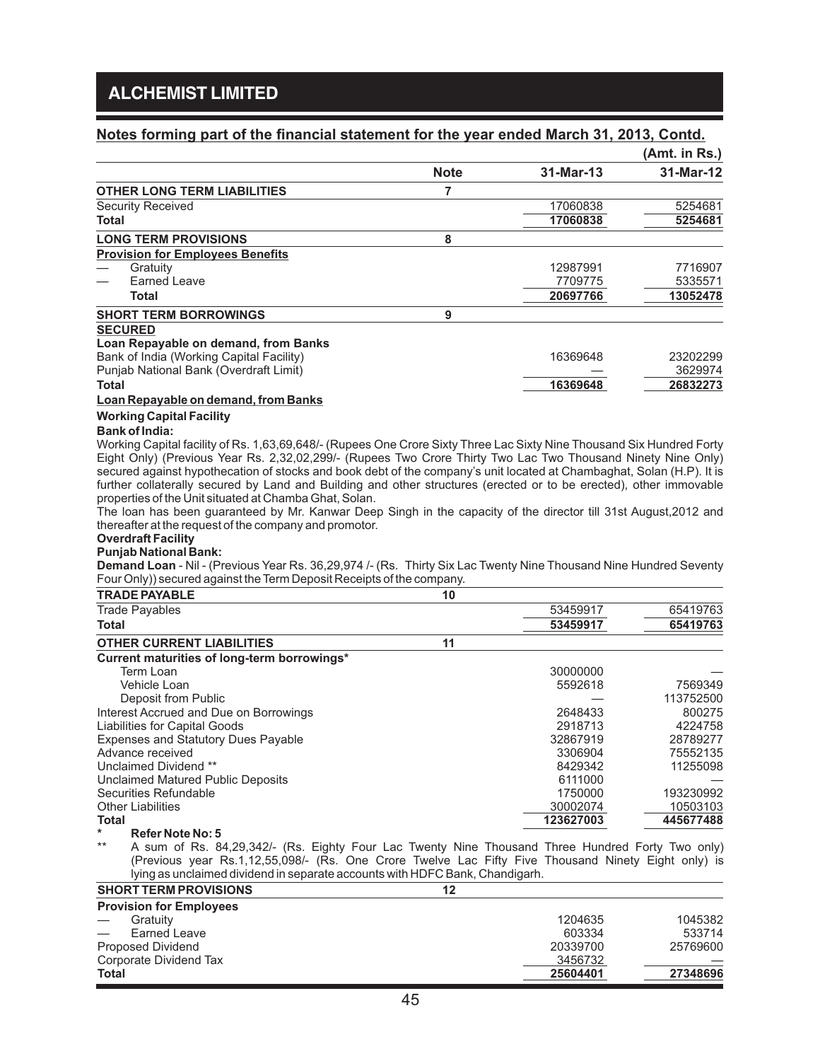**Notes forming part of the financial statement for the year ended March 31, 2013, Contd.**

(Amt. in Rs.)

| | Note | 31-Mar-13 | 31-Mar-12 |
|---|---|---|---|
| **OTHER LONG TERM LIABILITIES** | 7 | | |
| Security Received | | 17060838 | 5254681 |
| **Total** | | **17060838** | **5254681** |
| **LONG TERM PROVISIONS** | 8 | | |
| **Provision for Employees Benefits** | | | |
| — Gratuity | | 12987991 | 7716907 |
| — Earned Leave | | 7709775 | 5335571 |
| **Total** | | **20697766** | **13052478** |
| **SHORT TERM BORROWINGS** | 9 | | |
| **SECURED** | | | |
| **Loan Repayable on demand, from Banks** | | | |
| Bank of India (Working Capital Facility) | | 16369648 | 23202299 |
| Punjab National Bank (Overdraft Limit) | | — | 3629974 |
| **Total** | | **16369648** | **26832273** |

**Loan Repayable on demand, from Banks**

**Working Capital Facility**

**Bank of India:**

Working Capital facility of Rs. 1,63,69,648/- (Rupees One Crore Sixty Three Lac Sixty Nine Thousand Six Hundred Forty Eight Only) (Previous Year Rs. 2,32,02,299/- (Rupees Two Crore Thirty Two Lac Two Thousand Ninety Nine Only) secured against hypothecation of stocks and book debt of the company's unit located at Chambaghat, Solan (H.P). It is further collaterally secured by Land and Building and other structures (erected or to be erected), other immovable properties of the Unit situated at Chamba Ghat, Solan.

The loan has been guaranteed by Mr. Kanwar Deep Singh in the capacity of the director till 31st August,2012 and thereafter at the request of the company and promotor.

**Overdraft Facility**

**Punjab National Bank:**

**Demand Loan** - Nil - (Previous Year Rs. 36,29,974 /- (Rs. Thirty Six Lac Twenty Nine Thousand Nine Hundred Seventy Four Only)) secured against the Term Deposit Receipts of the company.

| | Note | 31-Mar-13 | 31-Mar-12 |
|---|---|---|---|
| **TRADE PAYABLE** | 10 | | |
| Trade Payables | | 53459917 | 65419763 |
| **Total** | | **53459917** | **65419763** |
| **OTHER CURRENT LIABILITIES** | 11 | | |
| **Current maturities of long-term borrowings*** | | | |
| Term Loan | | 30000000 | — |
| Vehicle Loan | | 5592618 | 7569349 |
| Deposit from Public | | — | 113752500 |
| Interest Accrued and Due on Borrowings | | 2648433 | 800275 |
| Liabilities for Capital Goods | | 2918713 | 4224758 |
| Expenses and Statutory Dues Payable | | 32867919 | 28789277 |
| Advance received | | 3306904 | 75552135 |
| Unclaimed Dividend ** | | 8429342 | 11255098 |
| Unclaimed Matured Public Deposits | | 6111000 | — |
| Securities Refundable | | 1750000 | 193230992 |
| Other Liabilities | | 30002074 | 10503103 |
| **Total** | | **123627003** | **445677488** |

\* **Refer Note No: 5**

** A sum of Rs. 84,29,342/- (Rs. Eighty Four Lac Twenty Nine Thousand Three Hundred Forty Two only) (Previous year Rs.1,12,55,098/- (Rs. One Crore Twelve Lac Fifty Five Thousand Ninety Eight only) is lying as unclaimed dividend in separate accounts with HDFC Bank, Chandigarh.

| | Note | 31-Mar-13 | 31-Mar-12 |
|---|---|---|---|
| **SHORT TERM PROVISIONS** | 12 | | |
| **Provision for Employees** | | | |
| — Gratuity | | 1204635 | 1045382 |
| — Earned Leave | | 603334 | 533714 |
| Proposed Dividend | | 20339700 | 25769600 |
| Corporate Dividend Tax | | 3456732 | — |
| **Total** | | **25604401** | **27348696** |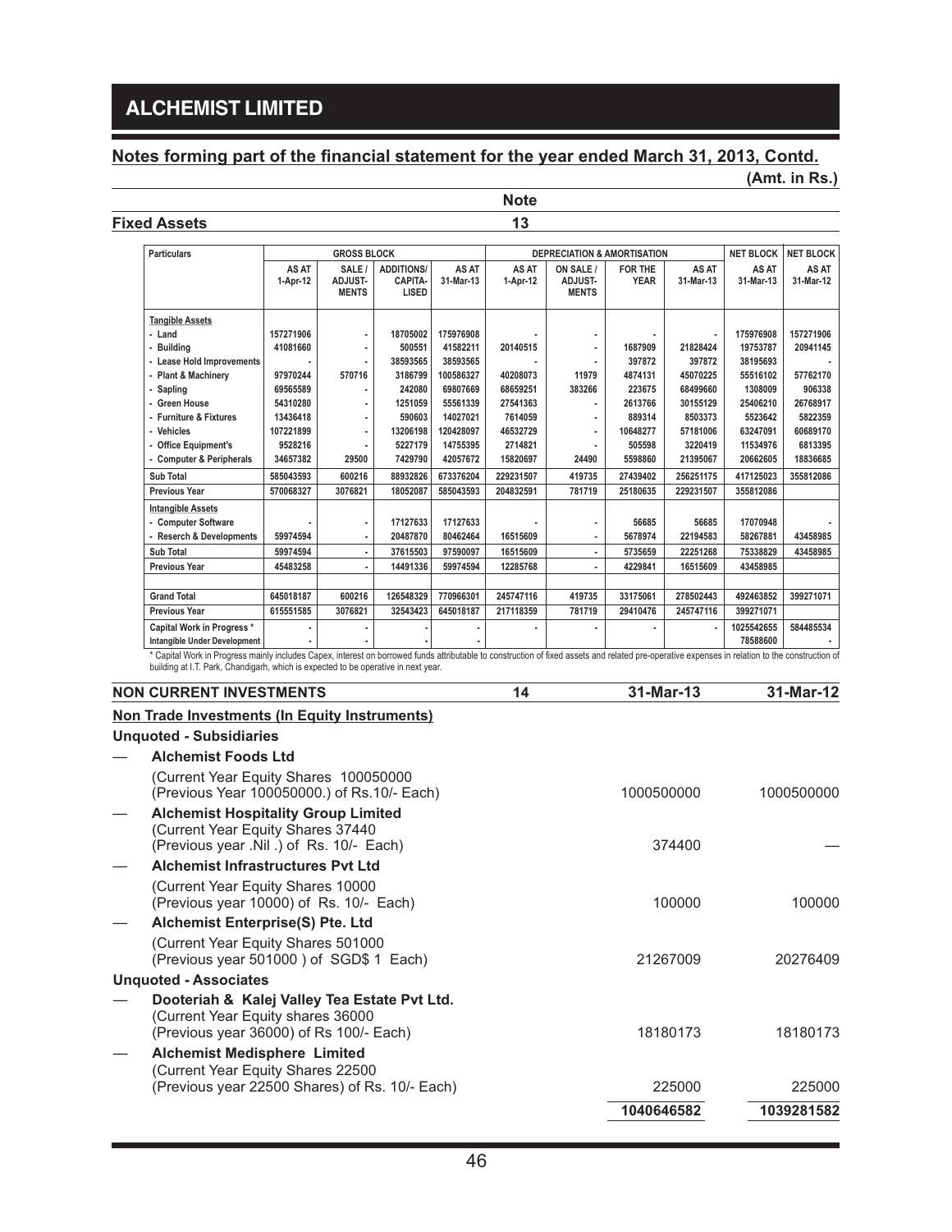## Notes forming part of the financial statement for the year ended March 31, 2013, Contd.

**(Amt. in Rs.)**

| | Note |
|---|---|
| **Fixed Assets** | **13** |

| Particulars | GROSS BLOCK | | | | DEPRECIATION & AMORTISATION | | | | NET BLOCK | NET BLOCK |
|---|---|---|---|---|---|---|---|---|---|---|
| | AS AT 1-Apr-12 | SALE / ADJUST-MENTS | ADDITIONS/ CAPITA-LISED | AS AT 31-Mar-13 | AS AT 1-Apr-12 | ON SALE / ADJUST-MENTS | FOR THE YEAR | AS AT 31-Mar-13 | AS AT 31-Mar-13 | AS AT 31-Mar-12 |
| **Tangible Assets** | | | | | | | | | | |
| - Land | 157271906 | - | 18705002 | 175976908 | - | - | - | - | 175976908 | 157271906 |
| - Building | 41081660 | - | 500551 | 41582211 | 20140515 | - | 1687909 | 21828424 | 19753787 | 20941145 |
| - Lease Hold Improvements | - | - | 38593565 | 38593565 | - | - | 397872 | 397872 | 38195693 | - |
| - Plant & Machinery | 97970244 | 570716 | 3186799 | 100586327 | 40208073 | 11979 | 4874131 | 45070225 | 55516102 | 57762170 |
| - Sapling | 69565589 | - | 242080 | 69807669 | 68659251 | 383266 | 223675 | 68499660 | 1308009 | 906338 |
| - Green House | 54310280 | - | 1251059 | 55561339 | 27541363 | - | 2613766 | 30155129 | 25406210 | 26768917 |
| - Furniture & Fixtures | 13436418 | - | 590603 | 14027021 | 7614059 | - | 889314 | 8503373 | 5523642 | 5822359 |
| - Vehicles | 107221899 | - | 13206198 | 120428097 | 46532729 | - | 10648277 | 57181006 | 63247091 | 60689170 |
| - Office Equipment's | 9528216 | - | 5227179 | 14755395 | 2714821 | - | 505598 | 3220419 | 11534976 | 6813395 |
| - Computer & Peripherals | 34657382 | 29500 | 7429790 | 42057672 | 15820697 | 24490 | 5598860 | 21395067 | 20662605 | 18836685 |
| **Sub Total** | 585043593 | 600216 | 88932826 | 673376204 | 229231507 | 419735 | 27439402 | 256251175 | 417125023 | 355812086 |
| **Previous Year** | 570068327 | 3076821 | 18052087 | 585043593 | 204832591 | 781719 | 25180635 | 229231507 | 355812086 | |
| **Intangible Assets** | | | | | | | | | | |
| - Computer Software | - | - | 17127633 | 17127633 | - | - | 56685 | 56685 | 17070948 | - |
| - Reserch & Developments | 59974594 | - | 20487870 | 80462464 | 16515609 | - | 5678974 | 22194583 | 58267881 | 43458985 |
| **Sub Total** | 59974594 | - | 37615503 | 97590097 | 16515609 | - | 5735659 | 22251268 | 75338829 | 43458985 |
| **Previous Year** | 45483258 | - | 14491336 | 59974594 | 12285768 | - | 4229841 | 16515609 | 43458985 | |
| | | | | | | | | | | |
| **Grand Total** | 645018187 | 600216 | 126548329 | 770966301 | 245747116 | 419735 | 33175061 | 278502443 | 492463852 | 399271071 |
| **Previous Year** | 615551585 | 3076821 | 32543423 | 645018187 | 217118359 | 781719 | 29410476 | 245747116 | 399271071 | |
| **Capital Work in Progress \*** | - | - | - | - | - | - | - | - | 1025542655 | 584485534 |
| **Intangible Under Development** | - | - | - | - | - | - | - | - | 78588600 | - |

\* Capital Work in Progress mainly includes Capex, interest on borrowed funds attributable to construction of fixed assets and related pre-operative expenses in relation to the construction of building at I.T. Park, Chandigarh, which is expected to be operative in next year.

| **NON CURRENT INVESTMENTS** | **14** | **31-Mar-13** | **31-Mar-12** |
|---|---|---|---|
| **Non Trade Investments (In Equity Instruments)** | | | |
| **Unquoted - Subsidiaries** | | | |
| — **Alchemist Foods Ltd** | | | |
| (Current Year Equity Shares 100050000 (Previous Year 100050000.) of Rs.10/- Each) | | 1000500000 | 1000500000 |
| — **Alchemist Hospitality Group Limited** (Current Year Equity Shares 37440 (Previous year .Nil .) of Rs. 10/- Each) | | 374400 | — |
| — **Alchemist Infrastructures Pvt Ltd** | | | |
| (Current Year Equity Shares 10000 (Previous year 10000) of Rs. 10/- Each) | | 100000 | 100000 |
| — **Alchemist Enterprise(S) Pte. Ltd** | | | |
| (Current Year Equity Shares 501000 (Previous year 501000 ) of SGD$ 1 Each) | | 21267009 | 20276409 |
| **Unquoted - Associates** | | | |
| — **Dooteriah & Kalej Valley Tea Estate Pvt Ltd.** (Current Year Equity shares 36000 (Previous year 36000) of Rs 100/- Each) | | 18180173 | 18180173 |
| — **Alchemist Medisphere Limited** (Current Year Equity Shares 22500 (Previous year 22500 Shares) of Rs. 10/- Each) | | 225000 | 225000 |
| | | **1040646582** | **1039281582** |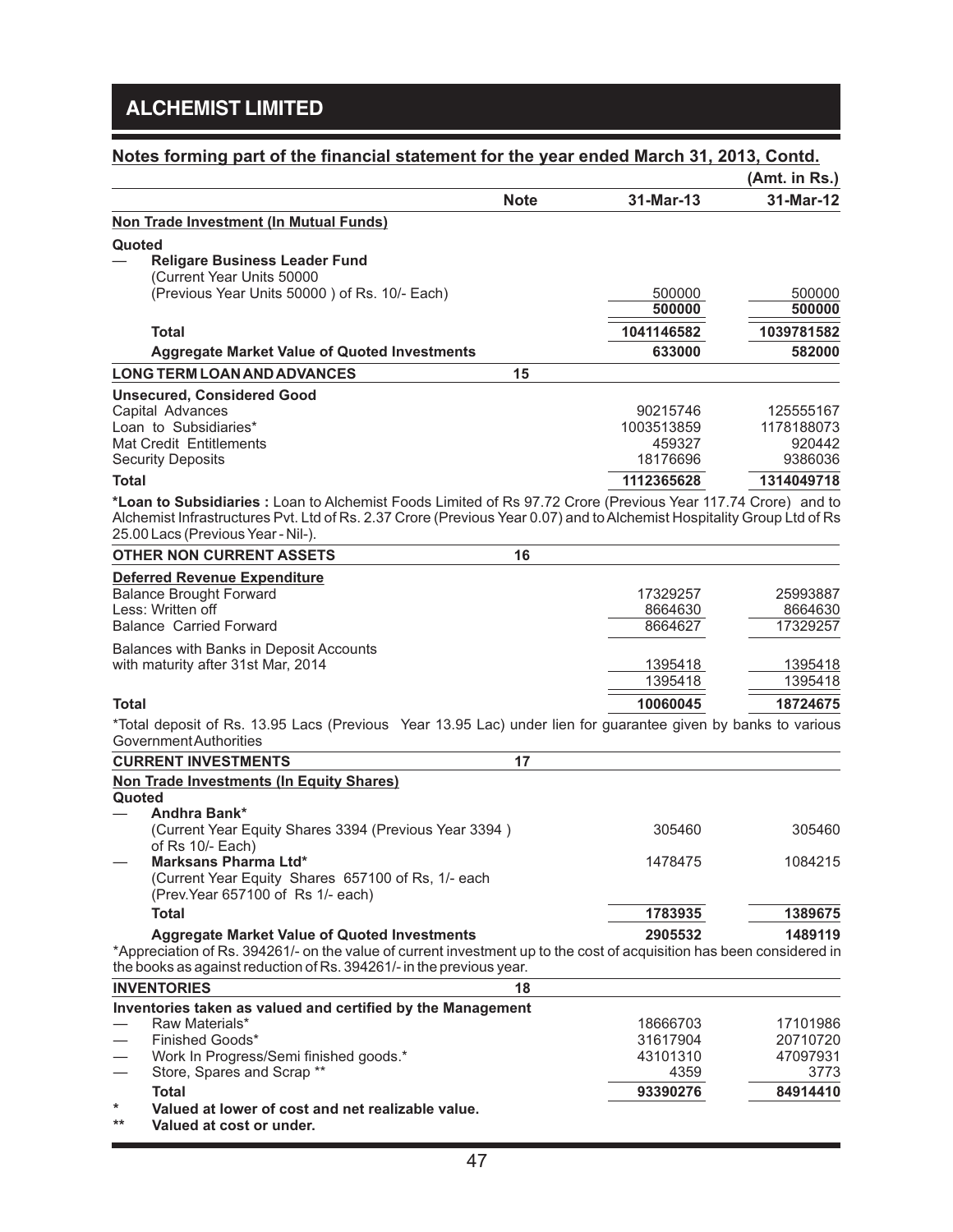## Notes forming part of the financial statement for the year ended March 31, 2013, Contd.

(Amt. in Rs.)

| | Note | 31-Mar-13 | 31-Mar-12 |
|---|---|---|---|
| **Non Trade Investment (In Mutual Funds)** | | | |
| **Quoted** | | | |
| — **Religare Business Leader Fund** (Current Year Units 50000 (Previous Year Units 50000 ) of Rs. 10/- Each) | | 500000 | 500000 |
| | | **500000** | **500000** |
| **Total** | | **1041146582** | **1039781582** |
| **Aggregate Market Value of Quoted Investments** | | **633000** | **582000** |
| **LONG TERM LOAN AND ADVANCES** | **15** | | |
| **Unsecured, Considered Good** | | | |
| Capital Advances | | 90215746 | 125555167 |
| Loan to Subsidiaries* | | 1003513859 | 1178188073 |
| Mat Credit Entitlements | | 459327 | 920442 |
| Security Deposits | | 18176696 | 9386036 |
| **Total** | | **1112365628** | **1314049718** |

**\*Loan to Subsidiaries :** Loan to Alchemist Foods Limited of Rs 97.72 Crore (Previous Year 117.74 Crore) and to Alchemist Infrastructures Pvt. Ltd of Rs. 2.37 Crore (Previous Year 0.07) and to Alchemist Hospitality Group Ltd of Rs 25.00 Lacs (Previous Year - Nil-).

| | Note | 31-Mar-13 | 31-Mar-12 |
|---|---|---|---|
| **OTHER NON CURRENT ASSETS** | **16** | | |
| **Deferred Revenue Expenditure** | | | |
| Balance Brought Forward | | 17329257 | 25993887 |
| Less: Written off | | 8664630 | 8664630 |
| Balance Carried Forward | | 8664627 | 17329257 |
| Balances with Banks in Deposit Accounts with maturity after 31st Mar, 2014 | | 1395418 | 1395418 |
| | | 1395418 | 1395418 |
| **Total** | | **10060045** | **18724675** |

*Total deposit of Rs. 13.95 Lacs (Previous Year 13.95 Lac) under lien for guarantee given by banks to various Government Authorities

| | Note | 31-Mar-13 | 31-Mar-12 |
|---|---|---|---|
| **CURRENT INVESTMENTS** | **17** | | |
| **Non Trade Investments (In Equity Shares)** | | | |
| **Quoted** | | | |
| — **Andhra Bank*** (Current Year Equity Shares 3394 (Previous Year 3394 ) of Rs 10/- Each) | | 305460 | 305460 |
| — **Marksans Pharma Ltd*** (Current Year Equity Shares 657100 of Rs, 1/- each (Prev.Year 657100 of Rs 1/- each) | | 1478475 | 1084215 |
| **Total** | | **1783935** | **1389675** |
| **Aggregate Market Value of Quoted Investments** | | **2905532** | **1489119** |

*Appreciation of Rs. 394261/- on the value of current investment up to the cost of acquisition has been considered in the books as against reduction of Rs. 394261/- in the previous year.

| | Note | 31-Mar-13 | 31-Mar-12 |
|---|---|---|---|
| **INVENTORIES** | **18** | | |
| **Inventories taken as valued and certified by the Management** | | | |
| — Raw Materials* | | 18666703 | 17101986 |
| — Finished Goods* | | 31617904 | 20710720 |
| — Work In Progress/Semi finished goods.* | | 43101310 | 47097931 |
| — Store, Spares and Scrap ** | | 4359 | 3773 |
| **Total** | | **93390276** | **84914410** |

\* **Valued at lower of cost and net realizable value.**

\** **Valued at cost or under.**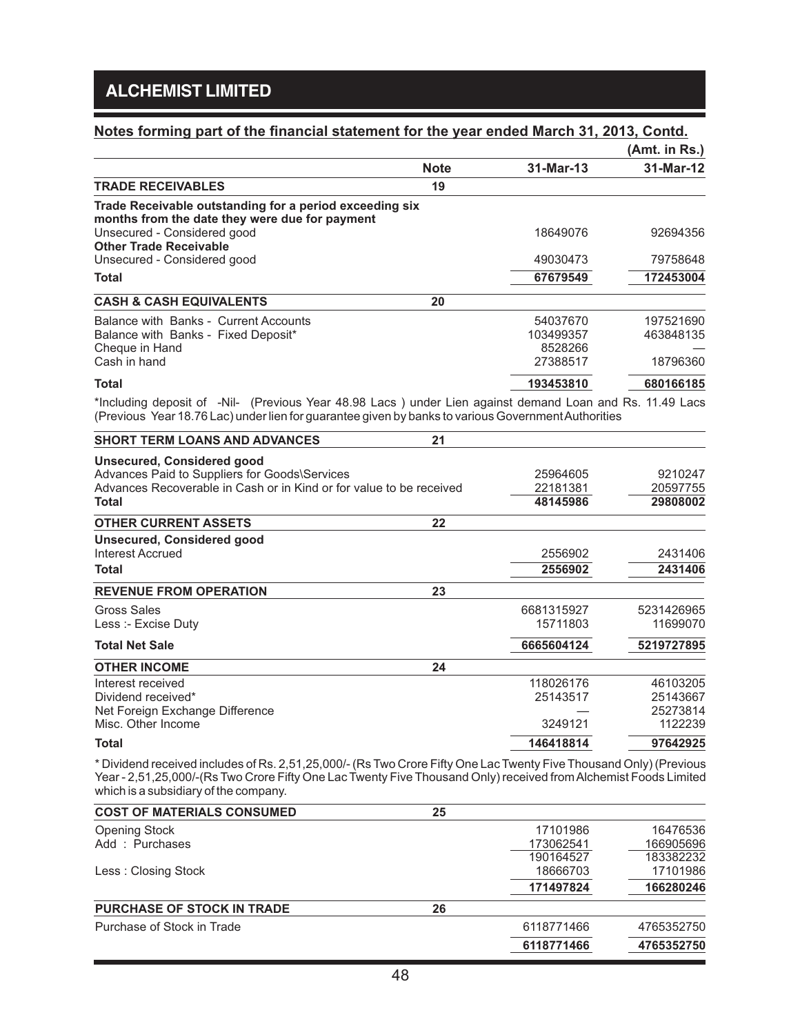## ALCHEMIST LIMITED

### Notes forming part of the financial statement for the year ended March 31, 2013, Contd.

(Amt. in Rs.)

| | Note | 31-Mar-13 | 31-Mar-12 |
|---|---|---|---|
| **TRADE RECEIVABLES** | 19 | | |
| **Trade Receivable outstanding for a period exceeding six months from the date they were due for payment** | | | |
| Unsecured - Considered good | | 18649076 | 92694356 |
| **Other Trade Receivable** | | | |
| Unsecured - Considered good | | 49030473 | 79758648 |
| **Total** | | **67679549** | **172453004** |
| **CASH & CASH EQUIVALENTS** | 20 | | |
| Balance with Banks - Current Accounts | | 54037670 | 197521690 |
| Balance with Banks - Fixed Deposit* | | 103499357 | 463848135 |
| Cheque in Hand | | 8528266 | — |
| Cash in hand | | 27388517 | 18796360 |
| **Total** | | **193453810** | **680166185** |

*Including deposit of -Nil- (Previous Year 48.98 Lacs ) under Lien against demand Loan and Rs. 11.49 Lacs (Previous Year 18.76 Lac) under lien for guarantee given by banks to various Government Authorities

| | Note | 31-Mar-13 | 31-Mar-12 |
|---|---|---|---|
| **SHORT TERM LOANS AND ADVANCES** | 21 | | |
| **Unsecured, Considered good** | | | |
| Advances Paid to Suppliers for Goods\Services | | 25964605 | 9210247 |
| Advances Recoverable in Cash or in Kind or for value to be received | | 22181381 | 20597755 |
| **Total** | | **48145986** | **29808002** |
| **OTHER CURRENT ASSETS** | 22 | | |
| **Unsecured, Considered good** | | | |
| Interest Accrued | | 2556902 | 2431406 |
| **Total** | | **2556902** | **2431406** |
| **REVENUE FROM OPERATION** | 23 | | |
| Gross Sales | | 6681315927 | 5231426965 |
| Less :- Excise Duty | | 15711803 | 11699070 |
| **Total Net Sale** | | **6665604124** | **5219727895** |
| **OTHER INCOME** | 24 | | |
| Interest received | | 118026176 | 46103205 |
| Dividend received* | | 25143517 | 25143667 |
| Net Foreign Exchange Difference | | — | 25273814 |
| Misc. Other Income | | 3249121 | 1122239 |
| **Total** | | **146418814** | **97642925** |

* Dividend received includes of Rs. 2,51,25,000/- (Rs Two Crore Fifty One Lac Twenty Five Thousand Only) (Previous Year - 2,51,25,000/-(Rs Two Crore Fifty One Lac Twenty Five Thousand Only) received from Alchemist Foods Limited which is a subsidiary of the company.

| | Note | 31-Mar-13 | 31-Mar-12 |
|---|---|---|---|
| **COST OF MATERIALS CONSUMED** | 25 | | |
| Opening Stock | | 17101986 | 16476536 |
| Add : Purchases | | 173062541 | 166905696 |
| | | 190164527 | 183382232 |
| Less : Closing Stock | | 18666703 | 17101986 |
| | | **171497824** | **166280246** |
| **PURCHASE OF STOCK IN TRADE** | 26 | | |
| Purchase of Stock in Trade | | 6118771466 | 4765352750 |
| | | **6118771466** | **4765352750** |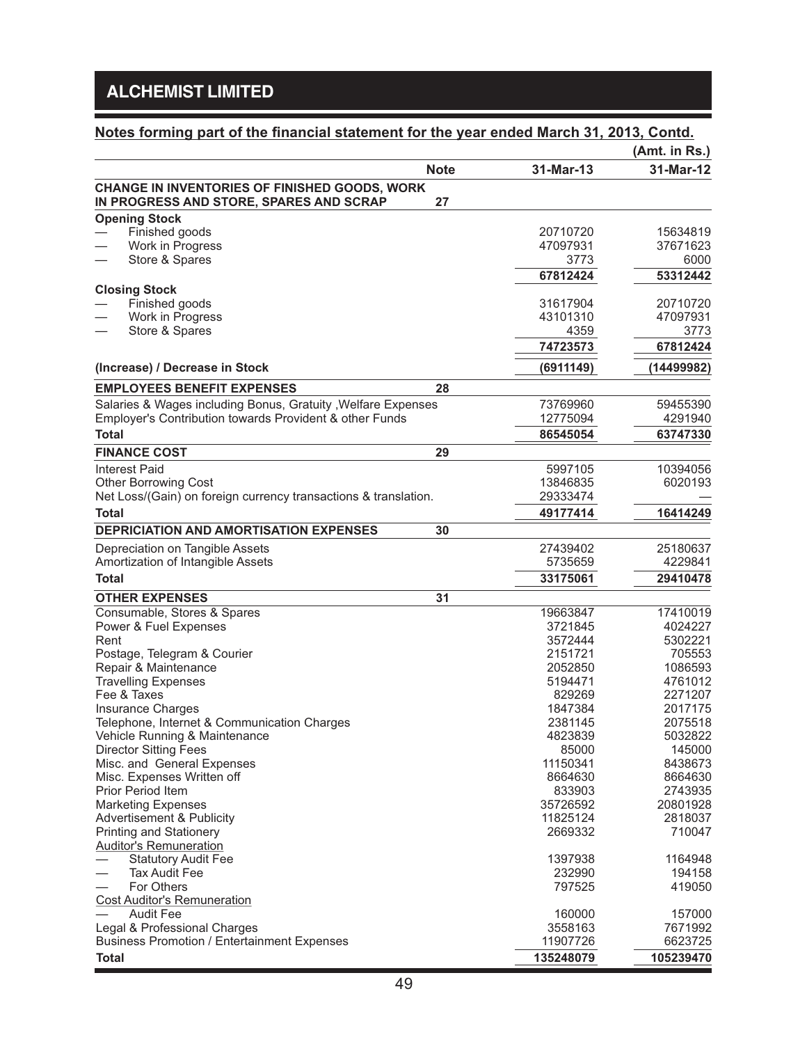## ALCHEMIST LIMITED

## Notes forming part of the financial statement for the year ended March 31, 2013, Contd.

(Amt. in Rs.)

| | Note | 31-Mar-13 | 31-Mar-12 |
|---|---|---|---|
| **CHANGE IN INVENTORIES OF FINISHED GOODS, WORK IN PROGRESS AND STORE, SPARES AND SCRAP** | 27 | | |
| **Opening Stock** | | | |
| — Finished goods | | 20710720 | 15634819 |
| — Work in Progress | | 47097931 | 37671623 |
| — Store & Spares | | 3773 | 6000 |
| | | **67812424** | **53312442** |
| **Closing Stock** | | | |
| — Finished goods | | 31617904 | 20710720 |
| — Work in Progress | | 43101310 | 47097931 |
| — Store & Spares | | 4359 | 3773 |
| | | **74723573** | **67812424** |
| **(Increase) / Decrease in Stock** | | **(6911149)** | **(14499982)** |
| **EMPLOYEES BENEFIT EXPENSES** | 28 | | |
| Salaries & Wages including Bonus, Gratuity ,Welfare Expenses | | 73769960 | 59455390 |
| Employer's Contribution towards Provident & other Funds | | 12775094 | 4291940 |
| **Total** | | **86545054** | **63747330** |
| **FINANCE COST** | 29 | | |
| Interest Paid | | 5997105 | 10394056 |
| Other Borrowing Cost | | 13846835 | 6020193 |
| Net Loss/(Gain) on foreign currency transactions & translation. | | 29333474 | — |
| **Total** | | **49177414** | **16414249** |
| **DEPRICIATION AND AMORTISATION EXPENSES** | 30 | | |
| Depreciation on Tangible Assets | | 27439402 | 25180637 |
| Amortization of Intangible Assets | | 5735659 | 4229841 |
| **Total** | | **33175061** | **29410478** |
| **OTHER EXPENSES** | 31 | | |
| Consumable, Stores & Spares | | 19663847 | 17410019 |
| Power & Fuel Expenses | | 3721845 | 4024227 |
| Rent | | 3572444 | 5302221 |
| Postage, Telegram & Courier | | 2151721 | 705553 |
| Repair & Maintenance | | 2052850 | 1086593 |
| Travelling Expenses | | 5194471 | 4761012 |
| Fee & Taxes | | 829269 | 2271207 |
| Insurance Charges | | 1847384 | 2017175 |
| Telephone, Internet & Communication Charges | | 2381145 | 2075518 |
| Vehicle Running & Maintenance | | 4823839 | 5032822 |
| Director Sitting Fees | | 85000 | 145000 |
| Misc. and General Expenses | | 11150341 | 8438673 |
| Misc. Expenses Written off | | 8664630 | 8664630 |
| Prior Period Item | | 833903 | 2743935 |
| Marketing Expenses | | 35726592 | 20801928 |
| Advertisement & Publicity | | 11825124 | 2818037 |
| Printing and Stationery | | 2669332 | 710047 |
| Auditor's Remuneration | | | |
| — Statutory Audit Fee | | 1397938 | 1164948 |
| — Tax Audit Fee | | 232990 | 194158 |
| — For Others | | 797525 | 419050 |
| Cost Auditor's Remuneration | | | |
| — Audit Fee | | 160000 | 157000 |
| Legal & Professional Charges | | 3558163 | 7671992 |
| Business Promotion / Entertainment Expenses | | 11907726 | 6623725 |
| **Total** | | **135248079** | **105239470** |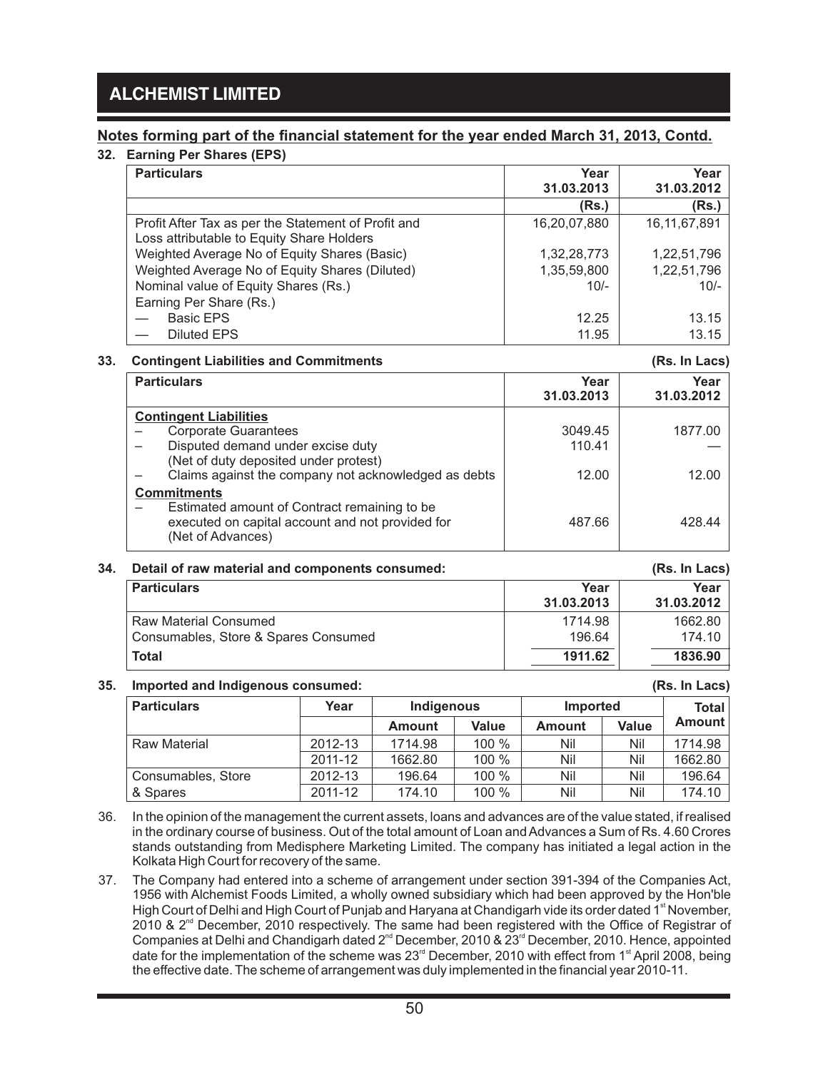## Notes forming part of the financial statement for the year ended March 31, 2013, Contd.

### 32. Earning Per Shares (EPS)

| Particulars | Year 31.03.2013 | Year 31.03.2012 |
|---|---|---|
| | (Rs.) | (Rs.) |
| Profit After Tax as per the Statement of Profit and Loss attributable to Equity Share Holders | 16,20,07,880 | 16,11,67,891 |
| Weighted Average No of Equity Shares (Basic) | 1,32,28,773 | 1,22,51,796 |
| Weighted Average No of Equity Shares (Diluted) | 1,35,59,800 | 1,22,51,796 |
| Nominal value of Equity Shares (Rs.) | 10/- | 10/- |
| Earning Per Share (Rs.) | | |
| — Basic EPS | 12.25 | 13.15 |
| — Diluted EPS | 11.95 | 13.15 |

### 33. Contingent Liabilities and Commitments (Rs. In Lacs)

| Particulars | Year 31.03.2013 | Year 31.03.2012 |
|---|---|---|
| **Contingent Liabilities** | | |
| – Corporate Guarantees | 3049.45 | 1877.00 |
| – Disputed demand under excise duty (Net of duty deposited under protest) | 110.41 | — |
| – Claims against the company not acknowledged as debts | 12.00 | 12.00 |
| **Commitments** | | |
| – Estimated amount of Contract remaining to be executed on capital account and not provided for (Net of Advances) | 487.66 | 428.44 |

### 34. Detail of raw material and components consumed: (Rs. In Lacs)

| Particulars | Year 31.03.2013 | Year 31.03.2012 |
|---|---|---|
| Raw Material Consumed | 1714.98 | 1662.80 |
| Consumables, Store & Spares Consumed | 196.64 | 174.10 |
| **Total** | **1911.62** | **1836.90** |

### 35. Imported and Indigenous consumed: (Rs. In Lacs)

| Particulars | Year | Indigenous | | Imported | | Total Amount |
|---|---|---|---|---|---|---|
| | | Amount | Value | Amount | Value | |
| Raw Material | 2012-13 | 1714.98 | 100 % | Nil | Nil | 1714.98 |
| | 2011-12 | 1662.80 | 100 % | Nil | Nil | 1662.80 |
| Consumables, Store | 2012-13 | 196.64 | 100 % | Nil | Nil | 196.64 |
| & Spares | 2011-12 | 174.10 | 100 % | Nil | Nil | 174.10 |

36. In the opinion of the management the current assets, loans and advances are of the value stated, if realised in the ordinary course of business. Out of the total amount of Loan and Advances a Sum of Rs. 4.60 Crores stands outstanding from Medisphere Marketing Limited. The company has initiated a legal action in the Kolkata High Court for recovery of the same.

37. The Company had entered into a scheme of arrangement under section 391-394 of the Companies Act, 1956 with Alchemist Foods Limited, a wholly owned subsidiary which had been approved by the Hon'ble High Court of Delhi and High Court of Punjab and Haryana at Chandigarh vide its order dated 1st November, 2010 & 2nd December, 2010 respectively. The same had been registered with the Office of Registrar of Companies at Delhi and Chandigarh dated 2nd December, 2010 & 23rd December, 2010. Hence, appointed date for the implementation of the scheme was 23rd December, 2010 with effect from 1st April 2008, being the effective date. The scheme of arrangement was duly implemented in the financial year 2010-11.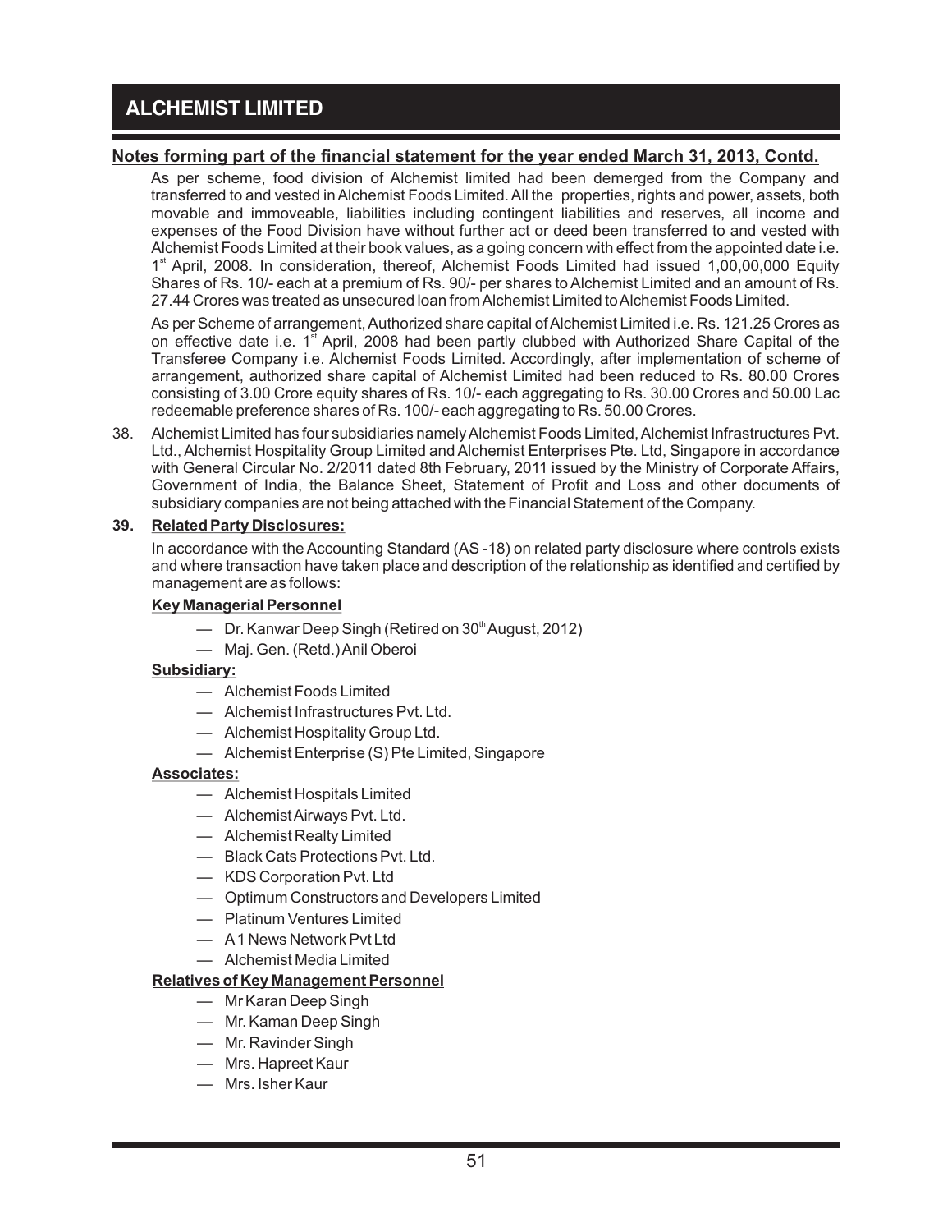## Notes forming part of the financial statement for the year ended March 31, 2013, Contd.

As per scheme, food division of Alchemist limited had been demerged from the Company and transferred to and vested in Alchemist Foods Limited. All the properties, rights and power, assets, both movable and immoveable, liabilities including contingent liabilities and reserves, all income and expenses of the Food Division have without further act or deed been transferred to and vested with Alchemist Foods Limited at their book values, as a going concern with effect from the appointed date i.e. 1st April, 2008. In consideration, thereof, Alchemist Foods Limited had issued 1,00,00,000 Equity Shares of Rs. 10/- each at a premium of Rs. 90/- per shares to Alchemist Limited and an amount of Rs. 27.44 Crores was treated as unsecured loan from Alchemist Limited to Alchemist Foods Limited.

As per Scheme of arrangement, Authorized share capital of Alchemist Limited i.e. Rs. 121.25 Crores as on effective date i.e. 1st April, 2008 had been partly clubbed with Authorized Share Capital of the Transferee Company i.e. Alchemist Foods Limited. Accordingly, after implementation of scheme of arrangement, authorized share capital of Alchemist Limited had been reduced to Rs. 80.00 Crores consisting of 3.00 Crore equity shares of Rs. 10/- each aggregating to Rs. 30.00 Crores and 50.00 Lac redeemable preference shares of Rs. 100/- each aggregating to Rs. 50.00 Crores.

38. Alchemist Limited has four subsidiaries namely Alchemist Foods Limited, Alchemist Infrastructures Pvt. Ltd., Alchemist Hospitality Group Limited and Alchemist Enterprises Pte. Ltd, Singapore in accordance with General Circular No. 2/2011 dated 8th February, 2011 issued by the Ministry of Corporate Affairs, Government of India, the Balance Sheet, Statement of Profit and Loss and other documents of subsidiary companies are not being attached with the Financial Statement of the Company.

**39. Related Party Disclosures:**

In accordance with the Accounting Standard (AS -18) on related party disclosure where controls exists and where transaction have taken place and description of the relationship as identified and certified by management are as follows:

**Key Managerial Personnel**

- Dr. Kanwar Deep Singh (Retired on 30th August, 2012)
- Maj. Gen. (Retd.) Anil Oberoi

**Subsidiary:**

- Alchemist Foods Limited
- Alchemist Infrastructures Pvt. Ltd.
- Alchemist Hospitality Group Ltd.
- Alchemist Enterprise (S) Pte Limited, Singapore

**Associates:**

- Alchemist Hospitals Limited
- Alchemist Airways Pvt. Ltd.
- Alchemist Realty Limited
- Black Cats Protections Pvt. Ltd.
- KDS Corporation Pvt. Ltd
- Optimum Constructors and Developers Limited
- Platinum Ventures Limited
- A 1 News Network Pvt Ltd
- Alchemist Media Limited

**Relatives of Key Management Personnel**

- Mr Karan Deep Singh
- Mr. Kaman Deep Singh
- Mr. Ravinder Singh
- Mrs. Hapreet Kaur
- Mrs. Isher Kaur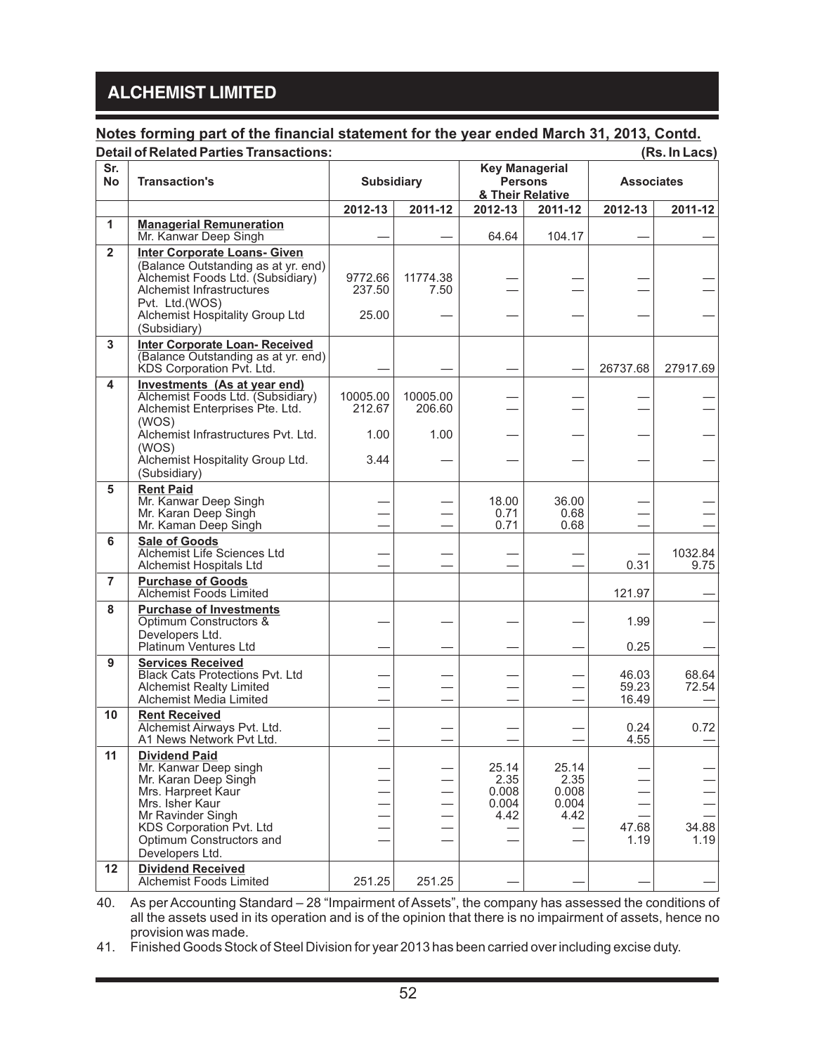## Notes forming part of the financial statement for the year ended March 31, 2013, Contd.

**Detail of Related Parties Transactions:** **(Rs. In Lacs)**

| Sr. No | Transaction's | Subsidiary | | Key Managerial Persons & Their Relative | | Associates | |
|---|---|---|---|---|---|---|---|
| | | 2012-13 | 2011-12 | 2012-13 | 2011-12 | 2012-13 | 2011-12 |
| 1 | **Managerial Remuneration** | | | | | | |
| | Mr. Kanwar Deep Singh | — | — | 64.64 | 104.17 | — | — |
| 2 | **Inter Corporate Loans- Given** (Balance Outstanding as at yr. end) | | | | | | |
| | Alchemist Foods Ltd. (Subsidiary) | 9772.66 | 11774.38 | — | — | — | — |
| | Alchemist Infrastructures Pvt. Ltd.(WOS) | 237.50 | 7.50 | — | — | — | — |
| | Alchemist Hospitality Group Ltd (Subsidiary) | 25.00 | — | — | — | — | — |
| 3 | **Inter Corporate Loan- Received** (Balance Outstanding as at yr. end) | | | | | | |
| | KDS Corporation Pvt. Ltd. | — | — | — | — | 26737.68 | 27917.69 |
| 4 | **Investments (As at year end)** | | | | | | |
| | Alchemist Foods Ltd. (Subsidiary) | 10005.00 | 10005.00 | — | — | — | — |
| | Alchemist Enterprises Pte. Ltd. (WOS) | 212.67 | 206.60 | — | — | — | — |
| | Alchemist Infrastructures Pvt. Ltd. (WOS) | 1.00 | 1.00 | — | — | — | — |
| | Alchemist Hospitality Group Ltd. (Subsidiary) | 3.44 | — | — | — | — | — |
| 5 | **Rent Paid** | | | | | | |
| | Mr. Kanwar Deep Singh | — | — | 18.00 | 36.00 | — | — |
| | Mr. Karan Deep Singh | — | — | 0.71 | 0.68 | — | — |
| | Mr. Kaman Deep Singh | — | — | 0.71 | 0.68 | — | — |
| 6 | **Sale of Goods** | | | | | | |
| | Alchemist Life Sciences Ltd | — | — | — | — | — | 1032.84 |
| | Alchemist Hospitals Ltd | — | — | — | — | 0.31 | 9.75 |
| 7 | **Purchase of Goods** | | | | | | |
| | Alchemist Foods Limited | | | | | 121.97 | — |
| 8 | **Purchase of Investments** | | | | | | |
| | Optimum Constructors & Developers Ltd. | — | — | — | — | 1.99 | — |
| | Platinum Ventures Ltd | — | — | — | — | 0.25 | — |
| 9 | **Services Received** | | | | | | |
| | Black Cats Protections Pvt. Ltd | — | — | — | — | 46.03 | 68.64 |
| | Alchemist Realty Limited | — | — | — | — | 59.23 | 72.54 |
| | Alchemist Media Limited | — | — | — | — | 16.49 | — |
| 10 | **Rent Received** | | | | | | |
| | Alchemist Airways Pvt. Ltd. | — | — | — | — | 0.24 | 0.72 |
| | A1 News Network Pvt Ltd. | — | — | — | — | 4.55 | — |
| 11 | **Dividend Paid** | | | | | | |
| | Mr. Kanwar Deep singh | — | — | 25.14 | 25.14 | — | — |
| | Mr. Karan Deep Singh | — | — | 2.35 | 2.35 | — | — |
| | Mrs. Harpreet Kaur | — | — | 0.008 | 0.008 | — | — |
| | Mrs. Isher Kaur | — | — | 0.004 | 0.004 | — | — |
| | Mr Ravinder Singh | — | — | 4.42 | 4.42 | — | — |
| | KDS Corporation Pvt. Ltd | — | — | — | — | 47.68 | 34.88 |
| | Optimum Constructors and Developers Ltd. | — | — | — | — | 1.19 | 1.19 |
| 12 | **Dividend Received** | | | | | | |
| | Alchemist Foods Limited | 251.25 | 251.25 | — | — | — | — |

40. As per Accounting Standard – 28 "Impairment of Assets", the company has assessed the conditions of all the assets used in its operation and is of the opinion that there is no impairment of assets, hence no provision was made.
41. Finished Goods Stock of Steel Division for year 2013 has been carried over including excise duty.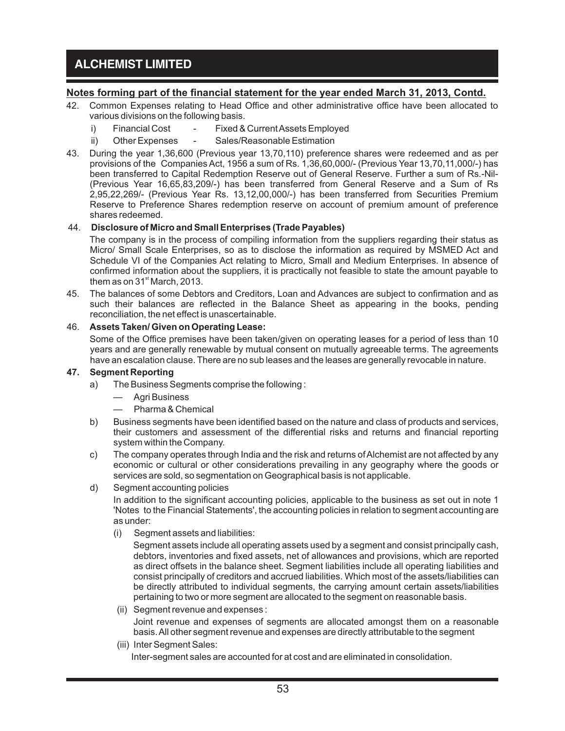## Notes forming part of the financial statement for the year ended March 31, 2013, Contd.

42. Common Expenses relating to Head Office and other administrative office have been allocated to various divisions on the following basis.
    - i) Financial Cost - Fixed & Current Assets Employed
    - ii) Other Expenses - Sales/Reasonable Estimation

43. During the year 1,36,600 (Previous year 13,70,110) preference shares were redeemed and as per provisions of the Companies Act, 1956 a sum of Rs. 1,36,60,000/- (Previous Year 13,70,11,000/-) has been transferred to Capital Redemption Reserve out of General Reserve. Further a sum of Rs.-Nil- (Previous Year 16,65,83,209/-) has been transferred from General Reserve and a Sum of Rs 2,95,22,269/- (Previous Year Rs. 13,12,00,000/-) has been transferred from Securities Premium Reserve to Preference Shares redemption reserve on account of premium amount of preference shares redeemed.

44. **Disclosure of Micro and Small Enterprises (Trade Payables)**

    The company is in the process of compiling information from the suppliers regarding their status as Micro/ Small Scale Enterprises, so as to disclose the information as required by MSMED Act and Schedule VI of the Companies Act relating to Micro, Small and Medium Enterprises. In absence of confirmed information about the suppliers, it is practically not feasible to state the amount payable to them as on 31st March, 2013.

45. The balances of some Debtors and Creditors, Loan and Advances are subject to confirmation and as such their balances are reflected in the Balance Sheet as appearing in the books, pending reconciliation, the net effect is unascertainable.

46. **Assets Taken/ Given on Operating Lease:**

    Some of the Office premises have been taken/given on operating leases for a period of less than 10 years and are generally renewable by mutual consent on mutually agreeable terms. The agreements have an escalation clause. There are no sub leases and the leases are generally revocable in nature.

47. **Segment Reporting**

    a) The Business Segments comprise the following :
       - Agri Business
       - Pharma & Chemical

    b) Business segments have been identified based on the nature and class of products and services, their customers and assessment of the differential risks and returns and financial reporting system within the Company.

    c) The company operates through India and the risk and returns of Alchemist are not affected by any economic or cultural or other considerations prevailing in any geography where the goods or services are sold, so segmentation on Geographical basis is not applicable.

    d) Segment accounting policies

       In addition to the significant accounting policies, applicable to the business as set out in note 1 'Notes to the Financial Statements', the accounting policies in relation to segment accounting are as under:

       (i) Segment assets and liabilities:

       Segment assets include all operating assets used by a segment and consist principally cash, debtors, inventories and fixed assets, net of allowances and provisions, which are reported as direct offsets in the balance sheet. Segment liabilities include all operating liabilities and consist principally of creditors and accrued liabilities. Which most of the assets/liabilities can be directly attributed to individual segments, the carrying amount certain assets/liabilities pertaining to two or more segment are allocated to the segment on reasonable basis.

       (ii) Segment revenue and expenses :

       Joint revenue and expenses of segments are allocated amongst them on a reasonable basis. All other segment revenue and expenses are directly attributable to the segment

       (iii) Inter Segment Sales:

       Inter-segment sales are accounted for at cost and are eliminated in consolidation.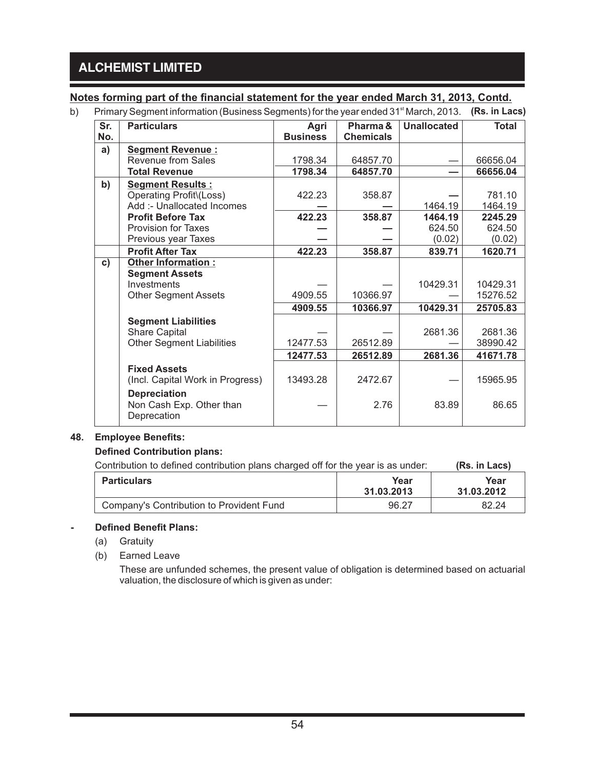## Notes forming part of the financial statement for the year ended March 31, 2013, Contd.

b) Primary Segment information (Business Segments) for the year ended 31st March, 2013. **(Rs. in Lacs)**

| Sr. No. | Particulars | Agri Business | Pharma & Chemicals | Unallocated | Total |
|---|---|---|---|---|---|
| a) | **Segment Revenue :** | | | | |
| | Revenue from Sales | 1798.34 | 64857.70 | — | 66656.04 |
| | **Total Revenue** | **1798.34** | **64857.70** | **—** | **66656.04** |
| b) | **Segment Results :** | | | | |
| | Operating Profit\(Loss) | 422.23 | 358.87 | — | 781.10 |
| | Add :- Unallocated Incomes | — | — | 1464.19 | 1464.19 |
| | **Profit Before Tax** | **422.23** | **358.87** | **1464.19** | **2245.29** |
| | Provision for Taxes | — | — | 624.50 | 624.50 |
| | Previous year Taxes | — | — | (0.02) | (0.02) |
| | **Profit After Tax** | **422.23** | **358.87** | **839.71** | **1620.71** |
| c) | **Other Information :** | | | | |
| | **Segment Assets** | | | | |
| | Investments | — | — | 10429.31 | 10429.31 |
| | Other Segment Assets | 4909.55 | 10366.97 | — | 15276.52 |
| | | **4909.55** | **10366.97** | **10429.31** | **25705.83** |
| | **Segment Liabilities** | | | | |
| | Share Capital | — | — | 2681.36 | 2681.36 |
| | Other Segment Liabilities | 12477.53 | 26512.89 | — | 38990.42 |
| | | **12477.53** | **26512.89** | **2681.36** | **41671.78** |
| | **Fixed Assets** (Incl. Capital Work in Progress) | 13493.28 | 2472.67 | — | 15965.95 |
| | **Depreciation** Non Cash Exp. Other than Deprecation | — | 2.76 | 83.89 | 86.65 |

**48. Employee Benefits:**

**Defined Contribution plans:**

Contribution to defined contribution plans charged off for the year is as under: **(Rs. in Lacs)**

| Particulars | Year 31.03.2013 | Year 31.03.2012 |
|---|---|---|
| Company's Contribution to Provident Fund | 96.27 | 82.24 |

- **Defined Benefit Plans:**
  - (a) Gratuity
  - (b) Earned Leave

    These are unfunded schemes, the present value of obligation is determined based on actuarial valuation, the disclosure of which is given as under: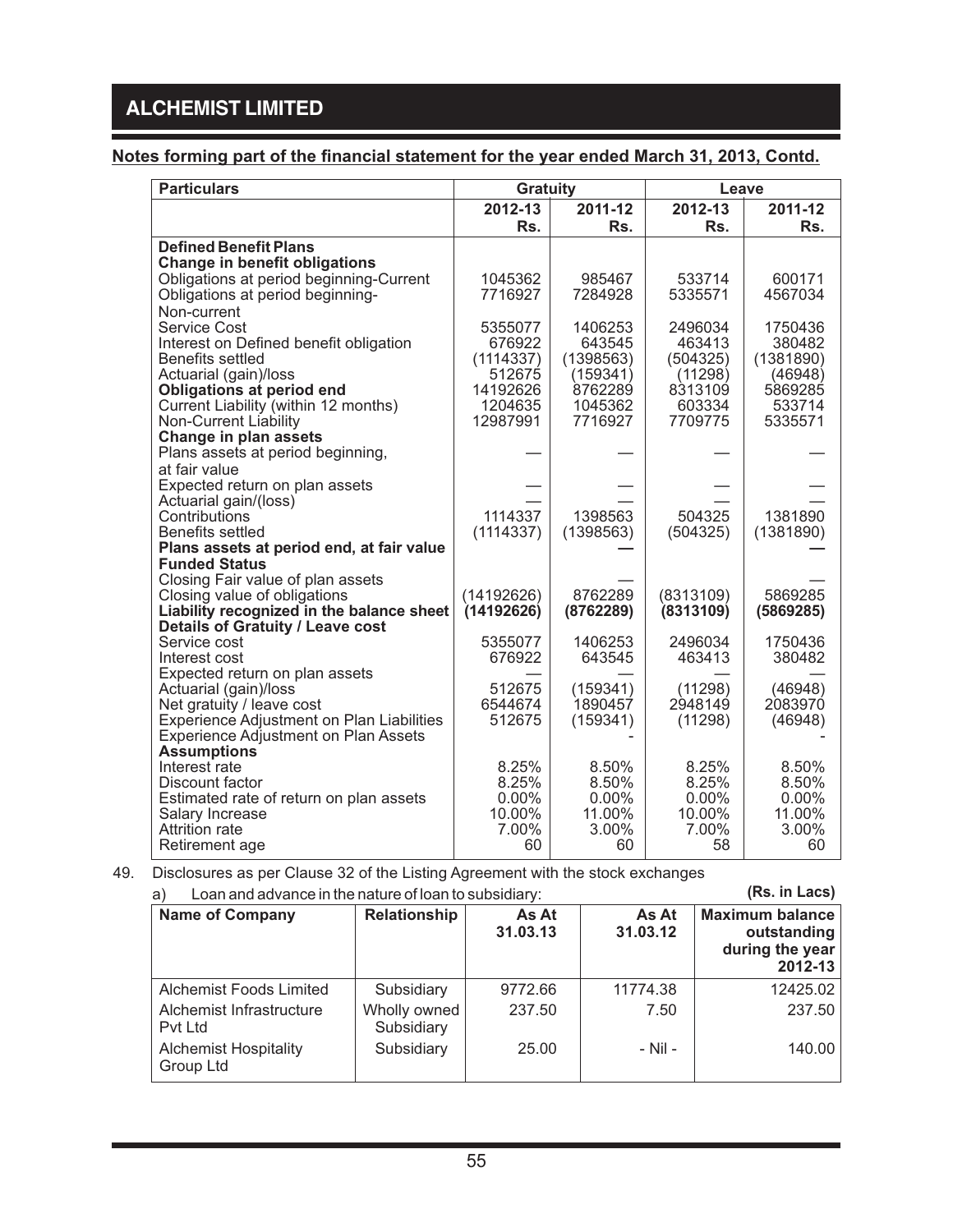## Notes forming part of the financial statement for the year ended March 31, 2013, Contd.

| Particulars | Gratuity | | Leave | |
|---|---|---|---|---|
| | 2012-13 Rs. | 2011-12 Rs. | 2012-13 Rs. | 2011-12 Rs. |
| **Defined Benefit Plans** | | | | |
| **Change in benefit obligations** | | | | |
| Obligations at period beginning-Current | 1045362 | 985467 | 533714 | 600171 |
| Obligations at period beginning-Non-current | 7716927 | 7284928 | 5335571 | 4567034 |
| Service Cost | 5355077 | 1406253 | 2496034 | 1750436 |
| Interest on Defined benefit obligation | 676922 | 643545 | 463413 | 380482 |
| Benefits settled | (1114337) | (1398563) | (504325) | (1381890) |
| Actuarial (gain)/loss | 512675 | (159341) | (11298) | (46948) |
| **Obligations at period end** | 14192626 | 8762289 | 8313109 | 5869285 |
| Current Liability (within 12 months) | 1204635 | 1045362 | 603334 | 533714 |
| Non-Current Liability | 12987991 | 7716927 | 7709775 | 5335571 |
| **Change in plan assets** | | | | |
| Plans assets at period beginning, at fair value | — | — | — | — |
| Expected return on plan assets | — | — | — | — |
| Actuarial gain/(loss) | — | — | — | — |
| Contributions | 1114337 | 1398563 | 504325 | 1381890 |
| Benefits settled | (1114337) | (1398563) | (504325) | (1381890) |
| **Plans assets at period end, at fair value** | **—** | **—** | **—** | **—** |
| **Funded Status** | | | | |
| Closing Fair value of plan assets | — | — | — | — |
| Closing value of obligations | (14192626) | 8762289 | (8313109) | 5869285 |
| **Liability recognized in the balance sheet** | **(14192626)** | **(8762289)** | **(8313109)** | **(5869285)** |
| **Details of Gratuity / Leave cost** | | | | |
| Service cost | 5355077 | 1406253 | 2496034 | 1750436 |
| Interest cost | 676922 | 643545 | 463413 | 380482 |
| Expected return on plan assets | — | — | — | — |
| Actuarial (gain)/loss | 512675 | (159341) | (11298) | (46948) |
| Net gratuity / leave cost | 6544674 | 1890457 | 2948149 | 2083970 |
| Experience Adjustment on Plan Liabilities | 512675 | (159341) | (11298) | (46948) |
| Experience Adjustment on Plan Assets | - | - | - | - |
| **Assumptions** | | | | |
| Interest rate | 8.25% | 8.50% | 8.25% | 8.50% |
| Discount factor | 8.25% | 8.50% | 8.25% | 8.50% |
| Estimated rate of return on plan assets | 0.00% | 0.00% | 0.00% | 0.00% |
| Salary Increase | 10.00% | 11.00% | 10.00% | 11.00% |
| Attrition rate | 7.00% | 3.00% | 7.00% | 3.00% |
| Retirement age | 60 | 60 | 58 | 60 |

49. Disclosures as per Clause 32 of the Listing Agreement with the stock exchanges

a) Loan and advance in the nature of loan to subsidiary: **(Rs. in Lacs)**

| Name of Company | Relationship | As At 31.03.13 | As At 31.03.12 | Maximum balance outstanding during the year 2012-13 |
|---|---|---|---|---|
| Alchemist Foods Limited | Subsidiary | 9772.66 | 11774.38 | 12425.02 |
| Alchemist Infrastructure Pvt Ltd | Wholly owned Subsidiary | 237.50 | 7.50 | 237.50 |
| Alchemist Hospitality Group Ltd | Subsidiary | 25.00 | - Nil - | 140.00 |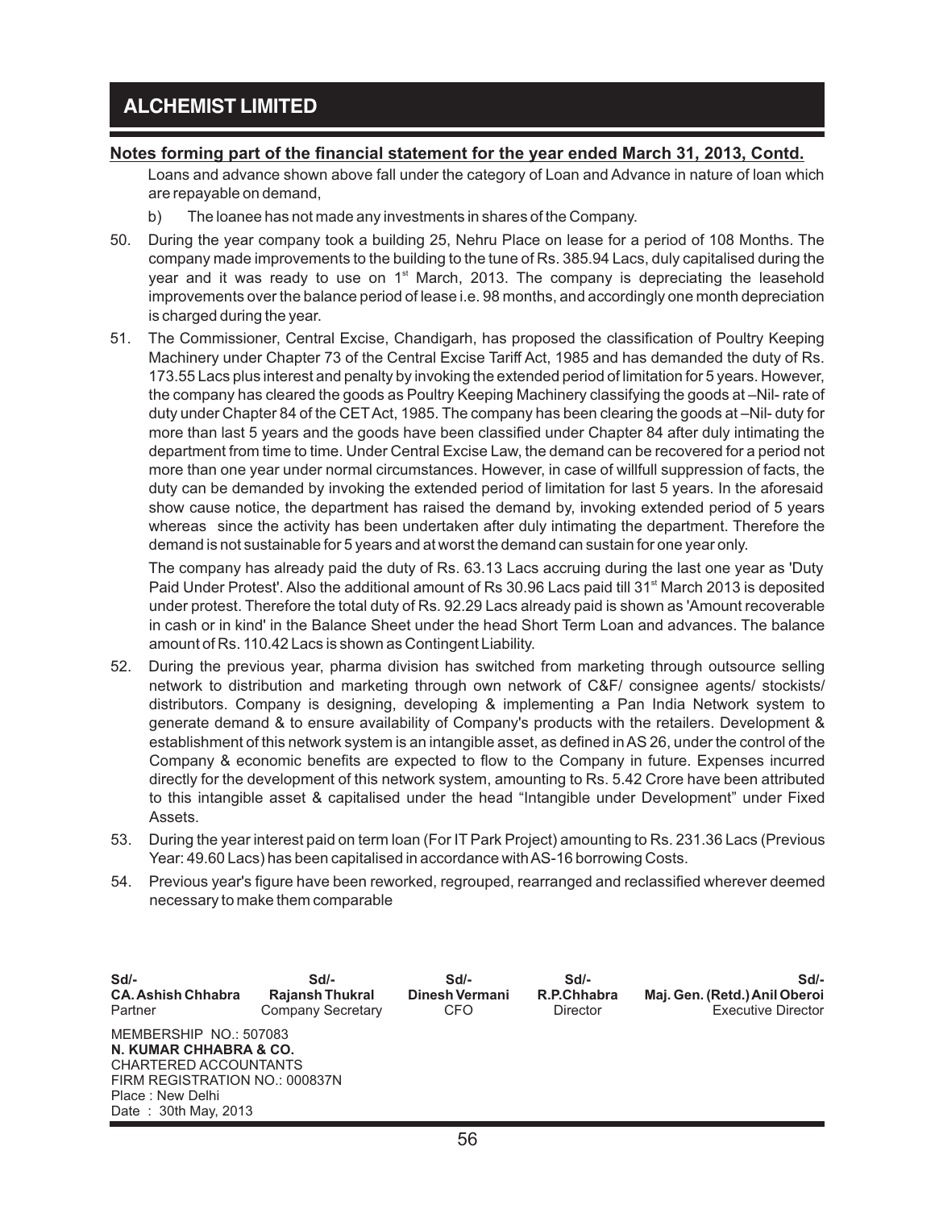**Notes forming part of the financial statement for the year ended March 31, 2013, Contd.**

Loans and advance shown above fall under the category of Loan and Advance in nature of loan which are repayable on demand,

b) The loanee has not made any investments in shares of the Company.

50. During the year company took a building 25, Nehru Place on lease for a period of 108 Months. The company made improvements to the building to the tune of Rs. 385.94 Lacs, duly capitalised during the year and it was ready to use on 1st March, 2013. The company is depreciating the leasehold improvements over the balance period of lease i.e. 98 months, and accordingly one month depreciation is charged during the year.

51. The Commissioner, Central Excise, Chandigarh, has proposed the classification of Poultry Keeping Machinery under Chapter 73 of the Central Excise Tariff Act, 1985 and has demanded the duty of Rs. 173.55 Lacs plus interest and penalty by invoking the extended period of limitation for 5 years. However, the company has cleared the goods as Poultry Keeping Machinery classifying the goods at –Nil- rate of duty under Chapter 84 of the CET Act, 1985. The company has been clearing the goods at –Nil- duty for more than last 5 years and the goods have been classified under Chapter 84 after duly intimating the department from time to time. Under Central Excise Law, the demand can be recovered for a period not more than one year under normal circumstances. However, in case of willfull suppression of facts, the duty can be demanded by invoking the extended period of limitation for last 5 years. In the aforesaid show cause notice, the department has raised the demand by, invoking extended period of 5 years whereas since the activity has been undertaken after duly intimating the department. Therefore the demand is not sustainable for 5 years and at worst the demand can sustain for one year only.

    The company has already paid the duty of Rs. 63.13 Lacs accruing during the last one year as 'Duty Paid Under Protest'. Also the additional amount of Rs 30.96 Lacs paid till 31st March 2013 is deposited under protest. Therefore the total duty of Rs. 92.29 Lacs already paid is shown as 'Amount recoverable in cash or in kind' in the Balance Sheet under the head Short Term Loan and advances. The balance amount of Rs. 110.42 Lacs is shown as Contingent Liability.

52. During the previous year, pharma division has switched from marketing through outsource selling network to distribution and marketing through own network of C&F/ consignee agents/ stockists/ distributors. Company is designing, developing & implementing a Pan India Network system to generate demand & to ensure availability of Company's products with the retailers. Development & establishment of this network system is an intangible asset, as defined in AS 26, under the control of the Company & economic benefits are expected to flow to the Company in future. Expenses incurred directly for the development of this network system, amounting to Rs. 5.42 Crore have been attributed to this intangible asset & capitalised under the head "Intangible under Development" under Fixed Assets.

53. During the year interest paid on term loan (For IT Park Project) amounting to Rs. 231.36 Lacs (Previous Year: 49.60 Lacs) has been capitalised in accordance with AS-16 borrowing Costs.

54. Previous year's figure have been reworked, regrouped, rearranged and reclassified wherever deemed necessary to make them comparable

| Sd/- | Sd/- | Sd/- | Sd/- | Sd/- |
|---|---|---|---|---|
| **CA. Ashish Chhabra** | **Rajansh Thukral** | **Dinesh Vermani** | **R.P.Chhabra** | **Maj. Gen. (Retd.) Anil Oberoi** |
| Partner | Company Secretary | CFO | Director | Executive Director |

MEMBERSHIP NO.: 507083
**N. KUMAR CHHABRA & CO.**
CHARTERED ACCOUNTANTS
FIRM REGISTRATION NO.: 000837N
Place : New Delhi
Date : 30th May, 2013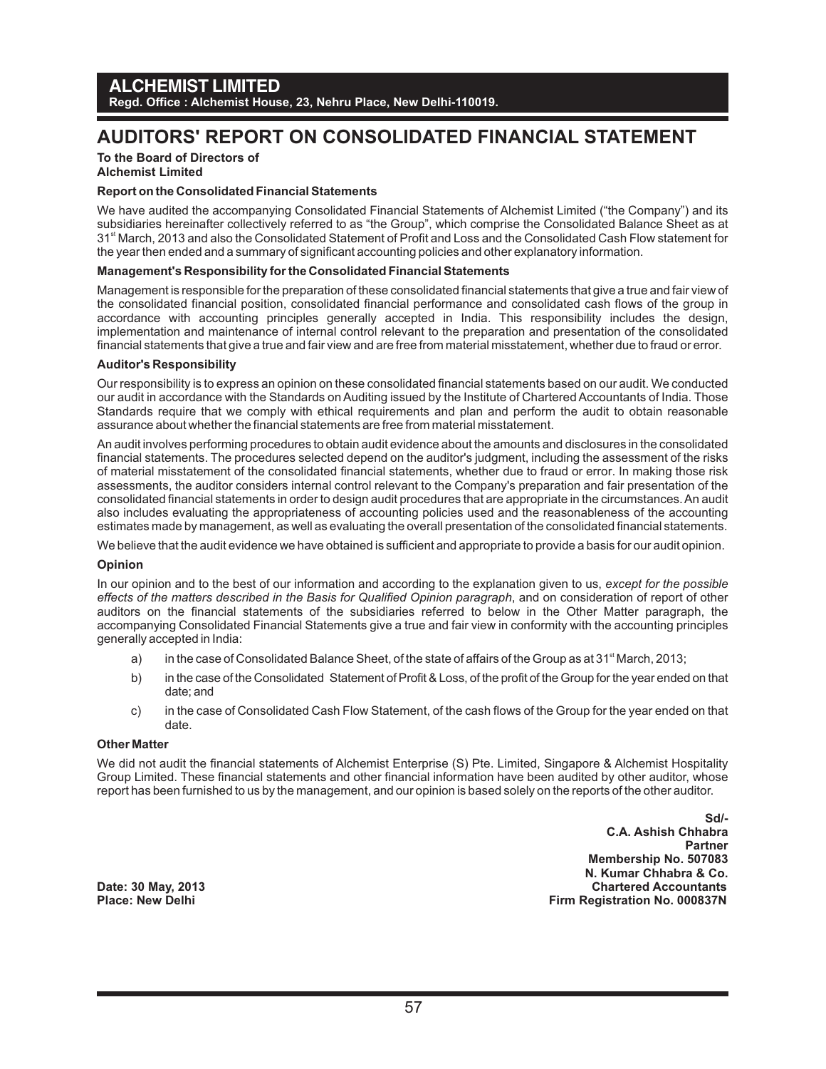# AUDITORS' REPORT ON CONSOLIDATED FINANCIAL STATEMENT

**To the Board of Directors of**
**Alchemist Limited**

### Report on the Consolidated Financial Statements

We have audited the accompanying Consolidated Financial Statements of Alchemist Limited ("the Company") and its subsidiaries hereinafter collectively referred to as "the Group", which comprise the Consolidated Balance Sheet as at 31st March, 2013 and also the Consolidated Statement of Profit and Loss and the Consolidated Cash Flow statement for the year then ended and a summary of significant accounting policies and other explanatory information.

### Management's Responsibility for the Consolidated Financial Statements

Management is responsible for the preparation of these consolidated financial statements that give a true and fair view of the consolidated financial position, consolidated financial performance and consolidated cash flows of the group in accordance with accounting principles generally accepted in India. This responsibility includes the design, implementation and maintenance of internal control relevant to the preparation and presentation of the consolidated financial statements that give a true and fair view and are free from material misstatement, whether due to fraud or error.

### Auditor's Responsibility

Our responsibility is to express an opinion on these consolidated financial statements based on our audit. We conducted our audit in accordance with the Standards on Auditing issued by the Institute of Chartered Accountants of India. Those Standards require that we comply with ethical requirements and plan and perform the audit to obtain reasonable assurance about whether the financial statements are free from material misstatement.

An audit involves performing procedures to obtain audit evidence about the amounts and disclosures in the consolidated financial statements. The procedures selected depend on the auditor's judgment, including the assessment of the risks of material misstatement of the consolidated financial statements, whether due to fraud or error. In making those risk assessments, the auditor considers internal control relevant to the Company's preparation and fair presentation of the consolidated financial statements in order to design audit procedures that are appropriate in the circumstances. An audit also includes evaluating the appropriateness of accounting policies used and the reasonableness of the accounting estimates made by management, as well as evaluating the overall presentation of the consolidated financial statements.

We believe that the audit evidence we have obtained is sufficient and appropriate to provide a basis for our audit opinion.

### Opinion

In our opinion and to the best of our information and according to the explanation given to us, *except for the possible effects of the matters described in the Basis for Qualified Opinion paragraph*, and on consideration of report of other auditors on the financial statements of the subsidiaries referred to below in the Other Matter paragraph, the accompanying Consolidated Financial Statements give a true and fair view in conformity with the accounting principles generally accepted in India:

a) in the case of Consolidated Balance Sheet, of the state of affairs of the Group as at 31st March, 2013;

b) in the case of the Consolidated Statement of Profit & Loss, of the profit of the Group for the year ended on that date; and

c) in the case of Consolidated Cash Flow Statement, of the cash flows of the Group for the year ended on that date.

### Other Matter

We did not audit the financial statements of Alchemist Enterprise (S) Pte. Limited, Singapore & Alchemist Hospitality Group Limited. These financial statements and other financial information have been audited by other auditor, whose report has been furnished to us by the management, and our opinion is based solely on the reports of the other auditor.

**Sd/-**
**C.A. Ashish Chhabra**
**Partner**
**Membership No. 507083**
**N. Kumar Chhabra & Co.**
**Chartered Accountants**
**Firm Registration No. 000837N**

**Date: 30 May, 2013**
**Place: New Delhi**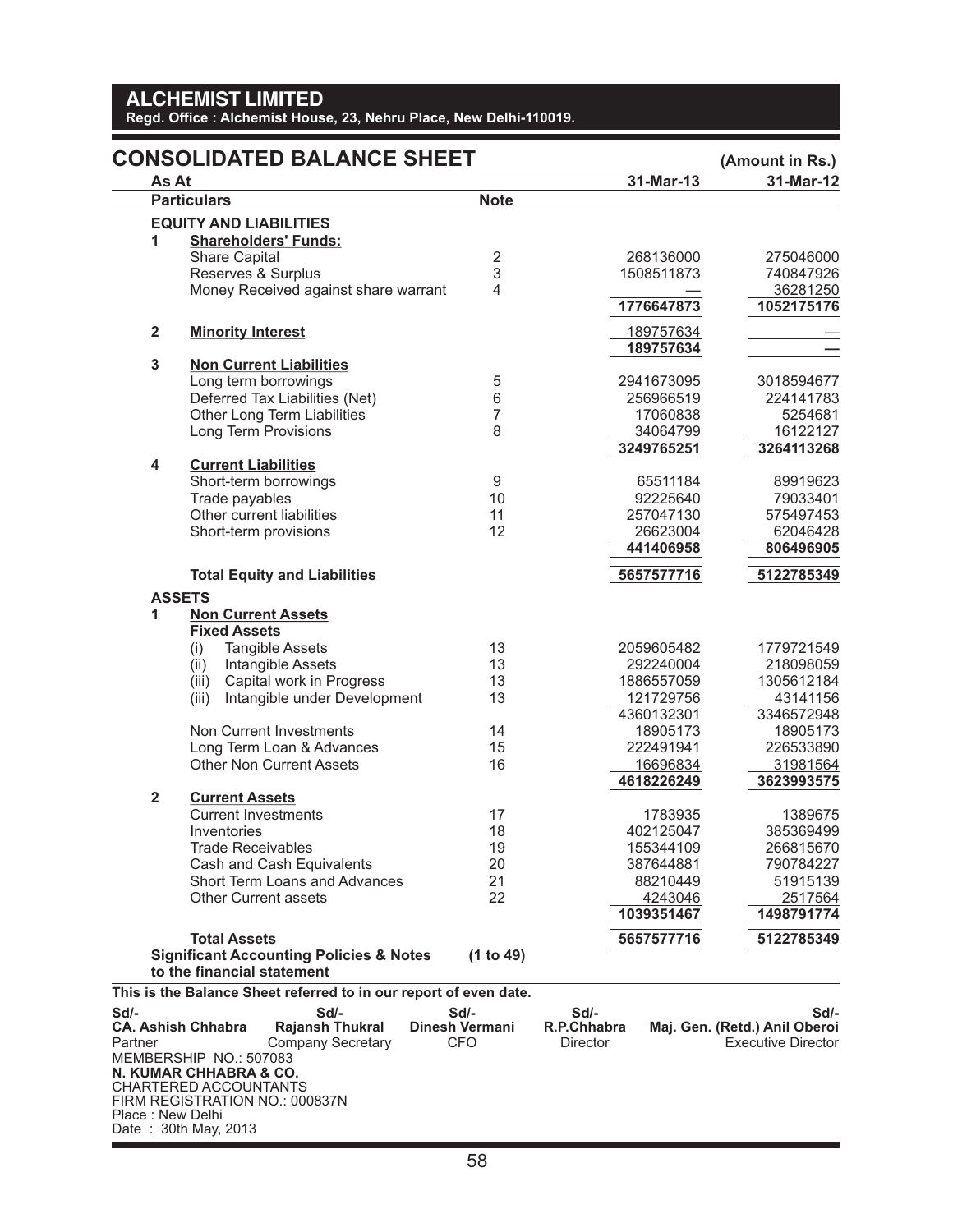# ALCHEMIST LIMITED

**Regd. Office : Alchemist House, 23, Nehru Place, New Delhi-110019.**

## CONSOLIDATED BALANCE SHEET

(Amount in Rs.)

| As At | | | 31-Mar-13 | 31-Mar-12 |
|---|---|---|---|---|
| **Particulars** | | **Note** | | |
| **EQUITY AND LIABILITIES** | | | | |
| 1 | **Shareholders' Funds:** | | | |
| | Share Capital | 2 | 268136000 | 275046000 |
| | Reserves & Surplus | 3 | 1508511873 | 740847926 |
| | Money Received against share warrant | 4 | — | 36281250 |
| | | | **1776647873** | **1052175176** |
| 2 | **Minority Interest** | | 189757634 | — |
| | | | **189757634** | **—** |
| 3 | **Non Current Liabilities** | | | |
| | Long term borrowings | 5 | 2941673095 | 3018594677 |
| | Deferred Tax Liabilities (Net) | 6 | 256966519 | 224141783 |
| | Other Long Term Liabilities | 7 | 17060838 | 5254681 |
| | Long Term Provisions | 8 | 34064799 | 16122127 |
| | | | **3249765251** | **3264113268** |
| 4 | **Current Liabilities** | | | |
| | Short-term borrowings | 9 | 65511184 | 89919623 |
| | Trade payables | 10 | 92225640 | 79033401 |
| | Other current liabilities | 11 | 257047130 | 575497453 |
| | Short-term provisions | 12 | 26623004 | 62046428 |
| | | | **441406958** | **806496905** |
| | **Total Equity and Liabilities** | | **5657577716** | **5122785349** |
| **ASSETS** | | | | |
| 1 | **Non Current Assets** | | | |
| | **Fixed Assets** | | | |
| | (i) Tangible Assets | 13 | 2059605482 | 1779721549 |
| | (ii) Intangible Assets | 13 | 292240004 | 218098059 |
| | (iii) Capital work in Progress | 13 | 1886557059 | 1305612184 |
| | (iii) Intangible under Development | 13 | 121729756 | 43141156 |
| | | | 4360132301 | 3346572948 |
| | Non Current Investments | 14 | 18905173 | 18905173 |
| | Long Term Loan & Advances | 15 | 222491941 | 226533890 |
| | Other Non Current Assets | 16 | 16696834 | 31981564 |
| | | | **4618226249** | **3623993575** |
| 2 | **Current Assets** | | | |
| | Current Investments | 17 | 1783935 | 1389675 |
| | Inventories | 18 | 402125047 | 385369499 |
| | Trade Receivables | 19 | 155344109 | 266815670 |
| | Cash and Cash Equivalents | 20 | 387644881 | 790784227 |
| | Short Term Loans and Advances | 21 | 88210449 | 51915139 |
| | Other Current assets | 22 | 4243046 | 2517564 |
| | | | **1039351467** | **1498791774** |
| | **Total Assets** | | **5657577716** | **5122785349** |
| | **Significant Accounting Policies & Notes to the financial statement** | (1 to 49) | | |

**This is the Balance Sheet referred to in our report of even date.**

| Sd/- | Sd/- | Sd/- | Sd/- | Sd/- |
|---|---|---|---|---|
| **CA. Ashish Chhabra** | **Rajansh Thukral** | **Dinesh Vermani** | **R.P.Chhabra** | **Maj. Gen. (Retd.) Anil Oberoi** |
| Partner | Company Secretary | CFO | Director | Executive Director |

MEMBERSHIP NO.: 507083
**N. KUMAR CHHABRA & CO.**
CHARTERED ACCOUNTANTS
FIRM REGISTRATION NO.: 000837N
Place : New Delhi
Date : 30th May, 2013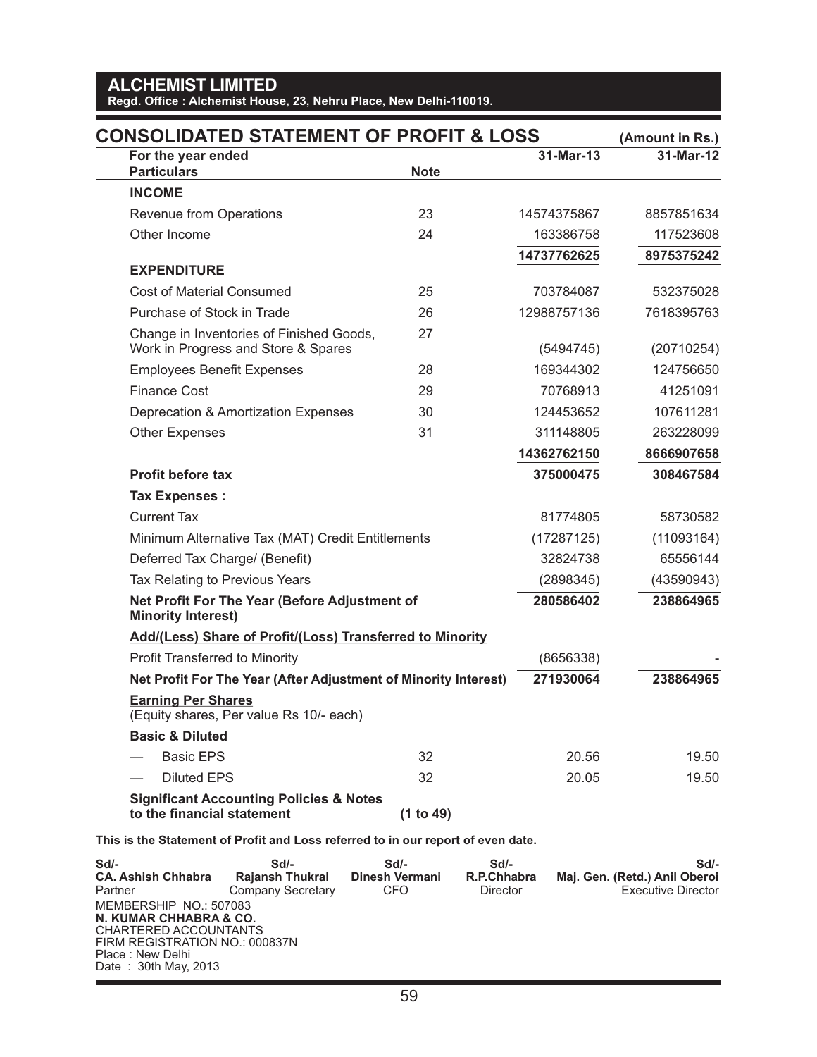# ALCHEMIST LIMITED

**Regd. Office : Alchemist House, 23, Nehru Place, New Delhi-110019.**

## CONSOLIDATED STATEMENT OF PROFIT & LOSS

(Amount in Rs.)

| For the year ended | | 31-Mar-13 | 31-Mar-12 |
|---|---|---|---|
| **Particulars** | **Note** | | |
| **INCOME** | | | |
| Revenue from Operations | 23 | 14574375867 | 8857851634 |
| Other Income | 24 | 163386758 | 117523608 |
| | | **14737762625** | **8975375242** |
| **EXPENDITURE** | | | |
| Cost of Material Consumed | 25 | 703784087 | 532375028 |
| Purchase of Stock in Trade | 26 | 12988757136 | 7618395763 |
| Change in Inventories of Finished Goods, Work in Progress and Store & Spares | 27 | (5494745) | (20710254) |
| Employees Benefit Expenses | 28 | 169344302 | 124756650 |
| Finance Cost | 29 | 70768913 | 41251091 |
| Deprecation & Amortization Expenses | 30 | 124453652 | 107611281 |
| Other Expenses | 31 | 311148805 | 263228099 |
| | | **14362762150** | **8666907658** |
| **Profit before tax** | | **375000475** | **308467584** |
| **Tax Expenses :** | | | |
| Current Tax | | 81774805 | 58730582 |
| Minimum Alternative Tax (MAT) Credit Entitlements | | (17287125) | (11093164) |
| Deferred Tax Charge/ (Benefit) | | 32824738 | 65556144 |
| Tax Relating to Previous Years | | (2898345) | (43590943) |
| **Net Profit For The Year (Before Adjustment of Minority Interest)** | | **280586402** | **238864965** |
| **Add/(Less) Share of Profit/(Loss) Transferred to Minority** | | | |
| Profit Transferred to Minority | | (8656338) | - |
| **Net Profit For The Year (After Adjustment of Minority Interest)** | | **271930064** | **238864965** |
| **Earning Per Shares** (Equity shares, Per value Rs 10/- each) | | | |
| **Basic & Diluted** | | | |
| — Basic EPS | 32 | 20.56 | 19.50 |
| — Diluted EPS | 32 | 20.05 | 19.50 |
| **Significant Accounting Policies & Notes to the financial statement** | **(1 to 49)** | | |

**This is the Statement of Profit and Loss referred to in our report of even date.**

| Sd/- | Sd/- | Sd/- | Sd/- | Sd/- |
|---|---|---|---|---|
| **CA. Ashish Chhabra** | **Rajansh Thukral** | **Dinesh Vermani** | **R.P.Chhabra** | **Maj. Gen. (Retd.) Anil Oberoi** |
| Partner | Company Secretary | CFO | Director | Executive Director |

MEMBERSHIP NO.: 507083
**N. KUMAR CHHABRA & CO.**
CHARTERED ACCOUNTANTS
FIRM REGISTRATION NO.: 000837N
Place : New Delhi
Date : 30th May, 2013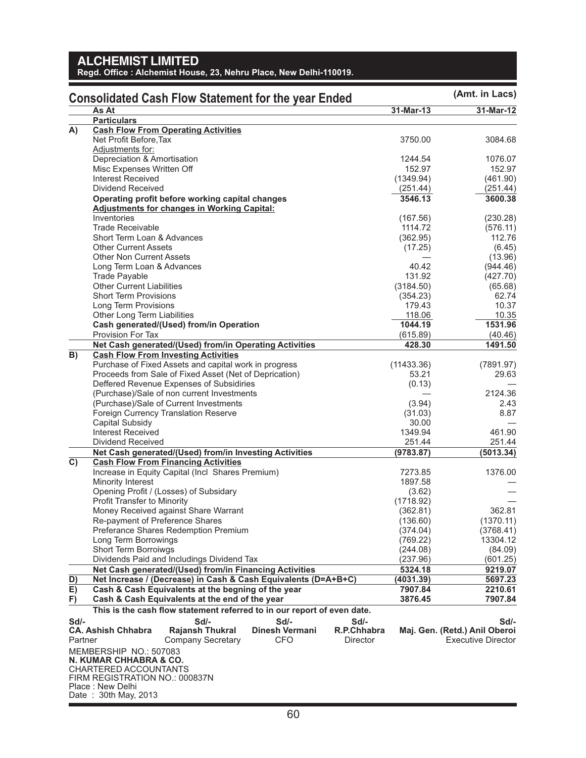# ALCHEMIST LIMITED

**Regd. Office : Alchemist House, 23, Nehru Place, New Delhi-110019.**

## Consolidated Cash Flow Statement for the year Ended

(Amt. in Lacs)

| | As At | 31-Mar-13 | 31-Mar-12 |
|---|---|---|---|
| | **Particulars** | | |
| **A)** | **Cash Flow From Operating Activities** | | |
| | Net Profit Before,Tax | 3750.00 | 3084.68 |
| | Adjustments for: | | |
| | Depreciation & Amortisation | 1244.54 | 1076.07 |
| | Misc Expenses Written Off | 152.97 | 152.97 |
| | Interest Received | (1349.94) | (461.90) |
| | Dividend Received | (251.44) | (251.44) |
| | **Operating profit before working capital changes** | **3546.13** | **3600.38** |
| | **Adjustments for changes in Working Capital:** | | |
| | Inventories | (167.56) | (230.28) |
| | Trade Receivable | 1114.72 | (576.11) |
| | Short Term Loan & Advances | (362.95) | 112.76 |
| | Other Current Assets | (17.25) | (6.45) |
| | Other Non Current Assets | — | (13.96) |
| | Long Term Loan & Advances | 40.42 | (944.46) |
| | Trade Payable | 131.92 | (427.70) |
| | Other Current Liabilities | (3184.50) | (65.68) |
| | Short Term Provisions | (354.23) | 62.74 |
| | Long Term Provisions | 179.43 | 10.37 |
| | Other Long Term Liabilities | 118.06 | 10.35 |
| | **Cash generated/(Used) from/in Operation** | **1044.19** | **1531.96** |
| | Provision For Tax | (615.89) | (40.46) |
| | **Net Cash generated/(Used) from/in Operating Activities** | **428.30** | **1491.50** |
| **B)** | **Cash Flow From Investing Activities** | | |
| | Purchase of Fixed Assets and capital work in progress | (11433.36) | (7891.97) |
| | Proceeds from Sale of Fixed Asset (Net of Deprication) | 53.21 | 29.63 |
| | Deffered Revenue Expenses of Subsidiries | (0.13) | — |
| | (Purchase)/Sale of non current Investments | — | 2124.36 |
| | (Purchase)/Sale of Current Investments | (3.94) | 2.43 |
| | Foreign Currency Translation Reserve | (31.03) | 8.87 |
| | Capital Subsidy | 30.00 | — |
| | Interest Received | 1349.94 | 461.90 |
| | Dividend Received | 251.44 | 251.44 |
| | **Net Cash generated/(Used) from/in Investing Activities** | **(9783.87)** | **(5013.34)** |
| **C)** | **Cash Flow From Financing Activities** | | |
| | Increase in Equity Capital (Incl Shares Premium) | 7273.85 | 1376.00 |
| | Minority Interest | 1897.58 | — |
| | Opening Profit / (Losses) of Subsidary | (3.62) | — |
| | Profit Transfer to Minority | (1718.92) | — |
| | Money Received against Share Warrant | (362.81) | 362.81 |
| | Re-payment of Preference Shares | (136.60) | (1370.11) |
| | Preferance Shares Redemption Premium | (374.04) | (3768.41) |
| | Long Term Borrowings | (769.22) | 13304.12 |
| | Short Term Borroiwgs | (244.08) | (84.09) |
| | Dividends Paid and Includings Dividend Tax | (237.96) | (601.25) |
| | **Net Cash generated/(Used) from/in Financing Activities** | **5324.18** | **9219.07** |
| **D)** | **Net Increase / (Decrease) in Cash & Cash Equivalents (D=A+B+C)** | **(4031.39)** | **5697.23** |
| **E)** | **Cash & Cash Equivalents at the begning of the year** | **7907.84** | **2210.61** |
| **F)** | **Cash & Cash Equivalents at the end of the year** | **3876.45** | **7907.84** |

**This is the cash flow statement referred to in our report of even date.**

| Sd/- | Sd/- | Sd/- | Sd/- | Sd/- |
|---|---|---|---|---|
| **CA. Ashish Chhabra** | **Rajansh Thukral** | **Dinesh Vermani** | **R.P.Chhabra** | **Maj. Gen. (Retd.) Anil Oberoi** |
| Partner | Company Secretary | CFO | Director | Executive Director |

MEMBERSHIP NO.: 507083
**N. KUMAR CHHABRA & CO.**
CHARTERED ACCOUNTANTS
FIRM REGISTRATION NO.: 000837N
Place : New Delhi
Date : 30th May, 2013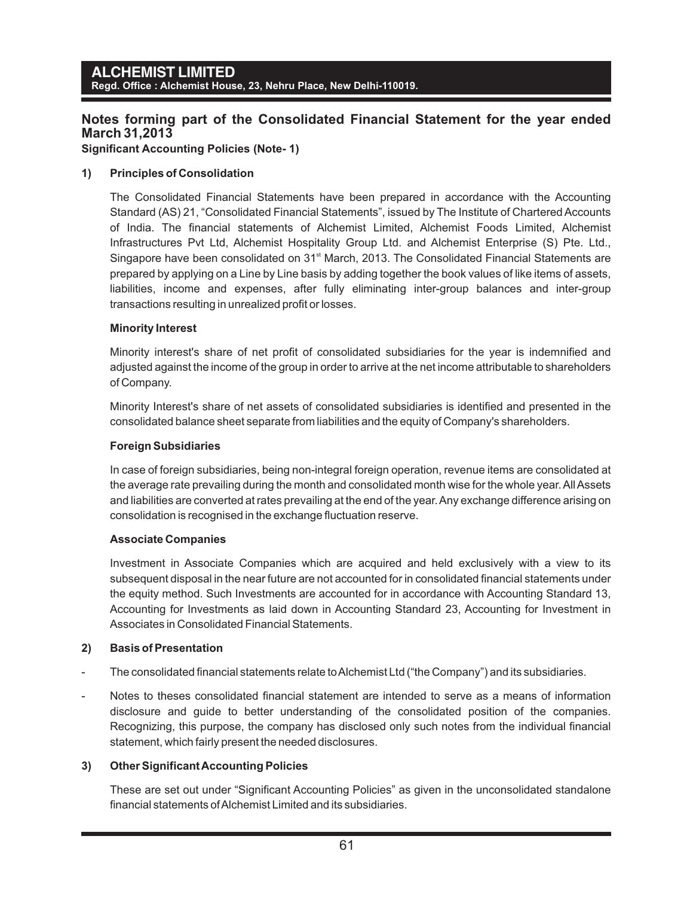# Notes forming part of the Consolidated Financial Statement for the year ended March 31,2013

**Significant Accounting Policies (Note- 1)**

## 1) Principles of Consolidation

The Consolidated Financial Statements have been prepared in accordance with the Accounting Standard (AS) 21, "Consolidated Financial Statements", issued by The Institute of Chartered Accounts of India. The financial statements of Alchemist Limited, Alchemist Foods Limited, Alchemist Infrastructures Pvt Ltd, Alchemist Hospitality Group Ltd. and Alchemist Enterprise (S) Pte. Ltd., Singapore have been consolidated on 31st March, 2013. The Consolidated Financial Statements are prepared by applying on a Line by Line basis by adding together the book values of like items of assets, liabilities, income and expenses, after fully eliminating inter-group balances and inter-group transactions resulting in unrealized profit or losses.

**Minority Interest**

Minority interest's share of net profit of consolidated subsidiaries for the year is indemnified and adjusted against the income of the group in order to arrive at the net income attributable to shareholders of Company.

Minority Interest's share of net assets of consolidated subsidiaries is identified and presented in the consolidated balance sheet separate from liabilities and the equity of Company's shareholders.

**Foreign Subsidiaries**

In case of foreign subsidiaries, being non-integral foreign operation, revenue items are consolidated at the average rate prevailing during the month and consolidated month wise for the whole year. All Assets and liabilities are converted at rates prevailing at the end of the year. Any exchange difference arising on consolidation is recognised in the exchange fluctuation reserve.

**Associate Companies**

Investment in Associate Companies which are acquired and held exclusively with a view to its subsequent disposal in the near future are not accounted for in consolidated financial statements under the equity method. Such Investments are accounted for in accordance with Accounting Standard 13, Accounting for Investments as laid down in Accounting Standard 23, Accounting for Investment in Associates in Consolidated Financial Statements.

## 2) Basis of Presentation

- The consolidated financial statements relate to Alchemist Ltd ("the Company") and its subsidiaries.
- Notes to theses consolidated financial statement are intended to serve as a means of information disclosure and guide to better understanding of the consolidated position of the companies. Recognizing, this purpose, the company has disclosed only such notes from the individual financial statement, which fairly present the needed disclosures.

## 3) Other Significant Accounting Policies

These are set out under "Significant Accounting Policies" as given in the unconsolidated standalone financial statements of Alchemist Limited and its subsidiaries.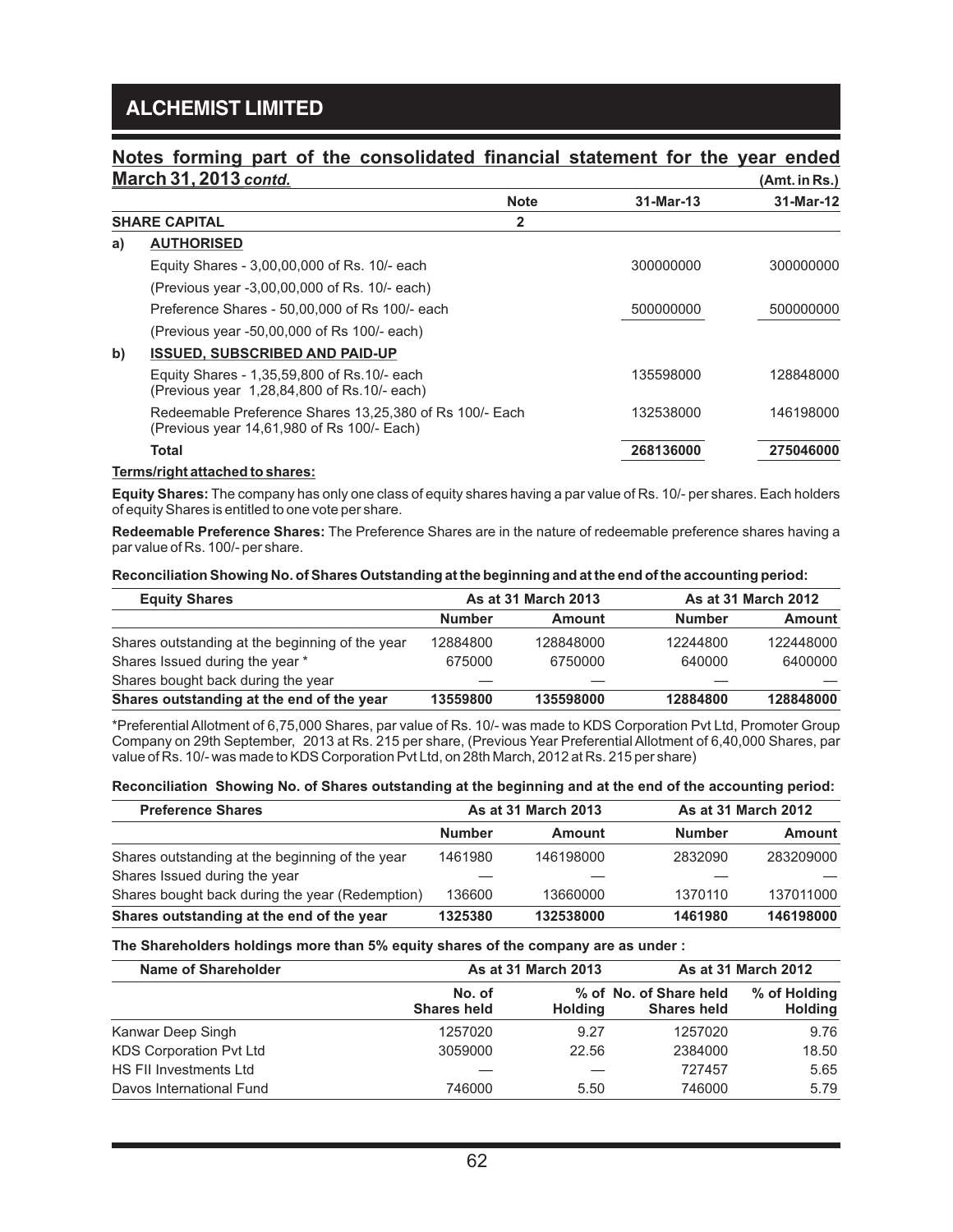## Notes forming part of the consolidated financial statement for the year ended March 31, 2013 *contd.*

(Amt. in Rs.)

| | | Note | 31-Mar-13 | 31-Mar-12 |
|---|---|---|---|---|
| **SHARE CAPITAL** | | **2** | | |
| **a)** | **AUTHORISED** | | | |
| | Equity Shares - 3,00,00,000 of Rs. 10/- each | | 300000000 | 300000000 |
| | (Previous year -3,00,00,000 of Rs. 10/- each) | | | |
| | Preference Shares - 50,00,000 of Rs 100/- each | | 500000000 | 500000000 |
| | (Previous year -50,00,000 of Rs 100/- each) | | | |
| **b)** | **ISSUED, SUBSCRIBED AND PAID-UP** | | | |
| | Equity Shares - 1,35,59,800 of Rs.10/- each (Previous year 1,28,84,800 of Rs.10/- each) | | 135598000 | 128848000 |
| | Redeemable Preference Shares 13,25,380 of Rs 100/- Each (Previous year 14,61,980 of Rs 100/- Each) | | 132538000 | 146198000 |
| | **Total** | | **268136000** | **275046000** |

**Terms/right attached to shares:**

**Equity Shares:** The company has only one class of equity shares having a par value of Rs. 10/- per shares. Each holders of equity Shares is entitled to one vote per share.

**Redeemable Preference Shares:** The Preference Shares are in the nature of redeemable preference shares having a par value of Rs. 100/- per share.

**Reconciliation Showing No. of Shares Outstanding at the beginning and at the end of the accounting period:**

| Equity Shares | As at 31 March 2013 | | As at 31 March 2012 | |
|---|---|---|---|---|
| | **Number** | **Amount** | **Number** | **Amount** |
| Shares outstanding at the beginning of the year | 12884800 | 128848000 | 12244800 | 122448000 |
| Shares Issued during the year * | 675000 | 6750000 | 640000 | 6400000 |
| Shares bought back during the year | — | — | — | — |
| **Shares outstanding at the end of the year** | **13559800** | **135598000** | **12884800** | **128848000** |

*Preferential Allotment of 6,75,000 Shares, par value of Rs. 10/- was made to KDS Corporation Pvt Ltd, Promoter Group Company on 29th September, 2013 at Rs. 215 per share, (Previous Year Preferential Allotment of 6,40,000 Shares, par value of Rs. 10/- was made to KDS Corporation Pvt Ltd, on 28th March, 2012 at Rs. 215 per share)

**Reconciliation Showing No. of Shares outstanding at the beginning and at the end of the accounting period:**

| Preference Shares | As at 31 March 2013 | | As at 31 March 2012 | |
|---|---|---|---|---|
| | **Number** | **Amount** | **Number** | **Amount** |
| Shares outstanding at the beginning of the year | 1461980 | 146198000 | 2832090 | 283209000 |
| Shares Issued during the year | — | — | — | — |
| Shares bought back during the year (Redemption) | 136600 | 13660000 | 1370110 | 137011000 |
| **Shares outstanding at the end of the year** | **1325380** | **132538000** | **1461980** | **146198000** |

**The Shareholders holdings more than 5% equity shares of the company are as under :**

| Name of Shareholder | As at 31 March 2013 | | As at 31 March 2012 | |
|---|---|---|---|---|
| | **No. of Shares held** | **% of Holding** | **No. of Share held Shares held** | **% of Holding Holding** |
| Kanwar Deep Singh | 1257020 | 9.27 | 1257020 | 9.76 |
| KDS Corporation Pvt Ltd | 3059000 | 22.56 | 2384000 | 18.50 |
| HS FII Investments Ltd | — | — | 727457 | 5.65 |
| Davos International Fund | 746000 | 5.50 | 746000 | 5.79 |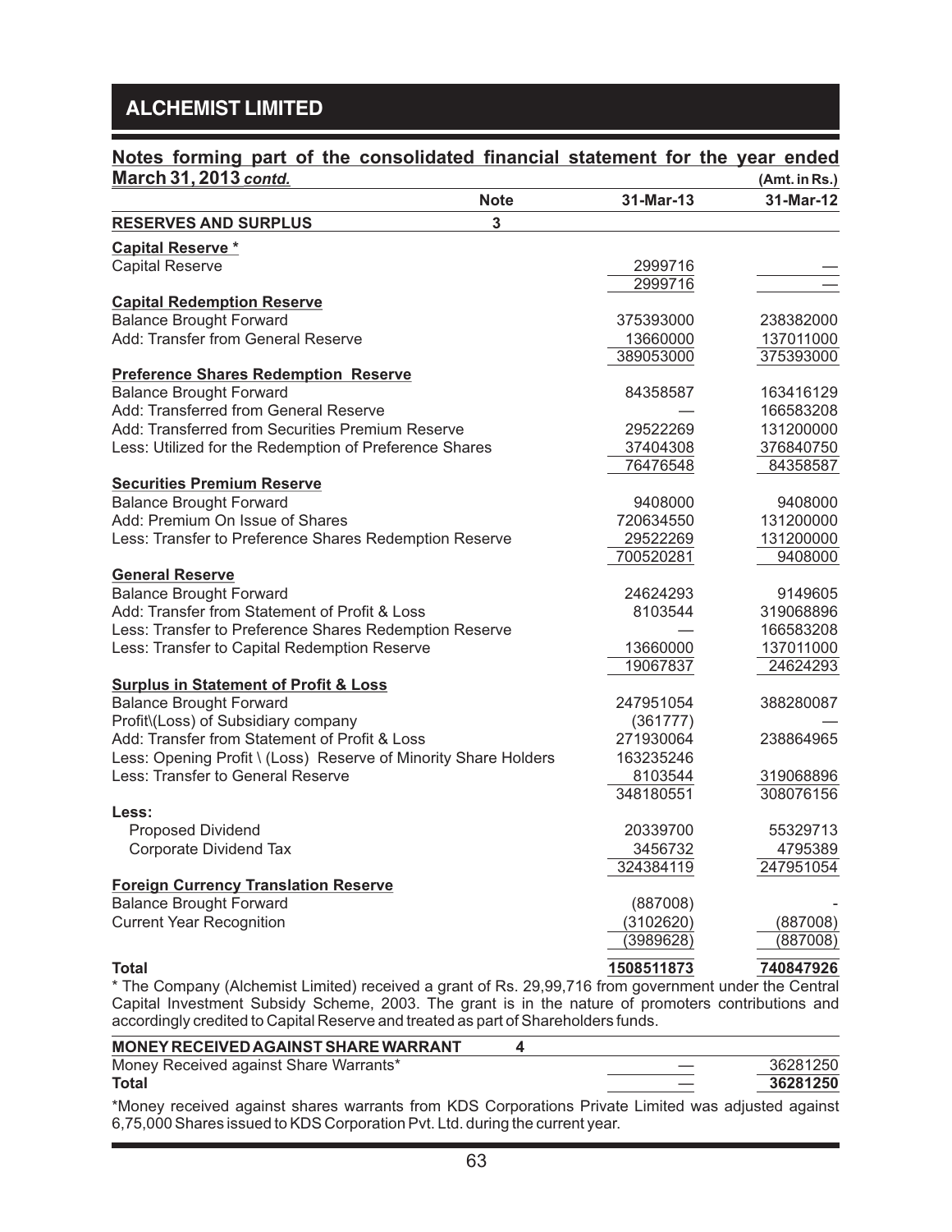## Notes forming part of the consolidated financial statement for the year ended March 31, 2013 *contd.*

(Amt. in Rs.)

| | Note | 31-Mar-13 | 31-Mar-12 |
|---|---|---|---|
| **RESERVES AND SURPLUS** | 3 | | |
| **Capital Reserve \*** | | | |
| Capital Reserve | | 2999716 | — |
| | | 2999716 | — |
| **Capital Redemption Reserve** | | | |
| Balance Brought Forward | | 375393000 | 238382000 |
| Add: Transfer from General Reserve | | 13660000 | 137011000 |
| | | 389053000 | 375393000 |
| **Preference Shares Redemption Reserve** | | | |
| Balance Brought Forward | | 84358587 | 163416129 |
| Add: Transferred from General Reserve | | — | 166583208 |
| Add: Transferred from Securities Premium Reserve | | 29522269 | 131200000 |
| Less: Utilized for the Redemption of Preference Shares | | 37404308 | 376840750 |
| | | 76476548 | 84358587 |
| **Securities Premium Reserve** | | | |
| Balance Brought Forward | | 9408000 | 9408000 |
| Add: Premium On Issue of Shares | | 720634550 | 131200000 |
| Less: Transfer to Preference Shares Redemption Reserve | | 29522269 | 131200000 |
| | | 700520281 | 9408000 |
| **General Reserve** | | | |
| Balance Brought Forward | | 24624293 | 9149605 |
| Add: Transfer from Statement of Profit & Loss | | 8103544 | 319068896 |
| Less: Transfer to Preference Shares Redemption Reserve | | — | 166583208 |
| Less: Transfer to Capital Redemption Reserve | | 13660000 | 137011000 |
| | | 19067837 | 24624293 |
| **Surplus in Statement of Profit & Loss** | | | |
| Balance Brought Forward | | 247951054 | 388280087 |
| Profit\(Loss) of Subsidiary company | | (361777) | — |
| Add: Transfer from Statement of Profit & Loss | | 271930064 | 238864965 |
| Less: Opening Profit \ (Loss) Reserve of Minority Share Holders | | 163235246 | |
| Less: Transfer to General Reserve | | 8103544 | 319068896 |
| | | 348180551 | 308076156 |
| **Less:** | | | |
| Proposed Dividend | | 20339700 | 55329713 |
| Corporate Dividend Tax | | 3456732 | 4795389 |
| | | 324384119 | 247951054 |
| **Foreign Currency Translation Reserve** | | | |
| Balance Brought Forward | | (887008) | - |
| Current Year Recognition | | (3102620) | (887008) |
| | | (3989628) | (887008) |
| **Total** | | **1508511873** | **740847926** |

\* The Company (Alchemist Limited) received a grant of Rs. 29,99,716 from government under the Central Capital Investment Subsidy Scheme, 2003. The grant is in the nature of promoters contributions and accordingly credited to Capital Reserve and treated as part of Shareholders funds.

| | Note | 31-Mar-13 | 31-Mar-12 |
|---|---|---|---|
| **MONEY RECEIVED AGAINST SHARE WARRANT** | 4 | | |
| Money Received against Share Warrants\* | | — | 36281250 |
| **Total** | | — | **36281250** |

\*Money received against shares warrants from KDS Corporations Private Limited was adjusted against 6,75,000 Shares issued to KDS Corporation Pvt. Ltd. during the current year.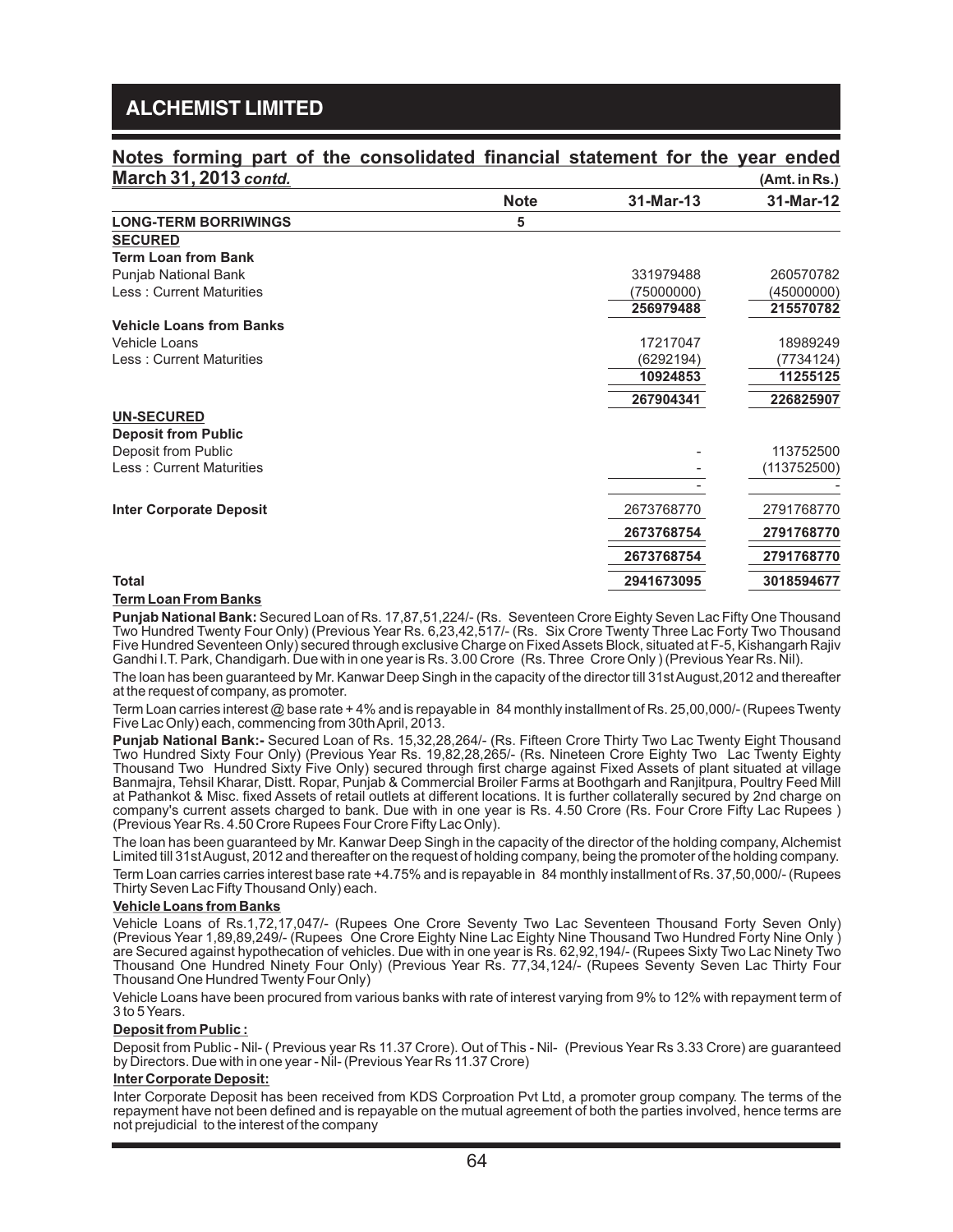## Notes forming part of the consolidated financial statement for the year ended March 31, 2013 *contd.*

(Amt. in Rs.)

| | Note | 31-Mar-13 | 31-Mar-12 |
|---|---|---|---|
| **LONG-TERM BORRIWINGS** | **5** | | |
| **SECURED** | | | |
| **Term Loan from Bank** | | | |
| Punjab National Bank | | 331979488 | 260570782 |
| Less : Current Maturities | | (75000000) | (45000000) |
| | | **256979488** | **215570782** |
| **Vehicle Loans from Banks** | | | |
| Vehicle Loans | | 17217047 | 18989249 |
| Less : Current Maturities | | (6292194) | (7734124) |
| | | **10924853** | **11255125** |
| | | **267904341** | **226825907** |
| **UN-SECURED** | | | |
| **Deposit from Public** | | | |
| Deposit from Public | | - | 113752500 |
| Less : Current Maturities | | - | (113752500) |
| | | - | - |
| **Inter Corporate Deposit** | | 2673768770 | 2791768770 |
| | | **2673768754** | **2791768770** |
| | | **2673768754** | **2791768770** |
| **Total** | | **2941673095** | **3018594677** |

**Term Loan From Banks**

**Punjab National Bank:** Secured Loan of Rs. 17,87,51,224/- (Rs. Seventeen Crore Eighty Seven Lac Fifty One Thousand Two Hundred Twenty Four Only) (Previous Year Rs. 6,23,42,517/- (Rs. Six Crore Twenty Three Lac Forty Two Thousand Five Hundred Seventeen Only) secured through exclusive Charge on Fixed Assets Block, situated at F-5, Kishangarh Rajiv Gandhi I.T. Park, Chandigarh. Due with in one year is Rs. 3.00 Crore (Rs. Three Crore Only ) (Previous Year Rs. Nil).

The loan has been guaranteed by Mr. Kanwar Deep Singh in the capacity of the director till 31st August,2012 and thereafter at the request of company, as promoter.

Term Loan carries interest @ base rate + 4% and is repayable in 84 monthly installment of Rs. 25,00,000/- (Rupees Twenty Five Lac Only) each, commencing from 30th April, 2013.

**Punjab National Bank:-** Secured Loan of Rs. 15,32,28,264/- (Rs. Fifteen Crore Thirty Two Lac Twenty Eight Thousand Two Hundred Sixty Four Only) (Previous Year Rs. 19,82,28,265/- (Rs. Nineteen Crore Eighty Two Lac Twenty Eighty Thousand Two Hundred Sixty Five Only) secured through first charge against Fixed Assets of plant situated at village Banmajra, Tehsil Kharar, Distt. Ropar, Punjab & Commercial Broiler Farms at Boothgarh and Ranjitpura, Poultry Feed Mill at Pathankot & Misc. fixed Assets of retail outlets at different locations. It is further collaterally secured by 2nd charge on company's current assets charged to bank. Due with in one year is Rs. 4.50 Crore (Rs. Four Crore Fifty Lac Rupees ) (Previous Year Rs. 4.50 Crore Rupees Four Crore Fifty Lac Only).

The loan has been guaranteed by Mr. Kanwar Deep Singh in the capacity of the director of the holding company, Alchemist Limited till 31st August, 2012 and thereafter on the request of holding company, being the promoter of the holding company.

Term Loan carries carries interest base rate +4.75% and is repayable in 84 monthly installment of Rs. 37,50,000/- (Rupees Thirty Seven Lac Fifty Thousand Only) each.

**Vehicle Loans from Banks**

Vehicle Loans of Rs.1,72,17,047/- (Rupees One Crore Seventy Two Lac Seventeen Thousand Forty Seven Only) (Previous Year 1,89,89,249/- (Rupees One Crore Eighty Nine Lac Eighty Nine Thousand Two Hundred Forty Nine Only ) are Secured against hypothecation of vehicles. Due with in one year is Rs. 62,92,194/- (Rupees Sixty Two Lac Ninety Two Thousand One Hundred Ninety Four Only) (Previous Year Rs. 77,34,124/- (Rupees Seventy Seven Lac Thirty Four Thousand One Hundred Twenty Four Only)

Vehicle Loans have been procured from various banks with rate of interest varying from 9% to 12% with repayment term of 3 to 5 Years.

**Deposit from Public :**

Deposit from Public - Nil- ( Previous year Rs 11.37 Crore). Out of This - Nil- (Previous Year Rs 3.33 Crore) are guaranteed by Directors. Due with in one year - Nil- (Previous Year Rs 11.37 Crore)

**Inter Corporate Deposit:**

Inter Corporate Deposit has been received from KDS Corproation Pvt Ltd, a promoter group company. The terms of the repayment have not been defined and is repayable on the mutual agreement of both the parties involved, hence terms are not prejudicial to the interest of the company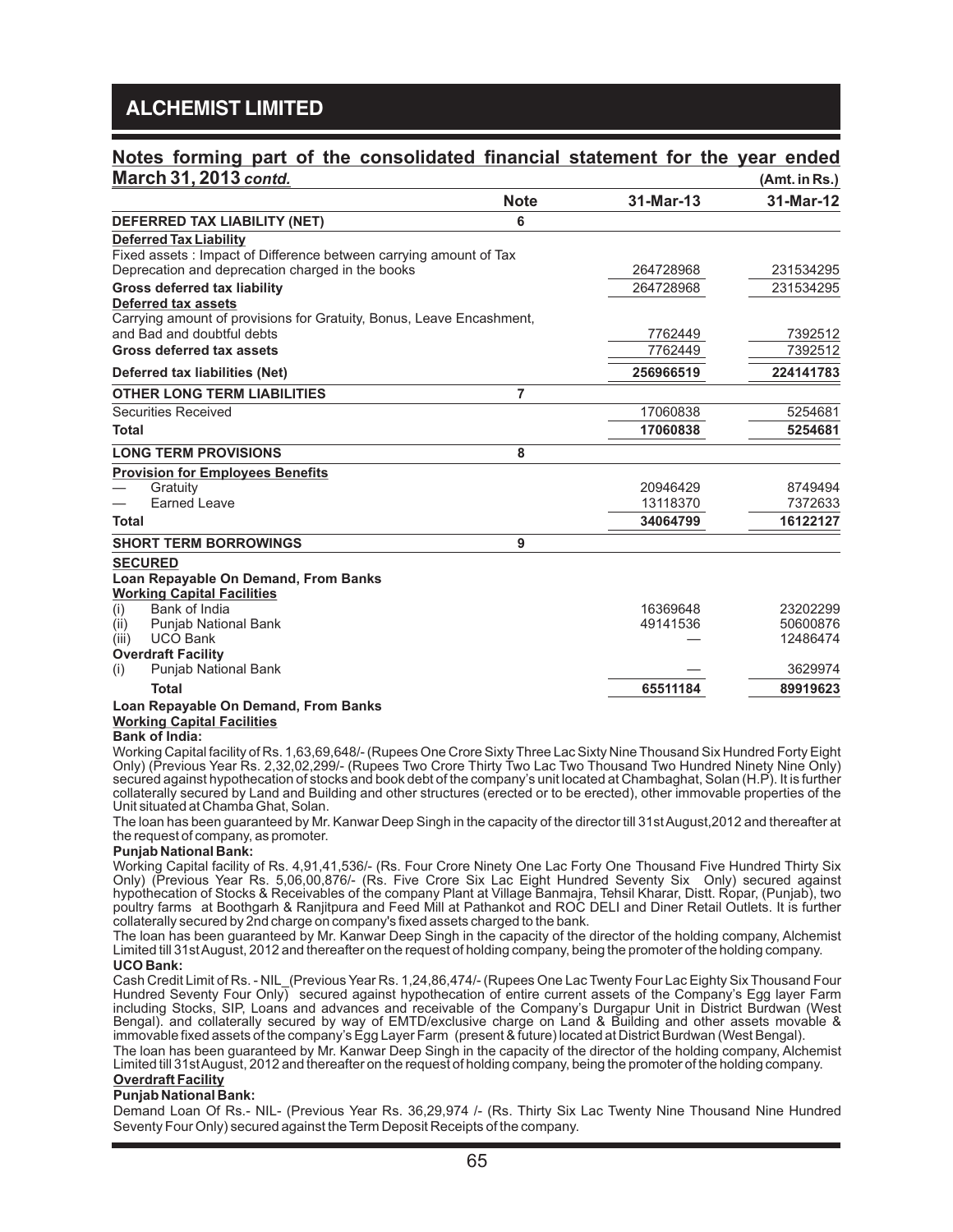## ALCHEMIST LIMITED

### Notes forming part of the consolidated financial statement for the year ended March 31, 2013 *contd.*

(Amt. in Rs.)

| | Note | 31-Mar-13 | 31-Mar-12 |
|---|---|---|---|
| **DEFERRED TAX LIABILITY (NET)** | 6 | | |
| **Deferred Tax Liability** | | | |
| Fixed assets : Impact of Difference between carrying amount of Tax Deprecation and deprecation charged in the books | | 264728968 | 231534295 |
| **Gross deferred tax liability** | | 264728968 | 231534295 |
| **Deferred tax assets** | | | |
| Carrying amount of provisions for Gratuity, Bonus, Leave Encashment, and Bad and doubtful debts | | 7762449 | 7392512 |
| **Gross deferred tax assets** | | 7762449 | 7392512 |
| **Deferred tax liabilities (Net)** | | **256966519** | **224141783** |
| **OTHER LONG TERM LIABILITIES** | 7 | | |
| Securities Received | | 17060838 | 5254681 |
| **Total** | | **17060838** | **5254681** |
| **LONG TERM PROVISIONS** | 8 | | |
| **Provision for Employees Benefits** | | | |
| — Gratuity | | 20946429 | 8749494 |
| — Earned Leave | | 13118370 | 7372633 |
| **Total** | | **34064799** | **16122127** |
| **SHORT TERM BORROWINGS** | 9 | | |
| **SECURED** | | | |
| **Loan Repayable On Demand, From Banks** | | | |
| **Working Capital Facilities** | | | |
| (i) Bank of India | | 16369648 | 23202299 |
| (ii) Punjab National Bank | | 49141536 | 50600876 |
| (iii) UCO Bank | | — | 12486474 |
| **Overdraft Facility** | | | |
| (i) Punjab National Bank | | — | 3629974 |
| **Total** | | **65511184** | **89919623** |

**Loan Repayable On Demand, From Banks**

**Working Capital Facilities**

**Bank of India:**

Working Capital facility of Rs. 1,63,69,648/- (Rupees One Crore Sixty Three Lac Sixty Nine Thousand Six Hundred Forty Eight Only) (Previous Year Rs. 2,32,02,299/- (Rupees Two Crore Thirty Two Lac Two Thousand Two Hundred Ninety Nine Only) secured against hypothecation of stocks and book debt of the company's unit located at Chambaghat, Solan (H.P). It is further collaterally secured by Land and Building and other structures (erected or to be erected), other immovable properties of the Unit situated at Chamba Ghat, Solan.

The loan has been guaranteed by Mr. Kanwar Deep Singh in the capacity of the director till 31st August,2012 and thereafter at the request of company, as promoter.

**Punjab National Bank:**

Working Capital facility of Rs. 4,91,41,536/- (Rs. Four Crore Ninety One Lac Forty One Thousand Five Hundred Thirty Six Only) (Previous Year Rs. 5,06,00,876/- (Rs. Five Crore Six Lac Eight Hundred Seventy Six Only) secured against hypothecation of Stocks & Receivables of the company Plant at Village Banmajra, Tehsil Kharar, Distt. Ropar, (Punjab), two poultry farms at Boothgarh & Ranjitpura and Feed Mill at Pathankot and ROC DELI and Diner Retail Outlets. It is further collaterally secured by 2nd charge on company's fixed assets charged to the bank.

The loan has been guaranteed by Mr. Kanwar Deep Singh in the capacity of the director of the holding company, Alchemist Limited till 31st August, 2012 and thereafter on the request of holding company, being the promoter of the holding company.

**UCO Bank:**

Cash Credit Limit of Rs. - NIL_(Previous Year Rs. 1,24,86,474/- (Rupees One Lac Twenty Four Lac Eighty Six Thousand Four Hundred Seventy Four Only) secured against hypothecation of entire current assets of the Company's Egg layer Farm including Stocks, SIP, Loans and advances and receivable of the Company's Durgapur Unit in District Burdwan (West Bengal). and collaterally secured by way of EMTD/exclusive charge on Land & Building and other assets movable & immovable fixed assets of the company's Egg Layer Farm (present & future) located at District Burdwan (West Bengal).

The loan has been guaranteed by Mr. Kanwar Deep Singh in the capacity of the director of the holding company, Alchemist Limited till 31st August, 2012 and thereafter on the request of holding company, being the promoter of the holding company.

**Overdraft Facility**

**Punjab National Bank:**

Demand Loan Of Rs.- NIL- (Previous Year Rs. 36,29,974 /- (Rs. Thirty Six Lac Twenty Nine Thousand Nine Hundred Seventy Four Only) secured against the Term Deposit Receipts of the company.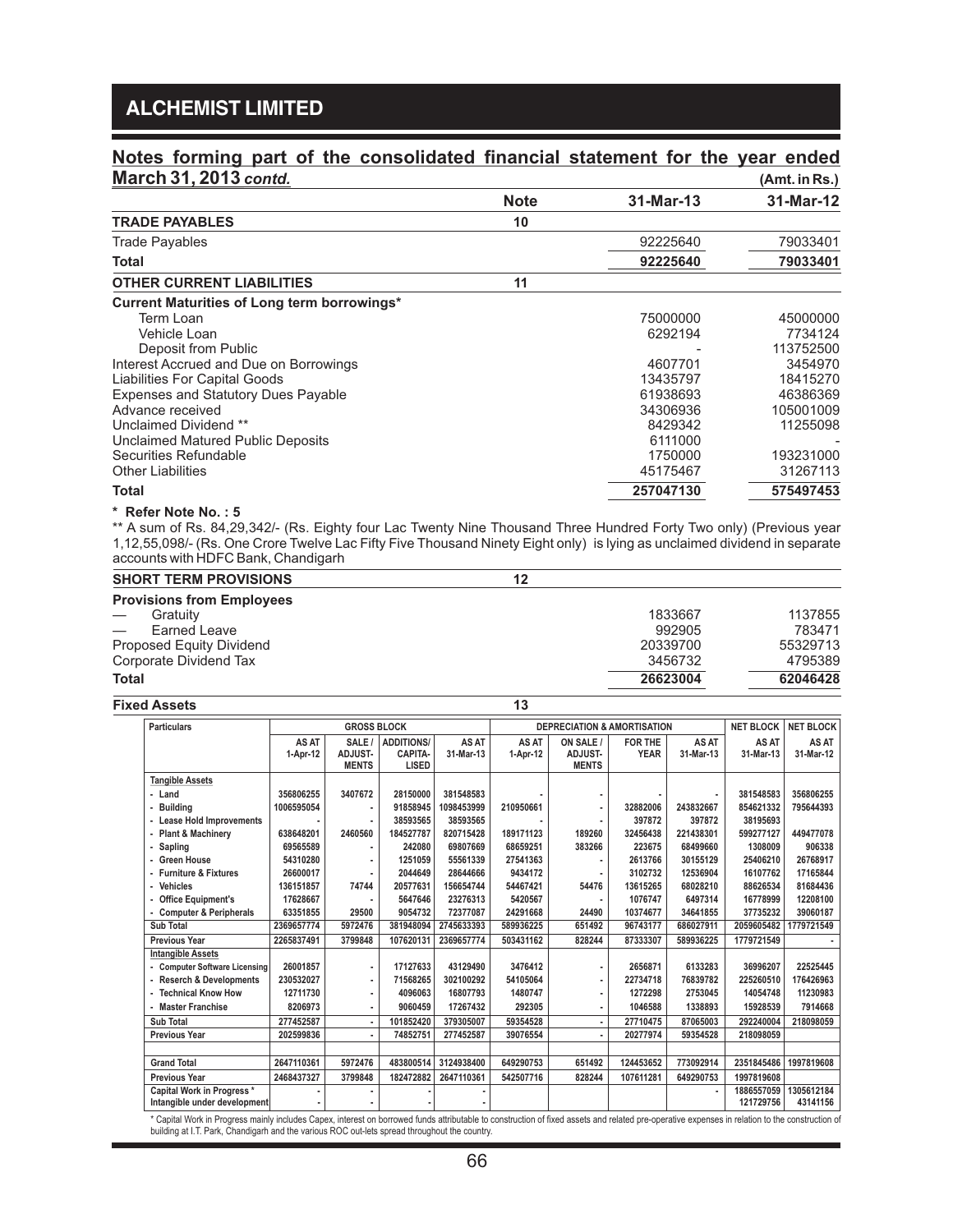## Notes forming part of the consolidated financial statement for the year ended March 31, 2013 *contd.*

(Amt. in Rs.)

| | Note | 31-Mar-13 | 31-Mar-12 |
|---|---|---|---|
| **TRADE PAYABLES** | 10 | | |
| Trade Payables | | 92225640 | 79033401 |
| **Total** | | **92225640** | **79033401** |
| **OTHER CURRENT LIABILITIES** | 11 | | |
| **Current Maturities of Long term borrowings*** | | | |
| Term Loan | | 75000000 | 45000000 |
| Vehicle Loan | | 6292194 | 7734124 |
| Deposit from Public | | - | 113752500 |
| Interest Accrued and Due on Borrowings | | 4607701 | 3454970 |
| Liabilities For Capital Goods | | 13435797 | 18415270 |
| Expenses and Statutory Dues Payable | | 61938693 | 46386369 |
| Advance received | | 34306936 | 105001009 |
| Unclaimed Dividend ** | | 8429342 | 11255098 |
| Unclaimed Matured Public Deposits | | 6111000 | - |
| Securities Refundable | | 1750000 | 193231000 |
| Other Liabilities | | 45175467 | 31267113 |
| **Total** | | **257047130** | **575497453** |

**\* Refer Note No. : 5**

** A sum of Rs. 84,29,342/- (Rs. Eighty four Lac Twenty Nine Thousand Three Hundred Forty Two only) (Previous year 1,12,55,098/- (Rs. One Crore Twelve Lac Fifty Five Thousand Ninety Eight only) is lying as unclaimed dividend in separate accounts with HDFC Bank, Chandigarh

| | Note | 31-Mar-13 | 31-Mar-12 |
|---|---|---|---|
| **SHORT TERM PROVISIONS** | 12 | | |
| **Provisions from Employees** | | | |
| — Gratuity | | 1833667 | 1137855 |
| — Earned Leave | | 992905 | 783471 |
| Proposed Equity Dividend | | 20339700 | 55329713 |
| Corporate Dividend Tax | | 3456732 | 4795389 |
| **Total** | | **26623004** | **62046428** |

**Fixed Assets** — Note 13

| Particulars | GROSS BLOCK | | | | DEPRECIATION & AMORTISATION | | | | NET BLOCK | NET BLOCK |
|---|---|---|---|---|---|---|---|---|---|---|
| | AS AT 1-Apr-12 | SALE / ADJUST-MENTS | ADDITIONS/ CAPITA-LISED | AS AT 31-Mar-13 | AS AT 1-Apr-12 | ON SALE / ADJUST-MENTS | FOR THE YEAR | AS AT 31-Mar-13 | AS AT 31-Mar-13 | AS AT 31-Mar-12 |
| **Tangible Assets** | | | | | | | | | | |
| - Land | 356806255 | 3407672 | 28150000 | 381548583 | - | - | - | - | 381548583 | 356806255 |
| - Building | 1006595054 | - | 91858945 | 1098453999 | 210950661 | - | 32882006 | 243832667 | 854621332 | 795644393 |
| - Lease Hold Improvements | - | - | 38593565 | 38593565 | - | - | 397872 | 397872 | 38195693 | |
| - Plant & Machinery | 638648201 | 2460560 | 184527787 | 820715428 | 189171123 | 189260 | 32456438 | 221438301 | 599277127 | 449477078 |
| - Sapling | 69565589 | - | 242080 | 69807669 | 68659251 | 383266 | 223675 | 68499660 | 1308009 | 906338 |
| - Green House | 54310280 | - | 1251059 | 55561339 | 27541363 | - | 2613766 | 30155129 | 25406210 | 26768917 |
| - Furniture & Fixtures | 26600017 | - | 2044649 | 28644666 | 9434172 | - | 3102732 | 12536904 | 16107762 | 17165844 |
| - Vehicles | 136151857 | 74744 | 20577631 | 156654744 | 54467421 | 54476 | 13615265 | 68028210 | 88626534 | 81684436 |
| - Office Equipment's | 17628667 | - | 5647646 | 23276313 | 5420567 | - | 1076747 | 6497314 | 16778999 | 12208100 |
| - Computer & Peripherals | 63351855 | 29500 | 9054732 | 72377087 | 24291668 | 24490 | 10374677 | 34641855 | 37735232 | 39060187 |
| **Sub Total** | 2369657774 | 5972476 | 381948094 | 2745633393 | 589936225 | 651492 | 96743177 | 686027911 | 2059605482 | 1779721549 |
| **Previous Year** | 2265837491 | 3799848 | 107620131 | 2369657774 | 503431162 | 828244 | 87333307 | 589936225 | 1779721549 | - |
| **Intangible Assets** | | | | | | | | | | |
| - Computer Software Licensing | 26001857 | - | 17127633 | 43129490 | 3476412 | - | 2656871 | 6133283 | 36996207 | 22525445 |
| - Reserch & Developments | 230532027 | - | 71568265 | 302100292 | 54105064 | - | 22734718 | 76839782 | 225260510 | 176426963 |
| - Technical Know How | 12711730 | - | 4096063 | 16807793 | 1480747 | - | 1272298 | 2753045 | 14054748 | 11230983 |
| - Master Franchise | 8206973 | - | 9060459 | 17267432 | 292305 | - | 1046588 | 1338893 | 15928539 | 7914668 |
| **Sub Total** | 277452587 | - | 101852420 | 379305007 | 59354528 | - | 27710475 | 87065003 | 292240004 | 218098059 |
| **Previous Year** | 202599836 | - | 74852751 | 277452587 | 39076554 | - | 20277974 | 59354528 | 218098059 | |
| | | | | | | | | | | |
| **Grand Total** | 2647110361 | 5972476 | 483800514 | 3124938400 | 649290753 | 651492 | 124453652 | 773092914 | 2351845486 | 1997819608 |
| **Previous Year** | 2468437327 | 3799848 | 182472882 | 2647110361 | 542507716 | 828244 | 107611281 | 649290753 | 1997819608 | |
| Capital Work in Progress * | - | - | - | - | | | | - | 1886557059 | 1305612184 |
| Intangible under development | - | - | - | - | | | | | 121729756 | 43141156 |

\* Capital Work in Progress mainly includes Capex, interest on borrowed funds attributable to construction of fixed assets and related pre-operative expenses in relation to the construction of building at I.T. Park, Chandigarh and the various ROC out-lets spread throughout the country.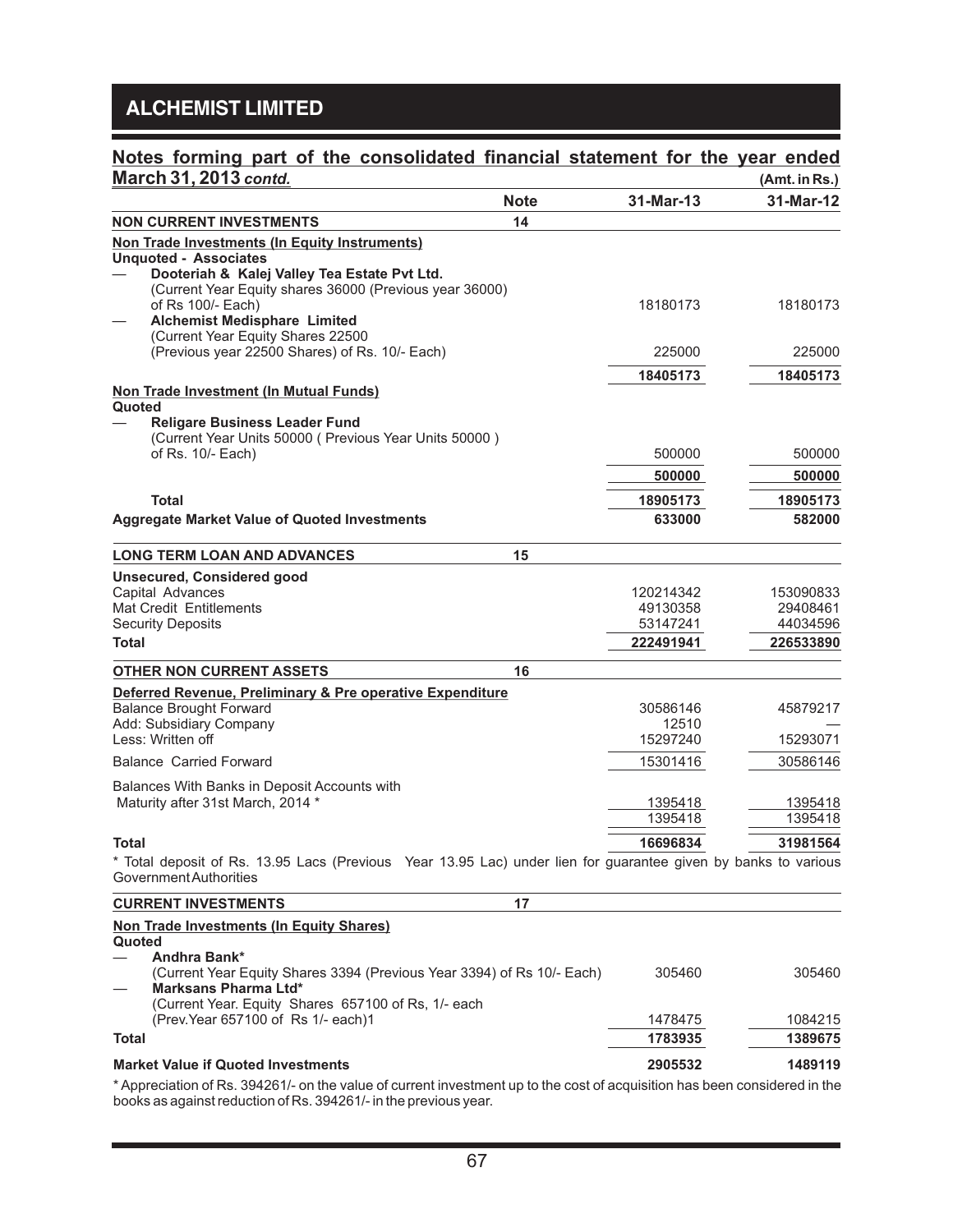## Notes forming part of the consolidated financial statement for the year ended March 31, 2013 *contd.*

(Amt. in Rs.)

| | Note | 31-Mar-13 | 31-Mar-12 |
|---|---|---|---|
| **NON CURRENT INVESTMENTS** | 14 | | |
| **Non Trade Investments (In Equity Instruments)** | | | |
| **Unquoted - Associates** | | | |
| — **Dooteriah & Kalej Valley Tea Estate Pvt Ltd.** (Current Year Equity shares 36000 (Previous year 36000) of Rs 100/- Each) | | 18180173 | 18180173 |
| — **Alchemist Medisphare Limited** (Current Year Equity Shares 22500 (Previous year 22500 Shares) of Rs. 10/- Each) | | 225000 | 225000 |
| | | **18405173** | **18405173** |
| **Non Trade Investment (In Mutual Funds)** | | | |
| **Quoted** | | | |
| — **Religare Business Leader Fund** (Current Year Units 50000 ( Previous Year Units 50000 ) of Rs. 10/- Each) | | 500000 | 500000 |
| | | **500000** | **500000** |
| **Total** | | **18905173** | **18905173** |
| **Aggregate Market Value of Quoted Investments** | | **633000** | **582000** |

| | Note | 31-Mar-13 | 31-Mar-12 |
|---|---|---|---|
| **LONG TERM LOAN AND ADVANCES** | 15 | | |
| **Unsecured, Considered good** | | | |
| Capital Advances | | 120214342 | 153090833 |
| Mat Credit Entitlements | | 49130358 | 29408461 |
| Security Deposits | | 53147241 | 44034596 |
| **Total** | | **222491941** | **226533890** |

| | Note | 31-Mar-13 | 31-Mar-12 |
|---|---|---|---|
| **OTHER NON CURRENT ASSETS** | 16 | | |
| **Deferred Revenue, Preliminary & Pre operative Expenditure** | | | |
| Balance Brought Forward | | 30586146 | 45879217 |
| Add: Subsidiary Company | | 12510 | — |
| Less: Written off | | 15297240 | 15293071 |
| Balance Carried Forward | | 15301416 | 30586146 |
| Balances With Banks in Deposit Accounts with Maturity after 31st March, 2014 * | | 1395418 | 1395418 |
| | | 1395418 | 1395418 |
| **Total** | | **16696834** | **31981564** |

* Total deposit of Rs. 13.95 Lacs (Previous Year 13.95 Lac) under lien for guarantee given by banks to various Government Authorities

| | Note | 31-Mar-13 | 31-Mar-12 |
|---|---|---|---|
| **CURRENT INVESTMENTS** | 17 | | |
| **Non Trade Investments (In Equity Shares)** | | | |
| **Quoted** | | | |
| — **Andhra Bank*** (Current Year Equity Shares 3394 (Previous Year 3394) of Rs 10/- Each) | | 305460 | 305460 |
| — **Marksans Pharma Ltd*** (Current Year. Equity Shares 657100 of Rs, 1/- each (Prev.Year 657100 of Rs 1/- each)1 | | 1478475 | 1084215 |
| **Total** | | **1783935** | **1389675** |
| **Market Value if Quoted Investments** | | **2905532** | **1489119** |

* Appreciation of Rs. 394261/- on the value of current investment up to the cost of acquisition has been considered in the books as against reduction of Rs. 394261/- in the previous year.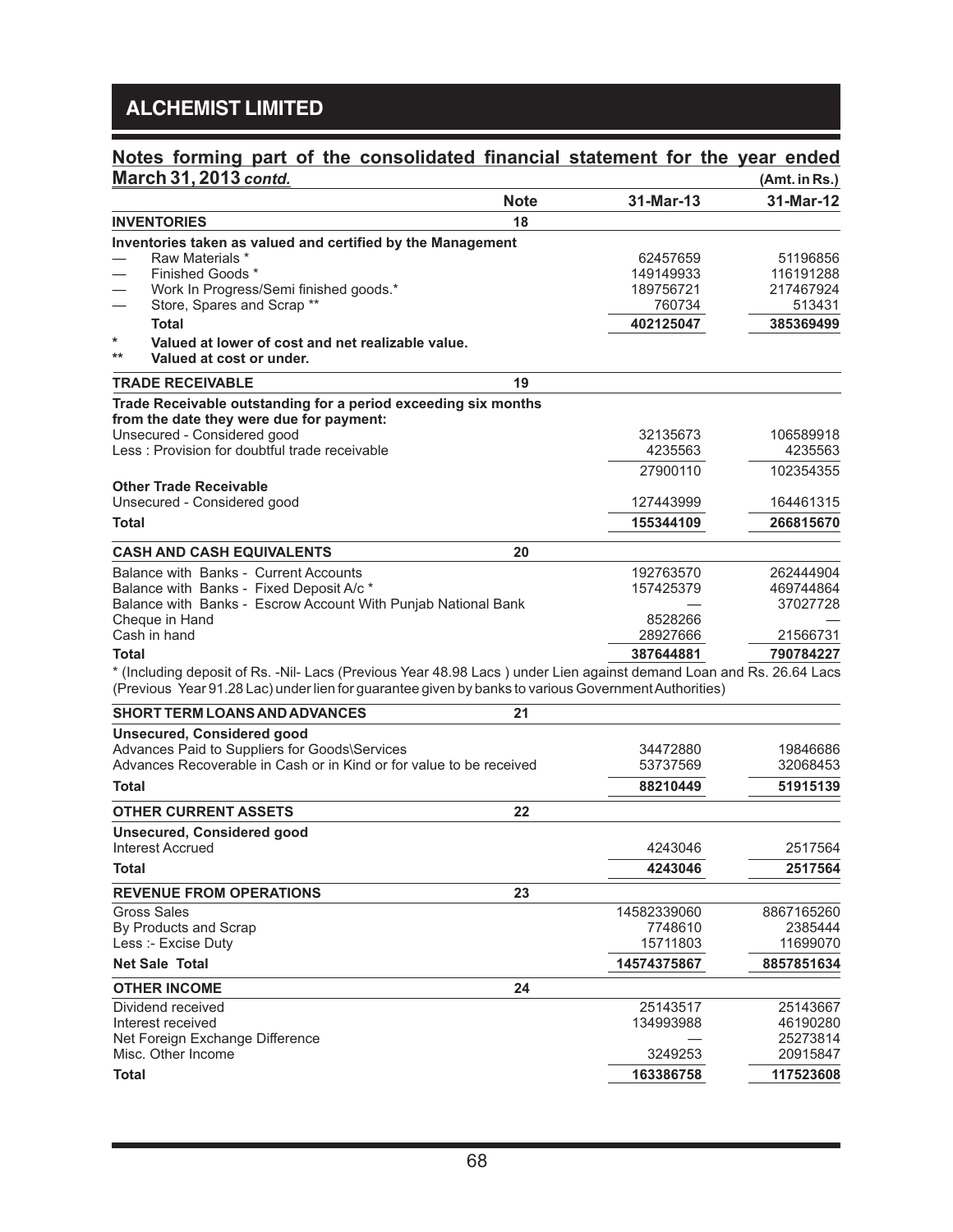## Notes forming part of the consolidated financial statement for the year ended March 31, 2013 *contd.*

(Amt. in Rs.)

| | Note | 31-Mar-13 | 31-Mar-12 |
|---|---|---|---|
| **INVENTORIES** | 18 | | |
| **Inventories taken as valued and certified by the Management** | | | |
| — Raw Materials * | | 62457659 | 51196856 |
| — Finished Goods * | | 149149933 | 116191288 |
| — Work In Progress/Semi finished goods.* | | 189756721 | 217467924 |
| — Store, Spares and Scrap ** | | 760734 | 513431 |
| **Total** | | **402125047** | **385369499** |
| * **Valued at lower of cost and net realizable value.** | | | |
| ** **Valued at cost or under.** | | | |
| **TRADE RECEIVABLE** | 19 | | |
| **Trade Receivable outstanding for a period exceeding six months from the date they were due for payment:** | | | |
| Unsecured - Considered good | | 32135673 | 106589918 |
| Less : Provision for doubtful trade receivable | | 4235563 | 4235563 |
| | | 27900110 | 102354355 |
| **Other Trade Receivable** | | | |
| Unsecured - Considered good | | 127443999 | 164461315 |
| **Total** | | **155344109** | **266815670** |
| **CASH AND CASH EQUIVALENTS** | 20 | | |
| Balance with Banks - Current Accounts | | 192763570 | 262444904 |
| Balance with Banks - Fixed Deposit A/c * | | 157425379 | 469744864 |
| Balance with Banks - Escrow Account With Punjab National Bank | | — | 37027728 |
| Cheque in Hand | | 8528266 | — |
| Cash in hand | | 28927666 | 21566731 |
| **Total** | | **387644881** | **790784227** |

* (Including deposit of Rs. -Nil- Lacs (Previous Year 48.98 Lacs ) under Lien against demand Loan and Rs. 26.64 Lacs (Previous Year 91.28 Lac) under lien for guarantee given by banks to various Government Authorities)

| | Note | 31-Mar-13 | 31-Mar-12 |
|---|---|---|---|
| **SHORT TERM LOANS AND ADVANCES** | 21 | | |
| **Unsecured, Considered good** | | | |
| Advances Paid to Suppliers for Goods\Services | | 34472880 | 19846686 |
| Advances Recoverable in Cash or in Kind or for value to be received | | 53737569 | 32068453 |
| **Total** | | **88210449** | **51915139** |
| **OTHER CURRENT ASSETS** | 22 | | |
| **Unsecured, Considered good** | | | |
| Interest Accrued | | 4243046 | 2517564 |
| **Total** | | **4243046** | **2517564** |
| **REVENUE FROM OPERATIONS** | 23 | | |
| Gross Sales | | 14582339060 | 8867165260 |
| By Products and Scrap | | 7748610 | 2385444 |
| Less :- Excise Duty | | 15711803 | 11699070 |
| **Net Sale Total** | | **14574375867** | **8857851634** |
| **OTHER INCOME** | 24 | | |
| Dividend received | | 25143517 | 25143667 |
| Interest received | | 134993988 | 46190280 |
| Net Foreign Exchange Difference | | — | 25273814 |
| Misc. Other Income | | 3249253 | 20915847 |
| **Total** | | **163386758** | **117523608** |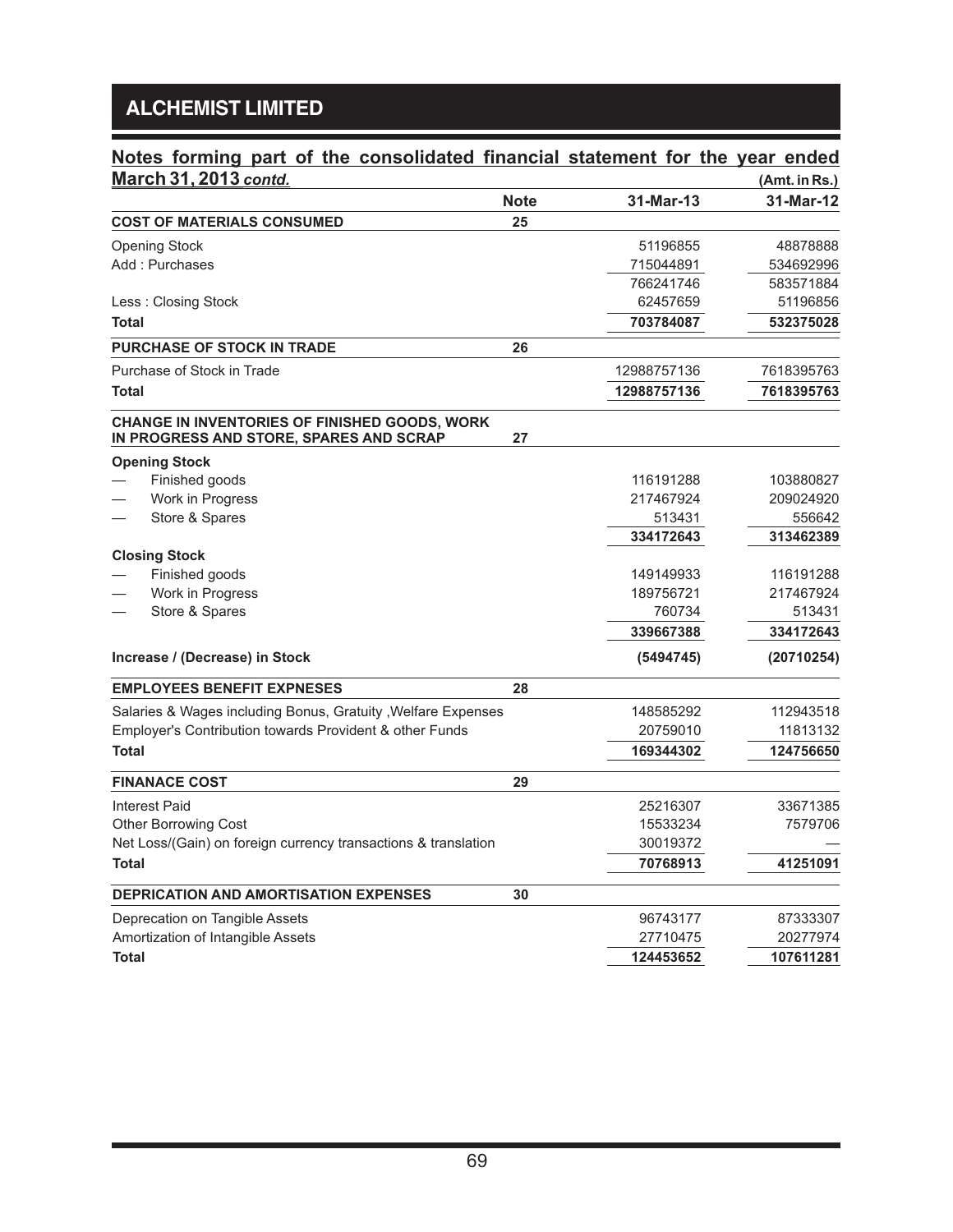## Notes forming part of the consolidated financial statement for the year ended March 31, 2013 *contd.*

(Amt. in Rs.)

| | Note | 31-Mar-13 | 31-Mar-12 |
|---|---|---|---|
| **COST OF MATERIALS CONSUMED** | **25** | | |
| Opening Stock | | 51196855 | 48878888 |
| Add : Purchases | | 715044891 | 534692996 |
| | | 766241746 | 583571884 |
| Less : Closing Stock | | 62457659 | 51196856 |
| **Total** | | **703784087** | **532375028** |
| **PURCHASE OF STOCK IN TRADE** | **26** | | |
| Purchase of Stock in Trade | | 12988757136 | 7618395763 |
| **Total** | | **12988757136** | **7618395763** |
| **CHANGE IN INVENTORIES OF FINISHED GOODS, WORK IN PROGRESS AND STORE, SPARES AND SCRAP** | **27** | | |
| **Opening Stock** | | | |
| — Finished goods | | 116191288 | 103880827 |
| — Work in Progress | | 217467924 | 209024920 |
| — Store & Spares | | 513431 | 556642 |
| | | **334172643** | **313462389** |
| **Closing Stock** | | | |
| — Finished goods | | 149149933 | 116191288 |
| — Work in Progress | | 189756721 | 217467924 |
| — Store & Spares | | 760734 | 513431 |
| | | **339667388** | **334172643** |
| **Increase / (Decrease) in Stock** | | **(5494745)** | **(20710254)** |
| **EMPLOYEES BENEFIT EXPNESES** | **28** | | |
| Salaries & Wages including Bonus, Gratuity ,Welfare Expenses | | 148585292 | 112943518 |
| Employer's Contribution towards Provident & other Funds | | 20759010 | 11813132 |
| **Total** | | **169344302** | **124756650** |
| **FINANACE COST** | **29** | | |
| Interest Paid | | 25216307 | 33671385 |
| Other Borrowing Cost | | 15533234 | 7579706 |
| Net Loss/(Gain) on foreign currency transactions & translation | | 30019372 | — |
| **Total** | | **70768913** | **41251091** |
| **DEPRICATION AND AMORTISATION EXPENSES** | **30** | | |
| Deprecation on Tangible Assets | | 96743177 | 87333307 |
| Amortization of Intangible Assets | | 27710475 | 20277974 |
| **Total** | | **124453652** | **107611281** |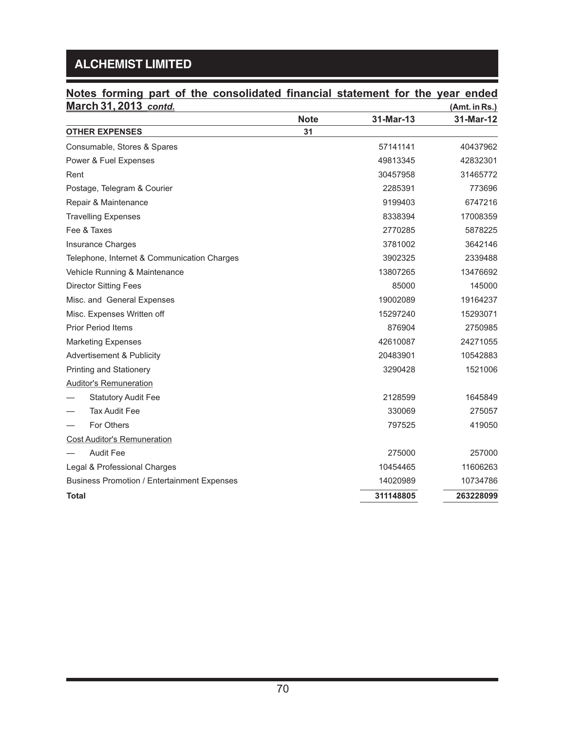## Notes forming part of the consolidated financial statement for the year ended March 31, 2013 *contd.*

(Amt. in Rs.)

| | Note | 31-Mar-13 | 31-Mar-12 |
|---|---|---|---|
| **OTHER EXPENSES** | **31** | | |
| Consumable, Stores & Spares | | 57141141 | 40437962 |
| Power & Fuel Expenses | | 49813345 | 42832301 |
| Rent | | 30457958 | 31465772 |
| Postage, Telegram & Courier | | 2285391 | 773696 |
| Repair & Maintenance | | 9199403 | 6747216 |
| Travelling Expenses | | 8338394 | 17008359 |
| Fee & Taxes | | 2770285 | 5878225 |
| Insurance Charges | | 3781002 | 3642146 |
| Telephone, Internet & Communication Charges | | 3902325 | 2339488 |
| Vehicle Running & Maintenance | | 13807265 | 13476692 |
| Director Sitting Fees | | 85000 | 145000 |
| Misc. and General Expenses | | 19002089 | 19164237 |
| Misc. Expenses Written off | | 15297240 | 15293071 |
| Prior Period Items | | 876904 | 2750985 |
| Marketing Expenses | | 42610087 | 24271055 |
| Advertisement & Publicity | | 20483901 | 10542883 |
| Printing and Stationery | | 3290428 | 1521006 |
| Auditor's Remuneration | | | |
| — Statutory Audit Fee | | 2128599 | 1645849 |
| — Tax Audit Fee | | 330069 | 275057 |
| — For Others | | 797525 | 419050 |
| Cost Auditor's Remuneration | | | |
| — Audit Fee | | 275000 | 257000 |
| Legal & Professional Charges | | 10454465 | 11606263 |
| Business Promotion / Entertainment Expenses | | 14020989 | 10734786 |
| **Total** | | **311148805** | **263228099** |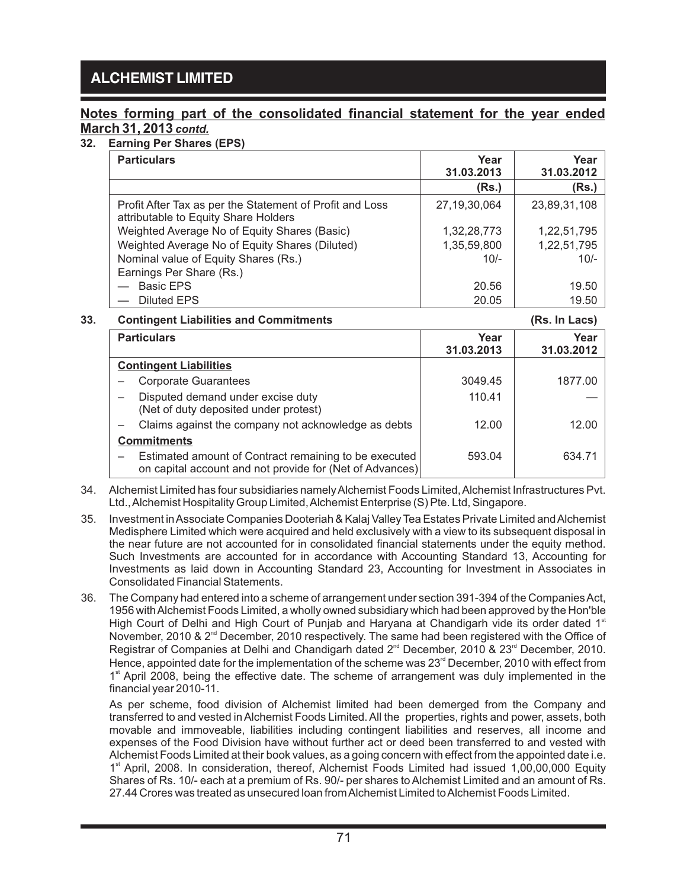## Notes forming part of the consolidated financial statement for the year ended March 31, 2013 *contd.*

### 32. Earning Per Shares (EPS)

| Particulars | Year 31.03.2013 | Year 31.03.2012 |
|---|---|---|
| | (Rs.) | (Rs.) |
| Profit After Tax as per the Statement of Profit and Loss attributable to Equity Share Holders | 27,19,30,064 | 23,89,31,108 |
| Weighted Average No of Equity Shares (Basic) | 1,32,28,773 | 1,22,51,795 |
| Weighted Average No of Equity Shares (Diluted) | 1,35,59,800 | 1,22,51,795 |
| Nominal value of Equity Shares (Rs.) | 10/- | 10/- |
| Earnings Per Share (Rs.) | | |
| — Basic EPS | 20.56 | 19.50 |
| — Diluted EPS | 20.05 | 19.50 |

### 33. Contingent Liabilities and Commitments (Rs. In Lacs)

| Particulars | Year 31.03.2013 | Year 31.03.2012 |
|---|---|---|
| **Contingent Liabilities** | | |
| – Corporate Guarantees | 3049.45 | 1877.00 |
| – Disputed demand under excise duty (Net of duty deposited under protest) | 110.41 | — |
| – Claims against the company not acknowledge as debts | 12.00 | 12.00 |
| **Commitments** | | |
| – Estimated amount of Contract remaining to be executed on capital account and not provide for (Net of Advances) | 593.04 | 634.71 |

34. Alchemist Limited has four subsidiaries namely Alchemist Foods Limited, Alchemist Infrastructures Pvt. Ltd., Alchemist Hospitality Group Limited, Alchemist Enterprise (S) Pte. Ltd, Singapore.

35. Investment in Associate Companies Dooteriah & Kalaj Valley Tea Estates Private Limited and Alchemist Medisphere Limited which were acquired and held exclusively with a view to its subsequent disposal in the near future are not accounted for in consolidated financial statements under the equity method. Such Investments are accounted for in accordance with Accounting Standard 13, Accounting for Investments as laid down in Accounting Standard 23, Accounting for Investment in Associates in Consolidated Financial Statements.

36. The Company had entered into a scheme of arrangement under section 391-394 of the Companies Act, 1956 with Alchemist Foods Limited, a wholly owned subsidiary which had been approved by the Hon'ble High Court of Delhi and High Court of Punjab and Haryana at Chandigarh vide its order dated 1st November, 2010 & 2nd December, 2010 respectively. The same had been registered with the Office of Registrar of Companies at Delhi and Chandigarh dated 2nd December, 2010 & 23rd December, 2010. Hence, appointed date for the implementation of the scheme was 23rd December, 2010 with effect from 1st April 2008, being the effective date. The scheme of arrangement was duly implemented in the financial year 2010-11.

    As per scheme, food division of Alchemist limited had been demerged from the Company and transferred to and vested in Alchemist Foods Limited. All the properties, rights and power, assets, both movable and immoveable, liabilities including contingent liabilities and reserves, all income and expenses of the Food Division have without further act or deed been transferred to and vested with Alchemist Foods Limited at their book values, as a going concern with effect from the appointed date i.e. 1st April, 2008. In consideration, thereof, Alchemist Foods Limited had issued 1,00,00,000 Equity Shares of Rs. 10/- each at a premium of Rs. 90/- per shares to Alchemist Limited and an amount of Rs. 27.44 Crores was treated as unsecured loan from Alchemist Limited to Alchemist Foods Limited.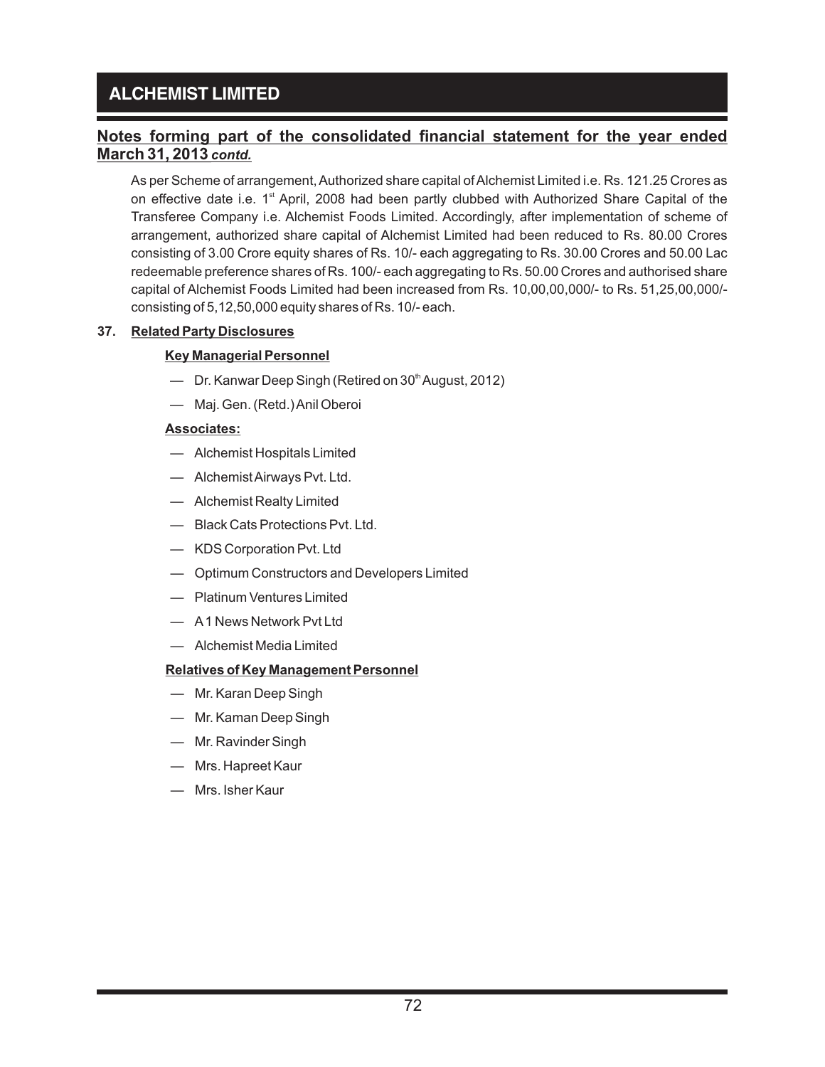## Notes forming part of the consolidated financial statement for the year ended March 31, 2013 *contd.*

As per Scheme of arrangement, Authorized share capital of Alchemist Limited i.e. Rs. 121.25 Crores as on effective date i.e. 1st April, 2008 had been partly clubbed with Authorized Share Capital of the Transferee Company i.e. Alchemist Foods Limited. Accordingly, after implementation of scheme of arrangement, authorized share capital of Alchemist Limited had been reduced to Rs. 80.00 Crores consisting of 3.00 Crore equity shares of Rs. 10/- each aggregating to Rs. 30.00 Crores and 50.00 Lac redeemable preference shares of Rs. 100/- each aggregating to Rs. 50.00 Crores and authorised share capital of Alchemist Foods Limited had been increased from Rs. 10,00,00,000/- to Rs. 51,25,00,000/- consisting of 5,12,50,000 equity shares of Rs. 10/- each.

**37. Related Party Disclosures**

**Key Managerial Personnel**

- Dr. Kanwar Deep Singh (Retired on 30th August, 2012)
- Maj. Gen. (Retd.) Anil Oberoi

**Associates:**

- Alchemist Hospitals Limited
- Alchemist Airways Pvt. Ltd.
- Alchemist Realty Limited
- Black Cats Protections Pvt. Ltd.
- KDS Corporation Pvt. Ltd
- Optimum Constructors and Developers Limited
- Platinum Ventures Limited
- A 1 News Network Pvt Ltd
- Alchemist Media Limited

**Relatives of Key Management Personnel**

- Mr. Karan Deep Singh
- Mr. Kaman Deep Singh
- Mr. Ravinder Singh
- Mrs. Hapreet Kaur
- Mrs. Isher Kaur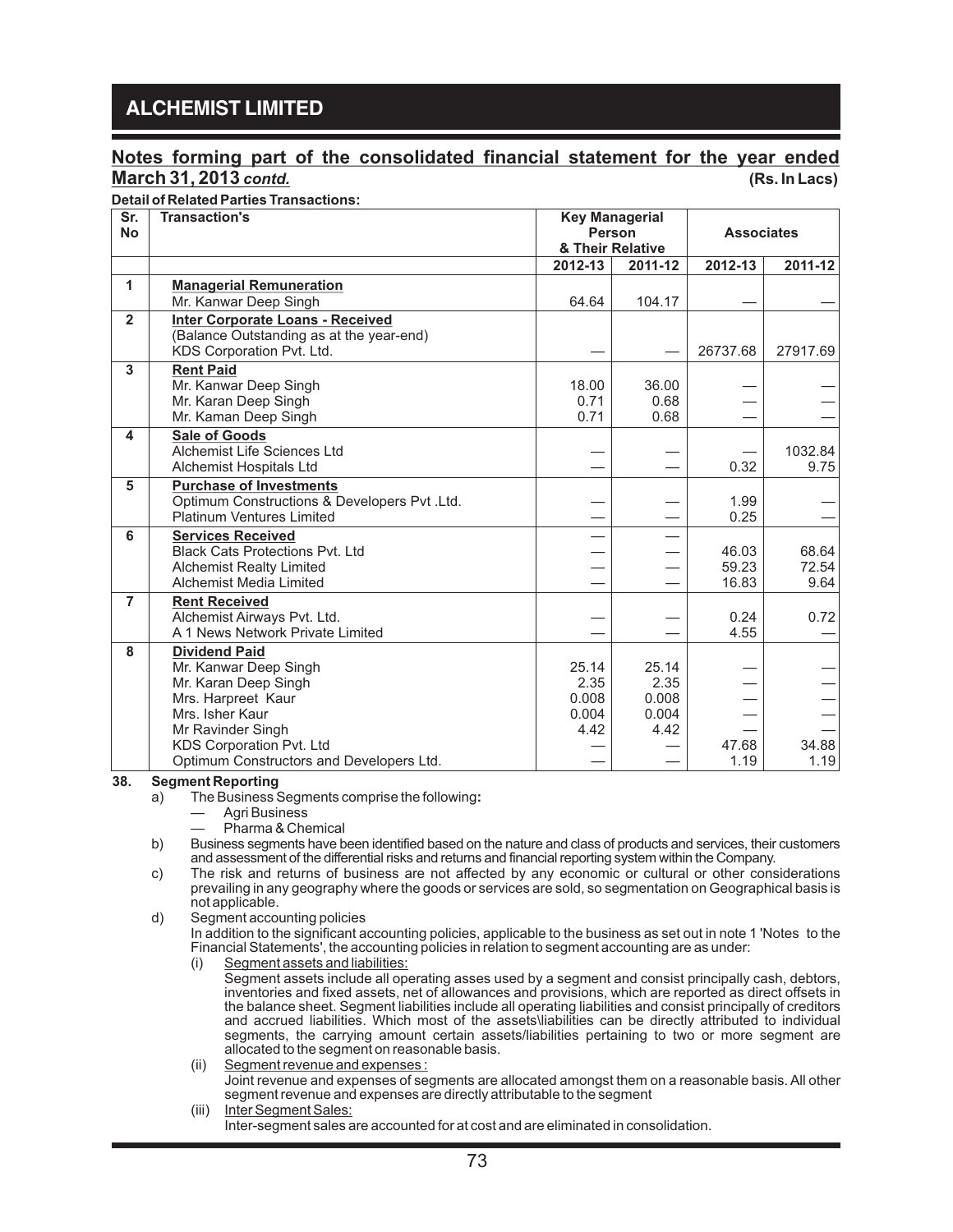## Notes forming part of the consolidated financial statement for the year ended March 31, 2013 *contd.*

**(Rs. In Lacs)**

**Detail of Related Parties Transactions:**

| Sr. No | Transaction's | Key Managerial Person & Their Relative | | Associates | |
|---|---|---|---|---|---|
| | | 2012-13 | 2011-12 | 2012-13 | 2011-12 |
| 1 | **Managerial Remuneration** | | | | |
| | Mr. Kanwar Deep Singh | 64.64 | 104.17 | — | — |
| 2 | **Inter Corporate Loans - Received** (Balance Outstanding as at the year-end) | | | | |
| | KDS Corporation Pvt. Ltd. | — | — | 26737.68 | 27917.69 |
| 3 | **Rent Paid** | | | | |
| | Mr. Kanwar Deep Singh | 18.00 | 36.00 | — | — |
| | Mr. Karan Deep Singh | 0.71 | 0.68 | — | — |
| | Mr. Kaman Deep Singh | 0.71 | 0.68 | — | — |
| 4 | **Sale of Goods** | | | | |
| | Alchemist Life Sciences Ltd | — | — | — | 1032.84 |
| | Alchemist Hospitals Ltd | — | — | 0.32 | 9.75 |
| 5 | **Purchase of Investments** | | | | |
| | Optimum Constructions & Developers Pvt .Ltd. | — | — | 1.99 | — |
| | Platinum Ventures Limited | — | — | 0.25 | — |
| 6 | **Services Received** | — | — | | |
| | Black Cats Protections Pvt. Ltd | — | — | 46.03 | 68.64 |
| | Alchemist Realty Limited | — | — | 59.23 | 72.54 |
| | Alchemist Media Limited | — | — | 16.83 | 9.64 |
| 7 | **Rent Received** | | | | |
| | Alchemist Airways Pvt. Ltd. | — | — | 0.24 | 0.72 |
| | A 1 News Network Private Limited | — | — | 4.55 | — |
| 8 | **Dividend Paid** | | | | |
| | Mr. Kanwar Deep Singh | 25.14 | 25.14 | — | — |
| | Mr. Karan Deep Singh | 2.35 | 2.35 | — | — |
| | Mrs. Harpreet Kaur | 0.008 | 0.008 | — | — |
| | Mrs. Isher Kaur | 0.004 | 0.004 | — | — |
| | Mr Ravinder Singh | 4.42 | 4.42 | — | — |
| | KDS Corporation Pvt. Ltd | — | — | 47.68 | 34.88 |
| | Optimum Constructors and Developers Ltd. | — | — | 1.19 | 1.19 |

**38. Segment Reporting**

a) The Business Segments comprise the following:

- Agri Business
- Pharma & Chemical

b) Business segments have been identified based on the nature and class of products and services, their customers and assessment of the differential risks and returns and financial reporting system within the Company.

c) The risk and returns of business are not affected by any economic or cultural or other considerations prevailing in any geography where the goods or services are sold, so segmentation on Geographical basis is not applicable.

d) Segment accounting policies

In addition to the significant accounting policies, applicable to the business as set out in note 1 'Notes to the Financial Statements', the accounting policies in relation to segment accounting are as under:

(i) Segment assets and liabilities:

Segment assets include all operating asses used by a segment and consist principally cash, debtors, inventories and fixed assets, net of allowances and provisions, which are reported as direct offsets in the balance sheet. Segment liabilities include all operating liabilities and consist principally of creditors and accrued liabilities. Which most of the assets\liabilities can be directly attributed to individual segments, the carrying amount certain assets/liabilities pertaining to two or more segment are allocated to the segment on reasonable basis.

(ii) Segment revenue and expenses :

Joint revenue and expenses of segments are allocated amongst them on a reasonable basis. All other segment revenue and expenses are directly attributable to the segment

(iii) Inter Segment Sales:

Inter-segment sales are accounted for at cost and are eliminated in consolidation.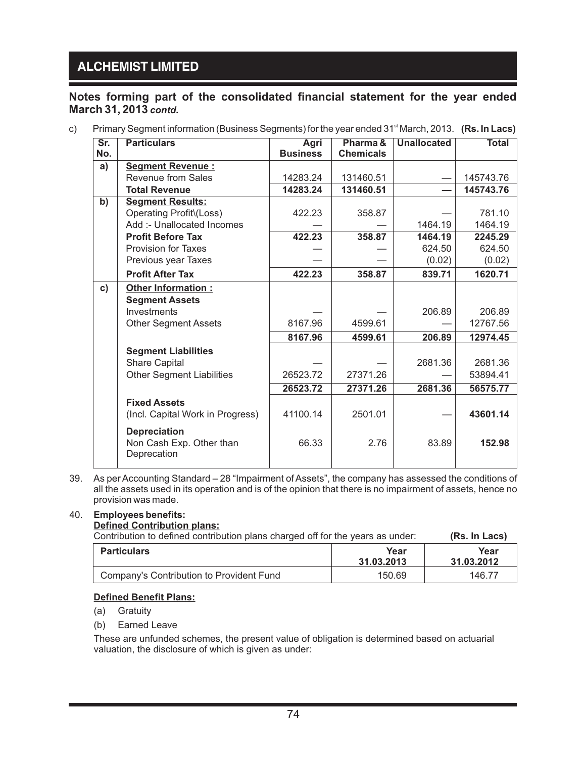## Notes forming part of the consolidated financial statement for the year ended March 31, 2013 *contd.*

c) Primary Segment information (Business Segments) for the year ended 31st March, 2013. **(Rs. In Lacs)**

| Sr. No. | Particulars | Agri Business | Pharma & Chemicals | Unallocated | Total |
|---|---|---|---|---|---|
| a) | **Segment Revenue :** | | | | |
| | Revenue from Sales | 14283.24 | 131460.51 | — | 145743.76 |
| | **Total Revenue** | **14283.24** | **131460.51** | **—** | **145743.76** |
| b) | **Segment Results:** | | | | |
| | Operating Profit\(Loss) | 422.23 | 358.87 | — | 781.10 |
| | Add :- Unallocated Incomes | — | — | 1464.19 | 1464.19 |
| | **Profit Before Tax** | **422.23** | **358.87** | **1464.19** | **2245.29** |
| | Provision for Taxes | — | — | 624.50 | 624.50 |
| | Previous year Taxes | — | — | (0.02) | (0.02) |
| | **Profit After Tax** | **422.23** | **358.87** | **839.71** | **1620.71** |
| c) | **Other Information :** | | | | |
| | **Segment Assets** | | | | |
| | Investments | — | — | 206.89 | 206.89 |
| | Other Segment Assets | 8167.96 | 4599.61 | — | 12767.56 |
| | | **8167.96** | **4599.61** | **206.89** | **12974.45** |
| | **Segment Liabilities** | | | | |
| | Share Capital | — | — | 2681.36 | 2681.36 |
| | Other Segment Liabilities | 26523.72 | 27371.26 | — | 53894.41 |
| | | **26523.72** | **27371.26** | **2681.36** | **56575.77** |
| | **Fixed Assets** (Incl. Capital Work in Progress) | 41100.14 | 2501.01 | — | **43601.14** |
| | **Depreciation** Non Cash Exp. Other than Deprecation | 66.33 | 2.76 | 83.89 | **152.98** |

39. As per Accounting Standard – 28 "Impairment of Assets", the company has assessed the conditions of all the assets used in its operation and is of the opinion that there is no impairment of assets, hence no provision was made.

40. **Employees benefits:**

**Defined Contribution plans:**

Contribution to defined contribution plans charged off for the years as under: **(Rs. In Lacs)**

| Particulars | Year 31.03.2013 | Year 31.03.2012 |
|---|---|---|
| Company's Contribution to Provident Fund | 150.69 | 146.77 |

**Defined Benefit Plans:**

(a) Gratuity

(b) Earned Leave

These are unfunded schemes, the present value of obligation is determined based on actuarial valuation, the disclosure of which is given as under: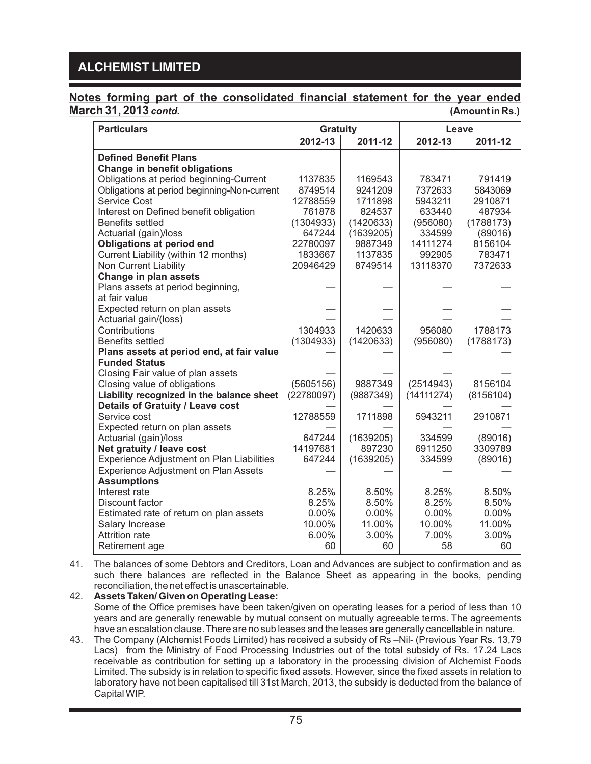## Notes forming part of the consolidated financial statement for the year ended March 31, 2013 *contd.*

(Amount in Rs.)

| Particulars | Gratuity | | Leave | |
|---|---|---|---|---|
| | 2012-13 | 2011-12 | 2012-13 | 2011-12 |
| **Defined Benefit Plans** | | | | |
| **Change in benefit obligations** | | | | |
| Obligations at period beginning-Current | 1137835 | 1169543 | 783471 | 791419 |
| Obligations at period beginning-Non-current | 8749514 | 9241209 | 7372633 | 5843069 |
| Service Cost | 12788559 | 1711898 | 5943211 | 2910871 |
| Interest on Defined benefit obligation | 761878 | 824537 | 633440 | 487934 |
| Benefits settled | (1304933) | (1420633) | (956080) | (1788173) |
| Actuarial (gain)/loss | 647244 | (1639205) | 334599 | (89016) |
| **Obligations at period end** | 22780097 | 9887349 | 14111274 | 8156104 |
| Current Liability (within 12 months) | 1833667 | 1137835 | 992905 | 783471 |
| Non Current Liability | 20946429 | 8749514 | 13118370 | 7372633 |
| **Change in plan assets** | | | | |
| Plans assets at period beginning, at fair value | — | — | — | — |
| Expected return on plan assets | — | — | — | — |
| Actuarial gain/(loss) | — | — | — | — |
| Contributions | 1304933 | 1420633 | 956080 | 1788173 |
| Benefits settled | (1304933) | (1420633) | (956080) | (1788173) |
| **Plans assets at period end, at fair value** | — | — | — | — |
| **Funded Status** | | | | |
| Closing Fair value of plan assets | — | — | — | — |
| Closing value of obligations | (5605156) | 9887349 | (2514943) | 8156104 |
| **Liability recognized in the balance sheet** | (22780097) | (9887349) | (14111274) | (8156104) |
| **Details of Gratuity / Leave cost** | — | — | — | — |
| Service cost | 12788559 | 1711898 | 5943211 | 2910871 |
| Expected return on plan assets | — | — | — | — |
| Actuarial (gain)/loss | 647244 | (1639205) | 334599 | (89016) |
| **Net gratuity / leave cost** | 14197681 | 897230 | 6911250 | 3309789 |
| Experience Adjustment on Plan Liabilities | 647244 | (1639205) | 334599 | (89016) |
| Experience Adjustment on Plan Assets | — | — | — | — |
| **Assumptions** | | | | |
| Interest rate | 8.25% | 8.50% | 8.25% | 8.50% |
| Discount factor | 8.25% | 8.50% | 8.25% | 8.50% |
| Estimated rate of return on plan assets | 0.00% | 0.00% | 0.00% | 0.00% |
| Salary Increase | 10.00% | 11.00% | 10.00% | 11.00% |
| Attrition rate | 6.00% | 3.00% | 7.00% | 3.00% |
| Retirement age | 60 | 60 | 58 | 60 |

41. The balances of some Debtors and Creditors, Loan and Advances are subject to confirmation and as such there balances are reflected in the Balance Sheet as appearing in the books, pending reconciliation, the net effect is unascertainable.

42. **Assets Taken/ Given on Operating Lease:**
Some of the Office premises have been taken/given on operating leases for a period of less than 10 years and are generally renewable by mutual consent on mutually agreeable terms. The agreements have an escalation clause. There are no sub leases and the leases are generally cancellable in nature.

43. The Company (Alchemist Foods Limited) has received a subsidy of Rs –Nil- (Previous Year Rs. 13,79 Lacs) from the Ministry of Food Processing Industries out of the total subsidy of Rs. 17.24 Lacs receivable as contribution for setting up a laboratory in the processing division of Alchemist Foods Limited. The subsidy is in relation to specific fixed assets. However, since the fixed assets in relation to laboratory have not been capitalised till 31st March, 2013, the subsidy is deducted from the balance of Capital WIP.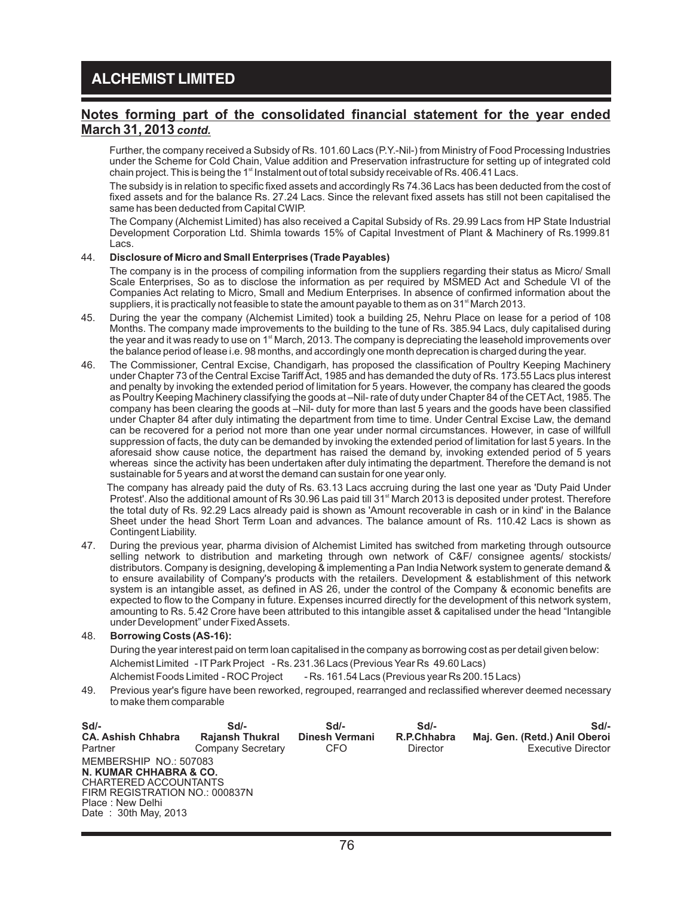## Notes forming part of the consolidated financial statement for the year ended March 31, 2013 *contd.*

Further, the company received a Subsidy of Rs. 101.60 Lacs (P.Y.-Nil-) from Ministry of Food Processing Industries under the Scheme for Cold Chain, Value addition and Preservation infrastructure for setting up of integrated cold chain project. This is being the 1st Instalment out of total subsidy receivable of Rs. 406.41 Lacs.

The subsidy is in relation to specific fixed assets and accordingly Rs 74.36 Lacs has been deducted from the cost of fixed assets and for the balance Rs. 27.24 Lacs. Since the relevant fixed assets has still not been capitalised the same has been deducted from Capital CWIP.

The Company (Alchemist Limited) has also received a Capital Subsidy of Rs. 29.99 Lacs from HP State Industrial Development Corporation Ltd. Shimla towards 15% of Capital Investment of Plant & Machinery of Rs.1999.81 Lacs.

44. **Disclosure of Micro and Small Enterprises (Trade Payables)**

    The company is in the process of compiling information from the suppliers regarding their status as Micro/ Small Scale Enterprises, So as to disclose the information as per required by MSMED Act and Schedule VI of the Companies Act relating to Micro, Small and Medium Enterprises. In absence of confirmed information about the suppliers, it is practically not feasible to state the amount payable to them as on 31st March 2013.

45. During the year the company (Alchemist Limited) took a building 25, Nehru Place on lease for a period of 108 Months. The company made improvements to the building to the tune of Rs. 385.94 Lacs, duly capitalised during the year and it was ready to use on 1st March, 2013. The company is depreciating the leasehold improvements over the balance period of lease i.e. 98 months, and accordingly one month deprecation is charged during the year.

46. The Commissioner, Central Excise, Chandigarh, has proposed the classification of Poultry Keeping Machinery under Chapter 73 of the Central Excise Tariff Act, 1985 and has demanded the duty of Rs. 173.55 Lacs plus interest and penalty by invoking the extended period of limitation for 5 years. However, the company has cleared the goods as Poultry Keeping Machinery classifying the goods at –Nil- rate of duty under Chapter 84 of the CET Act, 1985. The company has been clearing the goods at –Nil- duty for more than last 5 years and the goods have been classified under Chapter 84 after duly intimating the department from time to time. Under Central Excise Law, the demand can be recovered for a period not more than one year under normal circumstances. However, in case of willfull suppression of facts, the duty can be demanded by invoking the extended period of limitation for last 5 years. In the aforesaid show cause notice, the department has raised the demand by, invoking extended period of 5 years whereas since the activity has been undertaken after duly intimating the department. Therefore the demand is not sustainable for 5 years and at worst the demand can sustain for one year only.

    The company has already paid the duty of Rs. 63.13 Lacs accruing during the last one year as 'Duty Paid Under Protest'. Also the additional amount of Rs 30.96 Las paid till 31st March 2013 is deposited under protest. Therefore the total duty of Rs. 92.29 Lacs already paid is shown as 'Amount recoverable in cash or in kind' in the Balance Sheet under the head Short Term Loan and advances. The balance amount of Rs. 110.42 Lacs is shown as Contingent Liability.

47. During the previous year, pharma division of Alchemist Limited has switched from marketing through outsource selling network to distribution and marketing through own network of C&F/ consignee agents/ stockists/ distributors. Company is designing, developing & implementing a Pan India Network system to generate demand & to ensure availability of Company's products with the retailers. Development & establishment of this network system is an intangible asset, as defined in AS 26, under the control of the Company & economic benefits are expected to flow to the Company in future. Expenses incurred directly for the development of this network system, amounting to Rs. 5.42 Crore have been attributed to this intangible asset & capitalised under the head "Intangible under Development" under Fixed Assets.

48. **Borrowing Costs (AS-16):**

    During the year interest paid on term loan capitalised in the company as borrowing cost as per detail given below:

    Alchemist Limited - IT Park Project - Rs. 231.36 Lacs (Previous Year Rs 49.60 Lacs)

    Alchemist Foods Limited - ROC Project - Rs. 161.54 Lacs (Previous year Rs 200.15 Lacs)

49. Previous year's figure have been reworked, regrouped, rearranged and reclassified wherever deemed necessary to make them comparable

| Sd/- | Sd/- | Sd/- | Sd/- | Sd/- |
|---|---|---|---|---|
| **CA. Ashish Chhabra** | **Rajansh Thukral** | **Dinesh Vermani** | **R.P.Chhabra** | **Maj. Gen. (Retd.) Anil Oberoi** |
| Partner | Company Secretary | CFO | Director | Executive Director |

MEMBERSHIP NO.: 507083
**N. KUMAR CHHABRA & CO.**
CHARTERED ACCOUNTANTS
FIRM REGISTRATION NO.: 000837N
Place : New Delhi
Date : 30th May, 2013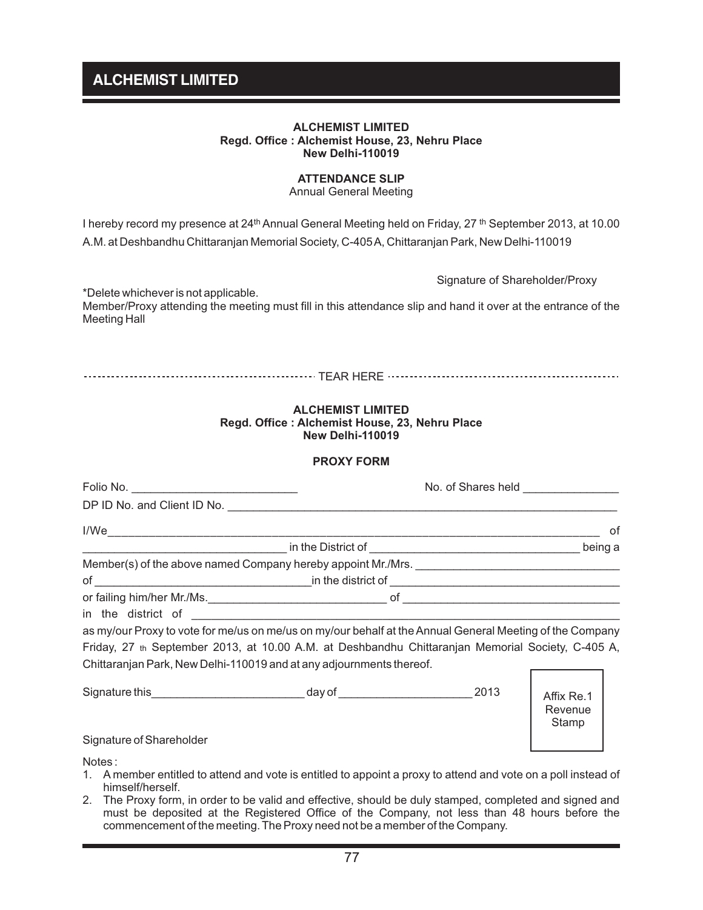**ALCHEMIST LIMITED**
**Regd. Office : Alchemist House, 23, Nehru Place**
**New Delhi-110019**

**ATTENDANCE SLIP**
Annual General Meeting

I hereby record my presence at 24th Annual General Meeting held on Friday, 27 th September 2013, at 10.00 A.M. at Deshbandhu Chittaranjan Memorial Society, C-405 A, Chittaranjan Park, New Delhi-110019

Signature of Shareholder/Proxy

*Delete whichever is not applicable.
Member/Proxy attending the meeting must fill in this attendance slip and hand it over at the entrance of the Meeting Hall

TEAR HERE

**ALCHEMIST LIMITED**
**Regd. Office : Alchemist House, 23, Nehru Place**
**New Delhi-110019**

**PROXY FORM**

Folio No. ______________________ No. of Shares held ______________

DP ID No. and Client ID No. ______________________________________________

I/We______________________________________________________________ of
____________________________ in the District of ____________________________ being a
Member(s) of the above named Company hereby appoint Mr./Mrs. ____________________________
of ______________________________in the district of ______________________________
or failing him/her Mr./Ms.________________________ of ______________________________
in the district of ______________________________________________________________
as my/our Proxy to vote for me/us on me/us on my/our behalf at the Annual General Meeting of the Company Friday, 27 th September 2013, at 10.00 A.M. at Deshbandhu Chittaranjan Memorial Society, C-405 A, Chittaranjan Park, New Delhi-110019 and at any adjournments thereof.

Signature this______________________ day of ____________________ 2013

Affix Re.1 Revenue Stamp

Signature of Shareholder

Notes :

1. A member entitled to attend and vote is entitled to appoint a proxy to attend and vote on a poll instead of himself/herself.
2. The Proxy form, in order to be valid and effective, should be duly stamped, completed and signed and must be deposited at the Registered Office of the Company, not less than 48 hours before the commencement of the meeting. The Proxy need not be a member of the Company.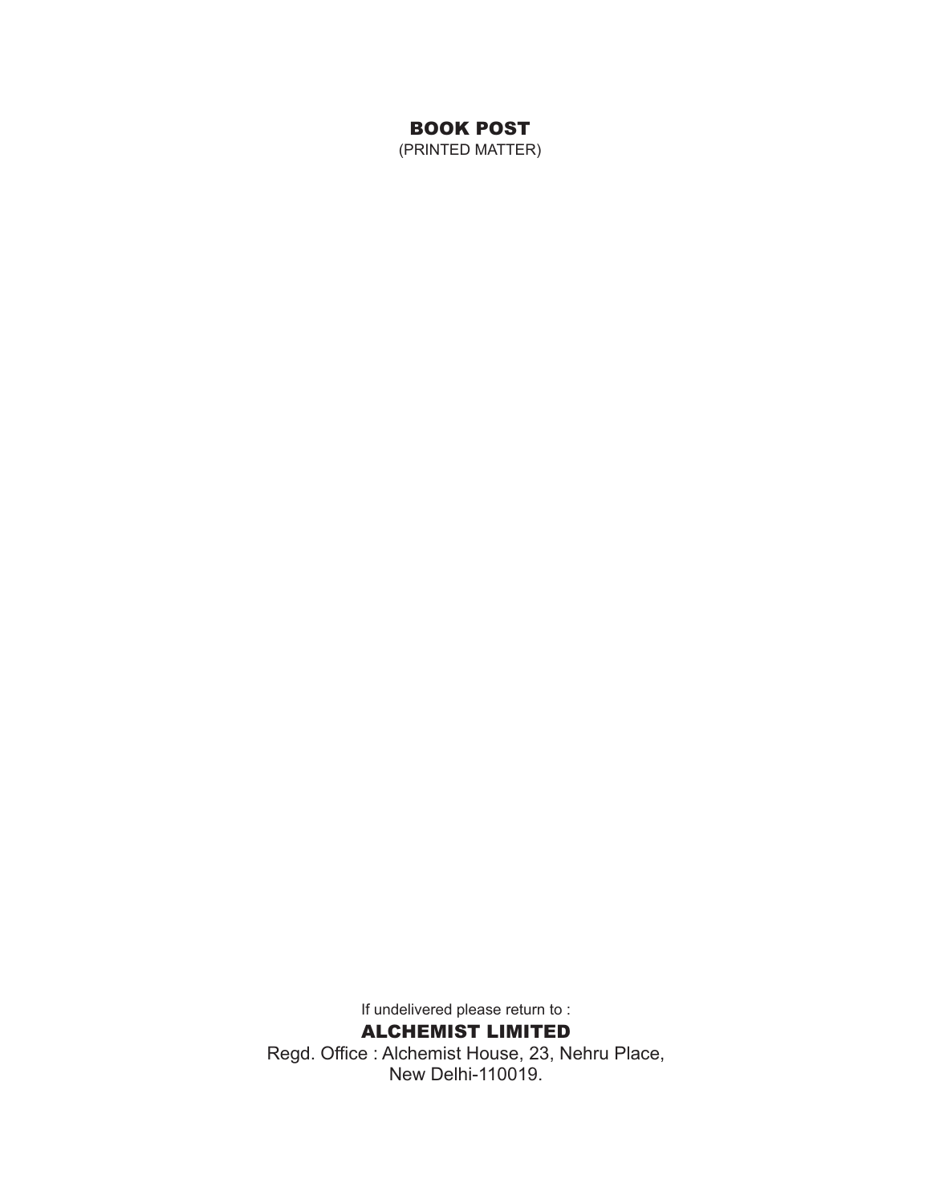**BOOK POST**

(PRINTED MATTER)

If undelivered please return to :

**ALCHEMIST LIMITED**

Regd. Office : Alchemist House, 23, Nehru Place,
New Delhi-110019.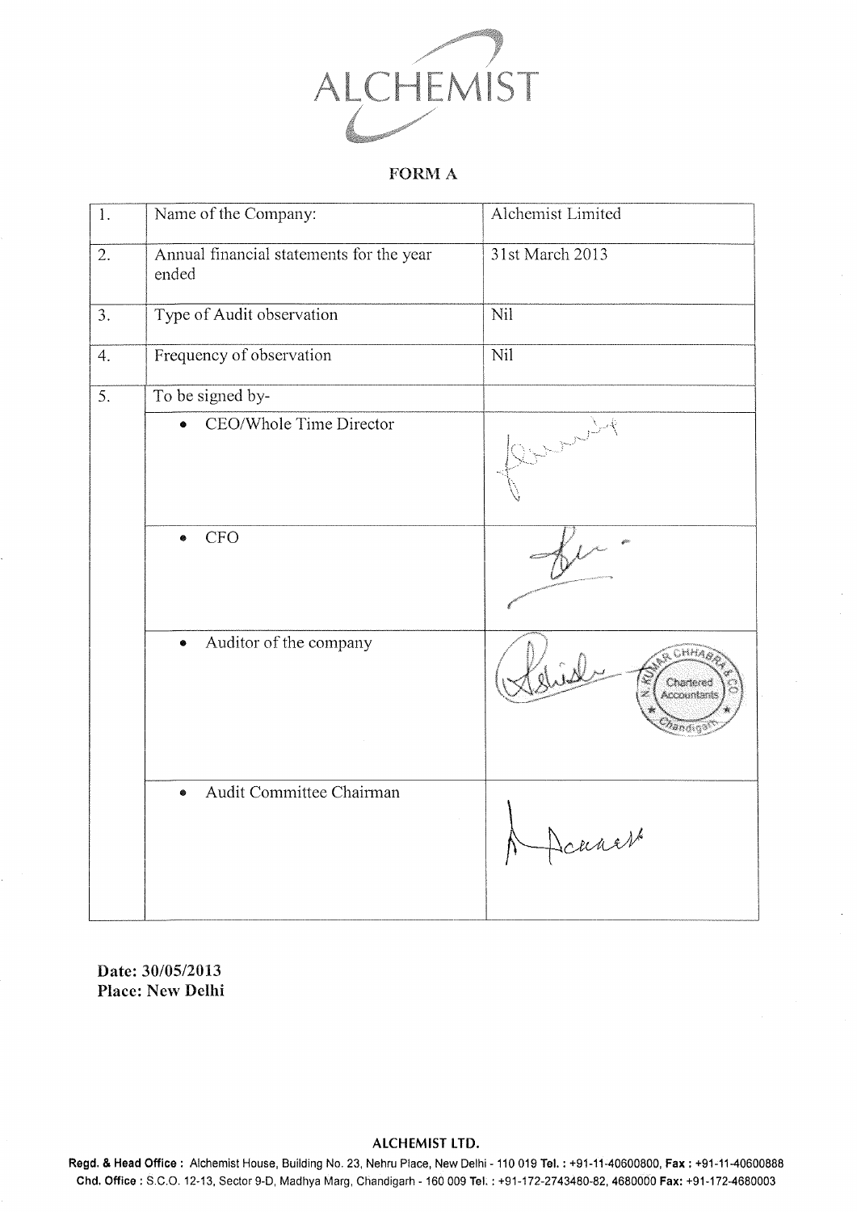ALCHEMIST

## FORM A

| | | |
|---|---|---|
| 1. | Name of the Company: | Alchemist Limited |
| 2. | Annual financial statements for the year ended | 31st March 2013 |
| 3. | Type of Audit observation | Nil |
| 4. | Frequency of observation | Nil |
| 5. | To be signed by- | |
| | • CEO/Whole Time Director | |
| | • CFO | |
| | • Auditor of the company | N. Kumar Chhabra & Co. Chartered Accountants Chandigarh |
| | • Audit Committee Chairman | |

**Date: 30/05/2013**
**Place: New Delhi**

**ALCHEMIST LTD.**

**Regd. & Head Office :** Alchemist House, Building No. 23, Nehru Place, New Delhi - 110 019 **Tel. :** +91-11-40600800, **Fax :** +91-11-40600888
**Chd. Office :** S.C.O. 12-13, Sector 9-D, Madhya Marg, Chandigarh - 160 009 **Tel. :** +91-172-2743480-82, 4680000 **Fax:** +91-172-4680003